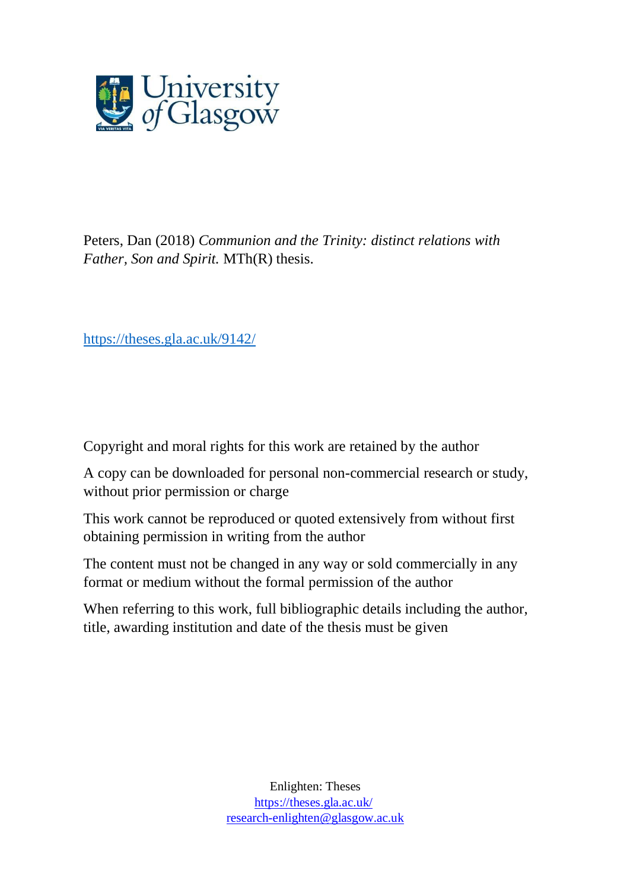Peters, Dan (2018) *Communion and the Trinity: distinct relations with Father, Son and Spirit.* MTh(R) thesis.

https://theses.gla.ac.uk/9142/

Copyright and moral rights for this work are retained by the author

A copy can be downloaded for personal non-commercial research or study, without prior permission or charge

This work cannot be reproduced or quoted extensively from without first obtaining permission in writing from the author

The content must not be changed in any way or sold commercially in any format or medium without the formal permission of the author

When referring to this work, full bibliographic details including the author, title, awarding institution and date of the thesis must be given

Enlighten: Theses
https://theses.gla.ac.uk/
research-enlighten@glasgow.ac.uk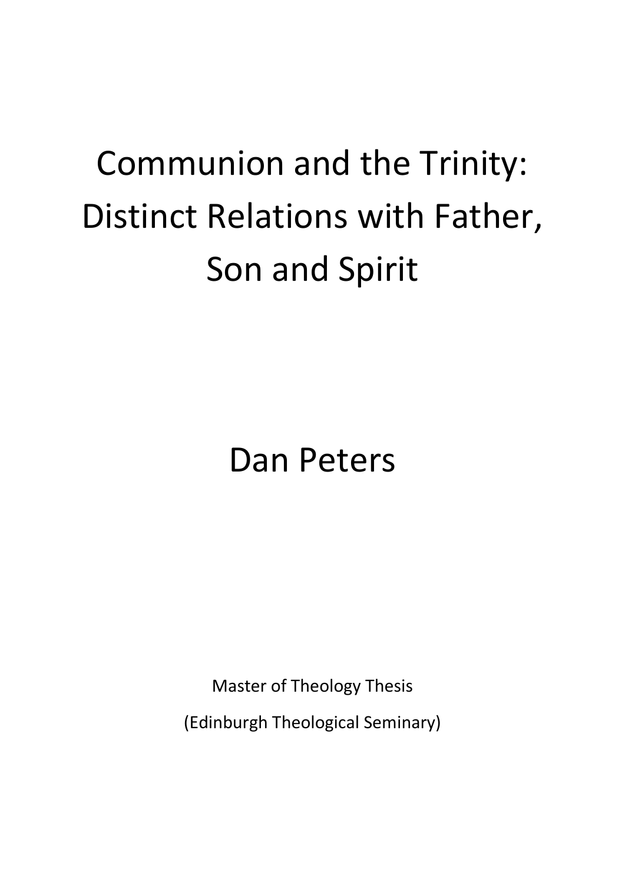# Communion and the Trinity: Distinct Relations with Father, Son and Spirit

Dan Peters

Master of Theology Thesis

(Edinburgh Theological Seminary)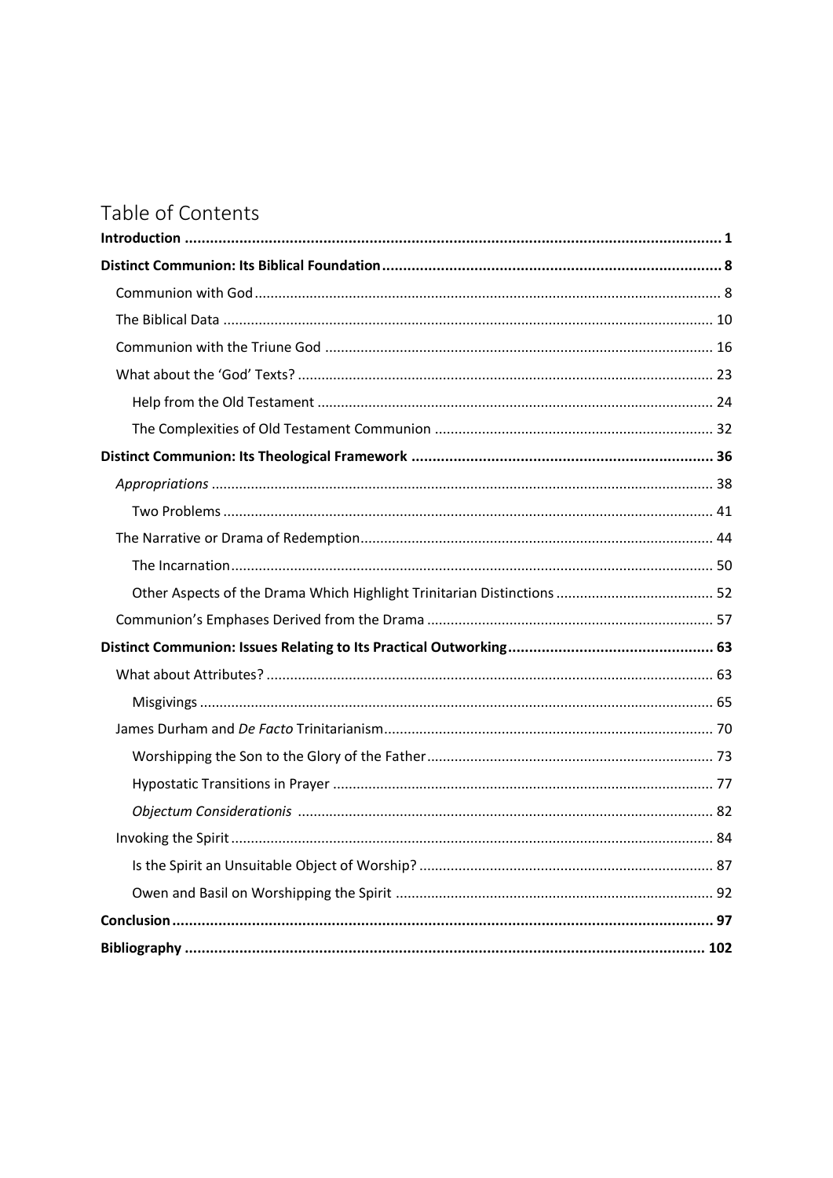# Table of Contents

**Introduction** .......... **1**

**Distinct Communion: Its Biblical Foundation** .......... **8**

- Communion with God .......... 8
- The Biblical Data .......... 10
- Communion with the Triune God .......... 16
- What about the 'God' Texts? .......... 23
  - Help from the Old Testament .......... 24
  - The Complexities of Old Testament Communion .......... 32

**Distinct Communion: Its Theological Framework** .......... **36**

- *Appropriations* .......... 38
  - Two Problems .......... 41
- The Narrative or Drama of Redemption .......... 44
  - The Incarnation .......... 50
  - Other Aspects of the Drama Which Highlight Trinitarian Distinctions .......... 52
- Communion's Emphases Derived from the Drama .......... 57

**Distinct Communion: Issues Relating to Its Practical Outworking** .......... **63**

- What about Attributes? .......... 63
  - Misgivings .......... 65
- James Durham and *De Facto* Trinitarianism .......... 70
  - Worshipping the Son to the Glory of the Father .......... 73
  - Hypostatic Transitions in Prayer .......... 77
  - *Objectum Considerationis* .......... 82
- Invoking the Spirit .......... 84
  - Is the Spirit an Unsuitable Object of Worship? .......... 87
  - Owen and Basil on Worshipping the Spirit .......... 92

**Conclusion** .......... **97**

**Bibliography** .......... **102**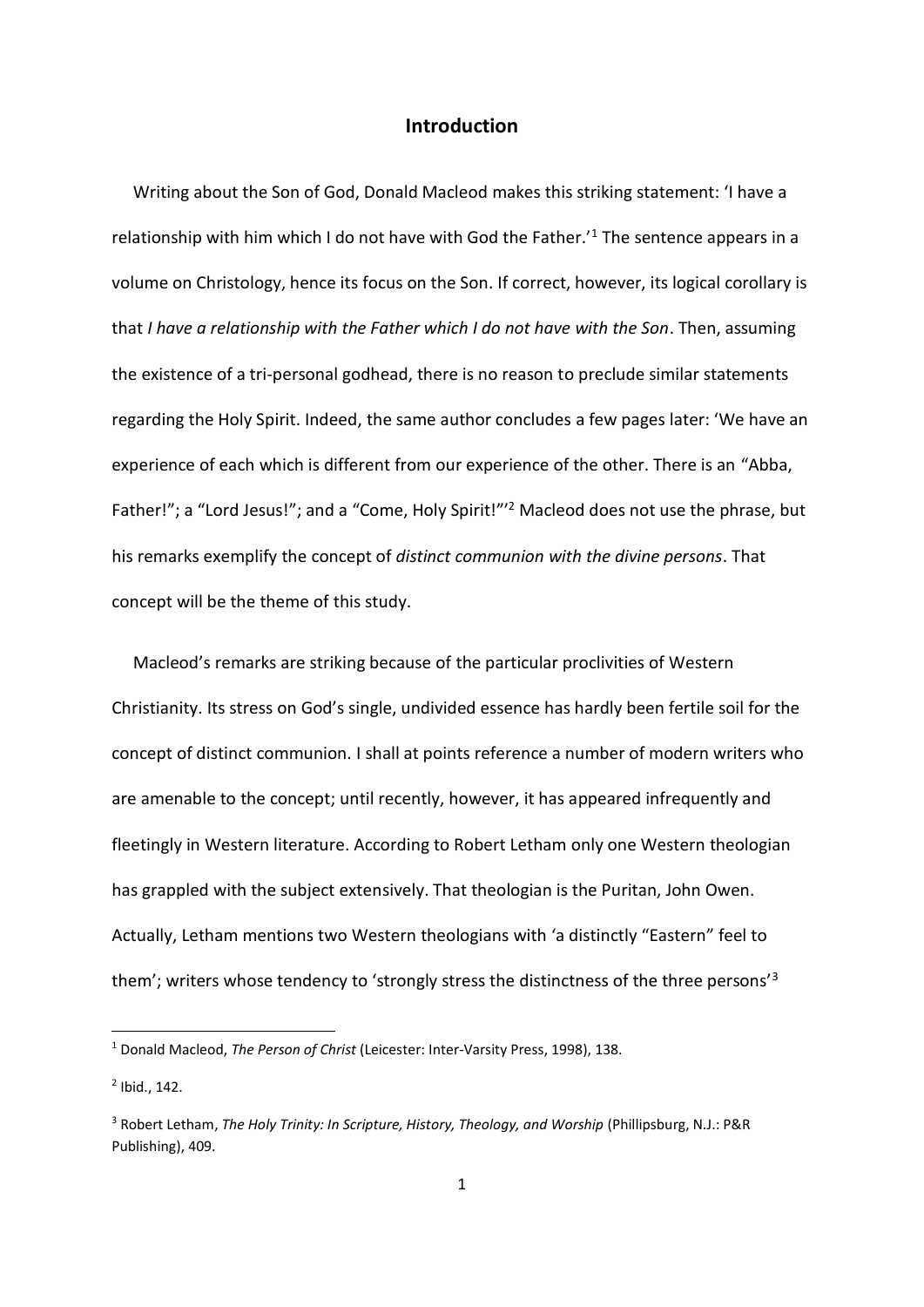## Introduction

Writing about the Son of God, Donald Macleod makes this striking statement: 'I have a relationship with him which I do not have with God the Father.'[1] The sentence appears in a volume on Christology, hence its focus on the Son. If correct, however, its logical corollary is that *I have a relationship with the Father which I do not have with the Son*. Then, assuming the existence of a tri-personal godhead, there is no reason to preclude similar statements regarding the Holy Spirit. Indeed, the same author concludes a few pages later: 'We have an experience of each which is different from our experience of the other. There is an "Abba, Father!"; a "Lord Jesus!"; and a "Come, Holy Spirit!"'[2] Macleod does not use the phrase, but his remarks exemplify the concept of *distinct communion with the divine persons*. That concept will be the theme of this study.

Macleod's remarks are striking because of the particular proclivities of Western Christianity. Its stress on God's single, undivided essence has hardly been fertile soil for the concept of distinct communion. I shall at points reference a number of modern writers who are amenable to the concept; until recently, however, it has appeared infrequently and fleetingly in Western literature. According to Robert Letham only one Western theologian has grappled with the subject extensively. That theologian is the Puritan, John Owen. Actually, Letham mentions two Western theologians with 'a distinctly "Eastern" feel to them'; writers whose tendency to 'strongly stress the distinctness of the three persons'[3]

---

[1] Donald Macleod, *The Person of Christ* (Leicester: Inter-Varsity Press, 1998), 138.

[2] Ibid., 142.

[3] Robert Letham, *The Holy Trinity: In Scripture, History, Theology, and Worship* (Phillipsburg, N.J.: P&R Publishing), 409.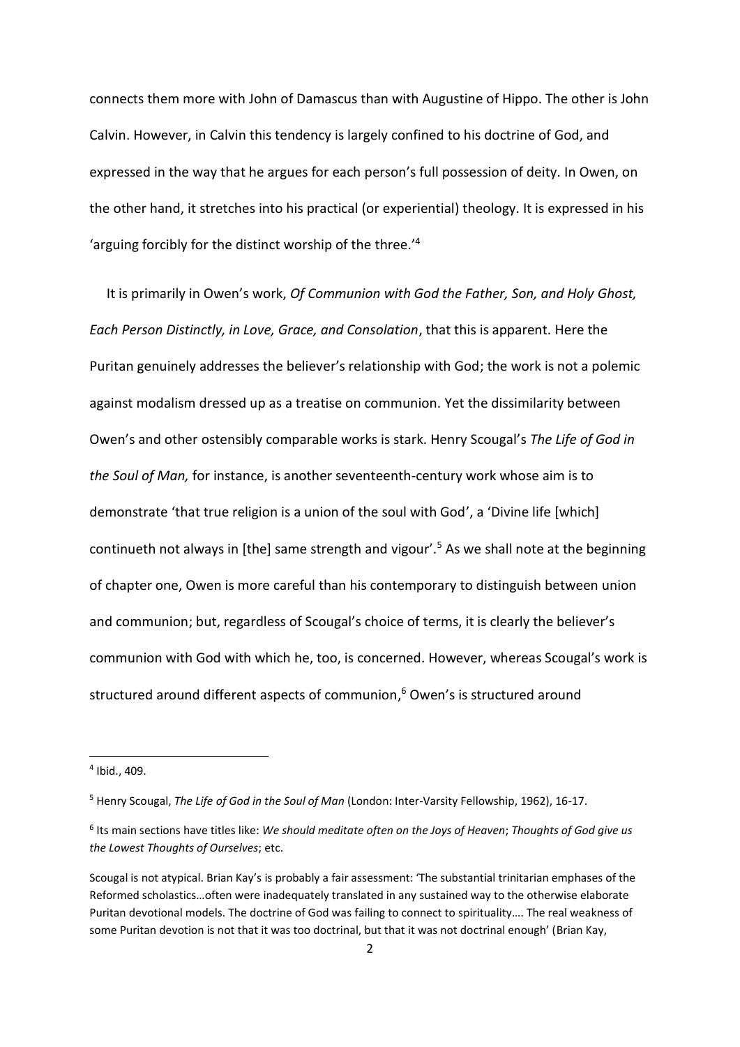connects them more with John of Damascus than with Augustine of Hippo. The other is John Calvin. However, in Calvin this tendency is largely confined to his doctrine of God, and expressed in the way that he argues for each person's full possession of deity. In Owen, on the other hand, it stretches into his practical (or experiential) theology. It is expressed in his 'arguing forcibly for the distinct worship of the three.'[4]

It is primarily in Owen's work, *Of Communion with God the Father, Son, and Holy Ghost, Each Person Distinctly, in Love, Grace, and Consolation*, that this is apparent. Here the Puritan genuinely addresses the believer's relationship with God; the work is not a polemic against modalism dressed up as a treatise on communion. Yet the dissimilarity between Owen's and other ostensibly comparable works is stark. Henry Scougal's *The Life of God in the Soul of Man,* for instance, is another seventeenth-century work whose aim is to demonstrate 'that true religion is a union of the soul with God', a 'Divine life [which] continueth not always in [the] same strength and vigour'.[5] As we shall note at the beginning of chapter one, Owen is more careful than his contemporary to distinguish between union and communion; but, regardless of Scougal's choice of terms, it is clearly the believer's communion with God with which he, too, is concerned. However, whereas Scougal's work is structured around different aspects of communion,[6] Owen's is structured around

---

[4] Ibid., 409.

[5] Henry Scougal, *The Life of God in the Soul of Man* (London: Inter-Varsity Fellowship, 1962), 16-17.

[6] Its main sections have titles like: *We should meditate often on the Joys of Heaven*; *Thoughts of God give us the Lowest Thoughts of Ourselves*; etc.

Scougal is not atypical. Brian Kay's is probably a fair assessment: 'The substantial trinitarian emphases of the Reformed scholastics…often were inadequately translated in any sustained way to the otherwise elaborate Puritan devotional models. The doctrine of God was failing to connect to spirituality…. The real weakness of some Puritan devotion is not that it was too doctrinal, but that it was not doctrinal enough' (Brian Kay,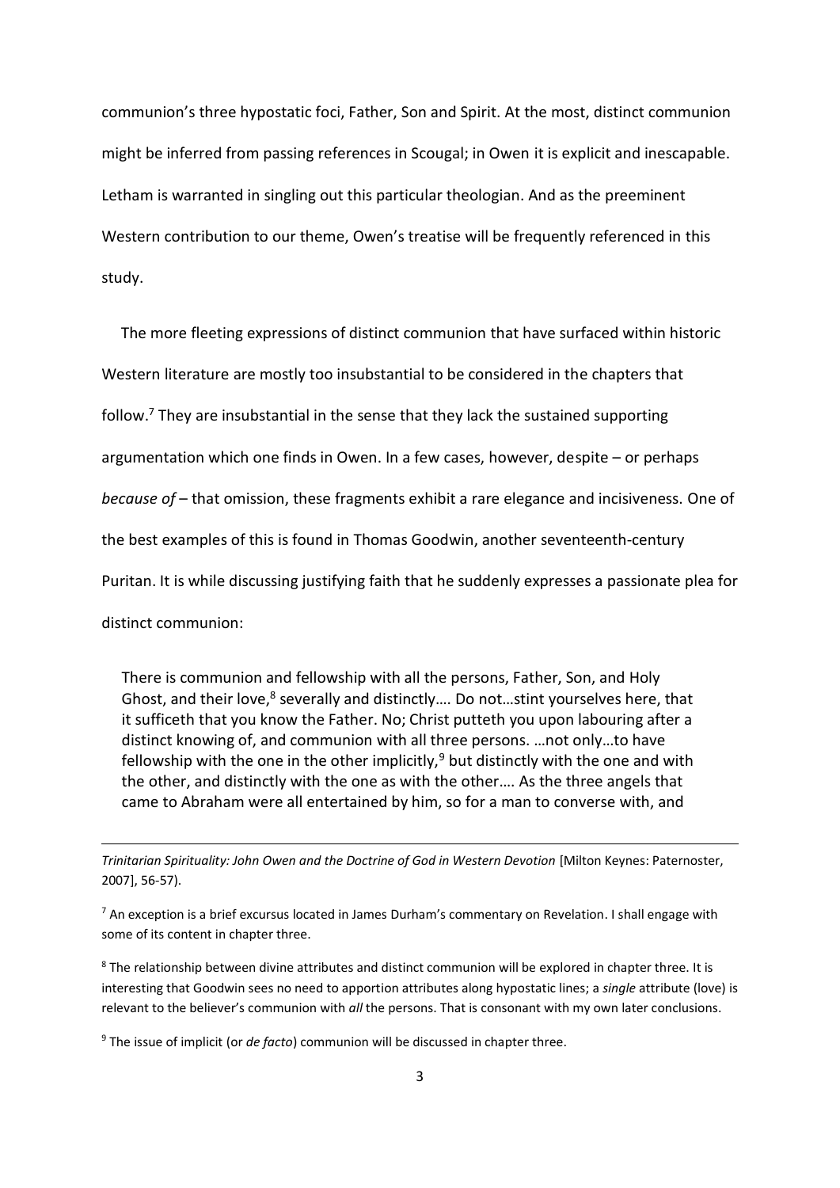communion's three hypostatic foci, Father, Son and Spirit. At the most, distinct communion might be inferred from passing references in Scougal; in Owen it is explicit and inescapable. Letham is warranted in singling out this particular theologian. And as the preeminent Western contribution to our theme, Owen's treatise will be frequently referenced in this study.

The more fleeting expressions of distinct communion that have surfaced within historic Western literature are mostly too insubstantial to be considered in the chapters that follow.[7] They are insubstantial in the sense that they lack the sustained supporting argumentation which one finds in Owen. In a few cases, however, despite – or perhaps *because of* – that omission, these fragments exhibit a rare elegance and incisiveness. One of the best examples of this is found in Thomas Goodwin, another seventeenth-century Puritan. It is while discussing justifying faith that he suddenly expresses a passionate plea for distinct communion:

> There is communion and fellowship with all the persons, Father, Son, and Holy Ghost, and their love,[8] severally and distinctly.... Do not...stint yourselves here, that it sufficeth that you know the Father. No; Christ putteth you upon labouring after a distinct knowing of, and communion with all three persons. ...not only...to have fellowship with the one in the other implicitly,[9] but distinctly with the one and with the other, and distinctly with the one as with the other.... As the three angels that came to Abraham were all entertained by him, so for a man to converse with, and

---

*Trinitarian Spirituality: John Owen and the Doctrine of God in Western Devotion* [Milton Keynes: Paternoster, 2007], 56-57).

[7] An exception is a brief excursus located in James Durham's commentary on Revelation. I shall engage with some of its content in chapter three.

[8] The relationship between divine attributes and distinct communion will be explored in chapter three. It is interesting that Goodwin sees no need to apportion attributes along hypostatic lines; a *single* attribute (love) is relevant to the believer's communion with *all* the persons. That is consonant with my own later conclusions.

[9] The issue of implicit (or *de facto*) communion will be discussed in chapter three.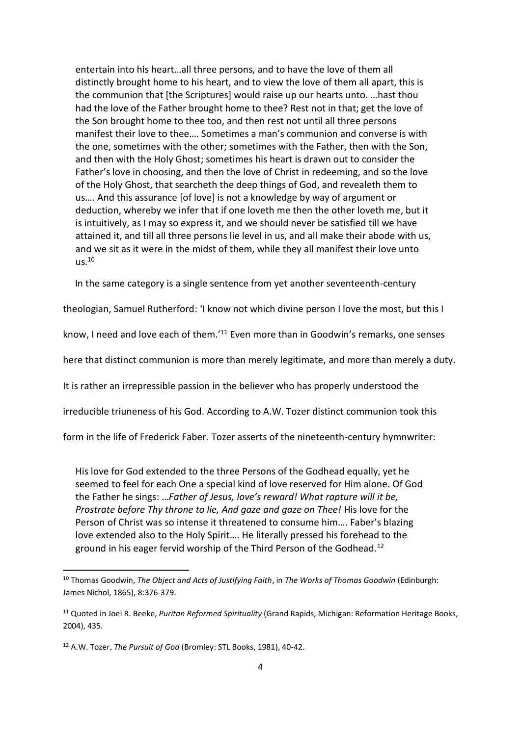> entertain into his heart…all three persons, and to have the love of them all distinctly brought home to his heart, and to view the love of them all apart, this is the communion that [the Scriptures] would raise up our hearts unto. …hast thou had the love of the Father brought home to thee? Rest not in that; get the love of the Son brought home to thee too, and then rest not until all three persons manifest their love to thee…. Sometimes a man's communion and converse is with the one, sometimes with the other; sometimes with the Father, then with the Son, and then with the Holy Ghost; sometimes his heart is drawn out to consider the Father's love in choosing, and then the love of Christ in redeeming, and so the love of the Holy Ghost, that searcheth the deep things of God, and revealeth them to us…. And this assurance [of love] is not a knowledge by way of argument or deduction, whereby we infer that if one loveth me then the other loveth me, but it is intuitively, as I may so express it, and we should never be satisfied till we have attained it, and till all three persons lie level in us, and all make their abode with us, and we sit as it were in the midst of them, while they all manifest their love unto us.[10]

In the same category is a single sentence from yet another seventeenth-century theologian, Samuel Rutherford: 'I know not which divine person I love the most, but this I know, I need and love each of them.'[11] Even more than in Goodwin's remarks, one senses here that distinct communion is more than merely legitimate, and more than merely a duty. It is rather an irrepressible passion in the believer who has properly understood the irreducible triuneness of his God. According to A.W. Tozer distinct communion took this form in the life of Frederick Faber. Tozer asserts of the nineteenth-century hymnwriter:

> His love for God extended to the three Persons of the Godhead equally, yet he seemed to feel for each One a special kind of love reserved for Him alone. Of God the Father he sings: …*Father of Jesus, love's reward! What rapture will it be, Prostrate before Thy throne to lie, And gaze and gaze on Thee!* His love for the Person of Christ was so intense it threatened to consume him…. Faber's blazing love extended also to the Holy Spirit…. He literally pressed his forehead to the ground in his eager fervid worship of the Third Person of the Godhead.[12]

---

[10] Thomas Goodwin, *The Object and Acts of Justifying Faith*, in *The Works of Thomas Goodwin* (Edinburgh: James Nichol, 1865), 8:376-379.

[11] Quoted in Joel R. Beeke, *Puritan Reformed Spirituality* (Grand Rapids, Michigan: Reformation Heritage Books, 2004), 435.

[12] A.W. Tozer, *The Pursuit of God* (Bromley: STL Books, 1981), 40-42.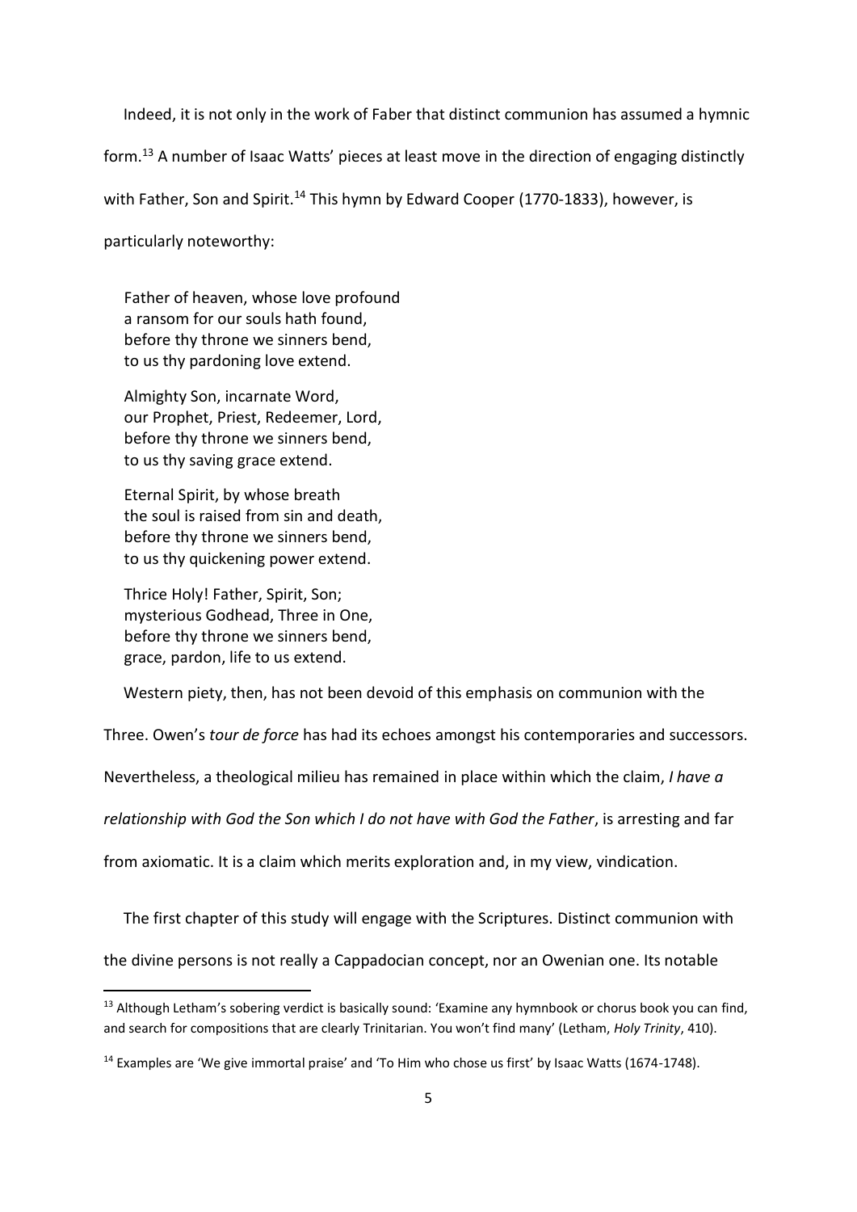Indeed, it is not only in the work of Faber that distinct communion has assumed a hymnic form.[13] A number of Isaac Watts' pieces at least move in the direction of engaging distinctly with Father, Son and Spirit.[14] This hymn by Edward Cooper (1770-1833), however, is particularly noteworthy:

> Father of heaven, whose love profound  
> a ransom for our souls hath found,  
> before thy throne we sinners bend,  
> to us thy pardoning love extend.
>
> Almighty Son, incarnate Word,  
> our Prophet, Priest, Redeemer, Lord,  
> before thy throne we sinners bend,  
> to us thy saving grace extend.
>
> Eternal Spirit, by whose breath  
> the soul is raised from sin and death,  
> before thy throne we sinners bend,  
> to us thy quickening power extend.
>
> Thrice Holy! Father, Spirit, Son;  
> mysterious Godhead, Three in One,  
> before thy throne we sinners bend,  
> grace, pardon, life to us extend.

Western piety, then, has not been devoid of this emphasis on communion with the Three. Owen's *tour de force* has had its echoes amongst his contemporaries and successors. Nevertheless, a theological milieu has remained in place within which the claim, *I have a relationship with God the Son which I do not have with God the Father*, is arresting and far from axiomatic. It is a claim which merits exploration and, in my view, vindication.

The first chapter of this study will engage with the Scriptures. Distinct communion with the divine persons is not really a Cappadocian concept, nor an Owenian one. Its notable

---

[13] Although Letham's sobering verdict is basically sound: 'Examine any hymnbook or chorus book you can find, and search for compositions that are clearly Trinitarian. You won't find many' (Letham, *Holy Trinity*, 410).

[14] Examples are 'We give immortal praise' and 'To Him who chose us first' by Isaac Watts (1674-1748).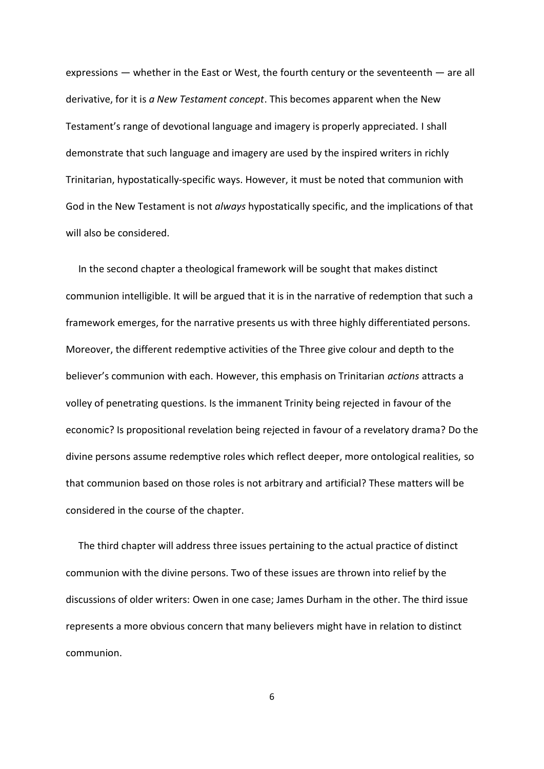expressions — whether in the East or West, the fourth century or the seventeenth — are all derivative, for it is *a New Testament concept*. This becomes apparent when the New Testament's range of devotional language and imagery is properly appreciated. I shall demonstrate that such language and imagery are used by the inspired writers in richly Trinitarian, hypostatically-specific ways. However, it must be noted that communion with God in the New Testament is not *always* hypostatically specific, and the implications of that will also be considered.

In the second chapter a theological framework will be sought that makes distinct communion intelligible. It will be argued that it is in the narrative of redemption that such a framework emerges, for the narrative presents us with three highly differentiated persons. Moreover, the different redemptive activities of the Three give colour and depth to the believer's communion with each. However, this emphasis on Trinitarian *actions* attracts a volley of penetrating questions. Is the immanent Trinity being rejected in favour of the economic? Is propositional revelation being rejected in favour of a revelatory drama? Do the divine persons assume redemptive roles which reflect deeper, more ontological realities, so that communion based on those roles is not arbitrary and artificial? These matters will be considered in the course of the chapter.

The third chapter will address three issues pertaining to the actual practice of distinct communion with the divine persons. Two of these issues are thrown into relief by the discussions of older writers: Owen in one case; James Durham in the other. The third issue represents a more obvious concern that many believers might have in relation to distinct communion.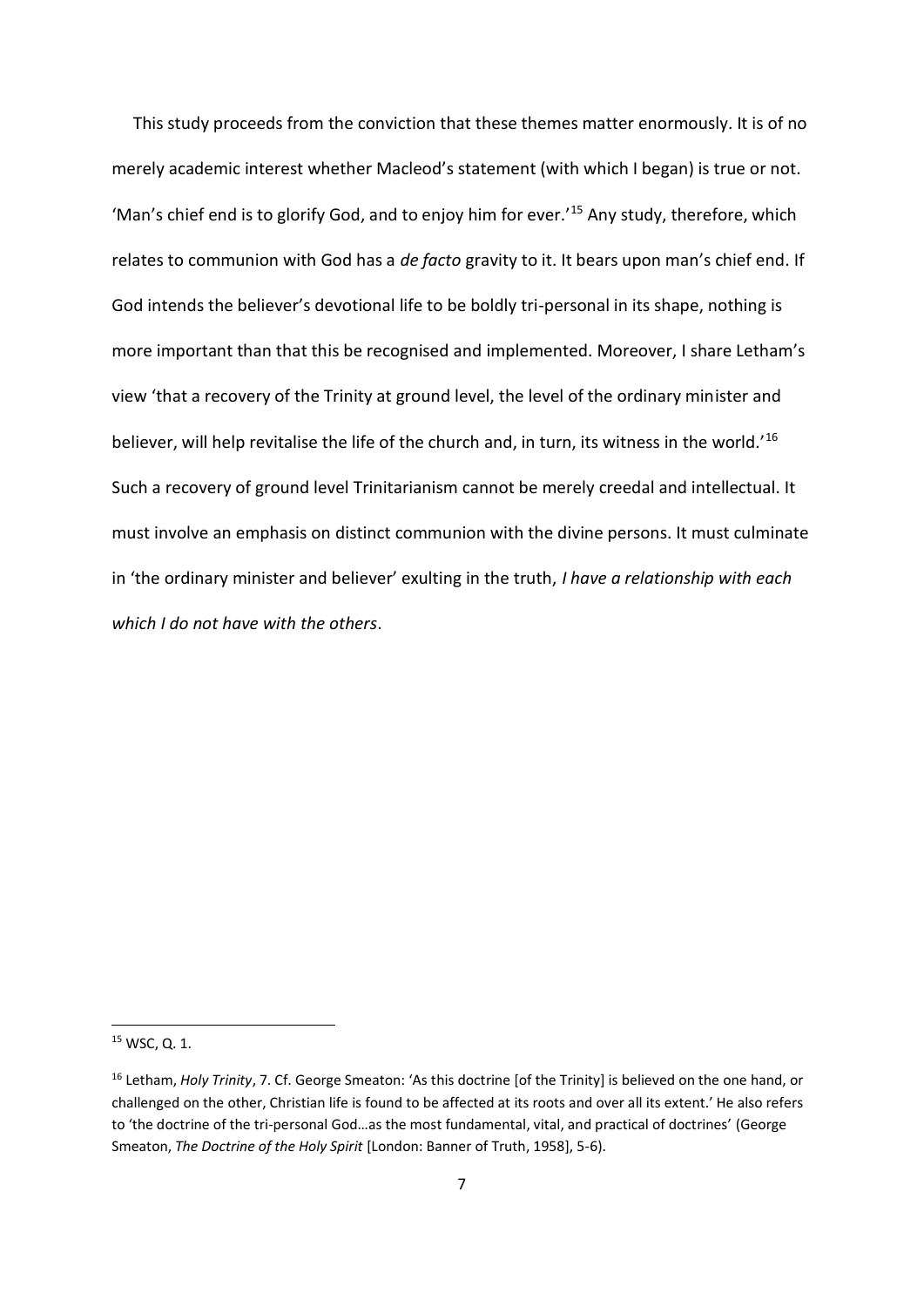This study proceeds from the conviction that these themes matter enormously. It is of no merely academic interest whether Macleod's statement (with which I began) is true or not. 'Man's chief end is to glorify God, and to enjoy him for ever.'[15] Any study, therefore, which relates to communion with God has a *de facto* gravity to it. It bears upon man's chief end. If God intends the believer's devotional life to be boldly tri-personal in its shape, nothing is more important than that this be recognised and implemented. Moreover, I share Letham's view 'that a recovery of the Trinity at ground level, the level of the ordinary minister and believer, will help revitalise the life of the church and, in turn, its witness in the world.'[16] Such a recovery of ground level Trinitarianism cannot be merely creedal and intellectual. It must involve an emphasis on distinct communion with the divine persons. It must culminate in 'the ordinary minister and believer' exulting in the truth, *I have a relationship with each which I do not have with the others*.

[15] WSC, Q. 1.

[16] Letham, *Holy Trinity*, 7. Cf. George Smeaton: 'As this doctrine [of the Trinity] is believed on the one hand, or challenged on the other, Christian life is found to be affected at its roots and over all its extent.' He also refers to 'the doctrine of the tri-personal God…as the most fundamental, vital, and practical of doctrines' (George Smeaton, *The Doctrine of the Holy Spirit* [London: Banner of Truth, 1958], 5-6).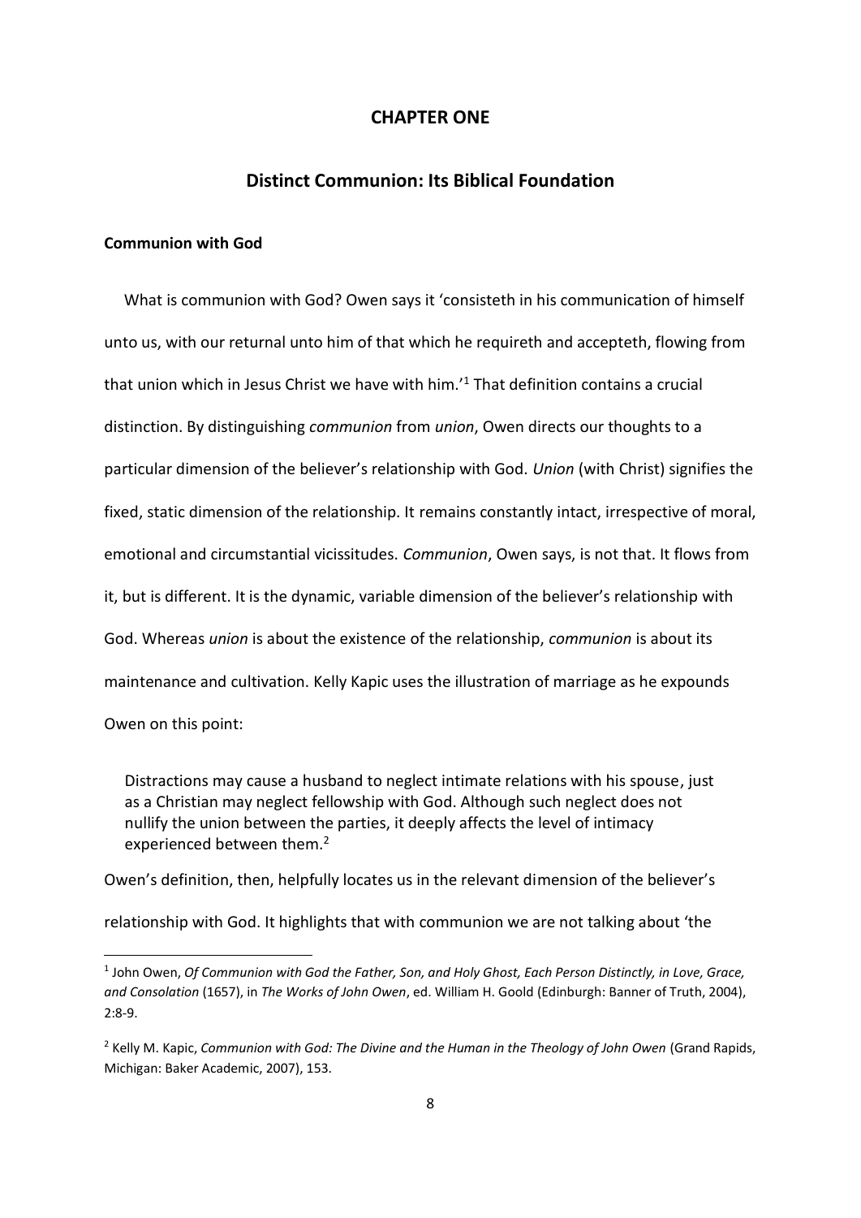# CHAPTER ONE

## Distinct Communion: Its Biblical Foundation

### Communion with God

What is communion with God? Owen says it 'consisteth in his communication of himself unto us, with our returnal unto him of that which he requireth and accepteth, flowing from that union which in Jesus Christ we have with him.'[1] That definition contains a crucial distinction. By distinguishing *communion* from *union*, Owen directs our thoughts to a particular dimension of the believer's relationship with God. *Union* (with Christ) signifies the fixed, static dimension of the relationship. It remains constantly intact, irrespective of moral, emotional and circumstantial vicissitudes. *Communion*, Owen says, is not that. It flows from it, but is different. It is the dynamic, variable dimension of the believer's relationship with God. Whereas *union* is about the existence of the relationship, *communion* is about its maintenance and cultivation. Kelly Kapic uses the illustration of marriage as he expounds Owen on this point:

> Distractions may cause a husband to neglect intimate relations with his spouse, just as a Christian may neglect fellowship with God. Although such neglect does not nullify the union between the parties, it deeply affects the level of intimacy experienced between them.[2]

Owen's definition, then, helpfully locates us in the relevant dimension of the believer's relationship with God. It highlights that with communion we are not talking about 'the

---

[1] John Owen, *Of Communion with God the Father, Son, and Holy Ghost, Each Person Distinctly, in Love, Grace, and Consolation* (1657), in *The Works of John Owen*, ed. William H. Goold (Edinburgh: Banner of Truth, 2004), 2:8-9.

[2] Kelly M. Kapic, *Communion with God: The Divine and the Human in the Theology of John Owen* (Grand Rapids, Michigan: Baker Academic, 2007), 153.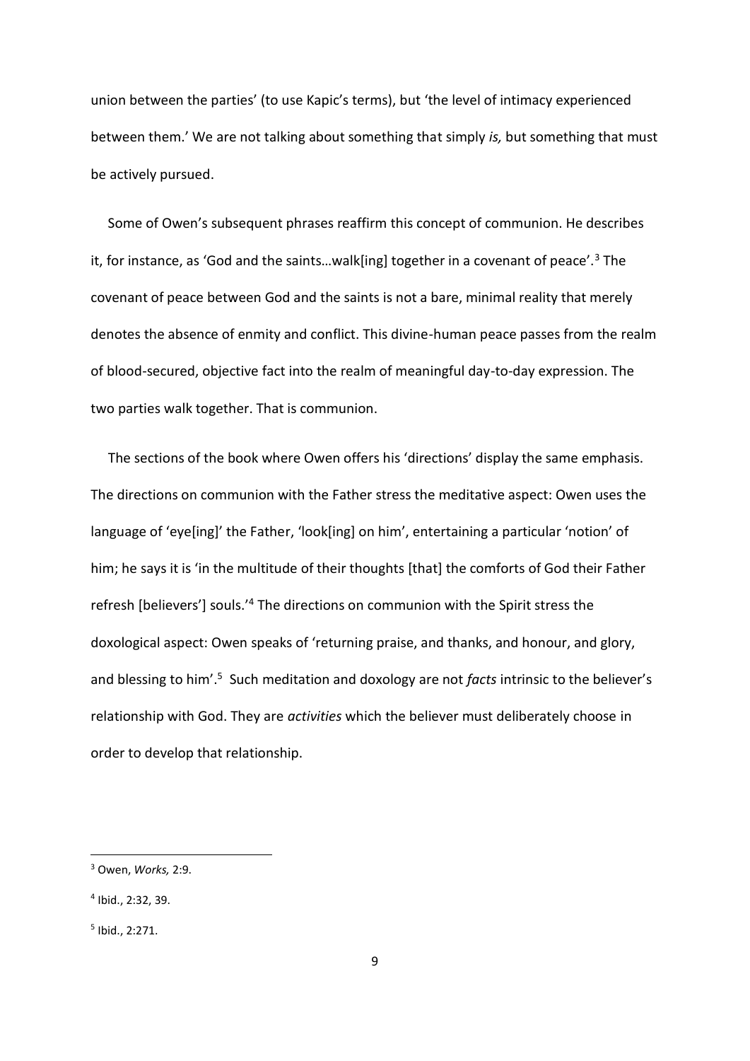union between the parties' (to use Kapic's terms), but 'the level of intimacy experienced between them.' We are not talking about something that simply *is,* but something that must be actively pursued.

Some of Owen's subsequent phrases reaffirm this concept of communion. He describes it, for instance, as 'God and the saints…walk[ing] together in a covenant of peace'.[3] The covenant of peace between God and the saints is not a bare, minimal reality that merely denotes the absence of enmity and conflict. This divine-human peace passes from the realm of blood-secured, objective fact into the realm of meaningful day-to-day expression. The two parties walk together. That is communion.

The sections of the book where Owen offers his 'directions' display the same emphasis. The directions on communion with the Father stress the meditative aspect: Owen uses the language of 'eye[ing]' the Father, 'look[ing] on him', entertaining a particular 'notion' of him; he says it is 'in the multitude of their thoughts [that] the comforts of God their Father refresh [believers'] souls.'[4] The directions on communion with the Spirit stress the doxological aspect: Owen speaks of 'returning praise, and thanks, and honour, and glory, and blessing to him'.[5] Such meditation and doxology are not *facts* intrinsic to the believer's relationship with God. They are *activities* which the believer must deliberately choose in order to develop that relationship.

---

[3] Owen, *Works,* 2:9.

[4] Ibid., 2:32, 39.

[5] Ibid., 2:271.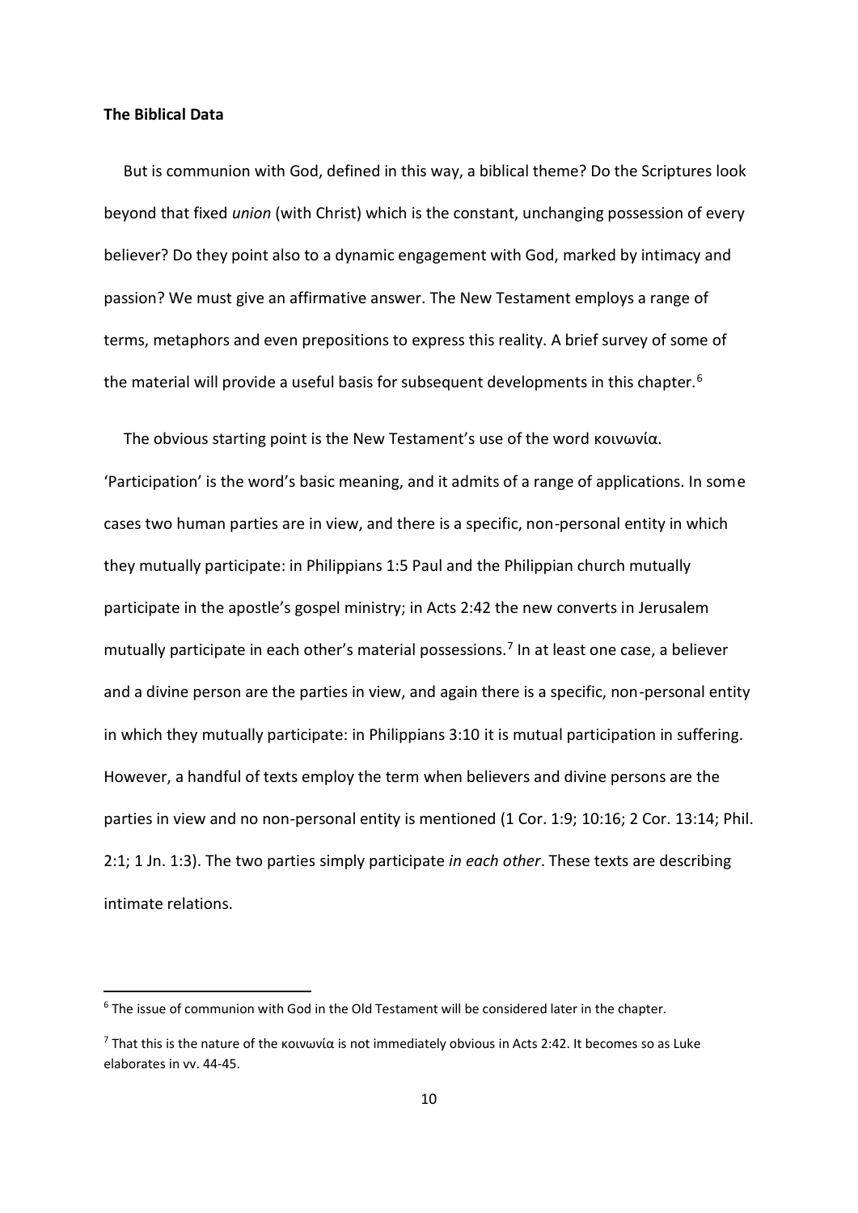**The Biblical Data**

But is communion with God, defined in this way, a biblical theme? Do the Scriptures look beyond that fixed *union* (with Christ) which is the constant, unchanging possession of every believer? Do they point also to a dynamic engagement with God, marked by intimacy and passion? We must give an affirmative answer. The New Testament employs a range of terms, metaphors and even prepositions to express this reality. A brief survey of some of the material will provide a useful basis for subsequent developments in this chapter.[6]

The obvious starting point is the New Testament's use of the word κοινωνία. 'Participation' is the word's basic meaning, and it admits of a range of applications. In some cases two human parties are in view, and there is a specific, non-personal entity in which they mutually participate: in Philippians 1:5 Paul and the Philippian church mutually participate in the apostle's gospel ministry; in Acts 2:42 the new converts in Jerusalem mutually participate in each other's material possessions.[7] In at least one case, a believer and a divine person are the parties in view, and again there is a specific, non-personal entity in which they mutually participate: in Philippians 3:10 it is mutual participation in suffering. However, a handful of texts employ the term when believers and divine persons are the parties in view and no non-personal entity is mentioned (1 Cor. 1:9; 10:16; 2 Cor. 13:14; Phil. 2:1; 1 Jn. 1:3). The two parties simply participate *in each other*. These texts are describing intimate relations.

---

[6] The issue of communion with God in the Old Testament will be considered later in the chapter.

[7] That this is the nature of the κοινωνία is not immediately obvious in Acts 2:42. It becomes so as Luke elaborates in vv. 44-45.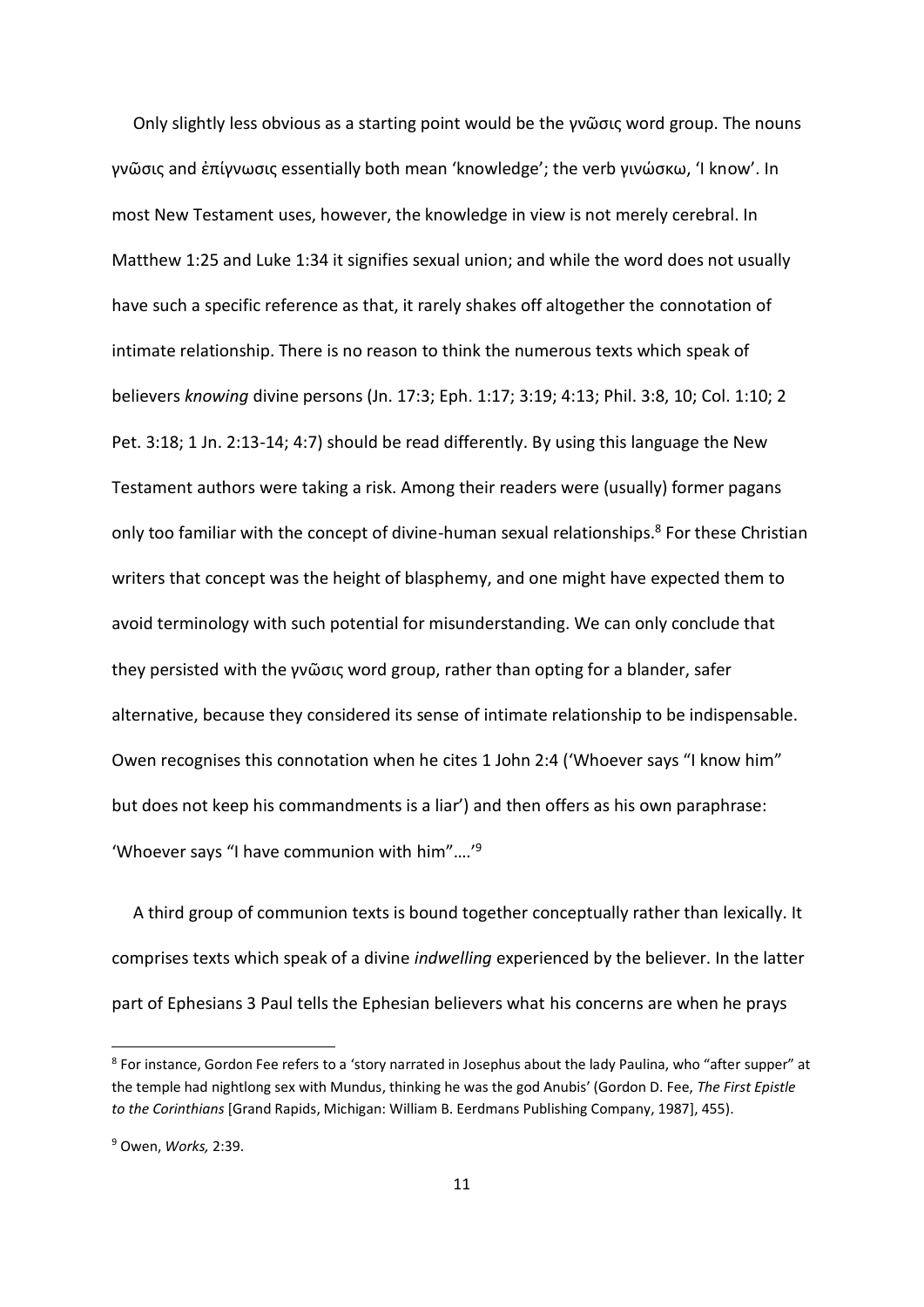Only slightly less obvious as a starting point would be the γνῶσις word group. The nouns γνῶσις and ἐπίγνωσις essentially both mean 'knowledge'; the verb γινώσκω, 'I know'. In most New Testament uses, however, the knowledge in view is not merely cerebral. In Matthew 1:25 and Luke 1:34 it signifies sexual union; and while the word does not usually have such a specific reference as that, it rarely shakes off altogether the connotation of intimate relationship. There is no reason to think the numerous texts which speak of believers *knowing* divine persons (Jn. 17:3; Eph. 1:17; 3:19; 4:13; Phil. 3:8, 10; Col. 1:10; 2 Pet. 3:18; 1 Jn. 2:13-14; 4:7) should be read differently. By using this language the New Testament authors were taking a risk. Among their readers were (usually) former pagans only too familiar with the concept of divine-human sexual relationships.[8] For these Christian writers that concept was the height of blasphemy, and one might have expected them to avoid terminology with such potential for misunderstanding. We can only conclude that they persisted with the γνῶσις word group, rather than opting for a blander, safer alternative, because they considered its sense of intimate relationship to be indispensable. Owen recognises this connotation when he cites 1 John 2:4 ('Whoever says "I know him" but does not keep his commandments is a liar') and then offers as his own paraphrase: 'Whoever says "I have communion with him"….'[9]

A third group of communion texts is bound together conceptually rather than lexically. It comprises texts which speak of a divine *indwelling* experienced by the believer. In the latter part of Ephesians 3 Paul tells the Ephesian believers what his concerns are when he prays

---

[8] For instance, Gordon Fee refers to a 'story narrated in Josephus about the lady Paulina, who "after supper" at the temple had nightlong sex with Mundus, thinking he was the god Anubis' (Gordon D. Fee, *The First Epistle to the Corinthians* [Grand Rapids, Michigan: William B. Eerdmans Publishing Company, 1987], 455).

[9] Owen, *Works,* 2:39.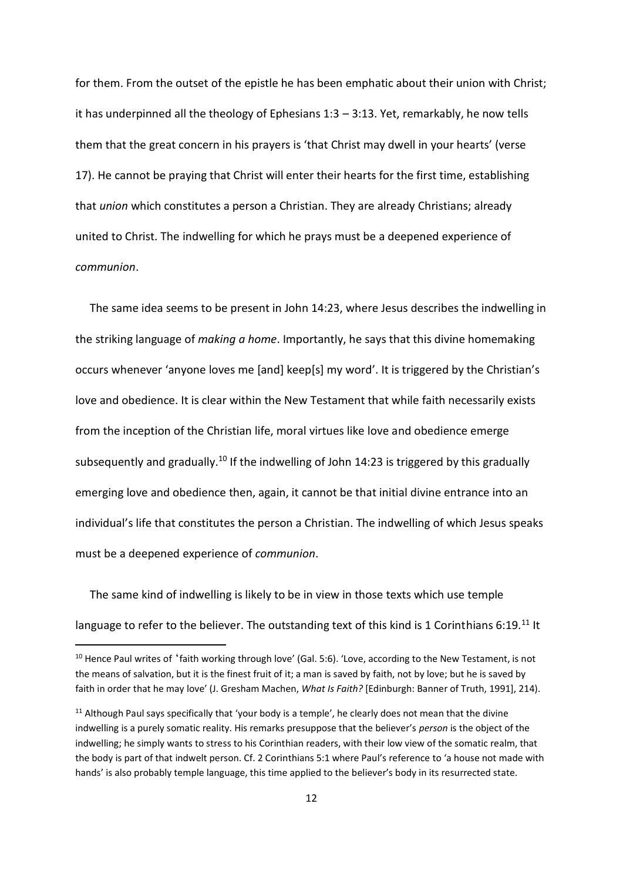for them. From the outset of the epistle he has been emphatic about their union with Christ; it has underpinned all the theology of Ephesians 1:3 – 3:13. Yet, remarkably, he now tells them that the great concern in his prayers is 'that Christ may dwell in your hearts' (verse 17). He cannot be praying that Christ will enter their hearts for the first time, establishing that *union* which constitutes a person a Christian. They are already Christians; already united to Christ. The indwelling for which he prays must be a deepened experience of *communion*.

The same idea seems to be present in John 14:23, where Jesus describes the indwelling in the striking language of *making a home*. Importantly, he says that this divine homemaking occurs whenever 'anyone loves me [and] keep[s] my word'. It is triggered by the Christian's love and obedience. It is clear within the New Testament that while faith necessarily exists from the inception of the Christian life, moral virtues like love and obedience emerge subsequently and gradually.[10] If the indwelling of John 14:23 is triggered by this gradually emerging love and obedience then, again, it cannot be that initial divine entrance into an individual's life that constitutes the person a Christian. The indwelling of which Jesus speaks must be a deepened experience of *communion*.

The same kind of indwelling is likely to be in view in those texts which use temple language to refer to the believer. The outstanding text of this kind is 1 Corinthians 6:19.[11] It

---

[10] Hence Paul writes of 'faith working through love' (Gal. 5:6). 'Love, according to the New Testament, is not the means of salvation, but it is the finest fruit of it; a man is saved by faith, not by love; but he is saved by faith in order that he may love' (J. Gresham Machen, *What Is Faith?* [Edinburgh: Banner of Truth, 1991], 214).

[11] Although Paul says specifically that 'your body is a temple', he clearly does not mean that the divine indwelling is a purely somatic reality. His remarks presuppose that the believer's *person* is the object of the indwelling; he simply wants to stress to his Corinthian readers, with their low view of the somatic realm, that the body is part of that indwelt person. Cf. 2 Corinthians 5:1 where Paul's reference to 'a house not made with hands' is also probably temple language, this time applied to the believer's body in its resurrected state.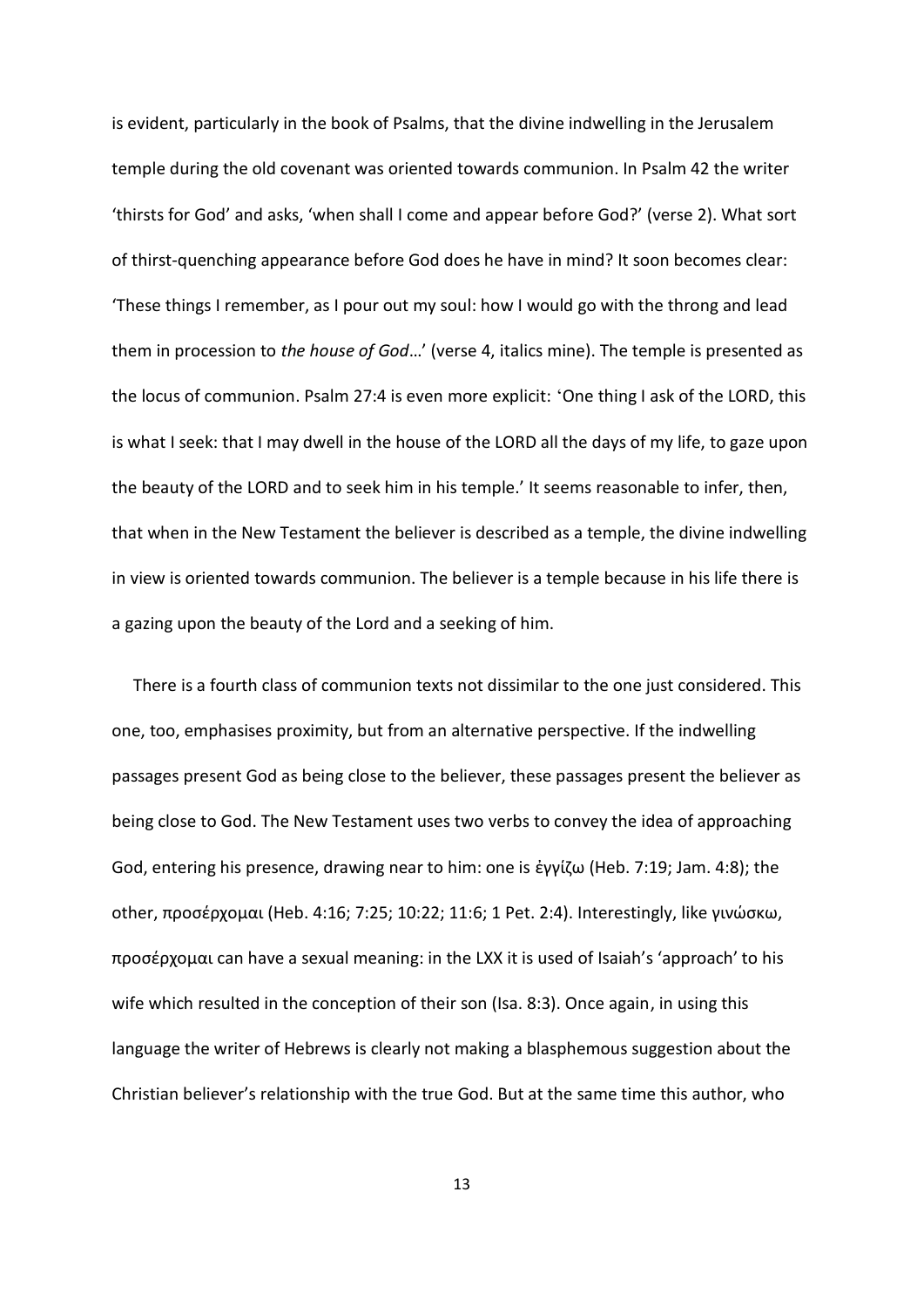is evident, particularly in the book of Psalms, that the divine indwelling in the Jerusalem temple during the old covenant was oriented towards communion. In Psalm 42 the writer 'thirsts for God' and asks, 'when shall I come and appear before God?' (verse 2). What sort of thirst-quenching appearance before God does he have in mind? It soon becomes clear: 'These things I remember, as I pour out my soul: how I would go with the throng and lead them in procession to *the house of God*…' (verse 4, italics mine). The temple is presented as the locus of communion. Psalm 27:4 is even more explicit: 'One thing I ask of the LORD, this is what I seek: that I may dwell in the house of the LORD all the days of my life, to gaze upon the beauty of the LORD and to seek him in his temple.' It seems reasonable to infer, then, that when in the New Testament the believer is described as a temple, the divine indwelling in view is oriented towards communion. The believer is a temple because in his life there is a gazing upon the beauty of the Lord and a seeking of him.

There is a fourth class of communion texts not dissimilar to the one just considered. This one, too, emphasises proximity, but from an alternative perspective. If the indwelling passages present God as being close to the believer, these passages present the believer as being close to God. The New Testament uses two verbs to convey the idea of approaching God, entering his presence, drawing near to him: one is ἐγγίζω (Heb. 7:19; Jam. 4:8); the other, προσέρχομαι (Heb. 4:16; 7:25; 10:22; 11:6; 1 Pet. 2:4). Interestingly, like γινώσκω, προσέρχομαι can have a sexual meaning: in the LXX it is used of Isaiah's 'approach' to his wife which resulted in the conception of their son (Isa. 8:3). Once again, in using this language the writer of Hebrews is clearly not making a blasphemous suggestion about the Christian believer's relationship with the true God. But at the same time this author, who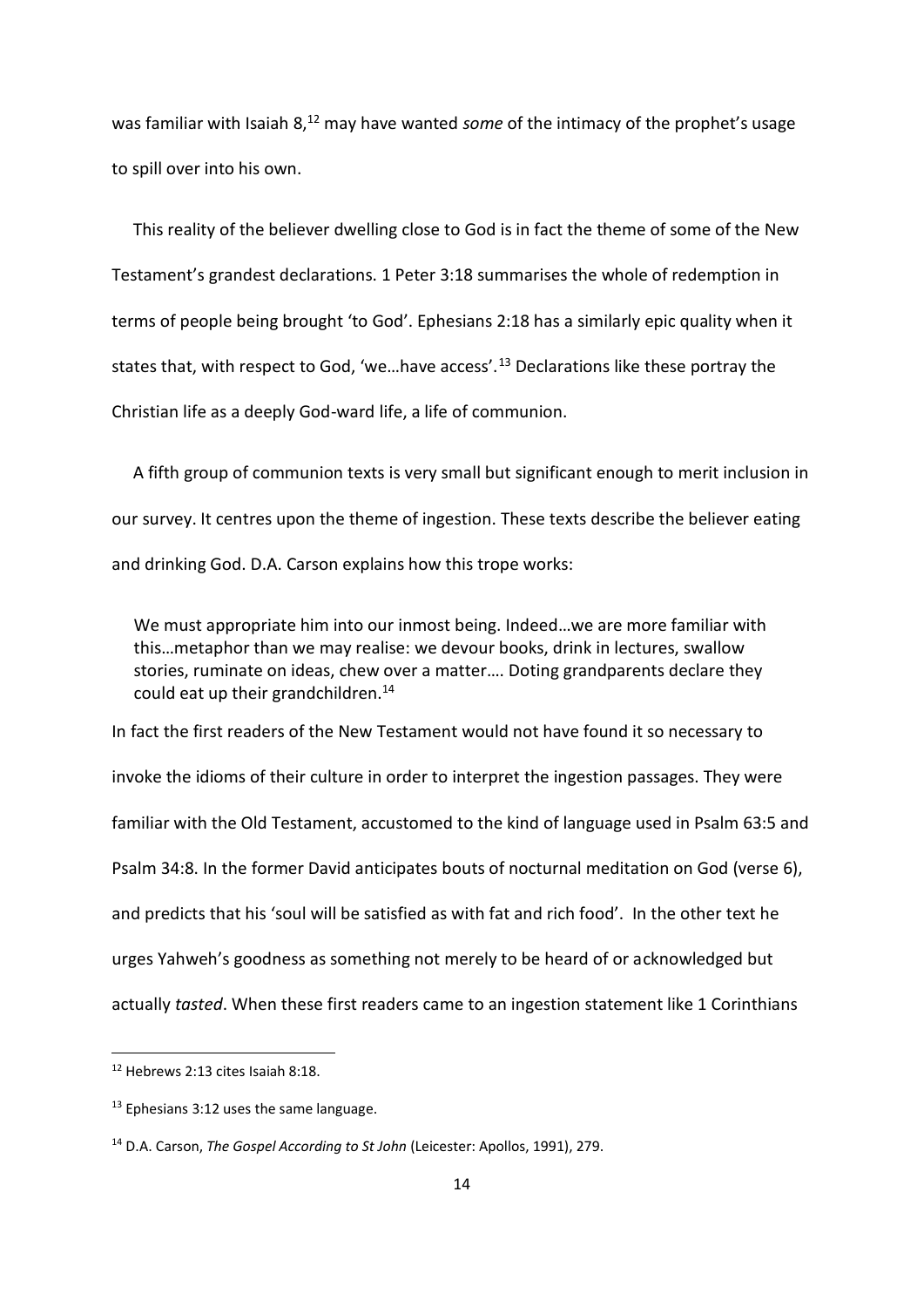was familiar with Isaiah 8,[12] may have wanted *some* of the intimacy of the prophet's usage to spill over into his own.

This reality of the believer dwelling close to God is in fact the theme of some of the New Testament's grandest declarations. 1 Peter 3:18 summarises the whole of redemption in terms of people being brought 'to God'. Ephesians 2:18 has a similarly epic quality when it states that, with respect to God, 'we…have access'.[13] Declarations like these portray the Christian life as a deeply God-ward life, a life of communion.

A fifth group of communion texts is very small but significant enough to merit inclusion in our survey. It centres upon the theme of ingestion. These texts describe the believer eating and drinking God. D.A. Carson explains how this trope works:

> We must appropriate him into our inmost being. Indeed…we are more familiar with this…metaphor than we may realise: we devour books, drink in lectures, swallow stories, ruminate on ideas, chew over a matter…. Doting grandparents declare they could eat up their grandchildren.[14]

In fact the first readers of the New Testament would not have found it so necessary to invoke the idioms of their culture in order to interpret the ingestion passages. They were familiar with the Old Testament, accustomed to the kind of language used in Psalm 63:5 and Psalm 34:8. In the former David anticipates bouts of nocturnal meditation on God (verse 6), and predicts that his 'soul will be satisfied as with fat and rich food'. In the other text he urges Yahweh's goodness as something not merely to be heard of or acknowledged but actually *tasted*. When these first readers came to an ingestion statement like 1 Corinthians

---

[12] Hebrews 2:13 cites Isaiah 8:18.

[13] Ephesians 3:12 uses the same language.

[14] D.A. Carson, *The Gospel According to St John* (Leicester: Apollos, 1991), 279.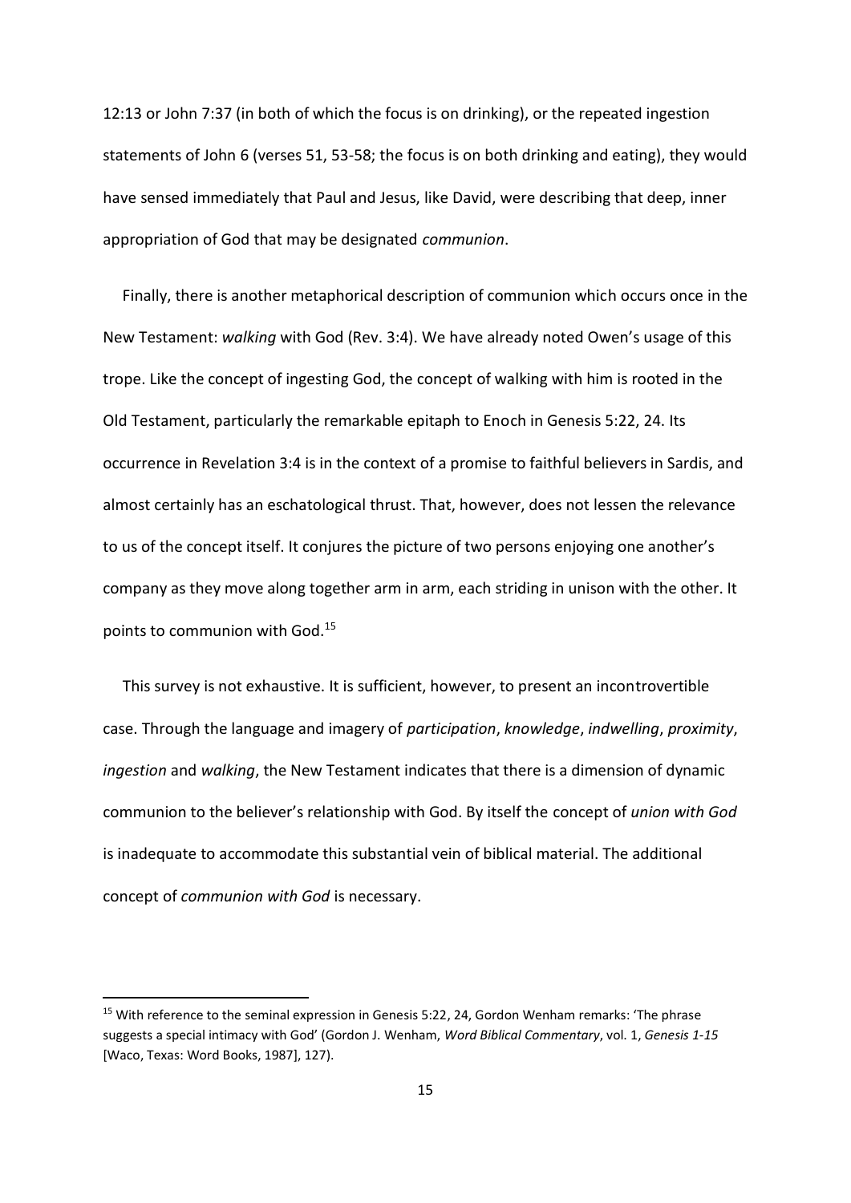12:13 or John 7:37 (in both of which the focus is on drinking), or the repeated ingestion statements of John 6 (verses 51, 53-58; the focus is on both drinking and eating), they would have sensed immediately that Paul and Jesus, like David, were describing that deep, inner appropriation of God that may be designated *communion*.

Finally, there is another metaphorical description of communion which occurs once in the New Testament: *walking* with God (Rev. 3:4). We have already noted Owen's usage of this trope. Like the concept of ingesting God, the concept of walking with him is rooted in the Old Testament, particularly the remarkable epitaph to Enoch in Genesis 5:22, 24. Its occurrence in Revelation 3:4 is in the context of a promise to faithful believers in Sardis, and almost certainly has an eschatological thrust. That, however, does not lessen the relevance to us of the concept itself. It conjures the picture of two persons enjoying one another's company as they move along together arm in arm, each striding in unison with the other. It points to communion with God.[15]

This survey is not exhaustive. It is sufficient, however, to present an incontrovertible case. Through the language and imagery of *participation*, *knowledge*, *indwelling*, *proximity*, *ingestion* and *walking*, the New Testament indicates that there is a dimension of dynamic communion to the believer's relationship with God. By itself the concept of *union with God* is inadequate to accommodate this substantial vein of biblical material. The additional concept of *communion with God* is necessary.

---

[15] With reference to the seminal expression in Genesis 5:22, 24, Gordon Wenham remarks: 'The phrase suggests a special intimacy with God' (Gordon J. Wenham, *Word Biblical Commentary*, vol. 1, *Genesis 1-15* [Waco, Texas: Word Books, 1987], 127).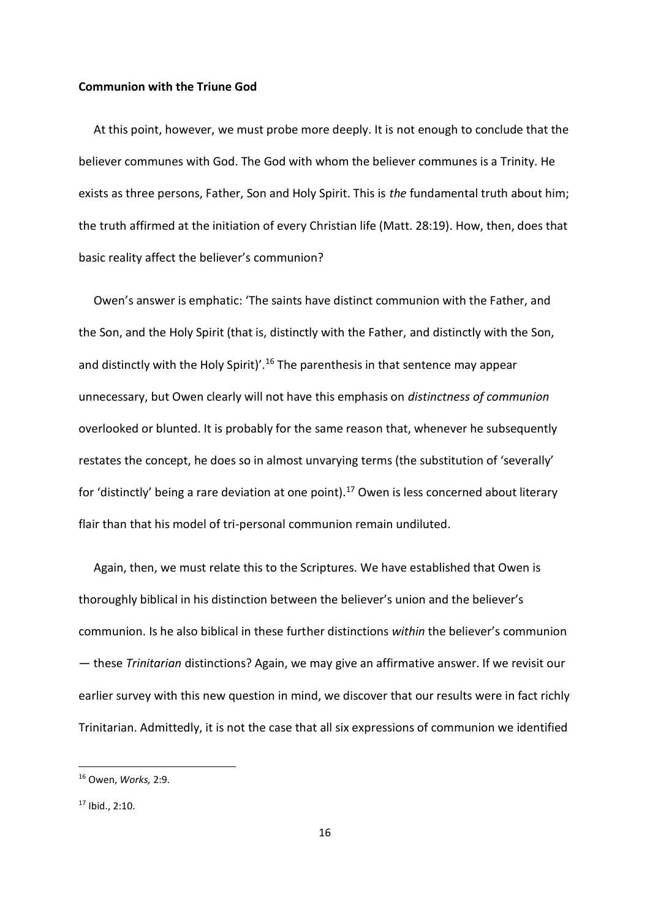**Communion with the Triune God**

At this point, however, we must probe more deeply. It is not enough to conclude that the believer communes with God. The God with whom the believer communes is a Trinity. He exists as three persons, Father, Son and Holy Spirit. This is *the* fundamental truth about him; the truth affirmed at the initiation of every Christian life (Matt. 28:19). How, then, does that basic reality affect the believer's communion?

Owen's answer is emphatic: 'The saints have distinct communion with the Father, and the Son, and the Holy Spirit (that is, distinctly with the Father, and distinctly with the Son, and distinctly with the Holy Spirit)'.[16] The parenthesis in that sentence may appear unnecessary, but Owen clearly will not have this emphasis on *distinctness of communion* overlooked or blunted. It is probably for the same reason that, whenever he subsequently restates the concept, he does so in almost unvarying terms (the substitution of 'severally' for 'distinctly' being a rare deviation at one point).[17] Owen is less concerned about literary flair than that his model of tri-personal communion remain undiluted.

Again, then, we must relate this to the Scriptures. We have established that Owen is thoroughly biblical in his distinction between the believer's union and the believer's communion. Is he also biblical in these further distinctions *within* the believer's communion — these *Trinitarian* distinctions? Again, we may give an affirmative answer. If we revisit our earlier survey with this new question in mind, we discover that our results were in fact richly Trinitarian. Admittedly, it is not the case that all six expressions of communion we identified

---

[16] Owen, *Works,* 2:9.

[17] Ibid., 2:10.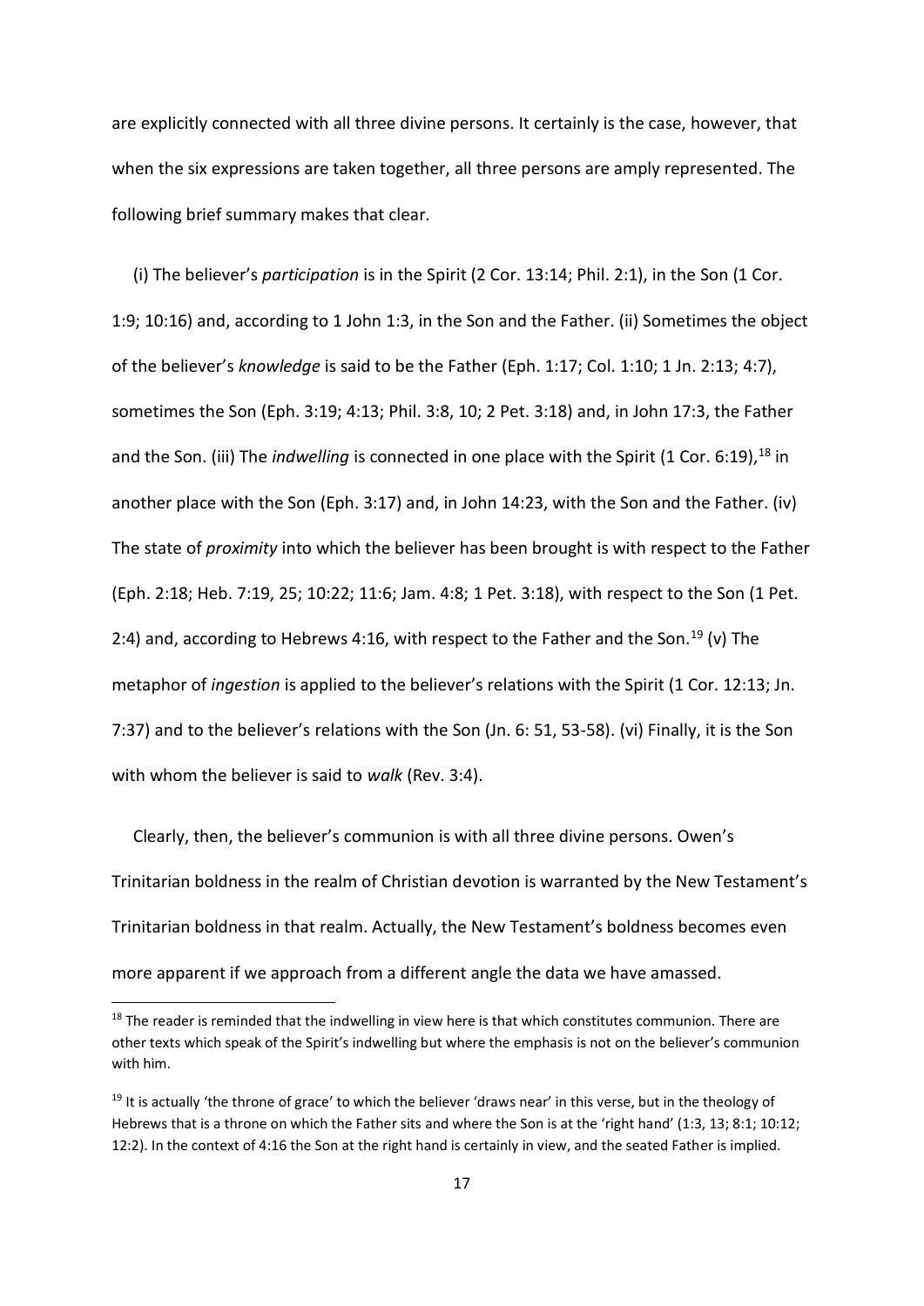are explicitly connected with all three divine persons. It certainly is the case, however, that when the six expressions are taken together, all three persons are amply represented. The following brief summary makes that clear.

(i) The believer's *participation* is in the Spirit (2 Cor. 13:14; Phil. 2:1), in the Son (1 Cor. 1:9; 10:16) and, according to 1 John 1:3, in the Son and the Father. (ii) Sometimes the object of the believer's *knowledge* is said to be the Father (Eph. 1:17; Col. 1:10; 1 Jn. 2:13; 4:7), sometimes the Son (Eph. 3:19; 4:13; Phil. 3:8, 10; 2 Pet. 3:18) and, in John 17:3, the Father and the Son. (iii) The *indwelling* is connected in one place with the Spirit (1 Cor. 6:19),[18] in another place with the Son (Eph. 3:17) and, in John 14:23, with the Son and the Father. (iv) The state of *proximity* into which the believer has been brought is with respect to the Father (Eph. 2:18; Heb. 7:19, 25; 10:22; 11:6; Jam. 4:8; 1 Pet. 3:18), with respect to the Son (1 Pet. 2:4) and, according to Hebrews 4:16, with respect to the Father and the Son.[19] (v) The metaphor of *ingestion* is applied to the believer's relations with the Spirit (1 Cor. 12:13; Jn. 7:37) and to the believer's relations with the Son (Jn. 6: 51, 53-58). (vi) Finally, it is the Son with whom the believer is said to *walk* (Rev. 3:4).

Clearly, then, the believer's communion is with all three divine persons. Owen's Trinitarian boldness in the realm of Christian devotion is warranted by the New Testament's Trinitarian boldness in that realm. Actually, the New Testament's boldness becomes even more apparent if we approach from a different angle the data we have amassed.

[18] The reader is reminded that the indwelling in view here is that which constitutes communion. There are other texts which speak of the Spirit's indwelling but where the emphasis is not on the believer's communion with him.

[19] It is actually 'the throne of grace' to which the believer 'draws near' in this verse, but in the theology of Hebrews that is a throne on which the Father sits and where the Son is at the 'right hand' (1:3, 13; 8:1; 10:12; 12:2). In the context of 4:16 the Son at the right hand is certainly in view, and the seated Father is implied.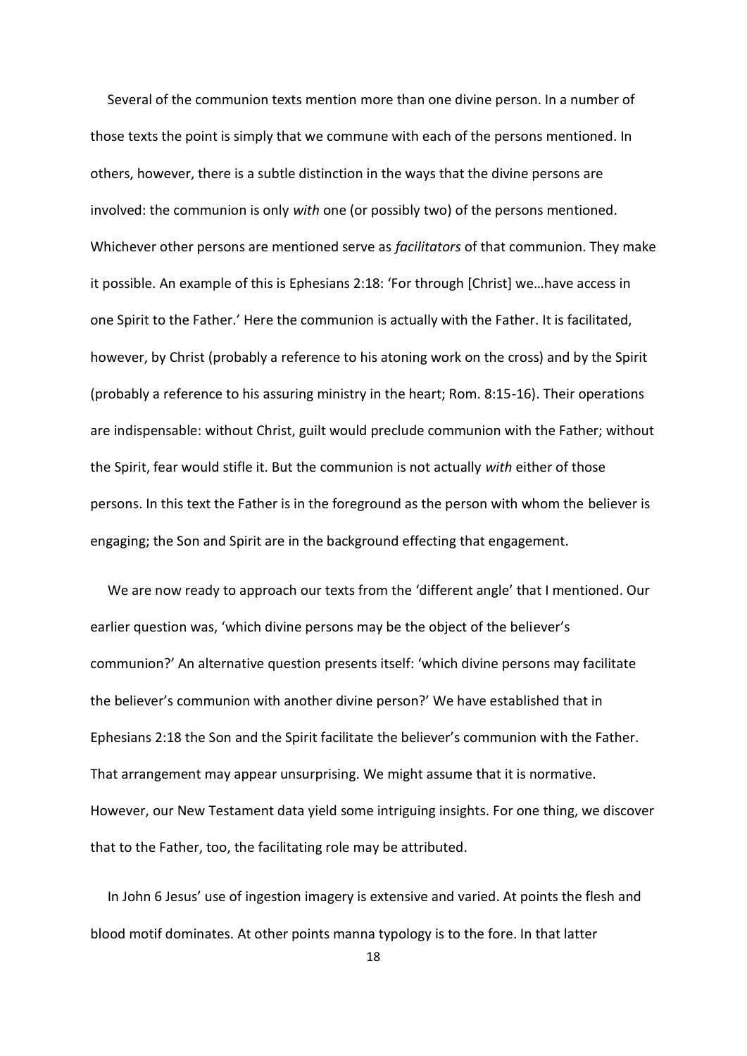Several of the communion texts mention more than one divine person. In a number of those texts the point is simply that we commune with each of the persons mentioned. In others, however, there is a subtle distinction in the ways that the divine persons are involved: the communion is only *with* one (or possibly two) of the persons mentioned. Whichever other persons are mentioned serve as *facilitators* of that communion. They make it possible. An example of this is Ephesians 2:18: 'For through [Christ] we…have access in one Spirit to the Father.' Here the communion is actually with the Father. It is facilitated, however, by Christ (probably a reference to his atoning work on the cross) and by the Spirit (probably a reference to his assuring ministry in the heart; Rom. 8:15-16). Their operations are indispensable: without Christ, guilt would preclude communion with the Father; without the Spirit, fear would stifle it. But the communion is not actually *with* either of those persons. In this text the Father is in the foreground as the person with whom the believer is engaging; the Son and Spirit are in the background effecting that engagement.

We are now ready to approach our texts from the 'different angle' that I mentioned. Our earlier question was, 'which divine persons may be the object of the believer's communion?' An alternative question presents itself: 'which divine persons may facilitate the believer's communion with another divine person?' We have established that in Ephesians 2:18 the Son and the Spirit facilitate the believer's communion with the Father. That arrangement may appear unsurprising. We might assume that it is normative. However, our New Testament data yield some intriguing insights. For one thing, we discover that to the Father, too, the facilitating role may be attributed.

In John 6 Jesus' use of ingestion imagery is extensive and varied. At points the flesh and blood motif dominates. At other points manna typology is to the fore. In that latter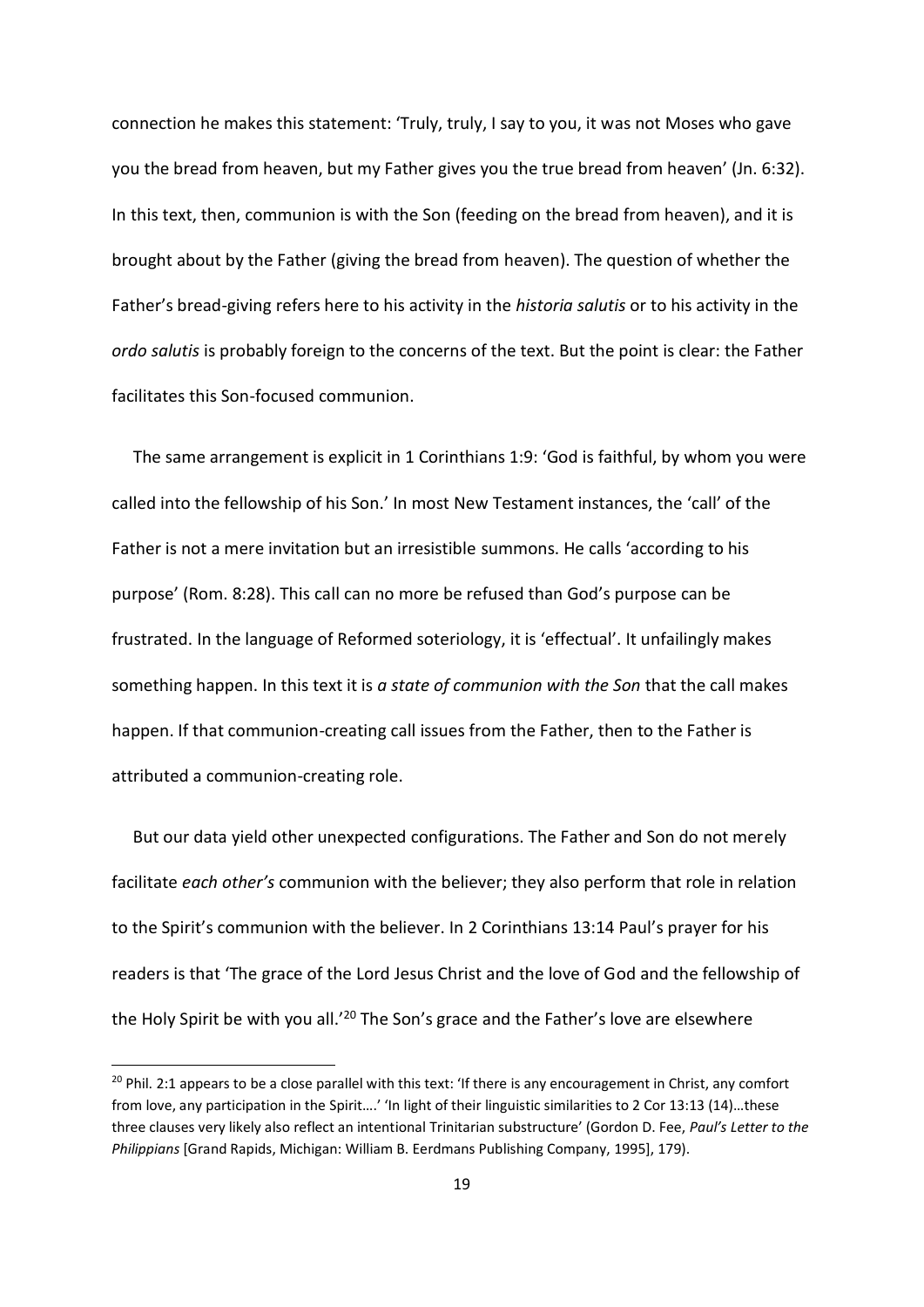connection he makes this statement: 'Truly, truly, I say to you, it was not Moses who gave you the bread from heaven, but my Father gives you the true bread from heaven' (Jn. 6:32). In this text, then, communion is with the Son (feeding on the bread from heaven), and it is brought about by the Father (giving the bread from heaven). The question of whether the Father's bread-giving refers here to his activity in the *historia salutis* or to his activity in the *ordo salutis* is probably foreign to the concerns of the text. But the point is clear: the Father facilitates this Son-focused communion.

The same arrangement is explicit in 1 Corinthians 1:9: 'God is faithful, by whom you were called into the fellowship of his Son.' In most New Testament instances, the 'call' of the Father is not a mere invitation but an irresistible summons. He calls 'according to his purpose' (Rom. 8:28). This call can no more be refused than God's purpose can be frustrated. In the language of Reformed soteriology, it is 'effectual'. It unfailingly makes something happen. In this text it is *a state of communion with the Son* that the call makes happen. If that communion-creating call issues from the Father, then to the Father is attributed a communion-creating role.

But our data yield other unexpected configurations. The Father and Son do not merely facilitate *each other's* communion with the believer; they also perform that role in relation to the Spirit's communion with the believer. In 2 Corinthians 13:14 Paul's prayer for his readers is that 'The grace of the Lord Jesus Christ and the love of God and the fellowship of the Holy Spirit be with you all.'[20] The Son's grace and the Father's love are elsewhere

[20] Phil. 2:1 appears to be a close parallel with this text: 'If there is any encouragement in Christ, any comfort from love, any participation in the Spirit….' 'In light of their linguistic similarities to 2 Cor 13:13 (14)…these three clauses very likely also reflect an intentional Trinitarian substructure' (Gordon D. Fee, *Paul's Letter to the Philippians* [Grand Rapids, Michigan: William B. Eerdmans Publishing Company, 1995], 179).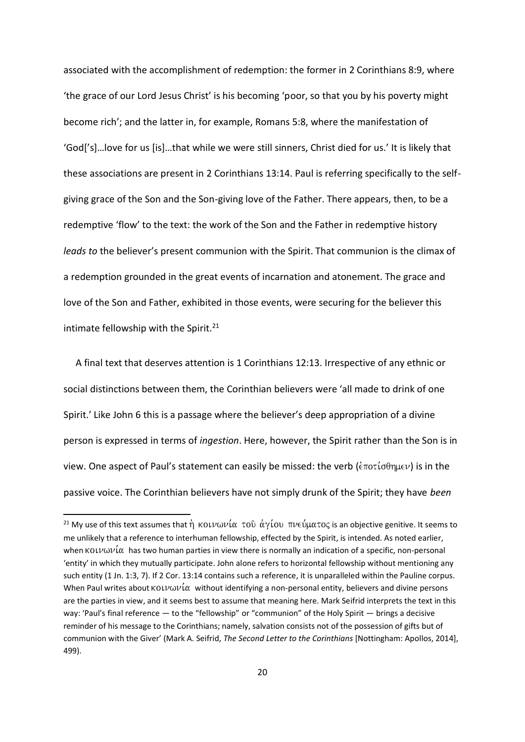associated with the accomplishment of redemption: the former in 2 Corinthians 8:9, where 'the grace of our Lord Jesus Christ' is his becoming 'poor, so that you by his poverty might become rich'; and the latter in, for example, Romans 5:8, where the manifestation of 'God['s]…love for us [is]…that while we were still sinners, Christ died for us.' It is likely that these associations are present in 2 Corinthians 13:14. Paul is referring specifically to the self-giving grace of the Son and the Son-giving love of the Father. There appears, then, to be a redemptive 'flow' to the text: the work of the Son and the Father in redemptive history *leads to* the believer's present communion with the Spirit. That communion is the climax of a redemption grounded in the great events of incarnation and atonement. The grace and love of the Son and Father, exhibited in those events, were securing for the believer this intimate fellowship with the Spirit.[21]

A final text that deserves attention is 1 Corinthians 12:13. Irrespective of any ethnic or social distinctions between them, the Corinthian believers were 'all made to drink of one Spirit.' Like John 6 this is a passage where the believer's deep appropriation of a divine person is expressed in terms of *ingestion*. Here, however, the Spirit rather than the Son is in view. One aspect of Paul's statement can easily be missed: the verb (ἐποτίσθημεν) is in the passive voice. The Corinthian believers have not simply drunk of the Spirit; they have *been*

---

[21] My use of this text assumes that ἡ κοινωνία τοῦ ἁγίου πνεύματος is an objective genitive. It seems to me unlikely that a reference to interhuman fellowship, effected by the Spirit, is intended. As noted earlier, when κοινωνία has two human parties in view there is normally an indication of a specific, non-personal 'entity' in which they mutually participate. John alone refers to horizontal fellowship without mentioning any such entity (1 Jn. 1:3, 7). If 2 Cor. 13:14 contains such a reference, it is unparalleled within the Pauline corpus. When Paul writes about κοινωνία without identifying a non-personal entity, believers and divine persons are the parties in view, and it seems best to assume that meaning here. Mark Seifrid interprets the text in this way: 'Paul's final reference — to the "fellowship" or "communion" of the Holy Spirit — brings a decisive reminder of his message to the Corinthians; namely, salvation consists not of the possession of gifts but of communion with the Giver' (Mark A. Seifrid, *The Second Letter to the Corinthians* [Nottingham: Apollos, 2014], 499).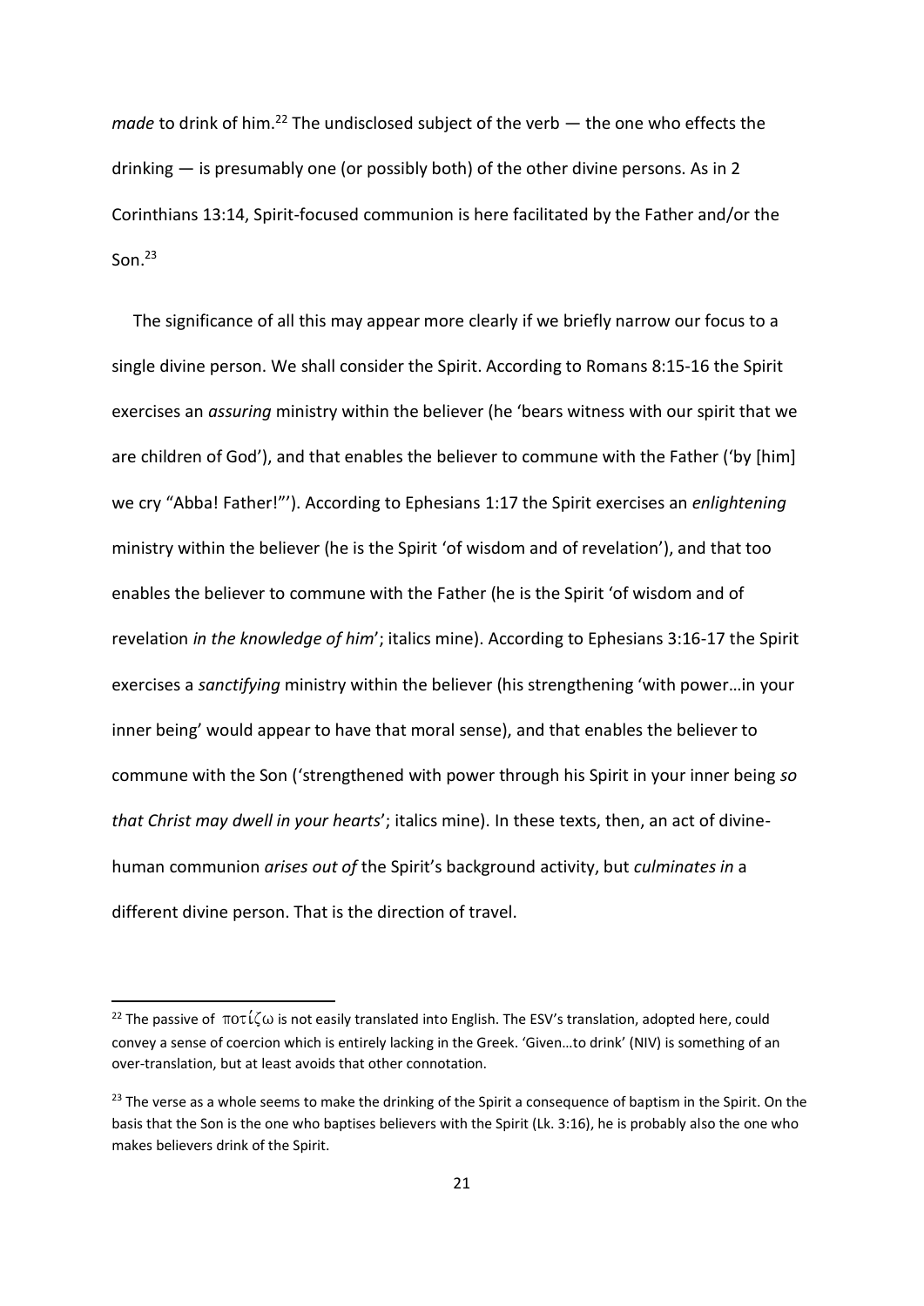*made* to drink of him.[22] The undisclosed subject of the verb — the one who effects the drinking — is presumably one (or possibly both) of the other divine persons. As in 2 Corinthians 13:14, Spirit-focused communion is here facilitated by the Father and/or the Son.[23]

The significance of all this may appear more clearly if we briefly narrow our focus to a single divine person. We shall consider the Spirit. According to Romans 8:15-16 the Spirit exercises an *assuring* ministry within the believer (he 'bears witness with our spirit that we are children of God'), and that enables the believer to commune with the Father ('by [him] we cry "Abba! Father!"'). According to Ephesians 1:17 the Spirit exercises an *enlightening* ministry within the believer (he is the Spirit 'of wisdom and of revelation'), and that too enables the believer to commune with the Father (he is the Spirit 'of wisdom and of revelation *in the knowledge of him*'; italics mine). According to Ephesians 3:16-17 the Spirit exercises a *sanctifying* ministry within the believer (his strengthening 'with power…in your inner being' would appear to have that moral sense), and that enables the believer to commune with the Son ('strengthened with power through his Spirit in your inner being *so that Christ may dwell in your hearts*'; italics mine). In these texts, then, an act of divine-human communion *arises out of* the Spirit's background activity, but *culminates in* a different divine person. That is the direction of travel.

---

[22] The passive of ποτίζω is not easily translated into English. The ESV's translation, adopted here, could convey a sense of coercion which is entirely lacking in the Greek. 'Given…to drink' (NIV) is something of an over-translation, but at least avoids that other connotation.

[23] The verse as a whole seems to make the drinking of the Spirit a consequence of baptism in the Spirit. On the basis that the Son is the one who baptises believers with the Spirit (Lk. 3:16), he is probably also the one who makes believers drink of the Spirit.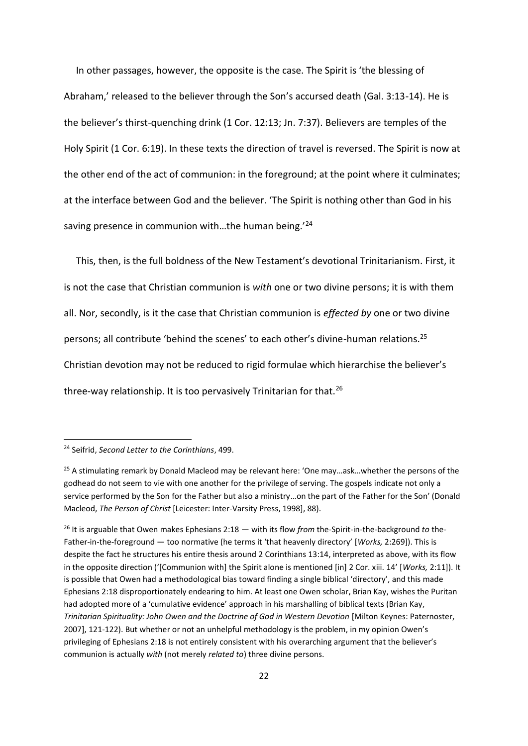In other passages, however, the opposite is the case. The Spirit is 'the blessing of Abraham,' released to the believer through the Son's accursed death (Gal. 3:13-14). He is the believer's thirst-quenching drink (1 Cor. 12:13; Jn. 7:37). Believers are temples of the Holy Spirit (1 Cor. 6:19). In these texts the direction of travel is reversed. The Spirit is now at the other end of the act of communion: in the foreground; at the point where it culminates; at the interface between God and the believer. 'The Spirit is nothing other than God in his saving presence in communion with…the human being.'[24]

This, then, is the full boldness of the New Testament's devotional Trinitarianism. First, it is not the case that Christian communion is *with* one or two divine persons; it is with them all. Nor, secondly, is it the case that Christian communion is *effected by* one or two divine persons; all contribute 'behind the scenes' to each other's divine-human relations.[25] Christian devotion may not be reduced to rigid formulae which hierarchise the believer's three-way relationship. It is too pervasively Trinitarian for that.[26]

---

[24] Seifrid, *Second Letter to the Corinthians*, 499.

[25] A stimulating remark by Donald Macleod may be relevant here: 'One may…ask…whether the persons of the godhead do not seem to vie with one another for the privilege of serving. The gospels indicate not only a service performed by the Son for the Father but also a ministry…on the part of the Father for the Son' (Donald Macleod, *The Person of Christ* [Leicester: Inter-Varsity Press, 1998], 88).

[26] It is arguable that Owen makes Ephesians 2:18 — with its flow *from* the-Spirit-in-the-background *to* the-Father-in-the-foreground — too normative (he terms it 'that heavenly directory' [*Works,* 2:269]). This is despite the fact he structures his entire thesis around 2 Corinthians 13:14, interpreted as above, with its flow in the opposite direction ('[Communion with] the Spirit alone is mentioned [in] 2 Cor. xiii. 14' [*Works,* 2:11]). It is possible that Owen had a methodological bias toward finding a single biblical 'directory', and this made Ephesians 2:18 disproportionately endearing to him. At least one Owen scholar, Brian Kay, wishes the Puritan had adopted more of a 'cumulative evidence' approach in his marshalling of biblical texts (Brian Kay, *Trinitarian Spirituality: John Owen and the Doctrine of God in Western Devotion* [Milton Keynes: Paternoster, 2007], 121-122). But whether or not an unhelpful methodology is the problem, in my opinion Owen's privileging of Ephesians 2:18 is not entirely consistent with his overarching argument that the believer's communion is actually *with* (not merely *related to*) three divine persons.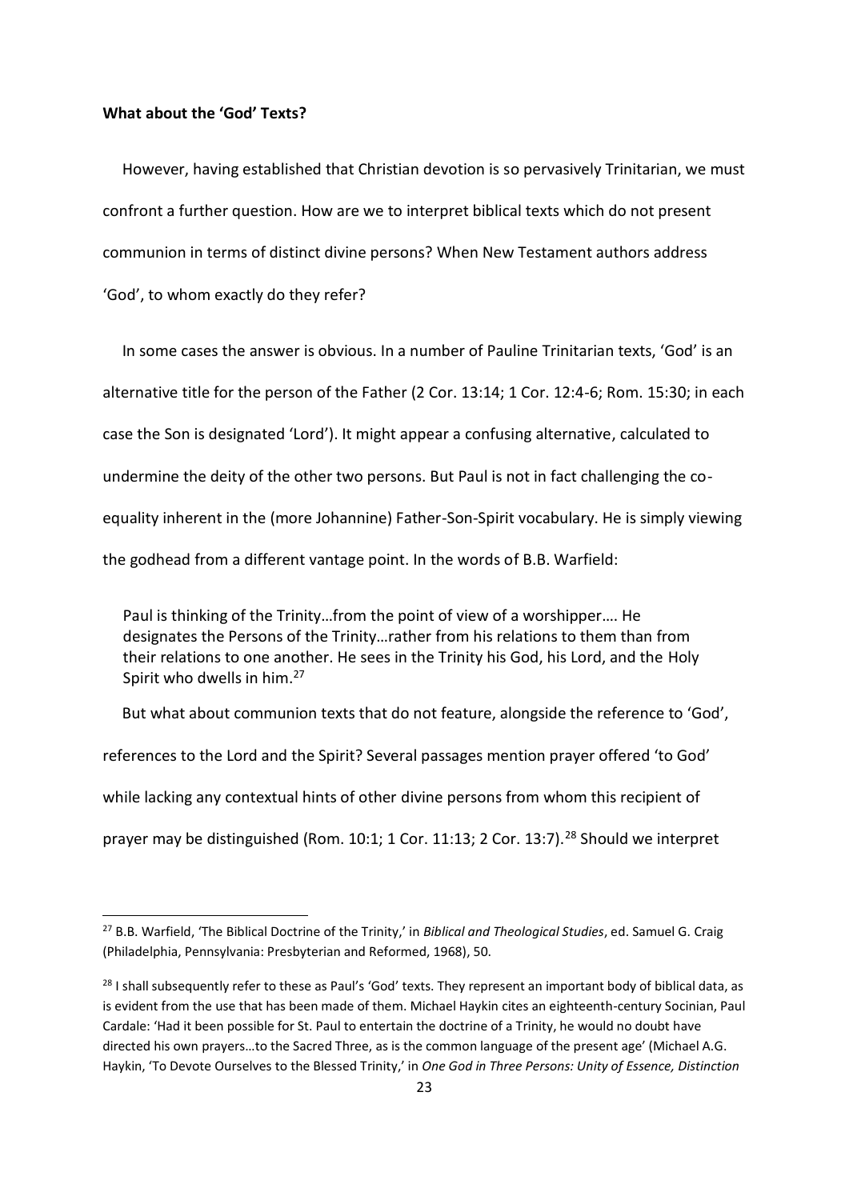**What about the 'God' Texts?**

However, having established that Christian devotion is so pervasively Trinitarian, we must confront a further question. How are we to interpret biblical texts which do not present communion in terms of distinct divine persons? When New Testament authors address 'God', to whom exactly do they refer?

In some cases the answer is obvious. In a number of Pauline Trinitarian texts, 'God' is an alternative title for the person of the Father (2 Cor. 13:14; 1 Cor. 12:4-6; Rom. 15:30; in each case the Son is designated 'Lord'). It might appear a confusing alternative, calculated to undermine the deity of the other two persons. But Paul is not in fact challenging the co-equality inherent in the (more Johannine) Father-Son-Spirit vocabulary. He is simply viewing the godhead from a different vantage point. In the words of B.B. Warfield:

> Paul is thinking of the Trinity…from the point of view of a worshipper…. He designates the Persons of the Trinity…rather from his relations to them than from their relations to one another. He sees in the Trinity his God, his Lord, and the Holy Spirit who dwells in him.[27]

But what about communion texts that do not feature, alongside the reference to 'God', references to the Lord and the Spirit? Several passages mention prayer offered 'to God' while lacking any contextual hints of other divine persons from whom this recipient of prayer may be distinguished (Rom. 10:1; 1 Cor. 11:13; 2 Cor. 13:7).[28] Should we interpret

---

[27] B.B. Warfield, 'The Biblical Doctrine of the Trinity,' in *Biblical and Theological Studies*, ed. Samuel G. Craig (Philadelphia, Pennsylvania: Presbyterian and Reformed, 1968), 50.

[28] I shall subsequently refer to these as Paul's 'God' texts. They represent an important body of biblical data, as is evident from the use that has been made of them. Michael Haykin cites an eighteenth-century Socinian, Paul Cardale: 'Had it been possible for St. Paul to entertain the doctrine of a Trinity, he would no doubt have directed his own prayers…to the Sacred Three, as is the common language of the present age' (Michael A.G. Haykin, 'To Devote Ourselves to the Blessed Trinity,' in *One God in Three Persons: Unity of Essence, Distinction*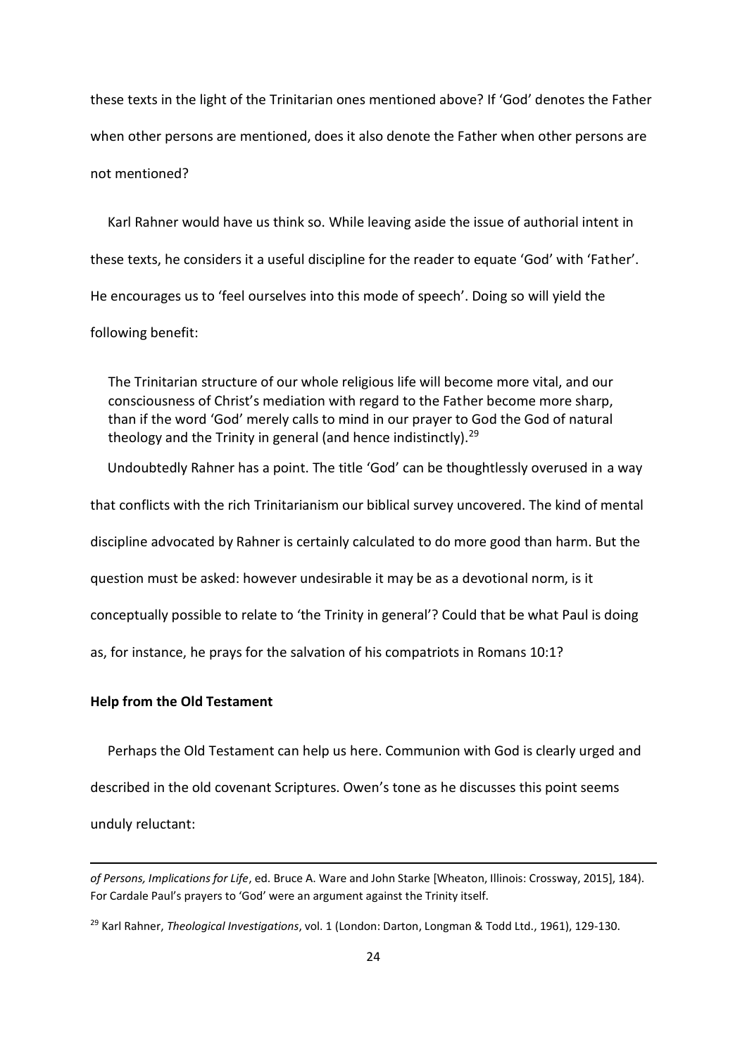these texts in the light of the Trinitarian ones mentioned above? If 'God' denotes the Father when other persons are mentioned, does it also denote the Father when other persons are not mentioned?

Karl Rahner would have us think so. While leaving aside the issue of authorial intent in these texts, he considers it a useful discipline for the reader to equate 'God' with 'Father'. He encourages us to 'feel ourselves into this mode of speech'. Doing so will yield the following benefit:

> The Trinitarian structure of our whole religious life will become more vital, and our consciousness of Christ's mediation with regard to the Father become more sharp, than if the word 'God' merely calls to mind in our prayer to God the God of natural theology and the Trinity in general (and hence indistinctly).[29]

Undoubtedly Rahner has a point. The title 'God' can be thoughtlessly overused in a way that conflicts with the rich Trinitarianism our biblical survey uncovered. The kind of mental discipline advocated by Rahner is certainly calculated to do more good than harm. But the question must be asked: however undesirable it may be as a devotional norm, is it conceptually possible to relate to 'the Trinity in general'? Could that be what Paul is doing as, for instance, he prays for the salvation of his compatriots in Romans 10:1?

**Help from the Old Testament**

Perhaps the Old Testament can help us here. Communion with God is clearly urged and described in the old covenant Scriptures. Owen's tone as he discusses this point seems unduly reluctant:

---

*of Persons, Implications for Life*, ed. Bruce A. Ware and John Starke [Wheaton, Illinois: Crossway, 2015], 184). For Cardale Paul's prayers to 'God' were an argument against the Trinity itself.

[29] Karl Rahner, *Theological Investigations*, vol. 1 (London: Darton, Longman & Todd Ltd., 1961), 129-130.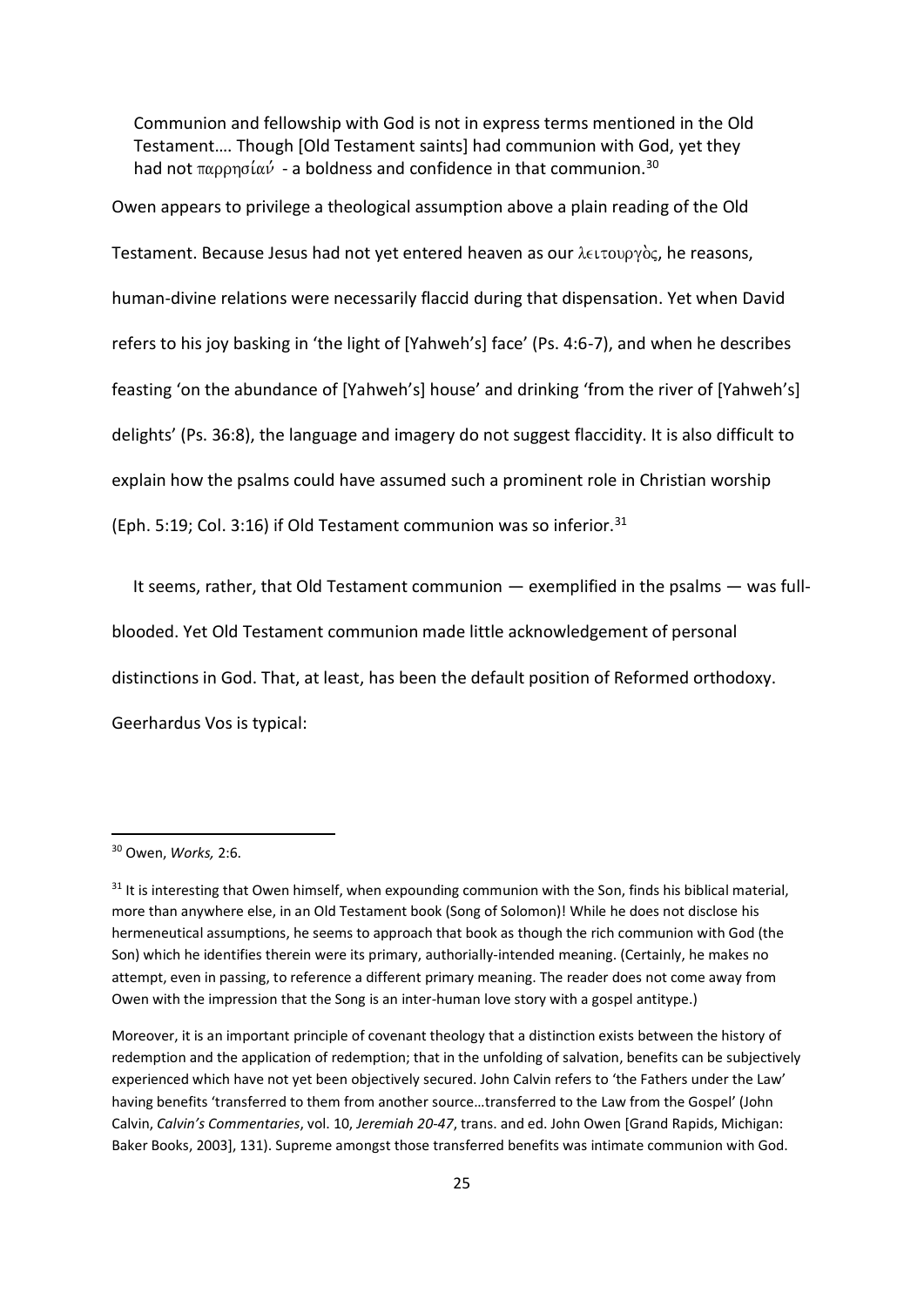> Communion and fellowship with God is not in express terms mentioned in the Old Testament…. Though [Old Testament saints] had communion with God, yet they had not παρρησίαν́ - a boldness and confidence in that communion.[30]

Owen appears to privilege a theological assumption above a plain reading of the Old Testament. Because Jesus had not yet entered heaven as our λειτουργὸς, he reasons, human-divine relations were necessarily flaccid during that dispensation. Yet when David refers to his joy basking in 'the light of [Yahweh's] face' (Ps. 4:6-7), and when he describes feasting 'on the abundance of [Yahweh's] house' and drinking 'from the river of [Yahweh's] delights' (Ps. 36:8), the language and imagery do not suggest flaccidity. It is also difficult to explain how the psalms could have assumed such a prominent role in Christian worship (Eph. 5:19; Col. 3:16) if Old Testament communion was so inferior.[31]

It seems, rather, that Old Testament communion — exemplified in the psalms — was full-blooded. Yet Old Testament communion made little acknowledgement of personal distinctions in God. That, at least, has been the default position of Reformed orthodoxy. Geerhardus Vos is typical:

---

[30] Owen, *Works,* 2:6.

[31] It is interesting that Owen himself, when expounding communion with the Son, finds his biblical material, more than anywhere else, in an Old Testament book (Song of Solomon)! While he does not disclose his hermeneutical assumptions, he seems to approach that book as though the rich communion with God (the Son) which he identifies therein were its primary, authorially-intended meaning. (Certainly, he makes no attempt, even in passing, to reference a different primary meaning. The reader does not come away from Owen with the impression that the Song is an inter-human love story with a gospel antitype.)

Moreover, it is an important principle of covenant theology that a distinction exists between the history of redemption and the application of redemption; that in the unfolding of salvation, benefits can be subjectively experienced which have not yet been objectively secured. John Calvin refers to 'the Fathers under the Law' having benefits 'transferred to them from another source…transferred to the Law from the Gospel' (John Calvin, *Calvin's Commentaries*, vol. 10, *Jeremiah 20-47*, trans. and ed. John Owen [Grand Rapids, Michigan: Baker Books, 2003], 131). Supreme amongst those transferred benefits was intimate communion with God.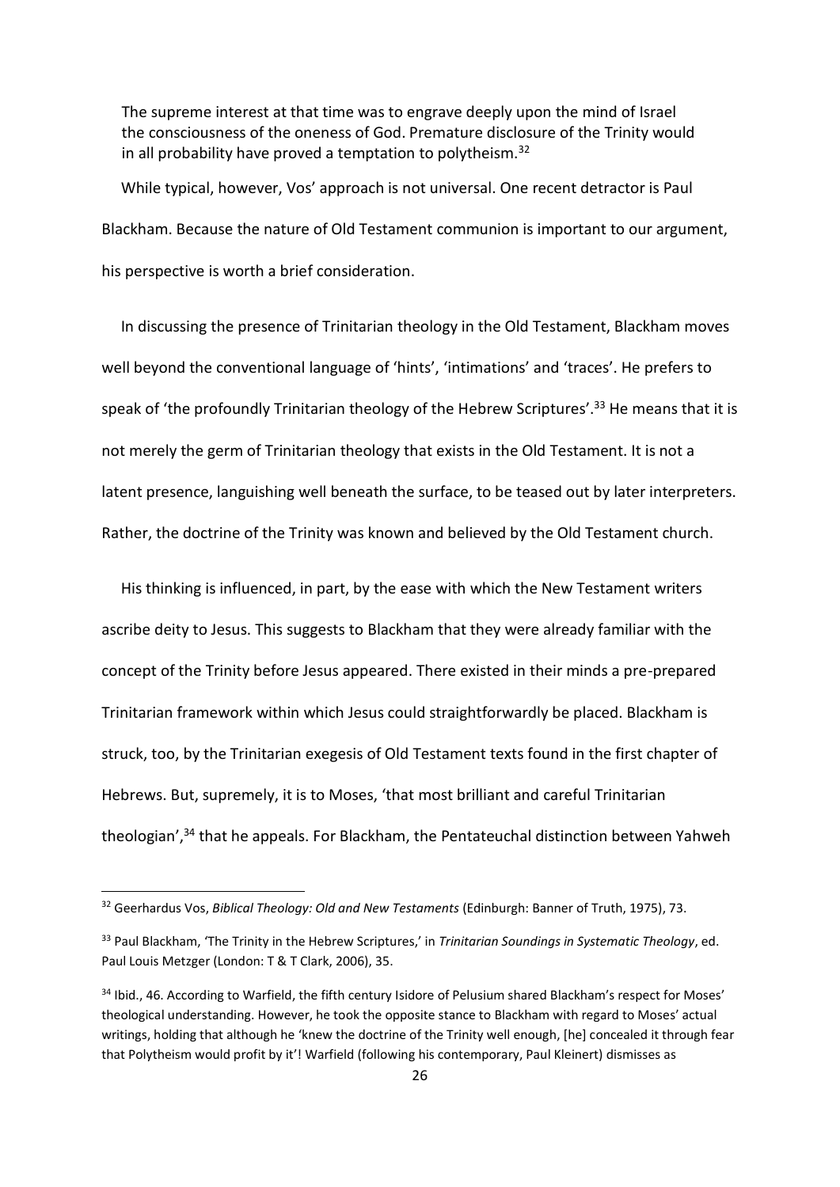> The supreme interest at that time was to engrave deeply upon the mind of Israel the consciousness of the oneness of God. Premature disclosure of the Trinity would in all probability have proved a temptation to polytheism.[32]

While typical, however, Vos' approach is not universal. One recent detractor is Paul Blackham. Because the nature of Old Testament communion is important to our argument, his perspective is worth a brief consideration.

In discussing the presence of Trinitarian theology in the Old Testament, Blackham moves well beyond the conventional language of 'hints', 'intimations' and 'traces'. He prefers to speak of 'the profoundly Trinitarian theology of the Hebrew Scriptures'.[33] He means that it is not merely the germ of Trinitarian theology that exists in the Old Testament. It is not a latent presence, languishing well beneath the surface, to be teased out by later interpreters. Rather, the doctrine of the Trinity was known and believed by the Old Testament church.

His thinking is influenced, in part, by the ease with which the New Testament writers ascribe deity to Jesus. This suggests to Blackham that they were already familiar with the concept of the Trinity before Jesus appeared. There existed in their minds a pre-prepared Trinitarian framework within which Jesus could straightforwardly be placed. Blackham is struck, too, by the Trinitarian exegesis of Old Testament texts found in the first chapter of Hebrews. But, supremely, it is to Moses, 'that most brilliant and careful Trinitarian theologian',[34] that he appeals. For Blackham, the Pentateuchal distinction between Yahweh

---

[32] Geerhardus Vos, *Biblical Theology: Old and New Testaments* (Edinburgh: Banner of Truth, 1975), 73.

[33] Paul Blackham, 'The Trinity in the Hebrew Scriptures,' in *Trinitarian Soundings in Systematic Theology*, ed. Paul Louis Metzger (London: T & T Clark, 2006), 35.

[34] Ibid., 46. According to Warfield, the fifth century Isidore of Pelusium shared Blackham's respect for Moses' theological understanding. However, he took the opposite stance to Blackham with regard to Moses' actual writings, holding that although he 'knew the doctrine of the Trinity well enough, [he] concealed it through fear that Polytheism would profit by it'! Warfield (following his contemporary, Paul Kleinert) dismisses as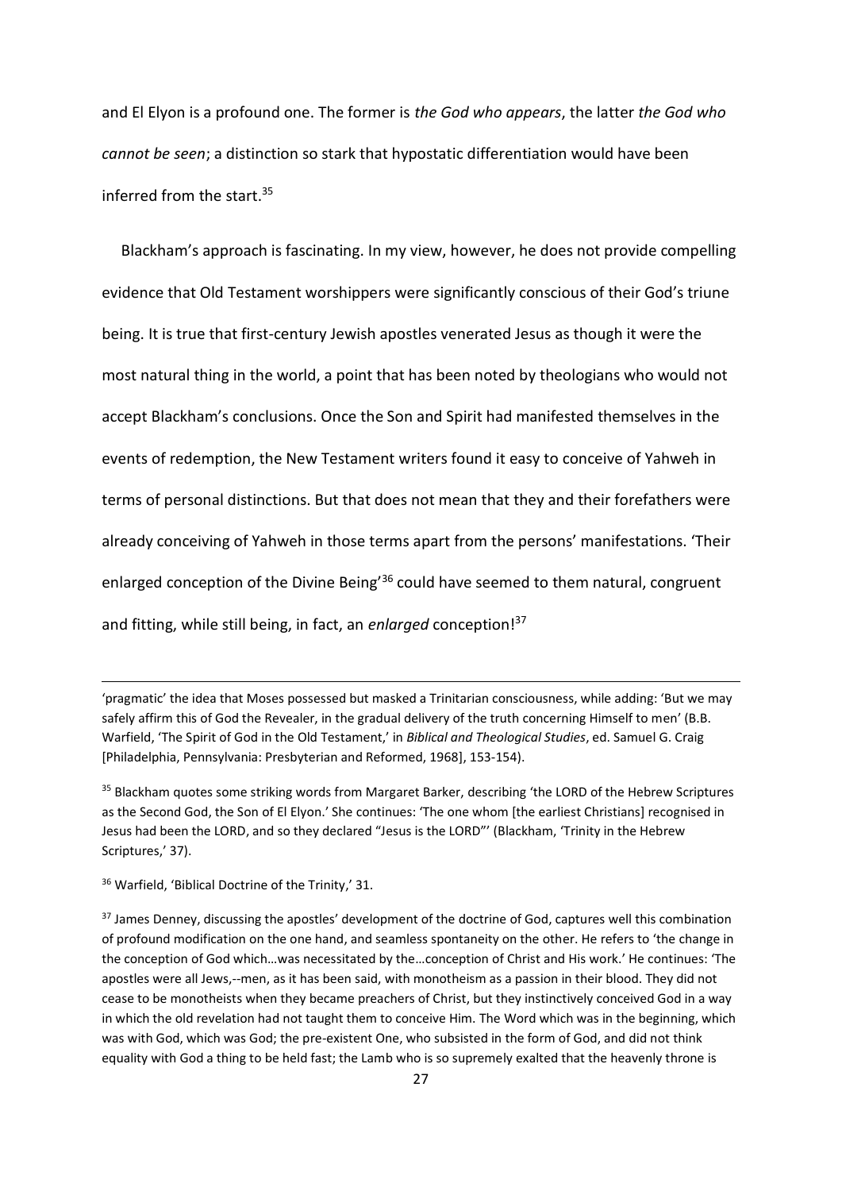and El Elyon is a profound one. The former is *the God who appears*, the latter *the God who cannot be seen*; a distinction so stark that hypostatic differentiation would have been inferred from the start.[35]

Blackham's approach is fascinating. In my view, however, he does not provide compelling evidence that Old Testament worshippers were significantly conscious of their God's triune being. It is true that first-century Jewish apostles venerated Jesus as though it were the most natural thing in the world, a point that has been noted by theologians who would not accept Blackham's conclusions. Once the Son and Spirit had manifested themselves in the events of redemption, the New Testament writers found it easy to conceive of Yahweh in terms of personal distinctions. But that does not mean that they and their forefathers were already conceiving of Yahweh in those terms apart from the persons' manifestations. 'Their enlarged conception of the Divine Being'[36] could have seemed to them natural, congruent and fitting, while still being, in fact, an *enlarged* conception![37]

---

'pragmatic' the idea that Moses possessed but masked a Trinitarian consciousness, while adding: 'But we may safely affirm this of God the Revealer, in the gradual delivery of the truth concerning Himself to men' (B.B. Warfield, 'The Spirit of God in the Old Testament,' in *Biblical and Theological Studies*, ed. Samuel G. Craig [Philadelphia, Pennsylvania: Presbyterian and Reformed, 1968], 153-154).

[35] Blackham quotes some striking words from Margaret Barker, describing 'the LORD of the Hebrew Scriptures as the Second God, the Son of El Elyon.' She continues: 'The one whom [the earliest Christians] recognised in Jesus had been the LORD, and so they declared "Jesus is the LORD"' (Blackham, 'Trinity in the Hebrew Scriptures,' 37).

[36] Warfield, 'Biblical Doctrine of the Trinity,' 31.

[37] James Denney, discussing the apostles' development of the doctrine of God, captures well this combination of profound modification on the one hand, and seamless spontaneity on the other. He refers to 'the change in the conception of God which…was necessitated by the…conception of Christ and His work.' He continues: 'The apostles were all Jews,--men, as it has been said, with monotheism as a passion in their blood. They did not cease to be monotheists when they became preachers of Christ, but they instinctively conceived God in a way in which the old revelation had not taught them to conceive Him. The Word which was in the beginning, which was with God, which was God; the pre-existent One, who subsisted in the form of God, and did not think equality with God a thing to be held fast; the Lamb who is so supremely exalted that the heavenly throne is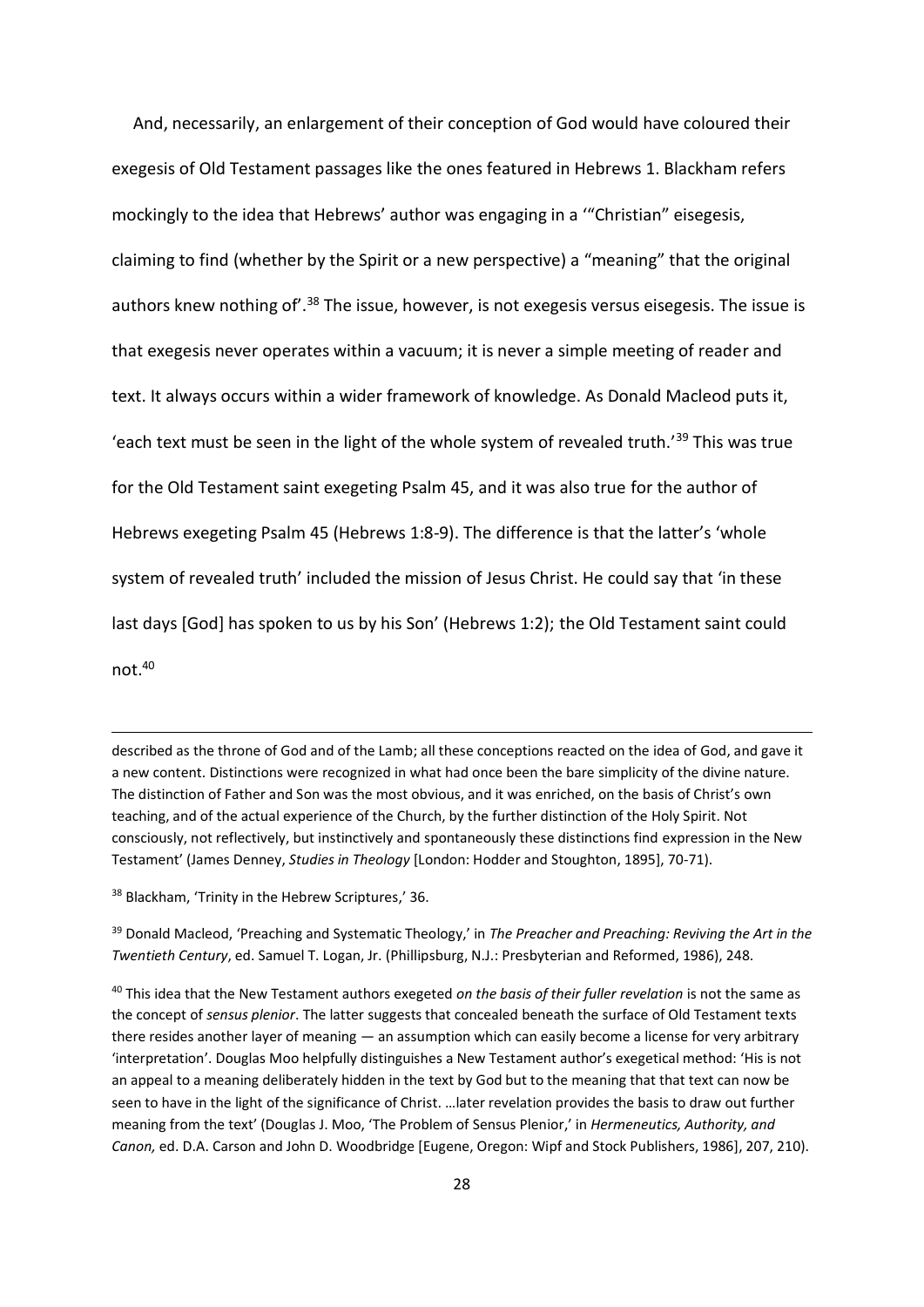And, necessarily, an enlargement of their conception of God would have coloured their exegesis of Old Testament passages like the ones featured in Hebrews 1. Blackham refers mockingly to the idea that Hebrews' author was engaging in a '"Christian" eisegesis, claiming to find (whether by the Spirit or a new perspective) a "meaning" that the original authors knew nothing of'.[38] The issue, however, is not exegesis versus eisegesis. The issue is that exegesis never operates within a vacuum; it is never a simple meeting of reader and text. It always occurs within a wider framework of knowledge. As Donald Macleod puts it, 'each text must be seen in the light of the whole system of revealed truth.'[39] This was true for the Old Testament saint exegeting Psalm 45, and it was also true for the author of Hebrews exegeting Psalm 45 (Hebrews 1:8-9). The difference is that the latter's 'whole system of revealed truth' included the mission of Jesus Christ. He could say that 'in these last days [God] has spoken to us by his Son' (Hebrews 1:2); the Old Testament saint could not.[40]

---

described as the throne of God and of the Lamb; all these conceptions reacted on the idea of God, and gave it a new content. Distinctions were recognized in what had once been the bare simplicity of the divine nature. The distinction of Father and Son was the most obvious, and it was enriched, on the basis of Christ's own teaching, and of the actual experience of the Church, by the further distinction of the Holy Spirit. Not consciously, not reflectively, but instinctively and spontaneously these distinctions find expression in the New Testament' (James Denney, *Studies in Theology* [London: Hodder and Stoughton, 1895], 70-71).

[38] Blackham, 'Trinity in the Hebrew Scriptures,' 36.

[39] Donald Macleod, 'Preaching and Systematic Theology,' in *The Preacher and Preaching: Reviving the Art in the Twentieth Century*, ed. Samuel T. Logan, Jr. (Phillipsburg, N.J.: Presbyterian and Reformed, 1986), 248.

[40] This idea that the New Testament authors exegeted *on the basis of their fuller revelation* is not the same as the concept of *sensus plenior*. The latter suggests that concealed beneath the surface of Old Testament texts there resides another layer of meaning — an assumption which can easily become a license for very arbitrary 'interpretation'. Douglas Moo helpfully distinguishes a New Testament author's exegetical method: 'His is not an appeal to a meaning deliberately hidden in the text by God but to the meaning that that text can now be seen to have in the light of the significance of Christ. …later revelation provides the basis to draw out further meaning from the text' (Douglas J. Moo, 'The Problem of Sensus Plenior,' in *Hermeneutics, Authority, and Canon,* ed. D.A. Carson and John D. Woodbridge [Eugene, Oregon: Wipf and Stock Publishers, 1986], 207, 210).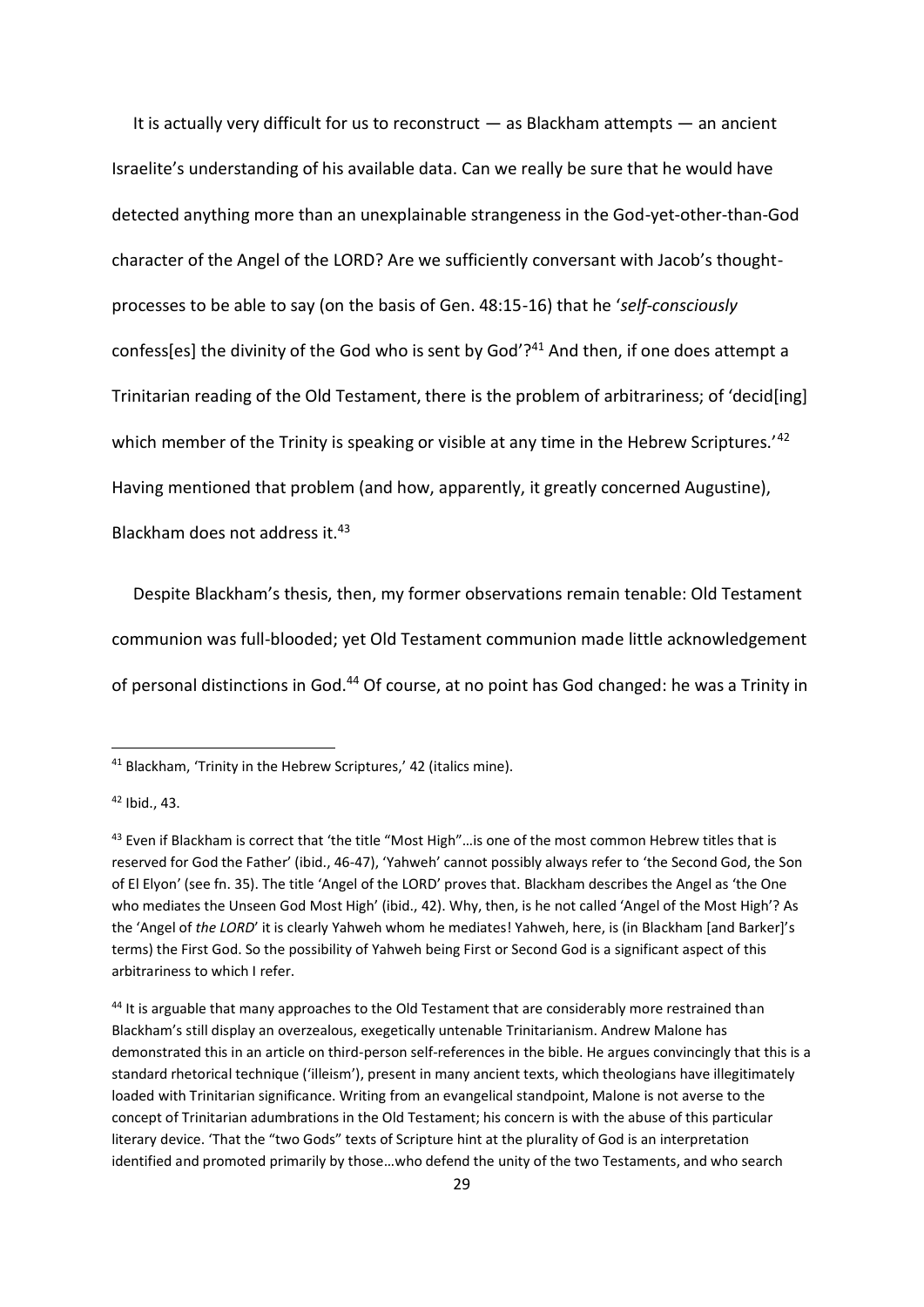It is actually very difficult for us to reconstruct — as Blackham attempts — an ancient Israelite's understanding of his available data. Can we really be sure that he would have detected anything more than an unexplainable strangeness in the God-yet-other-than-God character of the Angel of the LORD? Are we sufficiently conversant with Jacob's thought-processes to be able to say (on the basis of Gen. 48:15-16) that he '*self-consciously* confess[es] the divinity of the God who is sent by God'?[41] And then, if one does attempt a Trinitarian reading of the Old Testament, there is the problem of arbitrariness; of 'decid[ing] which member of the Trinity is speaking or visible at any time in the Hebrew Scriptures.'[42] Having mentioned that problem (and how, apparently, it greatly concerned Augustine), Blackham does not address it.[43]

Despite Blackham's thesis, then, my former observations remain tenable: Old Testament communion was full-blooded; yet Old Testament communion made little acknowledgement of personal distinctions in God.[44] Of course, at no point has God changed: he was a Trinity in

---

[41] Blackham, 'Trinity in the Hebrew Scriptures,' 42 (italics mine).

[42] Ibid., 43.

[43] Even if Blackham is correct that 'the title "Most High"…is one of the most common Hebrew titles that is reserved for God the Father' (ibid., 46-47), 'Yahweh' cannot possibly always refer to 'the Second God, the Son of El Elyon' (see fn. 35). The title 'Angel of the LORD' proves that. Blackham describes the Angel as 'the One who mediates the Unseen God Most High' (ibid., 42). Why, then, is he not called 'Angel of the Most High'? As the 'Angel of *the LORD*' it is clearly Yahweh whom he mediates! Yahweh, here, is (in Blackham [and Barker]'s terms) the First God. So the possibility of Yahweh being First or Second God is a significant aspect of this arbitrariness to which I refer.

[44] It is arguable that many approaches to the Old Testament that are considerably more restrained than Blackham's still display an overzealous, exegetically untenable Trinitarianism. Andrew Malone has demonstrated this in an article on third-person self-references in the bible. He argues convincingly that this is a standard rhetorical technique ('illeism'), present in many ancient texts, which theologians have illegitimately loaded with Trinitarian significance. Writing from an evangelical standpoint, Malone is not averse to the concept of Trinitarian adumbrations in the Old Testament; his concern is with the abuse of this particular literary device. 'That the "two Gods" texts of Scripture hint at the plurality of God is an interpretation identified and promoted primarily by those…who defend the unity of the two Testaments, and who search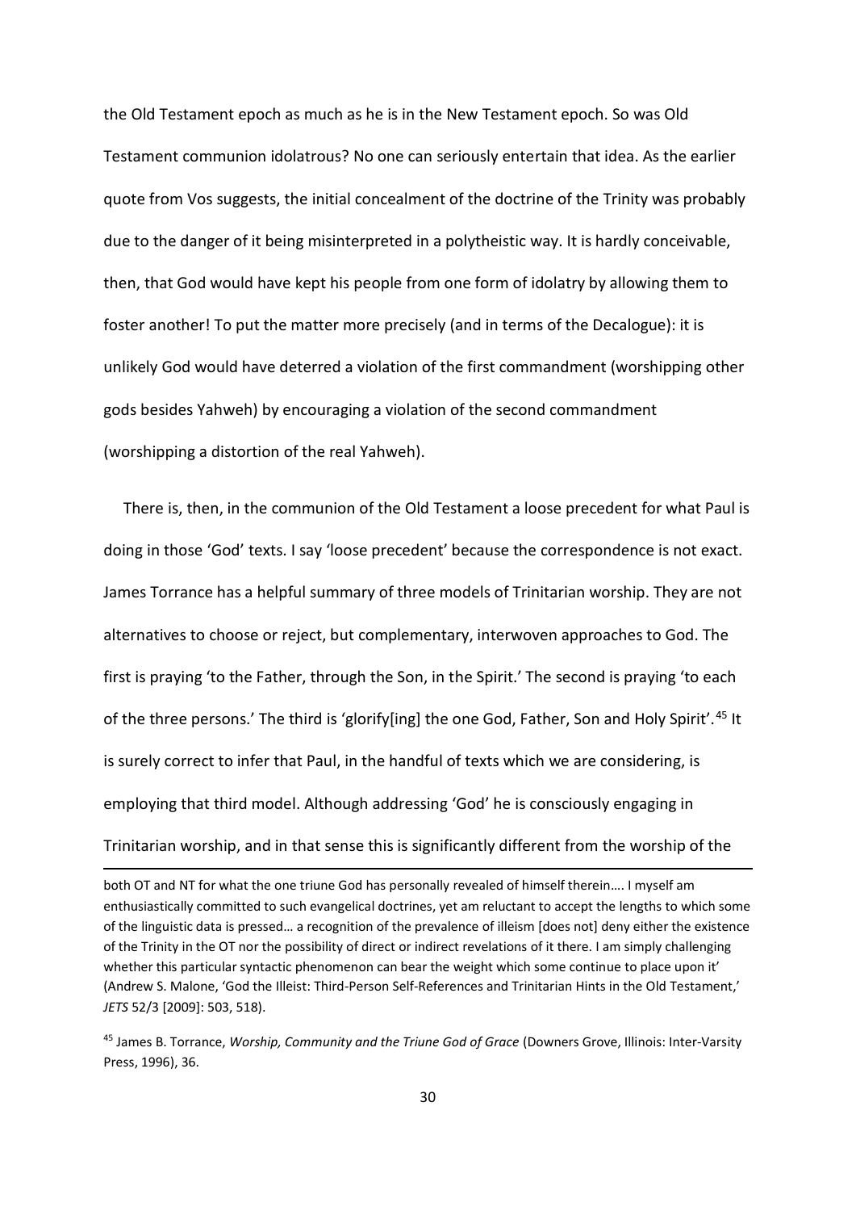the Old Testament epoch as much as he is in the New Testament epoch. So was Old Testament communion idolatrous? No one can seriously entertain that idea. As the earlier quote from Vos suggests, the initial concealment of the doctrine of the Trinity was probably due to the danger of it being misinterpreted in a polytheistic way. It is hardly conceivable, then, that God would have kept his people from one form of idolatry by allowing them to foster another! To put the matter more precisely (and in terms of the Decalogue): it is unlikely God would have deterred a violation of the first commandment (worshipping other gods besides Yahweh) by encouraging a violation of the second commandment (worshipping a distortion of the real Yahweh).

There is, then, in the communion of the Old Testament a loose precedent for what Paul is doing in those 'God' texts. I say 'loose precedent' because the correspondence is not exact. James Torrance has a helpful summary of three models of Trinitarian worship. They are not alternatives to choose or reject, but complementary, interwoven approaches to God. The first is praying 'to the Father, through the Son, in the Spirit.' The second is praying 'to each of the three persons.' The third is 'glorify[ing] the one God, Father, Son and Holy Spirit'.[45] It is surely correct to infer that Paul, in the handful of texts which we are considering, is employing that third model. Although addressing 'God' he is consciously engaging in Trinitarian worship, and in that sense this is significantly different from the worship of the

both OT and NT for what the one triune God has personally revealed of himself therein…. I myself am enthusiastically committed to such evangelical doctrines, yet am reluctant to accept the lengths to which some of the linguistic data is pressed… a recognition of the prevalence of illeism [does not] deny either the existence of the Trinity in the OT nor the possibility of direct or indirect revelations of it there. I am simply challenging whether this particular syntactic phenomenon can bear the weight which some continue to place upon it' (Andrew S. Malone, 'God the Illeist: Third-Person Self-References and Trinitarian Hints in the Old Testament,' *JETS* 52/3 [2009]: 503, 518).

[45] James B. Torrance, *Worship, Community and the Triune God of Grace* (Downers Grove, Illinois: Inter-Varsity Press, 1996), 36.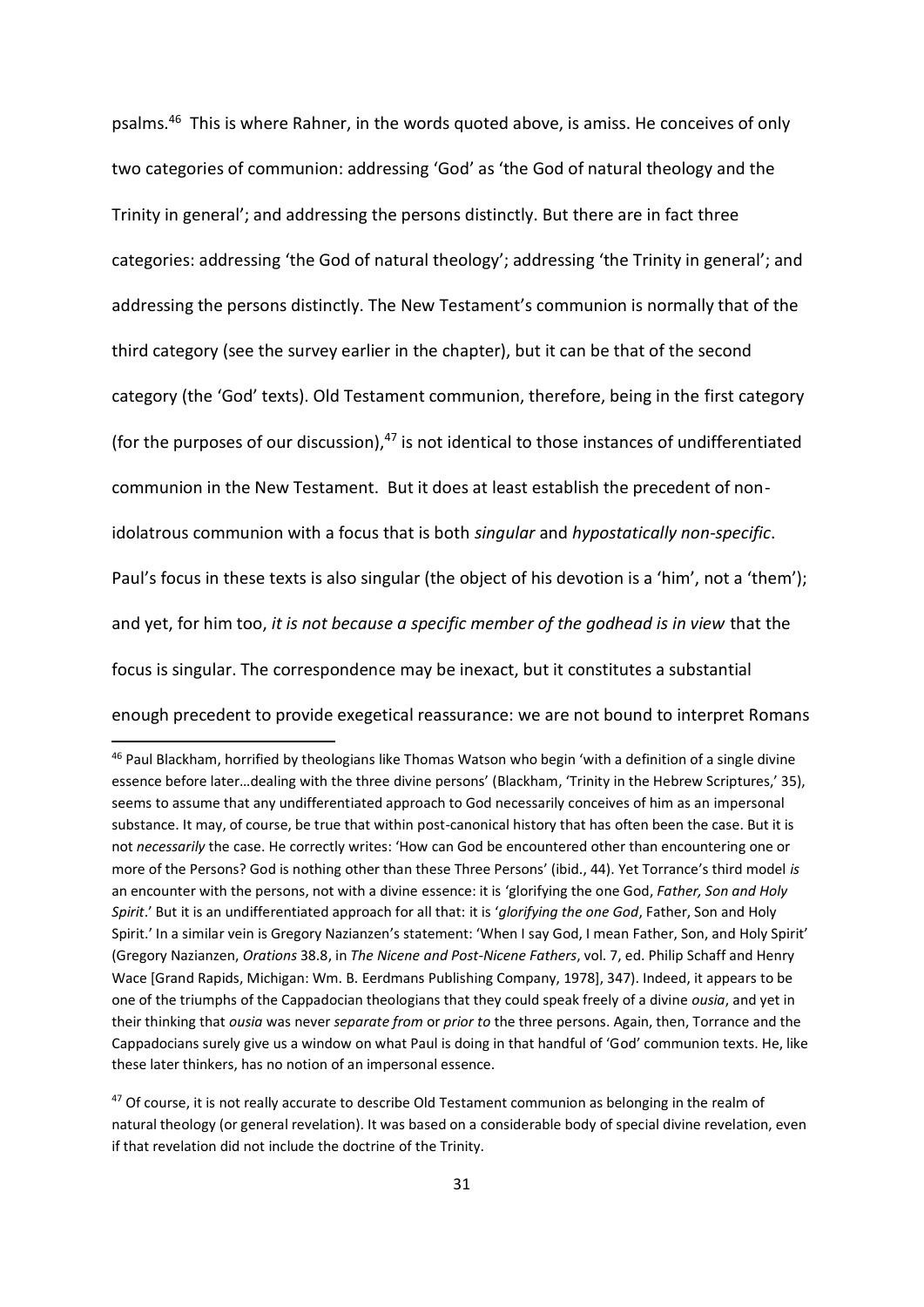psalms.[46] This is where Rahner, in the words quoted above, is amiss. He conceives of only two categories of communion: addressing 'God' as 'the God of natural theology and the Trinity in general'; and addressing the persons distinctly. But there are in fact three categories: addressing 'the God of natural theology'; addressing 'the Trinity in general'; and addressing the persons distinctly. The New Testament's communion is normally that of the third category (see the survey earlier in the chapter), but it can be that of the second category (the 'God' texts). Old Testament communion, therefore, being in the first category (for the purposes of our discussion),[47] is not identical to those instances of undifferentiated communion in the New Testament. But it does at least establish the precedent of non-idolatrous communion with a focus that is both *singular* and *hypostatically non-specific*. Paul's focus in these texts is also singular (the object of his devotion is a 'him', not a 'them'); and yet, for him too, *it is not because a specific member of the godhead is in view* that the focus is singular. The correspondence may be inexact, but it constitutes a substantial enough precedent to provide exegetical reassurance: we are not bound to interpret Romans

[46] Paul Blackham, horrified by theologians like Thomas Watson who begin 'with a definition of a single divine essence before later…dealing with the three divine persons' (Blackham, 'Trinity in the Hebrew Scriptures,' 35), seems to assume that any undifferentiated approach to God necessarily conceives of him as an impersonal substance. It may, of course, be true that within post-canonical history that has often been the case. But it is not *necessarily* the case. He correctly writes: 'How can God be encountered other than encountering one or more of the Persons? God is nothing other than these Three Persons' (ibid., 44). Yet Torrance's third model *is* an encounter with the persons, not with a divine essence: it is 'glorifying the one God, *Father, Son and Holy Spirit*.' But it is an undifferentiated approach for all that: it is '*glorifying the one God*, Father, Son and Holy Spirit.' In a similar vein is Gregory Nazianzen's statement: 'When I say God, I mean Father, Son, and Holy Spirit' (Gregory Nazianzen, *Orations* 38.8, in *The Nicene and Post-Nicene Fathers*, vol. 7, ed. Philip Schaff and Henry Wace [Grand Rapids, Michigan: Wm. B. Eerdmans Publishing Company, 1978], 347). Indeed, it appears to be one of the triumphs of the Cappadocian theologians that they could speak freely of a divine *ousia*, and yet in their thinking that *ousia* was never *separate from* or *prior to* the three persons. Again, then, Torrance and the Cappadocians surely give us a window on what Paul is doing in that handful of 'God' communion texts. He, like these later thinkers, has no notion of an impersonal essence.

[47] Of course, it is not really accurate to describe Old Testament communion as belonging in the realm of natural theology (or general revelation). It was based on a considerable body of special divine revelation, even if that revelation did not include the doctrine of the Trinity.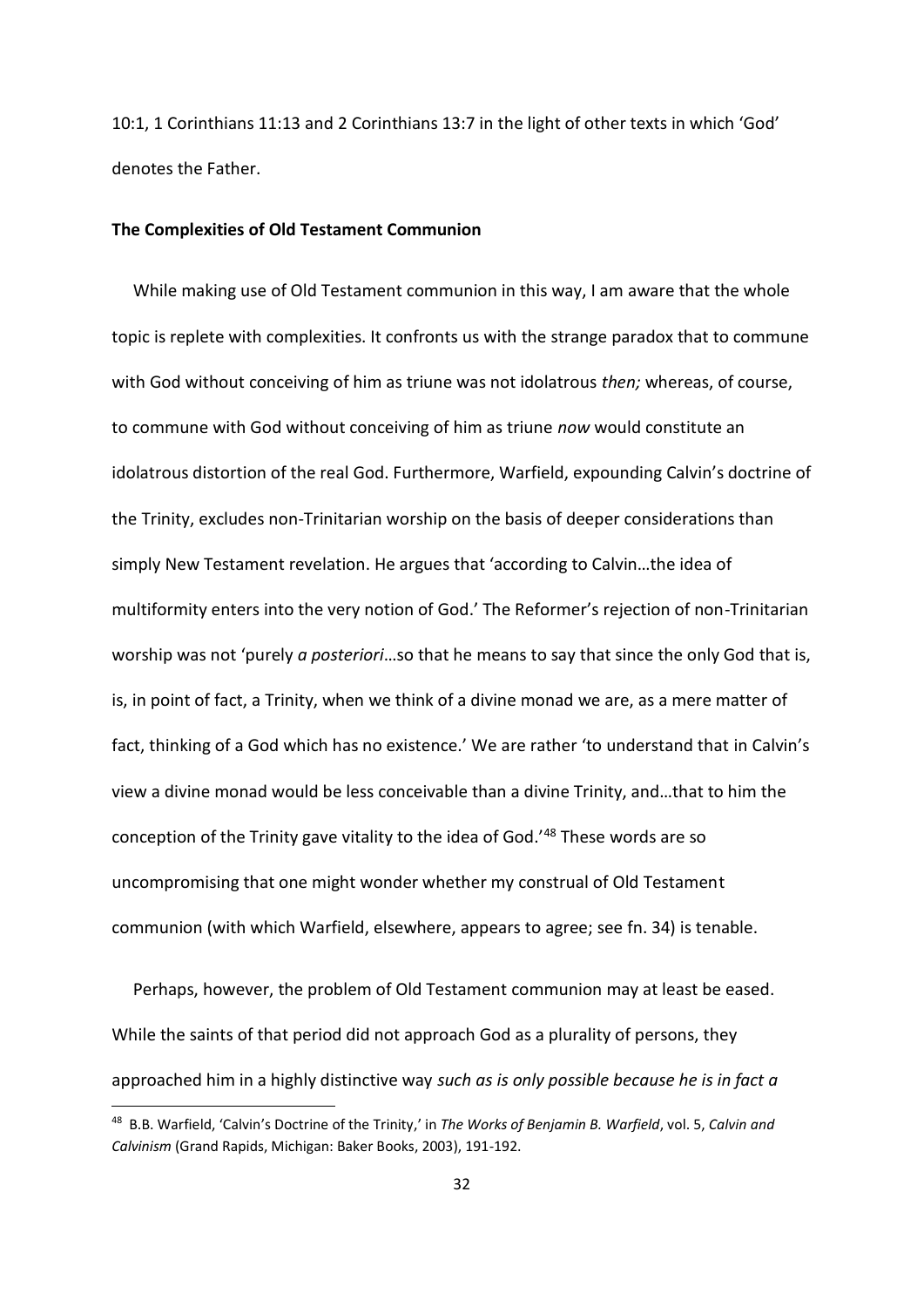10:1, 1 Corinthians 11:13 and 2 Corinthians 13:7 in the light of other texts in which 'God' denotes the Father.

**The Complexities of Old Testament Communion**

While making use of Old Testament communion in this way, I am aware that the whole topic is replete with complexities. It confronts us with the strange paradox that to commune with God without conceiving of him as triune was not idolatrous *then;* whereas, of course, to commune with God without conceiving of him as triune *now* would constitute an idolatrous distortion of the real God. Furthermore, Warfield, expounding Calvin's doctrine of the Trinity, excludes non-Trinitarian worship on the basis of deeper considerations than simply New Testament revelation. He argues that 'according to Calvin…the idea of multiformity enters into the very notion of God.' The Reformer's rejection of non-Trinitarian worship was not 'purely *a posteriori*…so that he means to say that since the only God that is, is, in point of fact, a Trinity, when we think of a divine monad we are, as a mere matter of fact, thinking of a God which has no existence.' We are rather 'to understand that in Calvin's view a divine monad would be less conceivable than a divine Trinity, and…that to him the conception of the Trinity gave vitality to the idea of God.'[48] These words are so uncompromising that one might wonder whether my construal of Old Testament communion (with which Warfield, elsewhere, appears to agree; see fn. 34) is tenable.

Perhaps, however, the problem of Old Testament communion may at least be eased. While the saints of that period did not approach God as a plurality of persons, they approached him in a highly distinctive way *such as is only possible because he is in fact a*

---

[48] B.B. Warfield, 'Calvin's Doctrine of the Trinity,' in *The Works of Benjamin B. Warfield*, vol. 5, *Calvin and Calvinism* (Grand Rapids, Michigan: Baker Books, 2003), 191-192.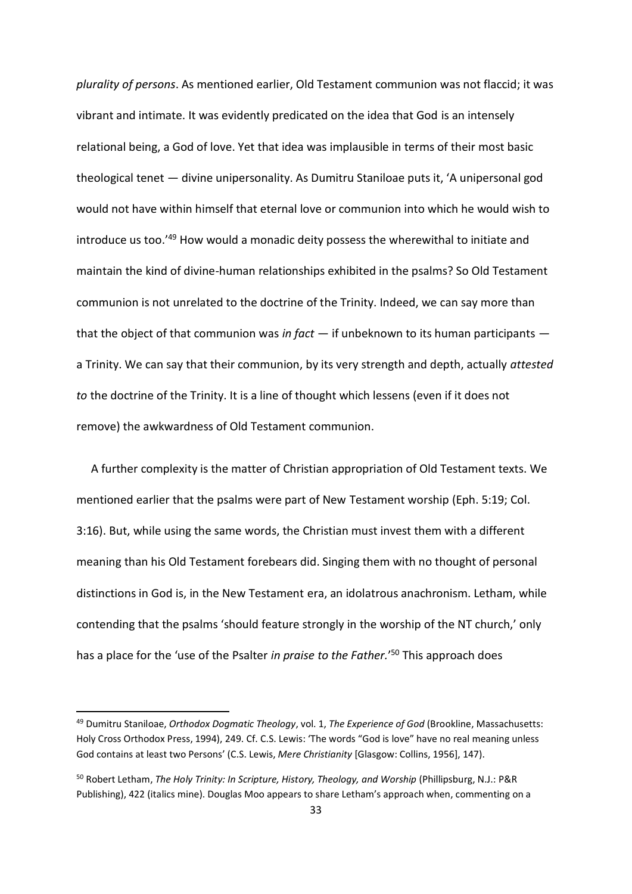*plurality of persons*. As mentioned earlier, Old Testament communion was not flaccid; it was vibrant and intimate. It was evidently predicated on the idea that God is an intensely relational being, a God of love. Yet that idea was implausible in terms of their most basic theological tenet — divine unipersonality. As Dumitru Staniloae puts it, 'A unipersonal god would not have within himself that eternal love or communion into which he would wish to introduce us too.'[49] How would a monadic deity possess the wherewithal to initiate and maintain the kind of divine-human relationships exhibited in the psalms? So Old Testament communion is not unrelated to the doctrine of the Trinity. Indeed, we can say more than that the object of that communion was *in fact* — if unbeknown to its human participants — a Trinity. We can say that their communion, by its very strength and depth, actually *attested to* the doctrine of the Trinity. It is a line of thought which lessens (even if it does not remove) the awkwardness of Old Testament communion.

A further complexity is the matter of Christian appropriation of Old Testament texts. We mentioned earlier that the psalms were part of New Testament worship (Eph. 5:19; Col. 3:16). But, while using the same words, the Christian must invest them with a different meaning than his Old Testament forebears did. Singing them with no thought of personal distinctions in God is, in the New Testament era, an idolatrous anachronism. Letham, while contending that the psalms 'should feature strongly in the worship of the NT church,' only has a place for the 'use of the Psalter *in praise to the Father*.'[50] This approach does

---

[49] Dumitru Staniloae, *Orthodox Dogmatic Theology*, vol. 1, *The Experience of God* (Brookline, Massachusetts: Holy Cross Orthodox Press, 1994), 249. Cf. C.S. Lewis: 'The words "God is love" have no real meaning unless God contains at least two Persons' (C.S. Lewis, *Mere Christianity* [Glasgow: Collins, 1956], 147).

[50] Robert Letham, *The Holy Trinity: In Scripture, History, Theology, and Worship* (Phillipsburg, N.J.: P&R Publishing), 422 (italics mine). Douglas Moo appears to share Letham's approach when, commenting on a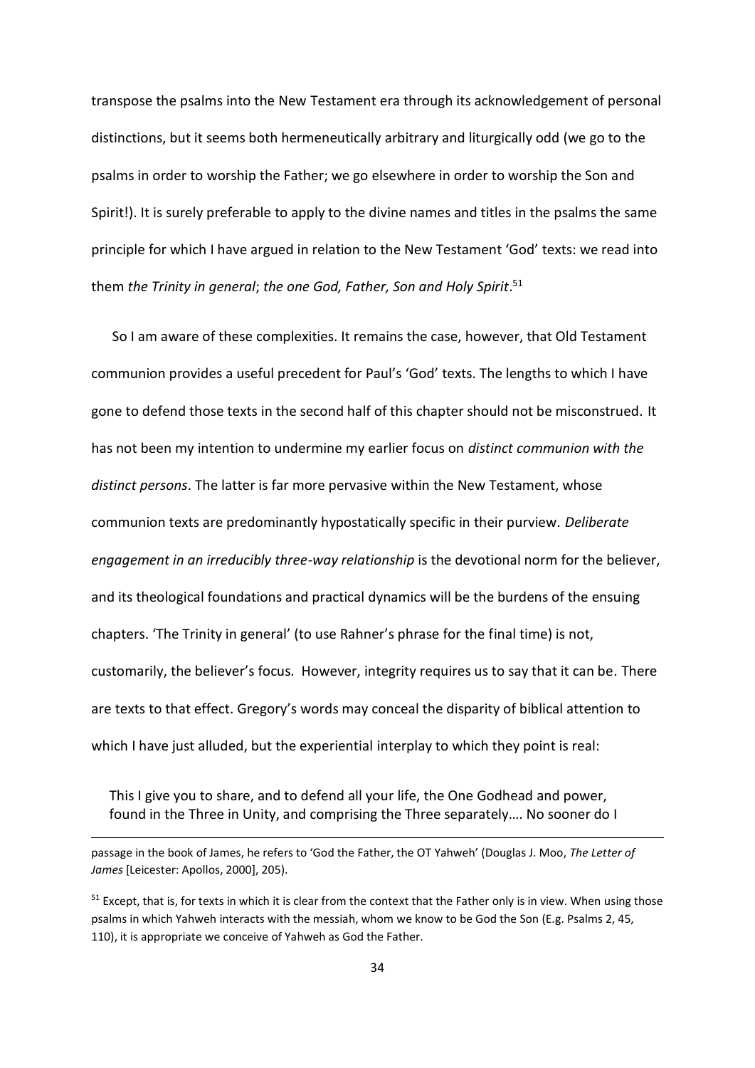transpose the psalms into the New Testament era through its acknowledgement of personal distinctions, but it seems both hermeneutically arbitrary and liturgically odd (we go to the psalms in order to worship the Father; we go elsewhere in order to worship the Son and Spirit!). It is surely preferable to apply to the divine names and titles in the psalms the same principle for which I have argued in relation to the New Testament 'God' texts: we read into them *the Trinity in general*; *the one God, Father, Son and Holy Spirit*.[51]

So I am aware of these complexities. It remains the case, however, that Old Testament communion provides a useful precedent for Paul's 'God' texts. The lengths to which I have gone to defend those texts in the second half of this chapter should not be misconstrued. It has not been my intention to undermine my earlier focus on *distinct communion with the distinct persons*. The latter is far more pervasive within the New Testament, whose communion texts are predominantly hypostatically specific in their purview. *Deliberate engagement in an irreducibly three-way relationship* is the devotional norm for the believer, and its theological foundations and practical dynamics will be the burdens of the ensuing chapters. 'The Trinity in general' (to use Rahner's phrase for the final time) is not, customarily, the believer's focus. However, integrity requires us to say that it can be. There are texts to that effect. Gregory's words may conceal the disparity of biblical attention to which I have just alluded, but the experiential interplay to which they point is real:

> This I give you to share, and to defend all your life, the One Godhead and power, found in the Three in Unity, and comprising the Three separately.... No sooner do I

---

passage in the book of James, he refers to 'God the Father, the OT Yahweh' (Douglas J. Moo, *The Letter of James* [Leicester: Apollos, 2000], 205).

[51] Except, that is, for texts in which it is clear from the context that the Father only is in view. When using those psalms in which Yahweh interacts with the messiah, whom we know to be God the Son (E.g. Psalms 2, 45, 110), it is appropriate we conceive of Yahweh as God the Father.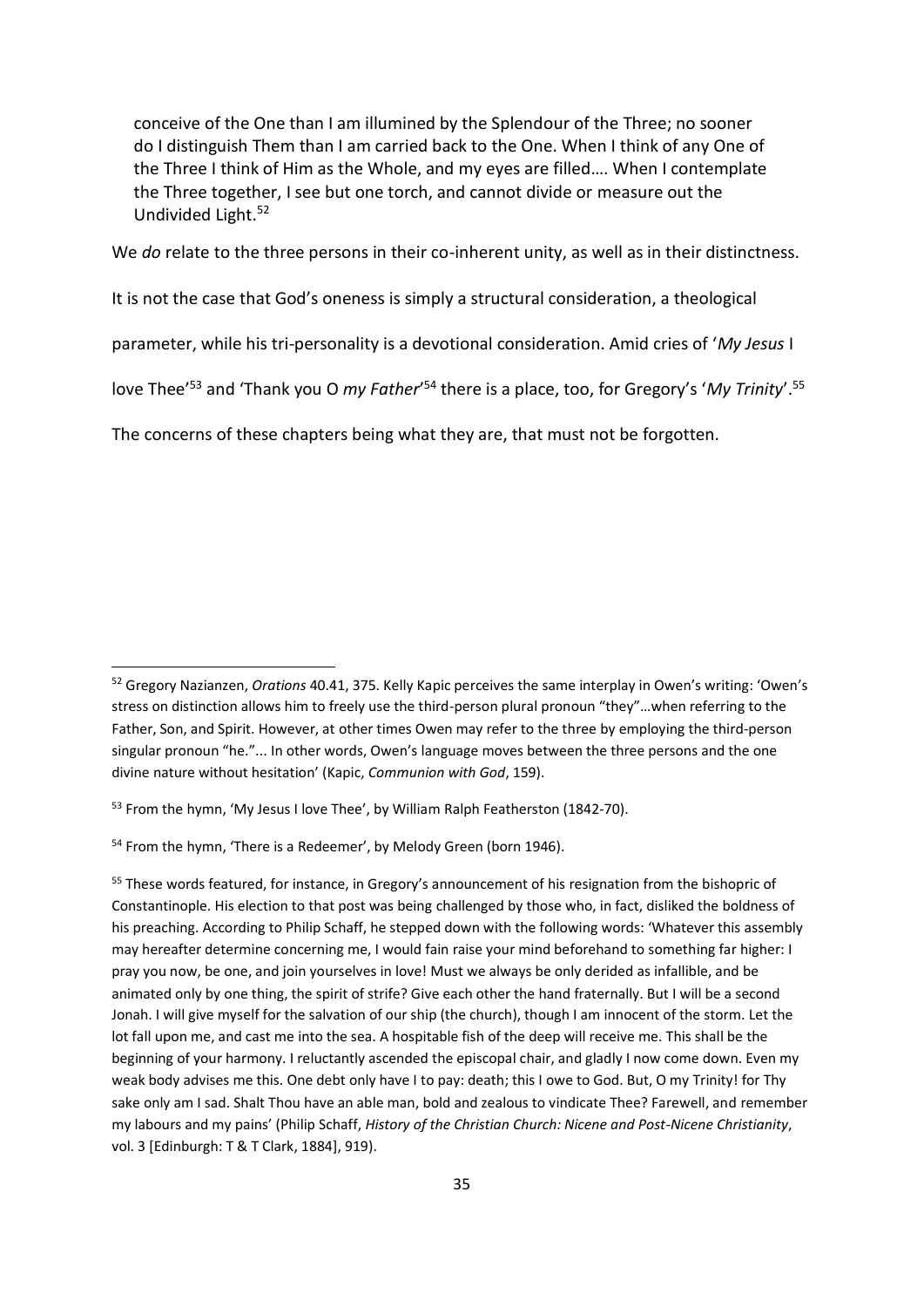> conceive of the One than I am illumined by the Splendour of the Three; no sooner do I distinguish Them than I am carried back to the One. When I think of any One of the Three I think of Him as the Whole, and my eyes are filled…. When I contemplate the Three together, I see but one torch, and cannot divide or measure out the Undivided Light.[52]

We *do* relate to the three persons in their co-inherent unity, as well as in their distinctness. It is not the case that God's oneness is simply a structural consideration, a theological parameter, while his tri-personality is a devotional consideration. Amid cries of '*My Jesus* I love Thee'[53] and 'Thank you O *my Father*'[54] there is a place, too, for Gregory's '*My Trinity*'.[55] The concerns of these chapters being what they are, that must not be forgotten.

---

[52] Gregory Nazianzen, *Orations* 40.41, 375. Kelly Kapic perceives the same interplay in Owen's writing: 'Owen's stress on distinction allows him to freely use the third-person plural pronoun "they"…when referring to the Father, Son, and Spirit. However, at other times Owen may refer to the three by employing the third-person singular pronoun "he."... In other words, Owen's language moves between the three persons and the one divine nature without hesitation' (Kapic, *Communion with God*, 159).

[53] From the hymn, 'My Jesus I love Thee', by William Ralph Featherston (1842-70).

[54] From the hymn, 'There is a Redeemer', by Melody Green (born 1946).

[55] These words featured, for instance, in Gregory's announcement of his resignation from the bishopric of Constantinople. His election to that post was being challenged by those who, in fact, disliked the boldness of his preaching. According to Philip Schaff, he stepped down with the following words: 'Whatever this assembly may hereafter determine concerning me, I would fain raise your mind beforehand to something far higher: I pray you now, be one, and join yourselves in love! Must we always be only derided as infallible, and be animated only by one thing, the spirit of strife? Give each other the hand fraternally. But I will be a second Jonah. I will give myself for the salvation of our ship (the church), though I am innocent of the storm. Let the lot fall upon me, and cast me into the sea. A hospitable fish of the deep will receive me. This shall be the beginning of your harmony. I reluctantly ascended the episcopal chair, and gladly I now come down. Even my weak body advises me this. One debt only have I to pay: death; this I owe to God. But, O my Trinity! for Thy sake only am I sad. Shalt Thou have an able man, bold and zealous to vindicate Thee? Farewell, and remember my labours and my pains' (Philip Schaff, *History of the Christian Church: Nicene and Post-Nicene Christianity*, vol. 3 [Edinburgh: T & T Clark, 1884], 919).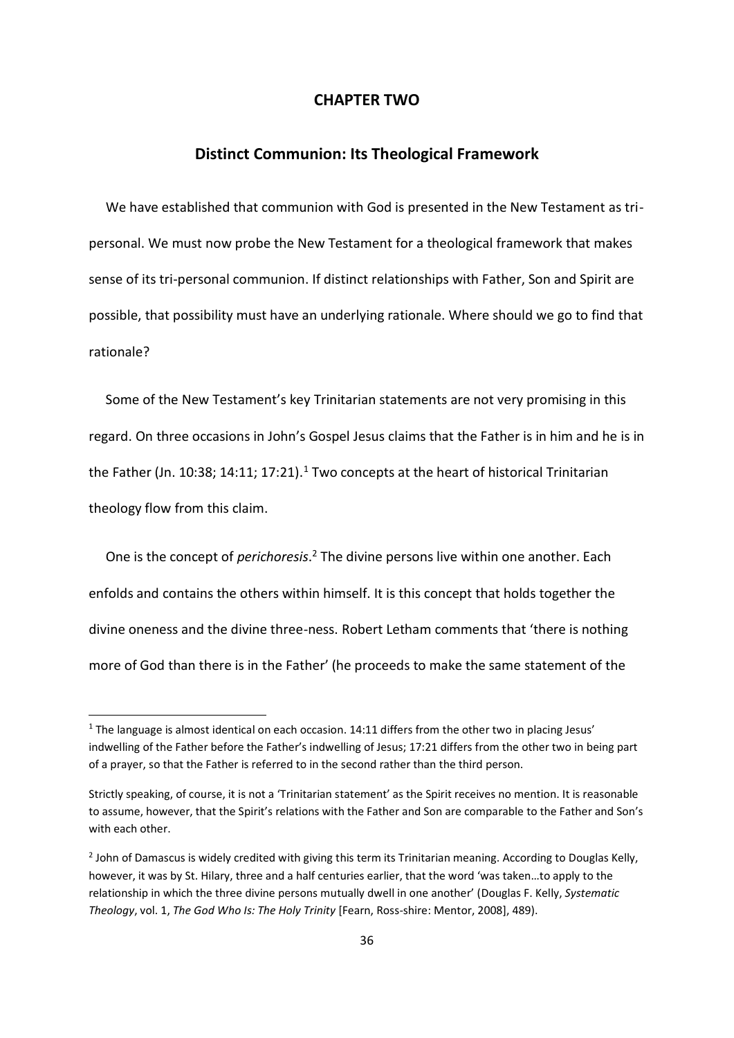# CHAPTER TWO

## Distinct Communion: Its Theological Framework

We have established that communion with God is presented in the New Testament as tri-personal. We must now probe the New Testament for a theological framework that makes sense of its tri-personal communion. If distinct relationships with Father, Son and Spirit are possible, that possibility must have an underlying rationale. Where should we go to find that rationale?

Some of the New Testament's key Trinitarian statements are not very promising in this regard. On three occasions in John's Gospel Jesus claims that the Father is in him and he is in the Father (Jn. 10:38; 14:11; 17:21).[1] Two concepts at the heart of historical Trinitarian theology flow from this claim.

One is the concept of *perichoresis*.[2] The divine persons live within one another. Each enfolds and contains the others within himself. It is this concept that holds together the divine oneness and the divine three-ness. Robert Letham comments that 'there is nothing more of God than there is in the Father' (he proceeds to make the same statement of the

---

[1] The language is almost identical on each occasion. 14:11 differs from the other two in placing Jesus' indwelling of the Father before the Father's indwelling of Jesus; 17:21 differs from the other two in being part of a prayer, so that the Father is referred to in the second rather than the third person.

Strictly speaking, of course, it is not a 'Trinitarian statement' as the Spirit receives no mention. It is reasonable to assume, however, that the Spirit's relations with the Father and Son are comparable to the Father and Son's with each other.

[2] John of Damascus is widely credited with giving this term its Trinitarian meaning. According to Douglas Kelly, however, it was by St. Hilary, three and a half centuries earlier, that the word 'was taken…to apply to the relationship in which the three divine persons mutually dwell in one another' (Douglas F. Kelly, *Systematic Theology*, vol. 1, *The God Who Is: The Holy Trinity* [Fearn, Ross-shire: Mentor, 2008], 489).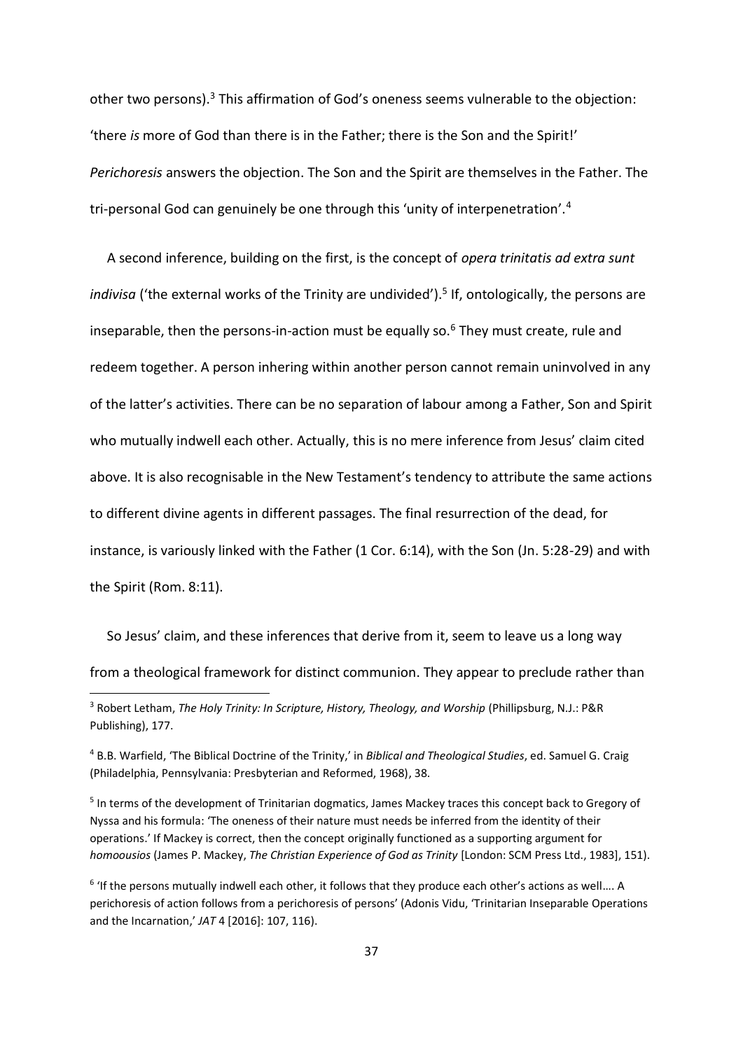other two persons).[3] This affirmation of God's oneness seems vulnerable to the objection: 'there *is* more of God than there is in the Father; there is the Son and the Spirit!' *Perichoresis* answers the objection. The Son and the Spirit are themselves in the Father. The tri-personal God can genuinely be one through this 'unity of interpenetration'.[4]

A second inference, building on the first, is the concept of *opera trinitatis ad extra sunt indivisa* ('the external works of the Trinity are undivided').[5] If, ontologically, the persons are inseparable, then the persons-in-action must be equally so.[6] They must create, rule and redeem together. A person inhering within another person cannot remain uninvolved in any of the latter's activities. There can be no separation of labour among a Father, Son and Spirit who mutually indwell each other. Actually, this is no mere inference from Jesus' claim cited above. It is also recognisable in the New Testament's tendency to attribute the same actions to different divine agents in different passages. The final resurrection of the dead, for instance, is variously linked with the Father (1 Cor. 6:14), with the Son (Jn. 5:28-29) and with the Spirit (Rom. 8:11).

So Jesus' claim, and these inferences that derive from it, seem to leave us a long way from a theological framework for distinct communion. They appear to preclude rather than

---

[3] Robert Letham, *The Holy Trinity: In Scripture, History, Theology, and Worship* (Phillipsburg, N.J.: P&R Publishing), 177.

[4] B.B. Warfield, 'The Biblical Doctrine of the Trinity,' in *Biblical and Theological Studies*, ed. Samuel G. Craig (Philadelphia, Pennsylvania: Presbyterian and Reformed, 1968), 38.

[5] In terms of the development of Trinitarian dogmatics, James Mackey traces this concept back to Gregory of Nyssa and his formula: 'The oneness of their nature must needs be inferred from the identity of their operations.' If Mackey is correct, then the concept originally functioned as a supporting argument for *homoousios* (James P. Mackey, *The Christian Experience of God as Trinity* [London: SCM Press Ltd., 1983], 151).

[6] 'If the persons mutually indwell each other, it follows that they produce each other's actions as well…. A perichoresis of action follows from a perichoresis of persons' (Adonis Vidu, 'Trinitarian Inseparable Operations and the Incarnation,' *JAT* 4 [2016]: 107, 116).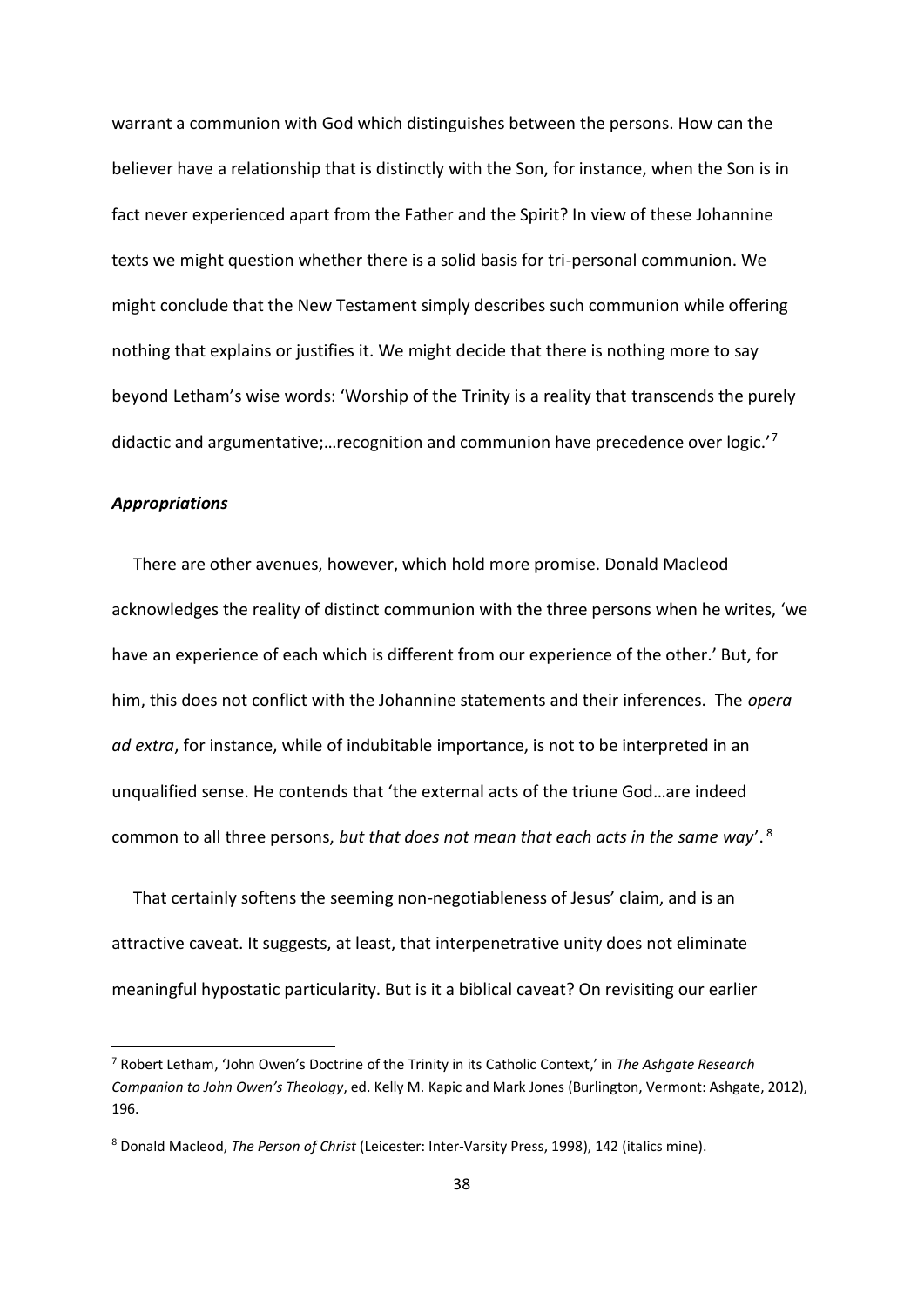warrant a communion with God which distinguishes between the persons. How can the believer have a relationship that is distinctly with the Son, for instance, when the Son is in fact never experienced apart from the Father and the Spirit? In view of these Johannine texts we might question whether there is a solid basis for tri-personal communion. We might conclude that the New Testament simply describes such communion while offering nothing that explains or justifies it. We might decide that there is nothing more to say beyond Letham's wise words: 'Worship of the Trinity is a reality that transcends the purely didactic and argumentative;…recognition and communion have precedence over logic.'[7]

### ***Appropriations***

There are other avenues, however, which hold more promise. Donald Macleod acknowledges the reality of distinct communion with the three persons when he writes, 'we have an experience of each which is different from our experience of the other.' But, for him, this does not conflict with the Johannine statements and their inferences. The *opera ad extra*, for instance, while of indubitable importance, is not to be interpreted in an unqualified sense. He contends that 'the external acts of the triune God…are indeed common to all three persons, *but that does not mean that each acts in the same way*'.[8]

That certainly softens the seeming non-negotiableness of Jesus' claim, and is an attractive caveat. It suggests, at least, that interpenetrative unity does not eliminate meaningful hypostatic particularity. But is it a biblical caveat? On revisiting our earlier

---

[7] Robert Letham, 'John Owen's Doctrine of the Trinity in its Catholic Context,' in *The Ashgate Research Companion to John Owen's Theology*, ed. Kelly M. Kapic and Mark Jones (Burlington, Vermont: Ashgate, 2012), 196.

[8] Donald Macleod, *The Person of Christ* (Leicester: Inter-Varsity Press, 1998), 142 (italics mine).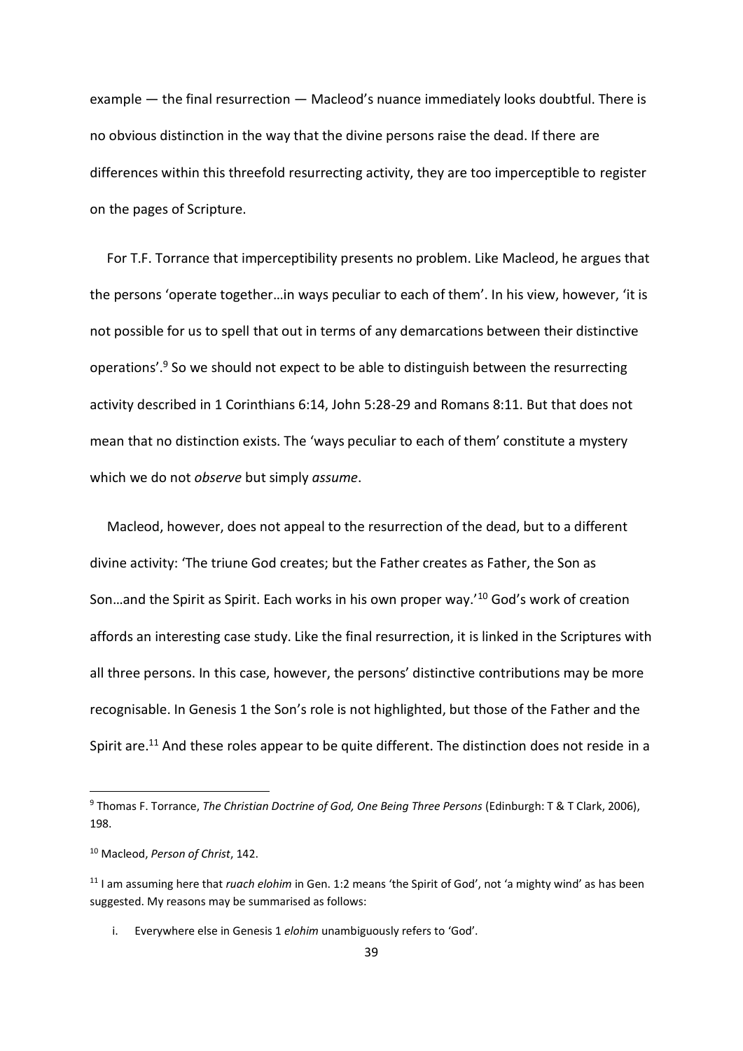example — the final resurrection — Macleod's nuance immediately looks doubtful. There is no obvious distinction in the way that the divine persons raise the dead. If there are differences within this threefold resurrecting activity, they are too imperceptible to register on the pages of Scripture.

For T.F. Torrance that imperceptibility presents no problem. Like Macleod, he argues that the persons 'operate together…in ways peculiar to each of them'. In his view, however, 'it is not possible for us to spell that out in terms of any demarcations between their distinctive operations'.[9] So we should not expect to be able to distinguish between the resurrecting activity described in 1 Corinthians 6:14, John 5:28-29 and Romans 8:11. But that does not mean that no distinction exists. The 'ways peculiar to each of them' constitute a mystery which we do not *observe* but simply *assume*.

Macleod, however, does not appeal to the resurrection of the dead, but to a different divine activity: 'The triune God creates; but the Father creates as Father, the Son as Son…and the Spirit as Spirit. Each works in his own proper way.'[10] God's work of creation affords an interesting case study. Like the final resurrection, it is linked in the Scriptures with all three persons. In this case, however, the persons' distinctive contributions may be more recognisable. In Genesis 1 the Son's role is not highlighted, but those of the Father and the Spirit are.[11] And these roles appear to be quite different. The distinction does not reside in a

---

[9] Thomas F. Torrance, *The Christian Doctrine of God, One Being Three Persons* (Edinburgh: T & T Clark, 2006), 198.

[10] Macleod, *Person of Christ*, 142.

[11] I am assuming here that *ruach elohim* in Gen. 1:2 means 'the Spirit of God', not 'a mighty wind' as has been suggested. My reasons may be summarised as follows:

i. Everywhere else in Genesis 1 *elohim* unambiguously refers to 'God'.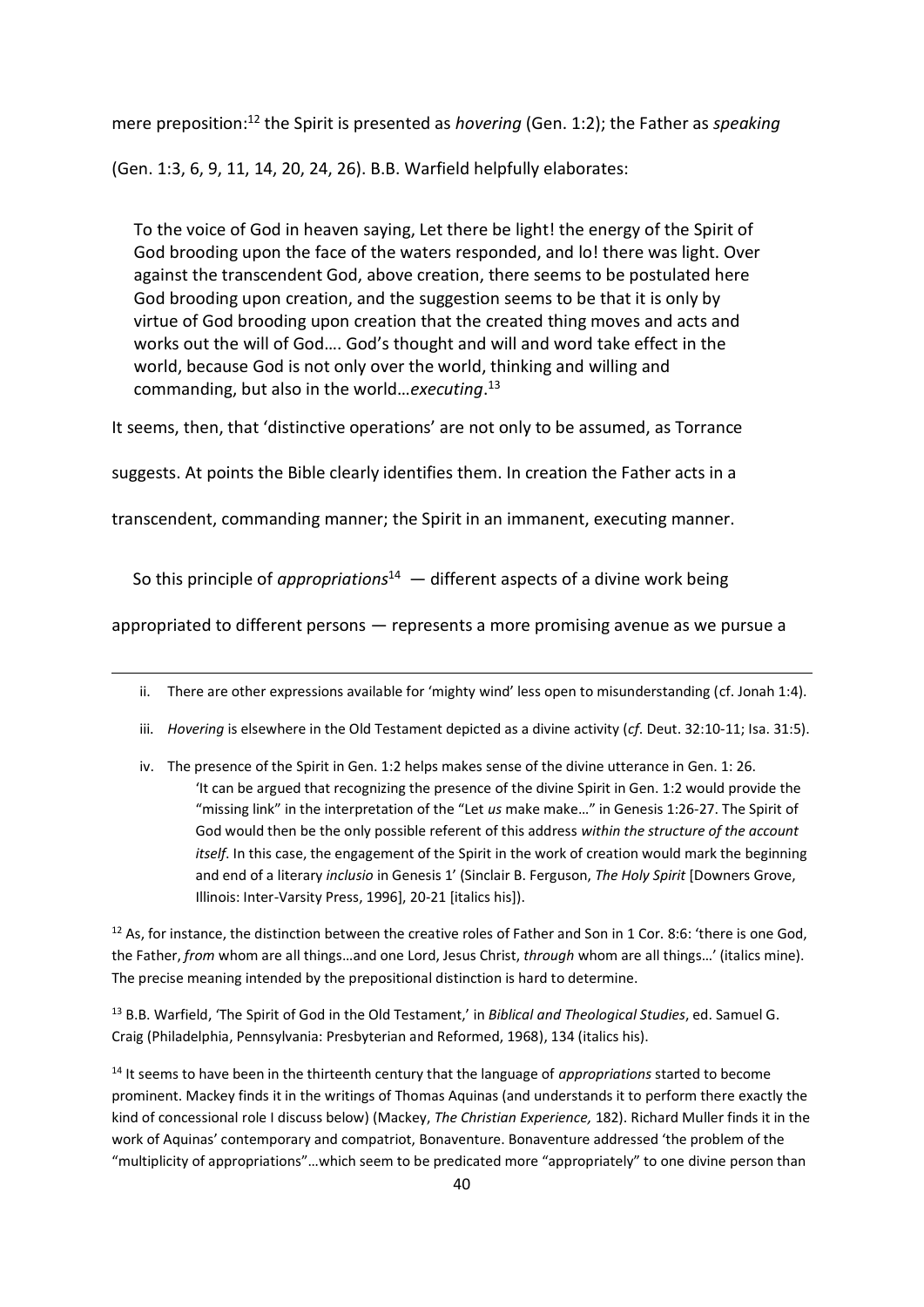mere preposition:[12] the Spirit is presented as *hovering* (Gen. 1:2); the Father as *speaking* (Gen. 1:3, 6, 9, 11, 14, 20, 24, 26). B.B. Warfield helpfully elaborates:

> To the voice of God in heaven saying, Let there be light! the energy of the Spirit of God brooding upon the face of the waters responded, and lo! there was light. Over against the transcendent God, above creation, there seems to be postulated here God brooding upon creation, and the suggestion seems to be that it is only by virtue of God brooding upon creation that the created thing moves and acts and works out the will of God…. God's thought and will and word take effect in the world, because God is not only over the world, thinking and willing and commanding, but also in the world…*executing*.[13]

It seems, then, that 'distinctive operations' are not only to be assumed, as Torrance suggests. At points the Bible clearly identifies them. In creation the Father acts in a transcendent, commanding manner; the Spirit in an immanent, executing manner.

So this principle of *appropriations*[14] — different aspects of a divine work being appropriated to different persons — represents a more promising avenue as we pursue a

---

ii. There are other expressions available for 'mighty wind' less open to misunderstanding (cf. Jonah 1:4).

iii. *Hovering* is elsewhere in the Old Testament depicted as a divine activity (*cf*. Deut. 32:10-11; Isa. 31:5).

iv. The presence of the Spirit in Gen. 1:2 helps makes sense of the divine utterance in Gen. 1: 26.
'It can be argued that recognizing the presence of the divine Spirit in Gen. 1:2 would provide the "missing link" in the interpretation of the "Let *us* make make…" in Genesis 1:26-27. The Spirit of God would then be the only possible referent of this address *within the structure of the account itself*. In this case, the engagement of the Spirit in the work of creation would mark the beginning and end of a literary *inclusio* in Genesis 1' (Sinclair B. Ferguson, *The Holy Spirit* [Downers Grove, Illinois: Inter-Varsity Press, 1996], 20-21 [italics his]).

[12] As, for instance, the distinction between the creative roles of Father and Son in 1 Cor. 8:6: 'there is one God, the Father, *from* whom are all things…and one Lord, Jesus Christ, *through* whom are all things…' (italics mine). The precise meaning intended by the prepositional distinction is hard to determine.

[13] B.B. Warfield, 'The Spirit of God in the Old Testament,' in *Biblical and Theological Studies*, ed. Samuel G. Craig (Philadelphia, Pennsylvania: Presbyterian and Reformed, 1968), 134 (italics his).

[14] It seems to have been in the thirteenth century that the language of *appropriations* started to become prominent. Mackey finds it in the writings of Thomas Aquinas (and understands it to perform there exactly the kind of concessional role I discuss below) (Mackey, *The Christian Experience,* 182). Richard Muller finds it in the work of Aquinas' contemporary and compatriot, Bonaventure. Bonaventure addressed 'the problem of the "multiplicity of appropriations"…which seem to be predicated more "appropriately" to one divine person than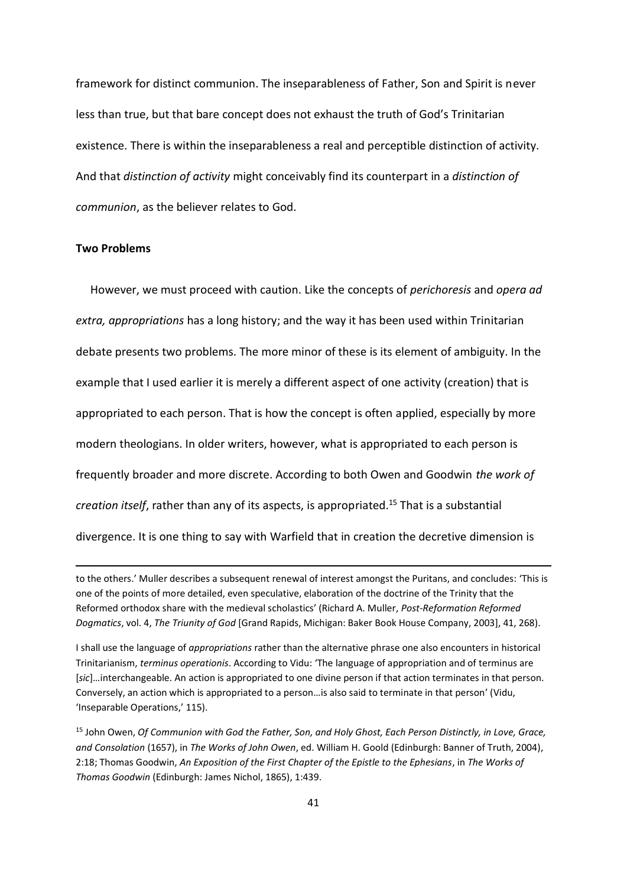framework for distinct communion. The inseparableness of Father, Son and Spirit is never less than true, but that bare concept does not exhaust the truth of God's Trinitarian existence. There is within the inseparableness a real and perceptible distinction of activity. And that *distinction of activity* might conceivably find its counterpart in a *distinction of communion*, as the believer relates to God.

**Two Problems**

However, we must proceed with caution. Like the concepts of *perichoresis* and *opera ad extra, appropriations* has a long history; and the way it has been used within Trinitarian debate presents two problems. The more minor of these is its element of ambiguity. In the example that I used earlier it is merely a different aspect of one activity (creation) that is appropriated to each person. That is how the concept is often applied, especially by more modern theologians. In older writers, however, what is appropriated to each person is frequently broader and more discrete. According to both Owen and Goodwin *the work of creation itself*, rather than any of its aspects, is appropriated.[15] That is a substantial divergence. It is one thing to say with Warfield that in creation the decretive dimension is

---

to the others.' Muller describes a subsequent renewal of interest amongst the Puritans, and concludes: 'This is one of the points of more detailed, even speculative, elaboration of the doctrine of the Trinity that the Reformed orthodox share with the medieval scholastics' (Richard A. Muller, *Post-Reformation Reformed Dogmatics*, vol. 4, *The Triunity of God* [Grand Rapids, Michigan: Baker Book House Company, 2003], 41, 268).

I shall use the language of *appropriations* rather than the alternative phrase one also encounters in historical Trinitarianism, *terminus operationis*. According to Vidu: 'The language of appropriation and of terminus are [*sic*]…interchangeable. An action is appropriated to one divine person if that action terminates in that person. Conversely, an action which is appropriated to a person…is also said to terminate in that person' (Vidu, 'Inseparable Operations,' 115).

[15] John Owen, *Of Communion with God the Father, Son, and Holy Ghost, Each Person Distinctly, in Love, Grace, and Consolation* (1657), in *The Works of John Owen*, ed. William H. Goold (Edinburgh: Banner of Truth, 2004), 2:18; Thomas Goodwin, *An Exposition of the First Chapter of the Epistle to the Ephesians*, in *The Works of Thomas Goodwin* (Edinburgh: James Nichol, 1865), 1:439.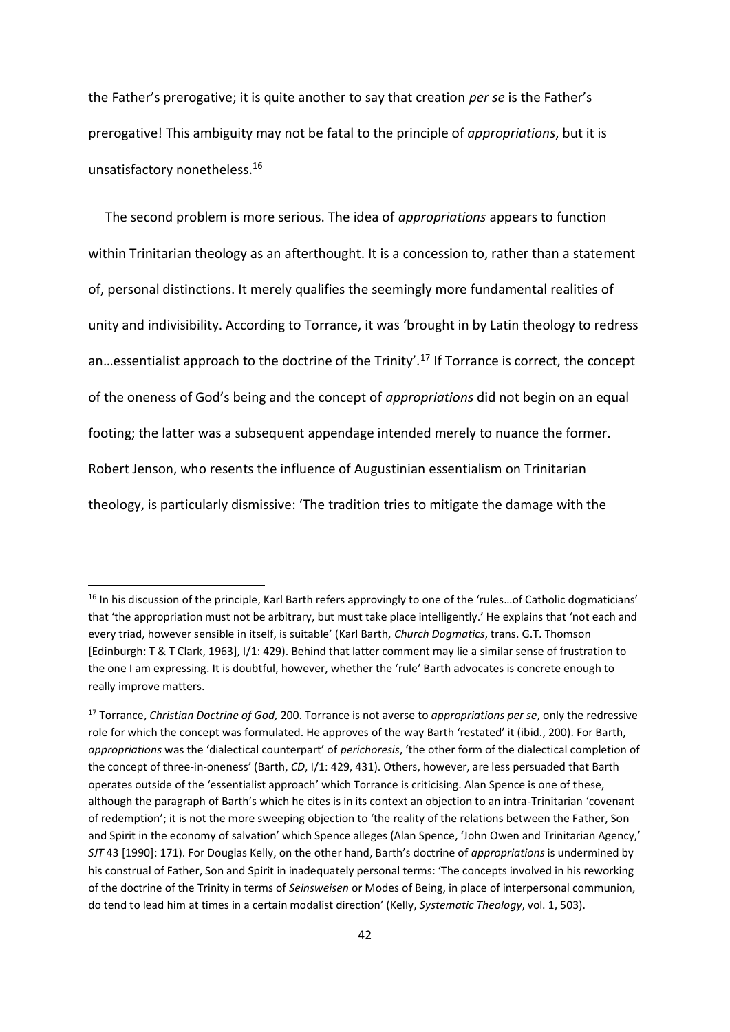the Father's prerogative; it is quite another to say that creation *per se* is the Father's prerogative! This ambiguity may not be fatal to the principle of *appropriations*, but it is unsatisfactory nonetheless.[16]

The second problem is more serious. The idea of *appropriations* appears to function within Trinitarian theology as an afterthought. It is a concession to, rather than a statement of, personal distinctions. It merely qualifies the seemingly more fundamental realities of unity and indivisibility. According to Torrance, it was 'brought in by Latin theology to redress an…essentialist approach to the doctrine of the Trinity'.[17] If Torrance is correct, the concept of the oneness of God's being and the concept of *appropriations* did not begin on an equal footing; the latter was a subsequent appendage intended merely to nuance the former. Robert Jenson, who resents the influence of Augustinian essentialism on Trinitarian theology, is particularly dismissive: 'The tradition tries to mitigate the damage with the

---

[16] In his discussion of the principle, Karl Barth refers approvingly to one of the 'rules…of Catholic dogmaticians' that 'the appropriation must not be arbitrary, but must take place intelligently.' He explains that 'not each and every triad, however sensible in itself, is suitable' (Karl Barth, *Church Dogmatics*, trans. G.T. Thomson [Edinburgh: T & T Clark, 1963], I/1: 429). Behind that latter comment may lie a similar sense of frustration to the one I am expressing. It is doubtful, however, whether the 'rule' Barth advocates is concrete enough to really improve matters.

[17] Torrance, *Christian Doctrine of God,* 200. Torrance is not averse to *appropriations per se*, only the redressive role for which the concept was formulated. He approves of the way Barth 'restated' it (ibid., 200). For Barth, *appropriations* was the 'dialectical counterpart' of *perichoresis*, 'the other form of the dialectical completion of the concept of three-in-oneness' (Barth, *CD*, I/1: 429, 431). Others, however, are less persuaded that Barth operates outside of the 'essentialist approach' which Torrance is criticising. Alan Spence is one of these, although the paragraph of Barth's which he cites is in its context an objection to an intra-Trinitarian 'covenant of redemption'; it is not the more sweeping objection to 'the reality of the relations between the Father, Son and Spirit in the economy of salvation' which Spence alleges (Alan Spence, 'John Owen and Trinitarian Agency,' *SJT* 43 [1990]: 171). For Douglas Kelly, on the other hand, Barth's doctrine of *appropriations* is undermined by his construal of Father, Son and Spirit in inadequately personal terms: 'The concepts involved in his reworking of the doctrine of the Trinity in terms of *Seinsweisen* or Modes of Being, in place of interpersonal communion, do tend to lead him at times in a certain modalist direction' (Kelly, *Systematic Theology*, vol. 1, 503).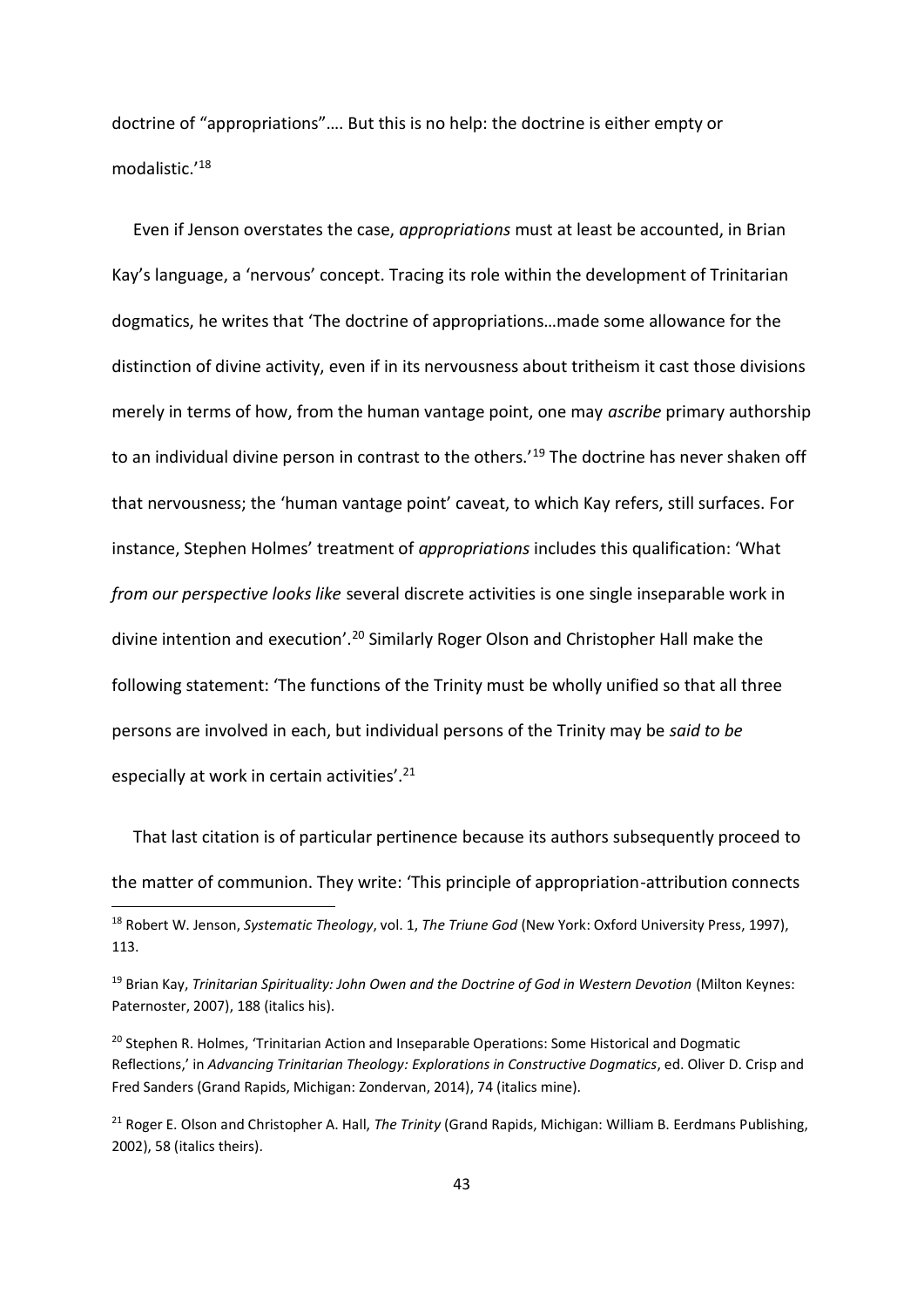doctrine of “appropriations”…. But this is no help: the doctrine is either empty or modalistic.’[18]

Even if Jenson overstates the case, *appropriations* must at least be accounted, in Brian Kay’s language, a ‘nervous’ concept. Tracing its role within the development of Trinitarian dogmatics, he writes that ‘The doctrine of appropriations…made some allowance for the distinction of divine activity, even if in its nervousness about tritheism it cast those divisions merely in terms of how, from the human vantage point, one may *ascribe* primary authorship to an individual divine person in contrast to the others.’[19] The doctrine has never shaken off that nervousness; the ‘human vantage point’ caveat, to which Kay refers, still surfaces. For instance, Stephen Holmes’ treatment of *appropriations* includes this qualification: ‘What *from our perspective looks like* several discrete activities is one single inseparable work in divine intention and execution’.[20] Similarly Roger Olson and Christopher Hall make the following statement: ‘The functions of the Trinity must be wholly unified so that all three persons are involved in each, but individual persons of the Trinity may be *said to be* especially at work in certain activities’.[21]

That last citation is of particular pertinence because its authors subsequently proceed to the matter of communion. They write: ‘This principle of appropriation-attribution connects

[18] Robert W. Jenson, *Systematic Theology*, vol. 1, *The Triune God* (New York: Oxford University Press, 1997), 113.

[19] Brian Kay, *Trinitarian Spirituality: John Owen and the Doctrine of God in Western Devotion* (Milton Keynes: Paternoster, 2007), 188 (italics his).

[20] Stephen R. Holmes, ‘Trinitarian Action and Inseparable Operations: Some Historical and Dogmatic Reflections,’ in *Advancing Trinitarian Theology: Explorations in Constructive Dogmatics*, ed. Oliver D. Crisp and Fred Sanders (Grand Rapids, Michigan: Zondervan, 2014), 74 (italics mine).

[21] Roger E. Olson and Christopher A. Hall, *The Trinity* (Grand Rapids, Michigan: William B. Eerdmans Publishing, 2002), 58 (italics theirs).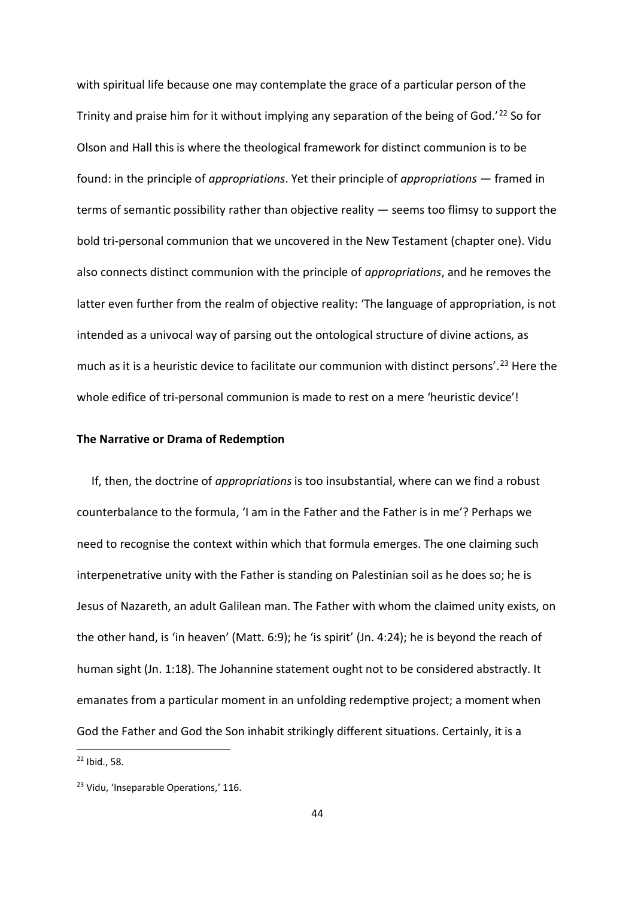with spiritual life because one may contemplate the grace of a particular person of the Trinity and praise him for it without implying any separation of the being of God.'[22] So for Olson and Hall this is where the theological framework for distinct communion is to be found: in the principle of *appropriations*. Yet their principle of *appropriations* — framed in terms of semantic possibility rather than objective reality — seems too flimsy to support the bold tri-personal communion that we uncovered in the New Testament (chapter one). Vidu also connects distinct communion with the principle of *appropriations*, and he removes the latter even further from the realm of objective reality: 'The language of appropriation, is not intended as a univocal way of parsing out the ontological structure of divine actions, as much as it is a heuristic device to facilitate our communion with distinct persons'.[23] Here the whole edifice of tri-personal communion is made to rest on a mere 'heuristic device'!

**The Narrative or Drama of Redemption**

If, then, the doctrine of *appropriations* is too insubstantial, where can we find a robust counterbalance to the formula, 'I am in the Father and the Father is in me'? Perhaps we need to recognise the context within which that formula emerges. The one claiming such interpenetrative unity with the Father is standing on Palestinian soil as he does so; he is Jesus of Nazareth, an adult Galilean man. The Father with whom the claimed unity exists, on the other hand, is 'in heaven' (Matt. 6:9); he 'is spirit' (Jn. 4:24); he is beyond the reach of human sight (Jn. 1:18). The Johannine statement ought not to be considered abstractly. It emanates from a particular moment in an unfolding redemptive project; a moment when God the Father and God the Son inhabit strikingly different situations. Certainly, it is a

[22] Ibid., 58.

[23] Vidu, 'Inseparable Operations,' 116.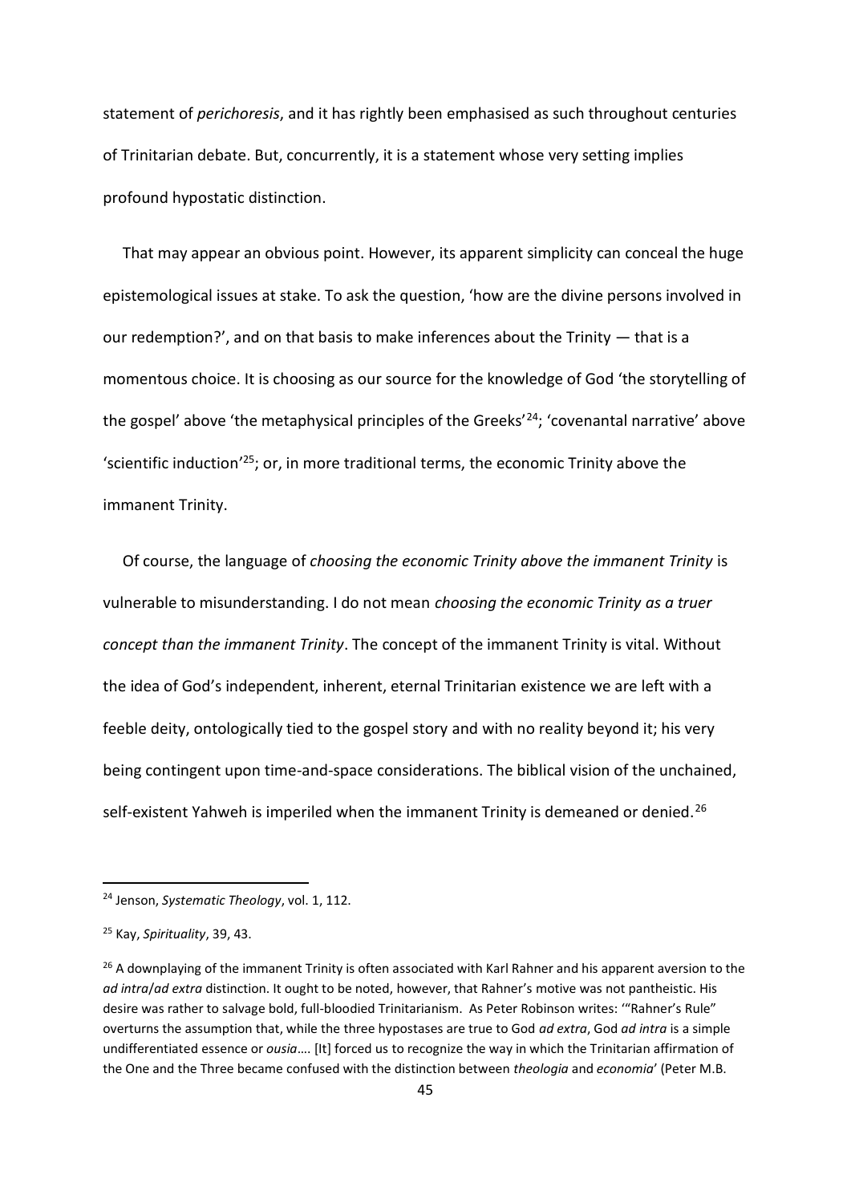statement of *perichoresis*, and it has rightly been emphasised as such throughout centuries of Trinitarian debate. But, concurrently, it is a statement whose very setting implies profound hypostatic distinction.

That may appear an obvious point. However, its apparent simplicity can conceal the huge epistemological issues at stake. To ask the question, 'how are the divine persons involved in our redemption?', and on that basis to make inferences about the Trinity — that is a momentous choice. It is choosing as our source for the knowledge of God 'the storytelling of the gospel' above 'the metaphysical principles of the Greeks'[24]; 'covenantal narrative' above 'scientific induction'[25]; or, in more traditional terms, the economic Trinity above the immanent Trinity.

Of course, the language of *choosing the economic Trinity above the immanent Trinity* is vulnerable to misunderstanding. I do not mean *choosing the economic Trinity as a truer concept than the immanent Trinity*. The concept of the immanent Trinity is vital. Without the idea of God's independent, inherent, eternal Trinitarian existence we are left with a feeble deity, ontologically tied to the gospel story and with no reality beyond it; his very being contingent upon time-and-space considerations. The biblical vision of the unchained, self-existent Yahweh is imperiled when the immanent Trinity is demeaned or denied.[26]

---

[24] Jenson, *Systematic Theology*, vol. 1, 112.

[25] Kay, *Spirituality*, 39, 43.

[26] A downplaying of the immanent Trinity is often associated with Karl Rahner and his apparent aversion to the *ad intra*/*ad extra* distinction. It ought to be noted, however, that Rahner's motive was not pantheistic. His desire was rather to salvage bold, full-bloodied Trinitarianism. As Peter Robinson writes: '"Rahner's Rule" overturns the assumption that, while the three hypostases are true to God *ad extra*, God *ad intra* is a simple undifferentiated essence or *ousia*…. [It] forced us to recognize the way in which the Trinitarian affirmation of the One and the Three became confused with the distinction between *theologia* and *economia*' (Peter M.B.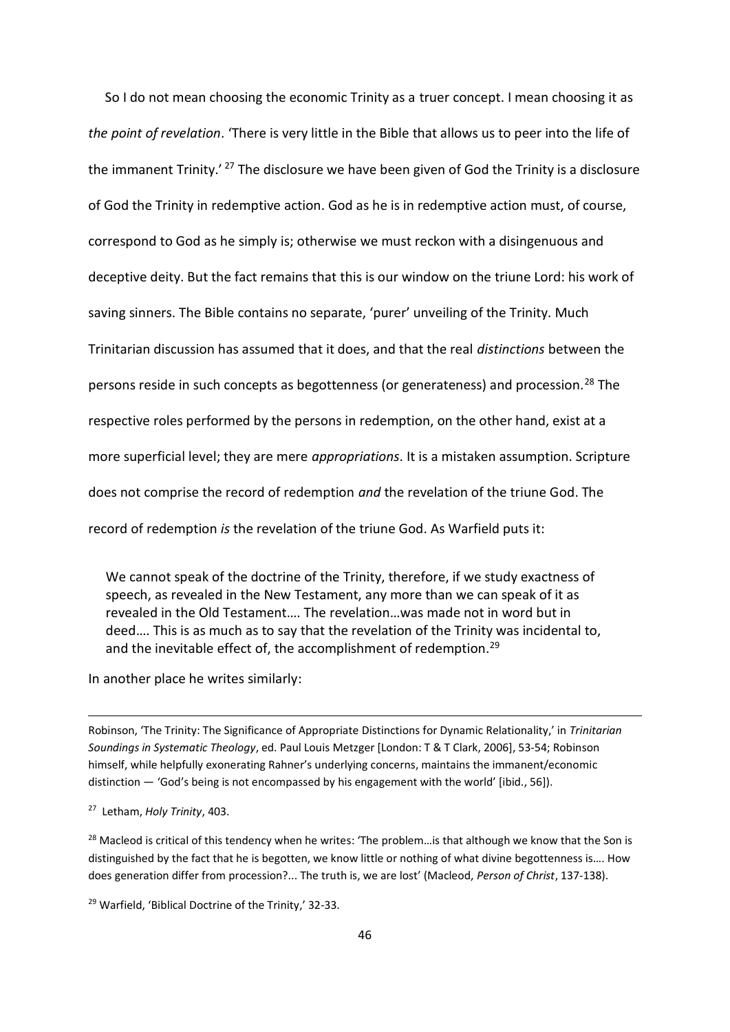So I do not mean choosing the economic Trinity as a truer concept. I mean choosing it as *the point of revelation*. 'There is very little in the Bible that allows us to peer into the life of the immanent Trinity.' [27] The disclosure we have been given of God the Trinity is a disclosure of God the Trinity in redemptive action. God as he is in redemptive action must, of course, correspond to God as he simply is; otherwise we must reckon with a disingenuous and deceptive deity. But the fact remains that this is our window on the triune Lord: his work of saving sinners. The Bible contains no separate, 'purer' unveiling of the Trinity. Much Trinitarian discussion has assumed that it does, and that the real *distinctions* between the persons reside in such concepts as begottenness (or generateness) and procession.[28] The respective roles performed by the persons in redemption, on the other hand, exist at a more superficial level; they are mere *appropriations*. It is a mistaken assumption. Scripture does not comprise the record of redemption *and* the revelation of the triune God. The record of redemption *is* the revelation of the triune God. As Warfield puts it:

> We cannot speak of the doctrine of the Trinity, therefore, if we study exactness of speech, as revealed in the New Testament, any more than we can speak of it as revealed in the Old Testament…. The revelation…was made not in word but in deed…. This is as much as to say that the revelation of the Trinity was incidental to, and the inevitable effect of, the accomplishment of redemption.[29]

In another place he writes similarly:

---

Robinson, 'The Trinity: The Significance of Appropriate Distinctions for Dynamic Relationality,' in *Trinitarian Soundings in Systematic Theology*, ed. Paul Louis Metzger [London: T & T Clark, 2006], 53-54; Robinson himself, while helpfully exonerating Rahner's underlying concerns, maintains the immanent/economic distinction — 'God's being is not encompassed by his engagement with the world' [ibid., 56]).

[27] Letham, *Holy Trinity*, 403.

[28] Macleod is critical of this tendency when he writes: 'The problem…is that although we know that the Son is distinguished by the fact that he is begotten, we know little or nothing of what divine begottenness is…. How does generation differ from procession?... The truth is, we are lost' (Macleod, *Person of Christ*, 137-138).

[29] Warfield, 'Biblical Doctrine of the Trinity,' 32-33.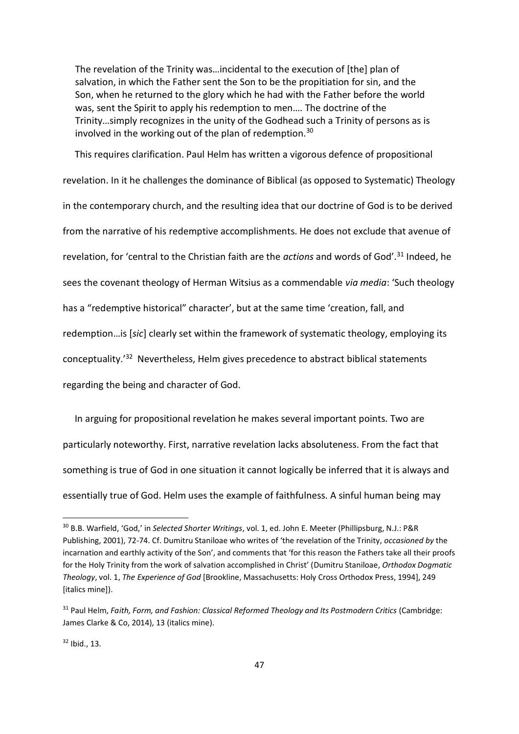> The revelation of the Trinity was…incidental to the execution of [the] plan of salvation, in which the Father sent the Son to be the propitiation for sin, and the Son, when he returned to the glory which he had with the Father before the world was, sent the Spirit to apply his redemption to men…. The doctrine of the Trinity…simply recognizes in the unity of the Godhead such a Trinity of persons as is involved in the working out of the plan of redemption.[30]

This requires clarification. Paul Helm has written a vigorous defence of propositional revelation. In it he challenges the dominance of Biblical (as opposed to Systematic) Theology in the contemporary church, and the resulting idea that our doctrine of God is to be derived from the narrative of his redemptive accomplishments. He does not exclude that avenue of revelation, for 'central to the Christian faith are the *actions* and words of God'.[31] Indeed, he sees the covenant theology of Herman Witsius as a commendable *via media*: 'Such theology has a "redemptive historical" character', but at the same time 'creation, fall, and redemption…is [*sic*] clearly set within the framework of systematic theology, employing its conceptuality.'[32] Nevertheless, Helm gives precedence to abstract biblical statements regarding the being and character of God.

In arguing for propositional revelation he makes several important points. Two are particularly noteworthy. First, narrative revelation lacks absoluteness. From the fact that something is true of God in one situation it cannot logically be inferred that it is always and essentially true of God. Helm uses the example of faithfulness. A sinful human being may

---

[30] B.B. Warfield, 'God,' in *Selected Shorter Writings*, vol. 1, ed. John E. Meeter (Phillipsburg, N.J.: P&R Publishing, 2001), 72-74. Cf. Dumitru Staniloae who writes of 'the revelation of the Trinity, *occasioned by* the incarnation and earthly activity of the Son', and comments that 'for this reason the Fathers take all their proofs for the Holy Trinity from the work of salvation accomplished in Christ' (Dumitru Staniloae, *Orthodox Dogmatic Theology*, vol. 1, *The Experience of God* [Brookline, Massachusetts: Holy Cross Orthodox Press, 1994], 249 [italics mine]).

[31] Paul Helm, *Faith, Form, and Fashion: Classical Reformed Theology and Its Postmodern Critics* (Cambridge: James Clarke & Co, 2014), 13 (italics mine).

[32] Ibid., 13.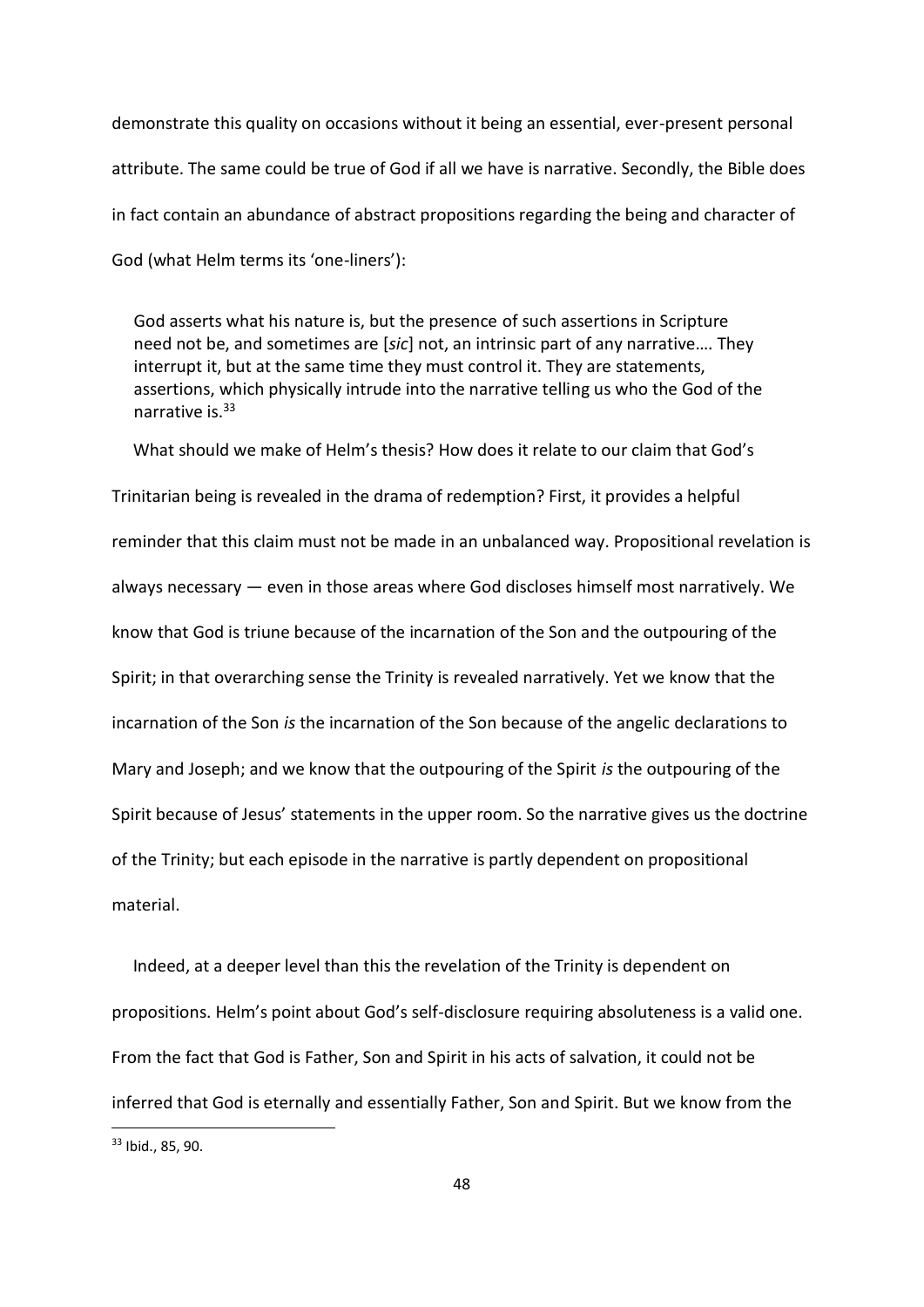demonstrate this quality on occasions without it being an essential, ever-present personal attribute. The same could be true of God if all we have is narrative. Secondly, the Bible does in fact contain an abundance of abstract propositions regarding the being and character of God (what Helm terms its 'one-liners'):

> God asserts what his nature is, but the presence of such assertions in Scripture need not be, and sometimes are [*sic*] not, an intrinsic part of any narrative.... They interrupt it, but at the same time they must control it. They are statements, assertions, which physically intrude into the narrative telling us who the God of the narrative is.[33]

What should we make of Helm's thesis? How does it relate to our claim that God's Trinitarian being is revealed in the drama of redemption? First, it provides a helpful reminder that this claim must not be made in an unbalanced way. Propositional revelation is always necessary — even in those areas where God discloses himself most narratively. We know that God is triune because of the incarnation of the Son and the outpouring of the Spirit; in that overarching sense the Trinity is revealed narratively. Yet we know that the incarnation of the Son *is* the incarnation of the Son because of the angelic declarations to Mary and Joseph; and we know that the outpouring of the Spirit *is* the outpouring of the Spirit because of Jesus' statements in the upper room. So the narrative gives us the doctrine of the Trinity; but each episode in the narrative is partly dependent on propositional material.

Indeed, at a deeper level than this the revelation of the Trinity is dependent on propositions. Helm's point about God's self-disclosure requiring absoluteness is a valid one. From the fact that God is Father, Son and Spirit in his acts of salvation, it could not be inferred that God is eternally and essentially Father, Son and Spirit. But we know from the

[33] Ibid., 85, 90.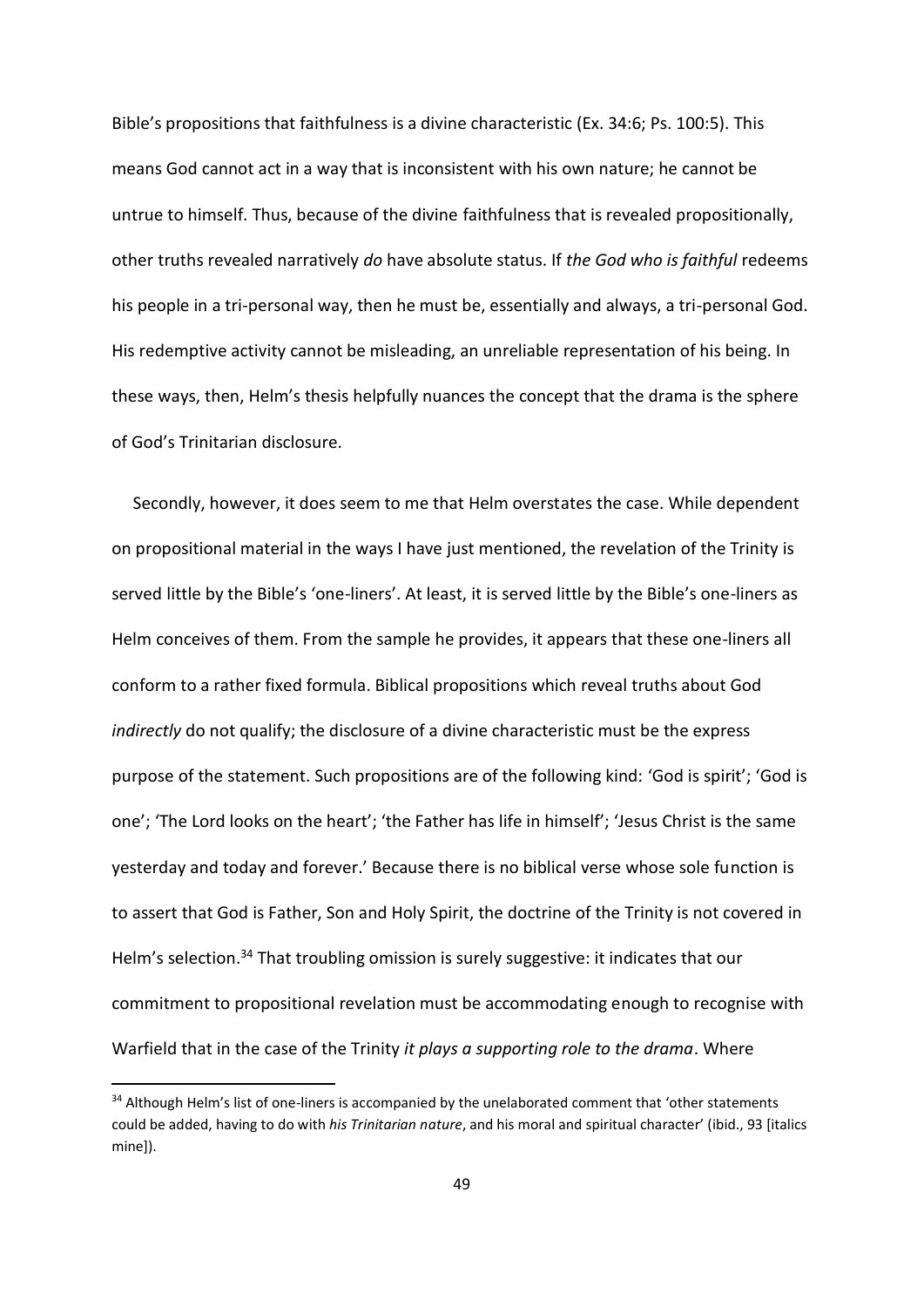Bible's propositions that faithfulness is a divine characteristic (Ex. 34:6; Ps. 100:5). This means God cannot act in a way that is inconsistent with his own nature; he cannot be untrue to himself. Thus, because of the divine faithfulness that is revealed propositionally, other truths revealed narratively *do* have absolute status. If *the God who is faithful* redeems his people in a tri-personal way, then he must be, essentially and always, a tri-personal God. His redemptive activity cannot be misleading, an unreliable representation of his being. In these ways, then, Helm's thesis helpfully nuances the concept that the drama is the sphere of God's Trinitarian disclosure.

Secondly, however, it does seem to me that Helm overstates the case. While dependent on propositional material in the ways I have just mentioned, the revelation of the Trinity is served little by the Bible's 'one-liners'. At least, it is served little by the Bible's one-liners as Helm conceives of them. From the sample he provides, it appears that these one-liners all conform to a rather fixed formula. Biblical propositions which reveal truths about God *indirectly* do not qualify; the disclosure of a divine characteristic must be the express purpose of the statement. Such propositions are of the following kind: 'God is spirit'; 'God is one'; 'The Lord looks on the heart'; 'the Father has life in himself'; 'Jesus Christ is the same yesterday and today and forever.' Because there is no biblical verse whose sole function is to assert that God is Father, Son and Holy Spirit, the doctrine of the Trinity is not covered in Helm's selection.[34] That troubling omission is surely suggestive: it indicates that our commitment to propositional revelation must be accommodating enough to recognise with Warfield that in the case of the Trinity *it plays a supporting role to the drama*. Where

[34] Although Helm's list of one-liners is accompanied by the unelaborated comment that 'other statements could be added, having to do with *his Trinitarian nature*, and his moral and spiritual character' (ibid., 93 [italics mine]).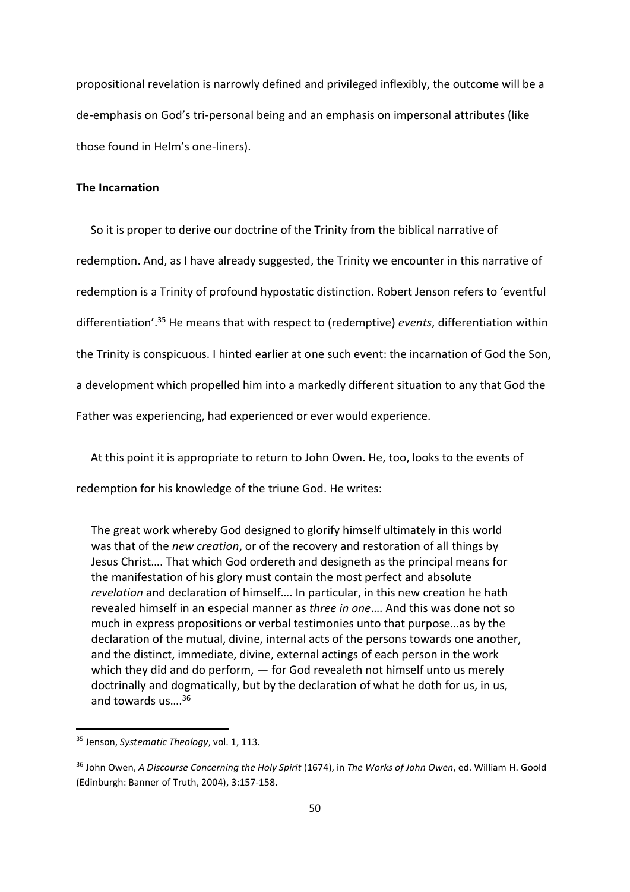propositional revelation is narrowly defined and privileged inflexibly, the outcome will be a de-emphasis on God's tri-personal being and an emphasis on impersonal attributes (like those found in Helm's one-liners).

**The Incarnation**

So it is proper to derive our doctrine of the Trinity from the biblical narrative of redemption. And, as I have already suggested, the Trinity we encounter in this narrative of redemption is a Trinity of profound hypostatic distinction. Robert Jenson refers to 'eventful differentiation'.[35] He means that with respect to (redemptive) *events*, differentiation within the Trinity is conspicuous. I hinted earlier at one such event: the incarnation of God the Son, a development which propelled him into a markedly different situation to any that God the Father was experiencing, had experienced or ever would experience.

At this point it is appropriate to return to John Owen. He, too, looks to the events of redemption for his knowledge of the triune God. He writes:

> The great work whereby God designed to glorify himself ultimately in this world was that of the *new creation*, or of the recovery and restoration of all things by Jesus Christ…. That which God ordereth and designeth as the principal means for the manifestation of his glory must contain the most perfect and absolute *revelation* and declaration of himself…. In particular, in this new creation he hath revealed himself in an especial manner as *three in one*…. And this was done not so much in express propositions or verbal testimonies unto that purpose…as by the declaration of the mutual, divine, internal acts of the persons towards one another, and the distinct, immediate, divine, external actings of each person in the work which they did and do perform, — for God revealeth not himself unto us merely doctrinally and dogmatically, but by the declaration of what he doth for us, in us, and towards us….[36]

---

[35] Jenson, *Systematic Theology*, vol. 1, 113.

[36] John Owen, *A Discourse Concerning the Holy Spirit* (1674), in *The Works of John Owen*, ed. William H. Goold (Edinburgh: Banner of Truth, 2004), 3:157-158.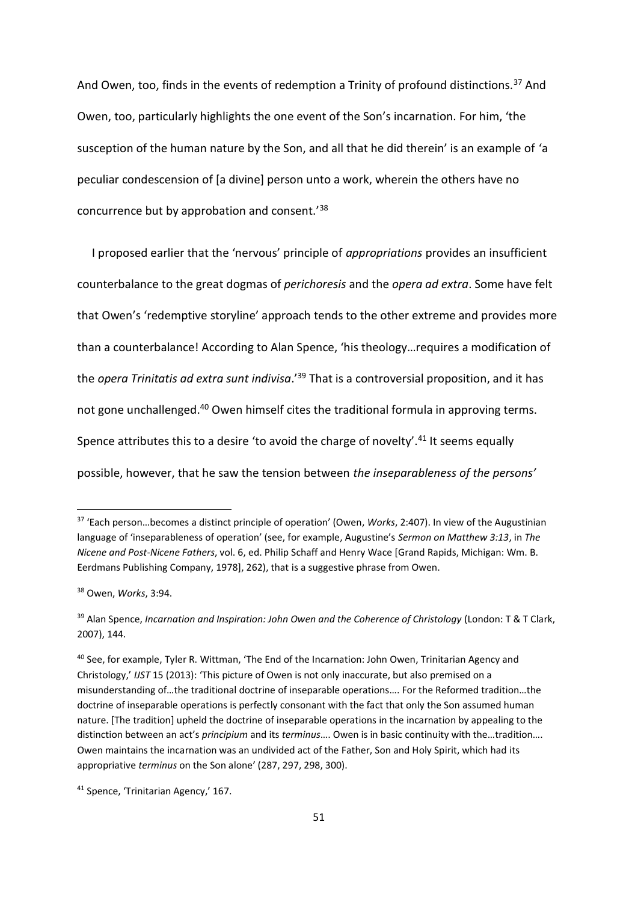And Owen, too, finds in the events of redemption a Trinity of profound distinctions.[37] And Owen, too, particularly highlights the one event of the Son's incarnation. For him, 'the susception of the human nature by the Son, and all that he did therein' is an example of 'a peculiar condescension of [a divine] person unto a work, wherein the others have no concurrence but by approbation and consent.'[38]

I proposed earlier that the 'nervous' principle of *appropriations* provides an insufficient counterbalance to the great dogmas of *perichoresis* and the *opera ad extra*. Some have felt that Owen's 'redemptive storyline' approach tends to the other extreme and provides more than a counterbalance! According to Alan Spence, 'his theology…requires a modification of the *opera Trinitatis ad extra sunt indivisa*.'[39] That is a controversial proposition, and it has not gone unchallenged.[40] Owen himself cites the traditional formula in approving terms. Spence attributes this to a desire 'to avoid the charge of novelty'.[41] It seems equally possible, however, that he saw the tension between *the inseparableness of the persons'*

---

[37] 'Each person…becomes a distinct principle of operation' (Owen, *Works*, 2:407). In view of the Augustinian language of 'inseparableness of operation' (see, for example, Augustine's *Sermon on Matthew 3:13*, in *The Nicene and Post-Nicene Fathers*, vol. 6, ed. Philip Schaff and Henry Wace [Grand Rapids, Michigan: Wm. B. Eerdmans Publishing Company, 1978], 262), that is a suggestive phrase from Owen.

[38] Owen, *Works*, 3:94.

[39] Alan Spence, *Incarnation and Inspiration: John Owen and the Coherence of Christology* (London: T & T Clark, 2007), 144.

[40] See, for example, Tyler R. Wittman, 'The End of the Incarnation: John Owen, Trinitarian Agency and Christology,' *IJST* 15 (2013): 'This picture of Owen is not only inaccurate, but also premised on a misunderstanding of…the traditional doctrine of inseparable operations…. For the Reformed tradition…the doctrine of inseparable operations is perfectly consonant with the fact that only the Son assumed human nature. [The tradition] upheld the doctrine of inseparable operations in the incarnation by appealing to the distinction between an act's *principium* and its *terminus*…. Owen is in basic continuity with the…tradition…. Owen maintains the incarnation was an undivided act of the Father, Son and Holy Spirit, which had its appropriative *terminus* on the Son alone' (287, 297, 298, 300).

[41] Spence, 'Trinitarian Agency,' 167.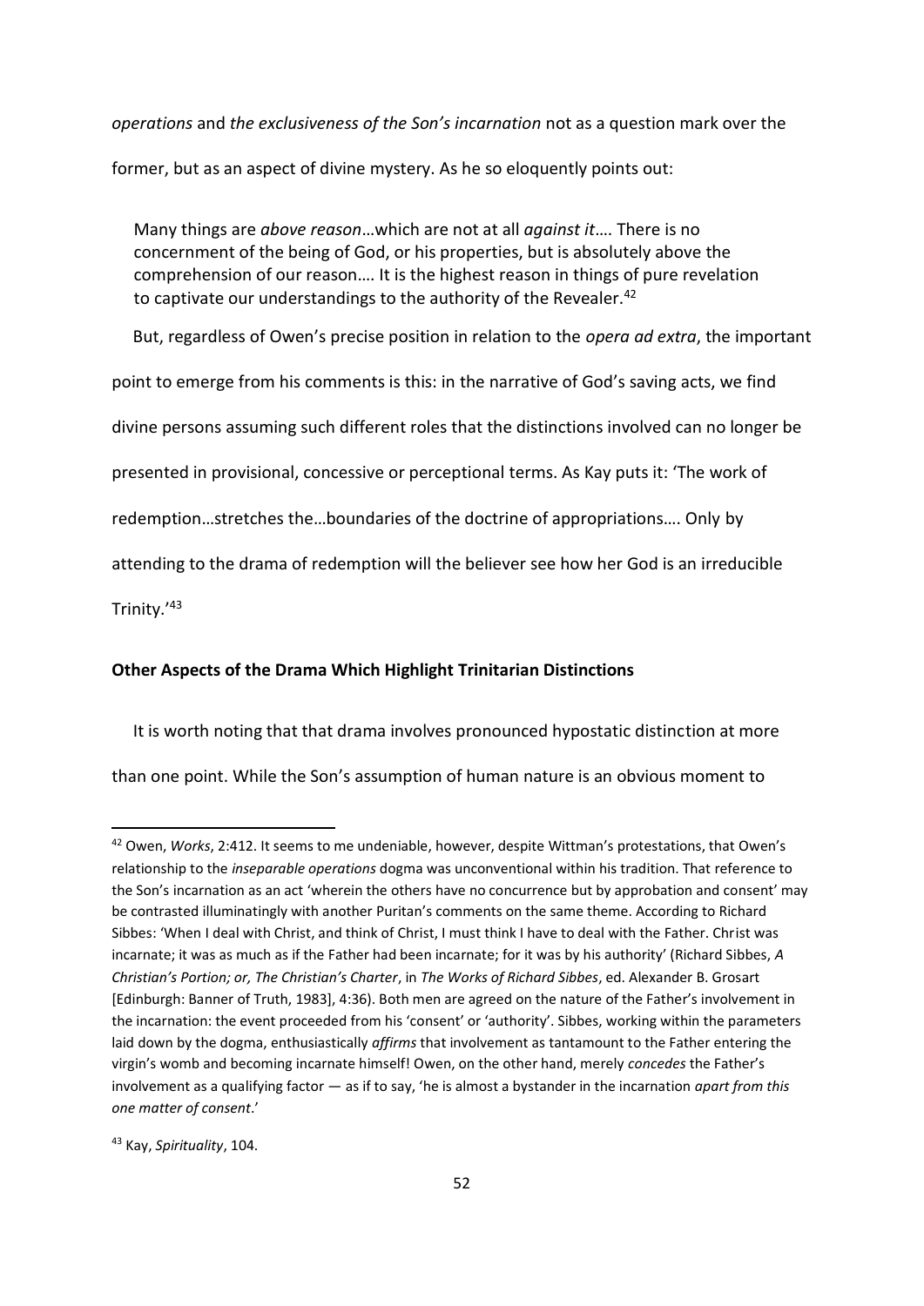*operations* and *the exclusiveness of the Son's incarnation* not as a question mark over the former, but as an aspect of divine mystery. As he so eloquently points out:

> Many things are *above reason*…which are not at all *against it*…. There is no concernment of the being of God, or his properties, but is absolutely above the comprehension of our reason…. It is the highest reason in things of pure revelation to captivate our understandings to the authority of the Revealer.[42]

But, regardless of Owen's precise position in relation to the *opera ad extra*, the important point to emerge from his comments is this: in the narrative of God's saving acts, we find divine persons assuming such different roles that the distinctions involved can no longer be presented in provisional, concessive or perceptional terms. As Kay puts it: 'The work of redemption…stretches the…boundaries of the doctrine of appropriations…. Only by attending to the drama of redemption will the believer see how her God is an irreducible Trinity.'[43]

### Other Aspects of the Drama Which Highlight Trinitarian Distinctions

It is worth noting that that drama involves pronounced hypostatic distinction at more than one point. While the Son's assumption of human nature is an obvious moment to

---

[42] Owen, *Works*, 2:412. It seems to me undeniable, however, despite Wittman's protestations, that Owen's relationship to the *inseparable operations* dogma was unconventional within his tradition. That reference to the Son's incarnation as an act 'wherein the others have no concurrence but by approbation and consent' may be contrasted illuminatingly with another Puritan's comments on the same theme. According to Richard Sibbes: 'When I deal with Christ, and think of Christ, I must think I have to deal with the Father. Christ was incarnate; it was as much as if the Father had been incarnate; for it was by his authority' (Richard Sibbes, *A Christian's Portion; or, The Christian's Charter*, in *The Works of Richard Sibbes*, ed. Alexander B. Grosart [Edinburgh: Banner of Truth, 1983], 4:36). Both men are agreed on the nature of the Father's involvement in the incarnation: the event proceeded from his 'consent' or 'authority'. Sibbes, working within the parameters laid down by the dogma, enthusiastically *affirms* that involvement as tantamount to the Father entering the virgin's womb and becoming incarnate himself! Owen, on the other hand, merely *concedes* the Father's involvement as a qualifying factor — as if to say, 'he is almost a bystander in the incarnation *apart from this one matter of consent*.'

[43] Kay, *Spirituality*, 104.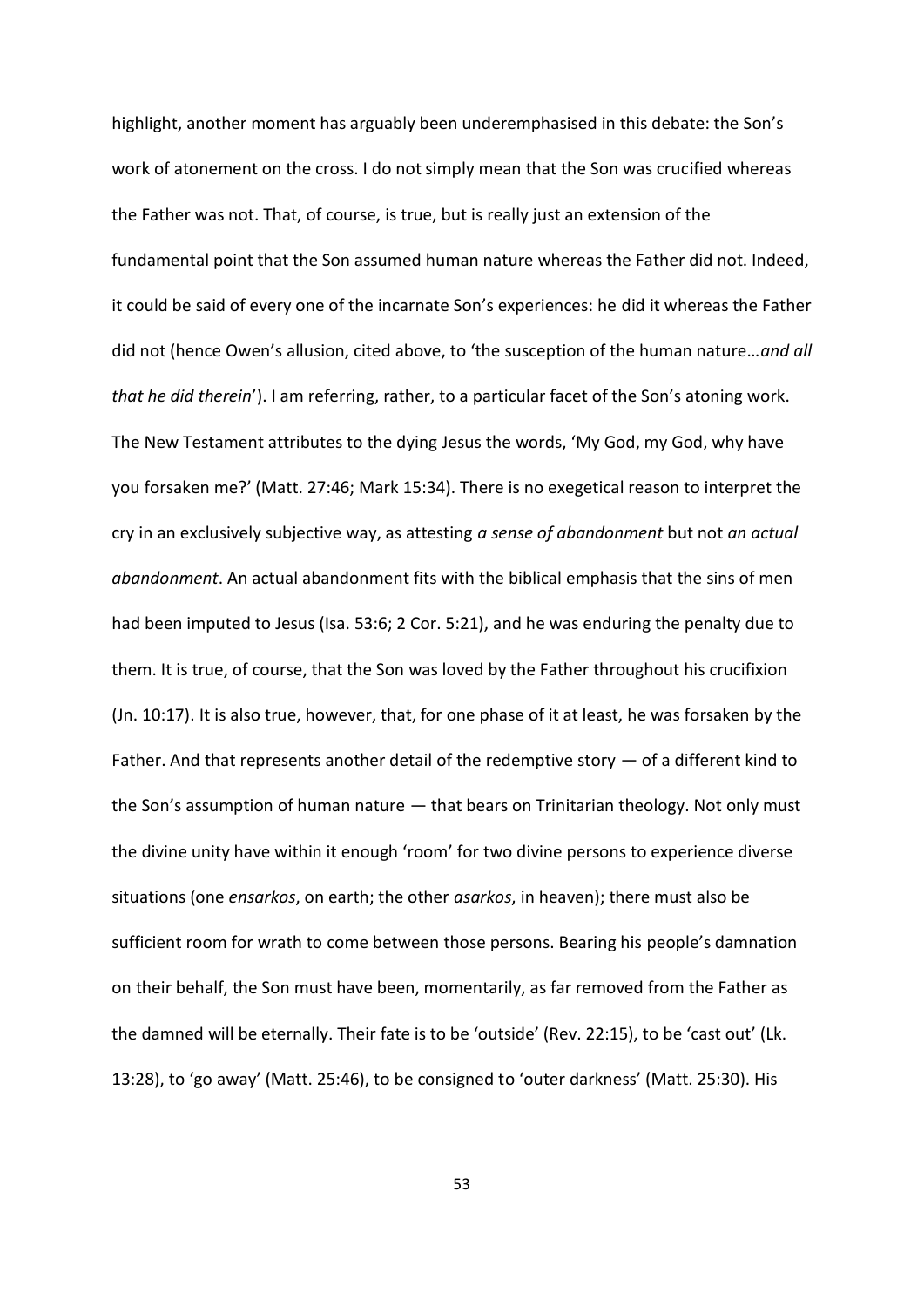highlight, another moment has arguably been underemphasised in this debate: the Son's work of atonement on the cross. I do not simply mean that the Son was crucified whereas the Father was not. That, of course, is true, but is really just an extension of the fundamental point that the Son assumed human nature whereas the Father did not. Indeed, it could be said of every one of the incarnate Son's experiences: he did it whereas the Father did not (hence Owen's allusion, cited above, to 'the susception of the human nature…*and all that he did therein*'). I am referring, rather, to a particular facet of the Son's atoning work. The New Testament attributes to the dying Jesus the words, 'My God, my God, why have you forsaken me?' (Matt. 27:46; Mark 15:34). There is no exegetical reason to interpret the cry in an exclusively subjective way, as attesting *a sense of abandonment* but not *an actual abandonment*. An actual abandonment fits with the biblical emphasis that the sins of men had been imputed to Jesus (Isa. 53:6; 2 Cor. 5:21), and he was enduring the penalty due to them. It is true, of course, that the Son was loved by the Father throughout his crucifixion (Jn. 10:17). It is also true, however, that, for one phase of it at least, he was forsaken by the Father. And that represents another detail of the redemptive story — of a different kind to the Son's assumption of human nature — that bears on Trinitarian theology. Not only must the divine unity have within it enough 'room' for two divine persons to experience diverse situations (one *ensarkos*, on earth; the other *asarkos*, in heaven); there must also be sufficient room for wrath to come between those persons. Bearing his people's damnation on their behalf, the Son must have been, momentarily, as far removed from the Father as the damned will be eternally. Their fate is to be 'outside' (Rev. 22:15), to be 'cast out' (Lk. 13:28), to 'go away' (Matt. 25:46), to be consigned to 'outer darkness' (Matt. 25:30). His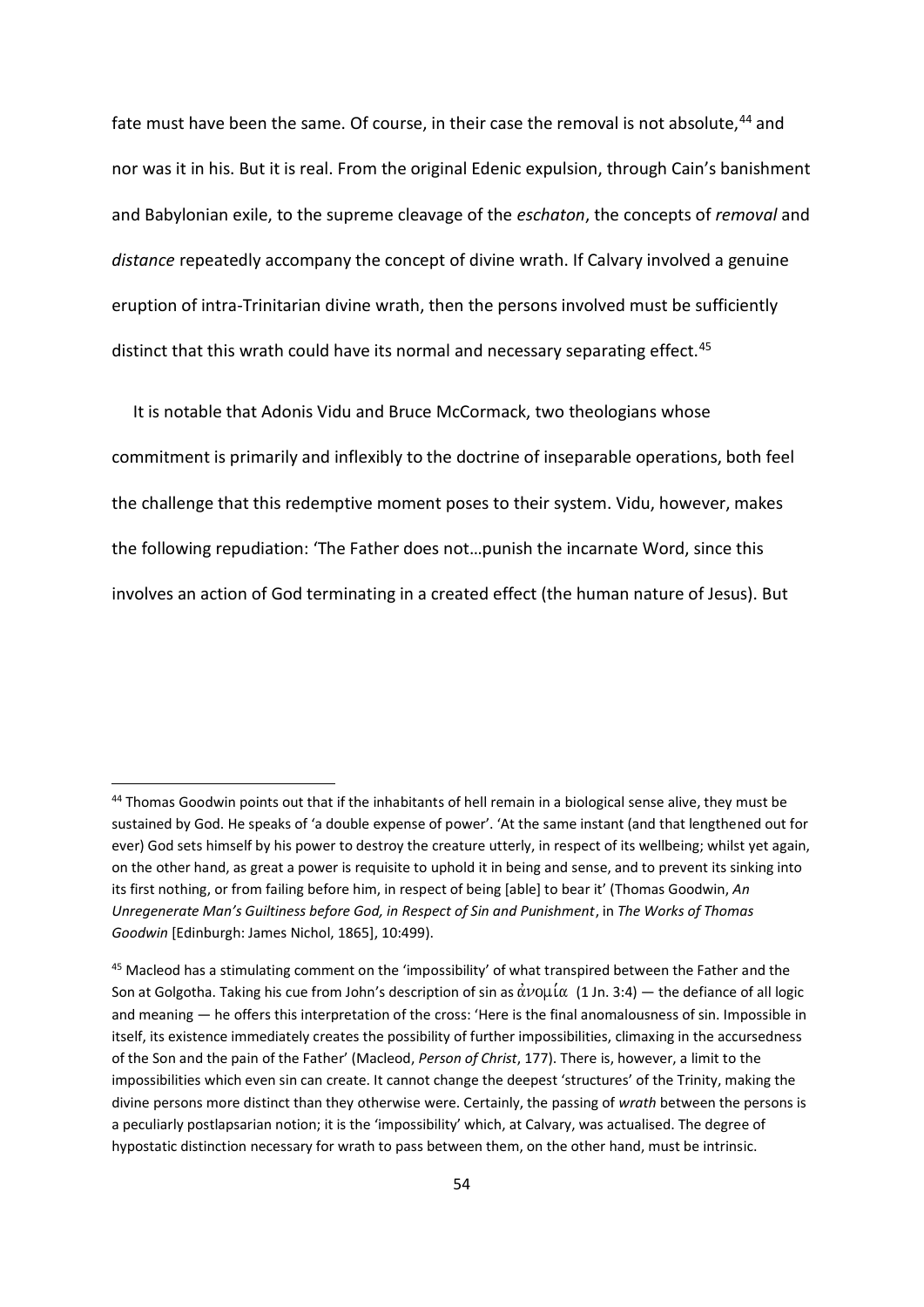fate must have been the same. Of course, in their case the removal is not absolute,[44] and nor was it in his. But it is real. From the original Edenic expulsion, through Cain's banishment and Babylonian exile, to the supreme cleavage of the *eschaton*, the concepts of *removal* and *distance* repeatedly accompany the concept of divine wrath. If Calvary involved a genuine eruption of intra-Trinitarian divine wrath, then the persons involved must be sufficiently distinct that this wrath could have its normal and necessary separating effect.[45]

It is notable that Adonis Vidu and Bruce McCormack, two theologians whose commitment is primarily and inflexibly to the doctrine of inseparable operations, both feel the challenge that this redemptive moment poses to their system. Vidu, however, makes the following repudiation: 'The Father does not…punish the incarnate Word, since this involves an action of God terminating in a created effect (the human nature of Jesus). But

---

[44] Thomas Goodwin points out that if the inhabitants of hell remain in a biological sense alive, they must be sustained by God. He speaks of 'a double expense of power'. 'At the same instant (and that lengthened out for ever) God sets himself by his power to destroy the creature utterly, in respect of its wellbeing; whilst yet again, on the other hand, as great a power is requisite to uphold it in being and sense, and to prevent its sinking into its first nothing, or from failing before him, in respect of being [able] to bear it' (Thomas Goodwin, *An Unregenerate Man's Guiltiness before God, in Respect of Sin and Punishment*, in *The Works of Thomas Goodwin* [Edinburgh: James Nichol, 1865], 10:499).

[45] Macleod has a stimulating comment on the 'impossibility' of what transpired between the Father and the Son at Golgotha. Taking his cue from John's description of sin as ἀνομία (1 Jn. 3:4) — the defiance of all logic and meaning — he offers this interpretation of the cross: 'Here is the final anomalousness of sin. Impossible in itself, its existence immediately creates the possibility of further impossibilities, climaxing in the accursedness of the Son and the pain of the Father' (Macleod, *Person of Christ*, 177). There is, however, a limit to the impossibilities which even sin can create. It cannot change the deepest 'structures' of the Trinity, making the divine persons more distinct than they otherwise were. Certainly, the passing of *wrath* between the persons is a peculiarly postlapsarian notion; it is the 'impossibility' which, at Calvary, was actualised. The degree of hypostatic distinction necessary for wrath to pass between them, on the other hand, must be intrinsic.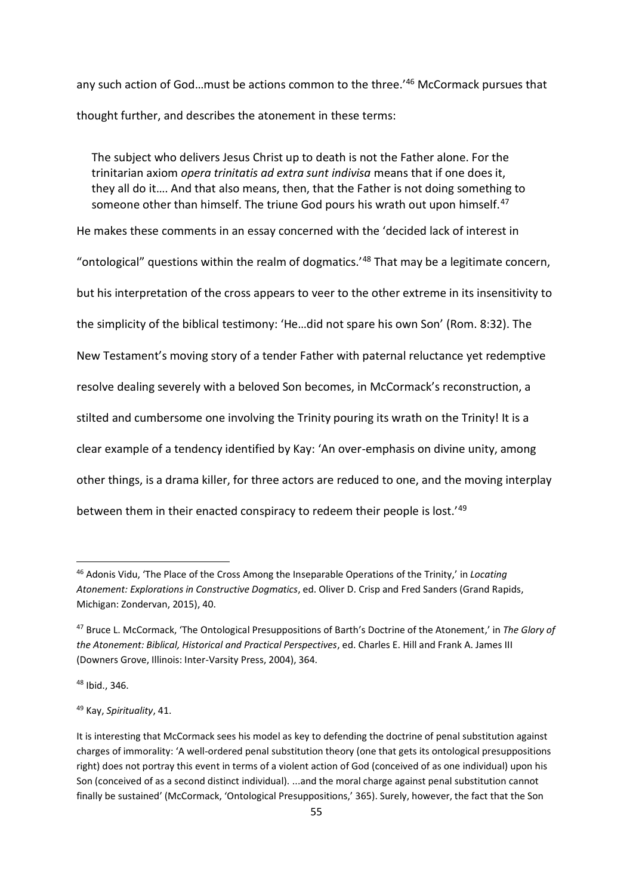any such action of God…must be actions common to the three.'[46] McCormack pursues that thought further, and describes the atonement in these terms:

> The subject who delivers Jesus Christ up to death is not the Father alone. For the trinitarian axiom *opera trinitatis ad extra sunt indivisa* means that if one does it, they all do it…. And that also means, then, that the Father is not doing something to someone other than himself. The triune God pours his wrath out upon himself.[47]

He makes these comments in an essay concerned with the 'decided lack of interest in "ontological" questions within the realm of dogmatics.'[48] That may be a legitimate concern, but his interpretation of the cross appears to veer to the other extreme in its insensitivity to the simplicity of the biblical testimony: 'He…did not spare his own Son' (Rom. 8:32). The New Testament's moving story of a tender Father with paternal reluctance yet redemptive resolve dealing severely with a beloved Son becomes, in McCormack's reconstruction, a stilted and cumbersome one involving the Trinity pouring its wrath on the Trinity! It is a clear example of a tendency identified by Kay: 'An over-emphasis on divine unity, among other things, is a drama killer, for three actors are reduced to one, and the moving interplay between them in their enacted conspiracy to redeem their people is lost.'[49]

---

[46] Adonis Vidu, 'The Place of the Cross Among the Inseparable Operations of the Trinity,' in *Locating Atonement: Explorations in Constructive Dogmatics*, ed. Oliver D. Crisp and Fred Sanders (Grand Rapids, Michigan: Zondervan, 2015), 40.

[47] Bruce L. McCormack, 'The Ontological Presuppositions of Barth's Doctrine of the Atonement,' in *The Glory of the Atonement: Biblical, Historical and Practical Perspectives*, ed. Charles E. Hill and Frank A. James III (Downers Grove, Illinois: Inter-Varsity Press, 2004), 364.

[48] Ibid., 346.

[49] Kay, *Spirituality*, 41.

It is interesting that McCormack sees his model as key to defending the doctrine of penal substitution against charges of immorality: 'A well-ordered penal substitution theory (one that gets its ontological presuppositions right) does not portray this event in terms of a violent action of God (conceived of as one individual) upon his Son (conceived of as a second distinct individual). ...and the moral charge against penal substitution cannot finally be sustained' (McCormack, 'Ontological Presuppositions,' 365). Surely, however, the fact that the Son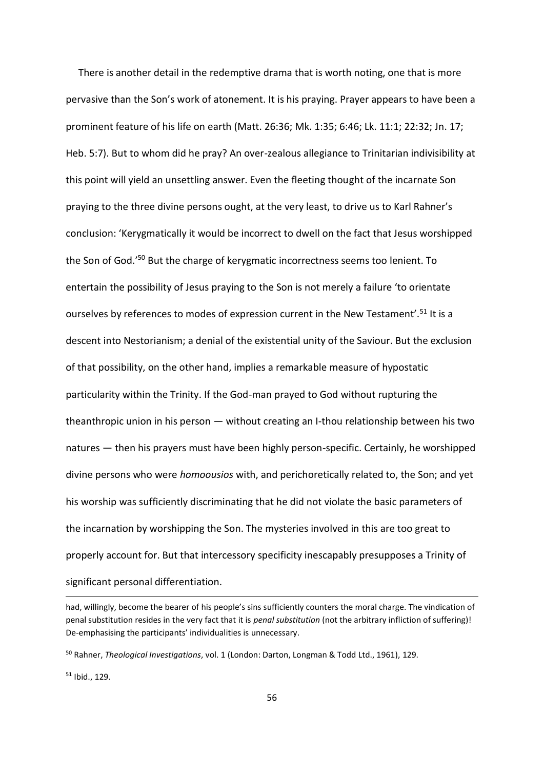There is another detail in the redemptive drama that is worth noting, one that is more pervasive than the Son's work of atonement. It is his praying. Prayer appears to have been a prominent feature of his life on earth (Matt. 26:36; Mk. 1:35; 6:46; Lk. 11:1; 22:32; Jn. 17; Heb. 5:7). But to whom did he pray? An over-zealous allegiance to Trinitarian indivisibility at this point will yield an unsettling answer. Even the fleeting thought of the incarnate Son praying to the three divine persons ought, at the very least, to drive us to Karl Rahner's conclusion: 'Kerygmatically it would be incorrect to dwell on the fact that Jesus worshipped the Son of God.'[50] But the charge of kerygmatic incorrectness seems too lenient. To entertain the possibility of Jesus praying to the Son is not merely a failure 'to orientate ourselves by references to modes of expression current in the New Testament'.[51] It is a descent into Nestorianism; a denial of the existential unity of the Saviour. But the exclusion of that possibility, on the other hand, implies a remarkable measure of hypostatic particularity within the Trinity. If the God-man prayed to God without rupturing the theanthropic union in his person — without creating an I-thou relationship between his two natures — then his prayers must have been highly person-specific. Certainly, he worshipped divine persons who were *homoousios* with, and perichoretically related to, the Son; and yet his worship was sufficiently discriminating that he did not violate the basic parameters of the incarnation by worshipping the Son. The mysteries involved in this are too great to properly account for. But that intercessory specificity inescapably presupposes a Trinity of significant personal differentiation.

had, willingly, become the bearer of his people's sins sufficiently counters the moral charge. The vindication of penal substitution resides in the very fact that it is *penal substitution* (not the arbitrary infliction of suffering)! De-emphasising the participants' individualities is unnecessary.

[50] Rahner, *Theological Investigations*, vol. 1 (London: Darton, Longman & Todd Ltd., 1961), 129.

[51] Ibid., 129.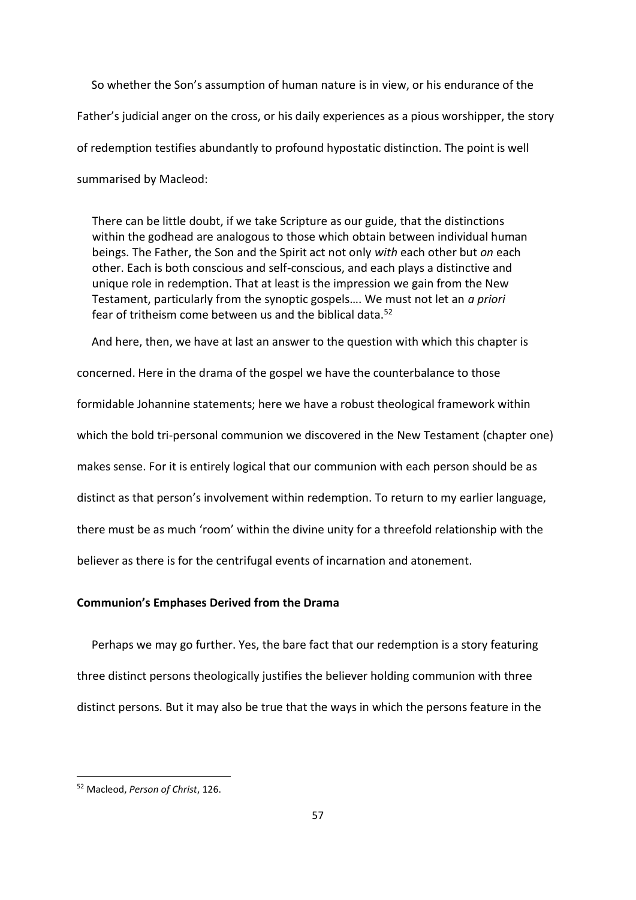So whether the Son's assumption of human nature is in view, or his endurance of the Father's judicial anger on the cross, or his daily experiences as a pious worshipper, the story of redemption testifies abundantly to profound hypostatic distinction. The point is well summarised by Macleod:

> There can be little doubt, if we take Scripture as our guide, that the distinctions within the godhead are analogous to those which obtain between individual human beings. The Father, the Son and the Spirit act not only *with* each other but *on* each other. Each is both conscious and self-conscious, and each plays a distinctive and unique role in redemption. That at least is the impression we gain from the New Testament, particularly from the synoptic gospels…. We must not let an *a priori* fear of tritheism come between us and the biblical data.[52]

And here, then, we have at last an answer to the question with which this chapter is concerned. Here in the drama of the gospel we have the counterbalance to those formidable Johannine statements; here we have a robust theological framework within which the bold tri-personal communion we discovered in the New Testament (chapter one) makes sense. For it is entirely logical that our communion with each person should be as distinct as that person's involvement within redemption. To return to my earlier language, there must be as much 'room' within the divine unity for a threefold relationship with the believer as there is for the centrifugal events of incarnation and atonement.

**Communion's Emphases Derived from the Drama**

Perhaps we may go further. Yes, the bare fact that our redemption is a story featuring three distinct persons theologically justifies the believer holding communion with three distinct persons. But it may also be true that the ways in which the persons feature in the

[52] Macleod, *Person of Christ*, 126.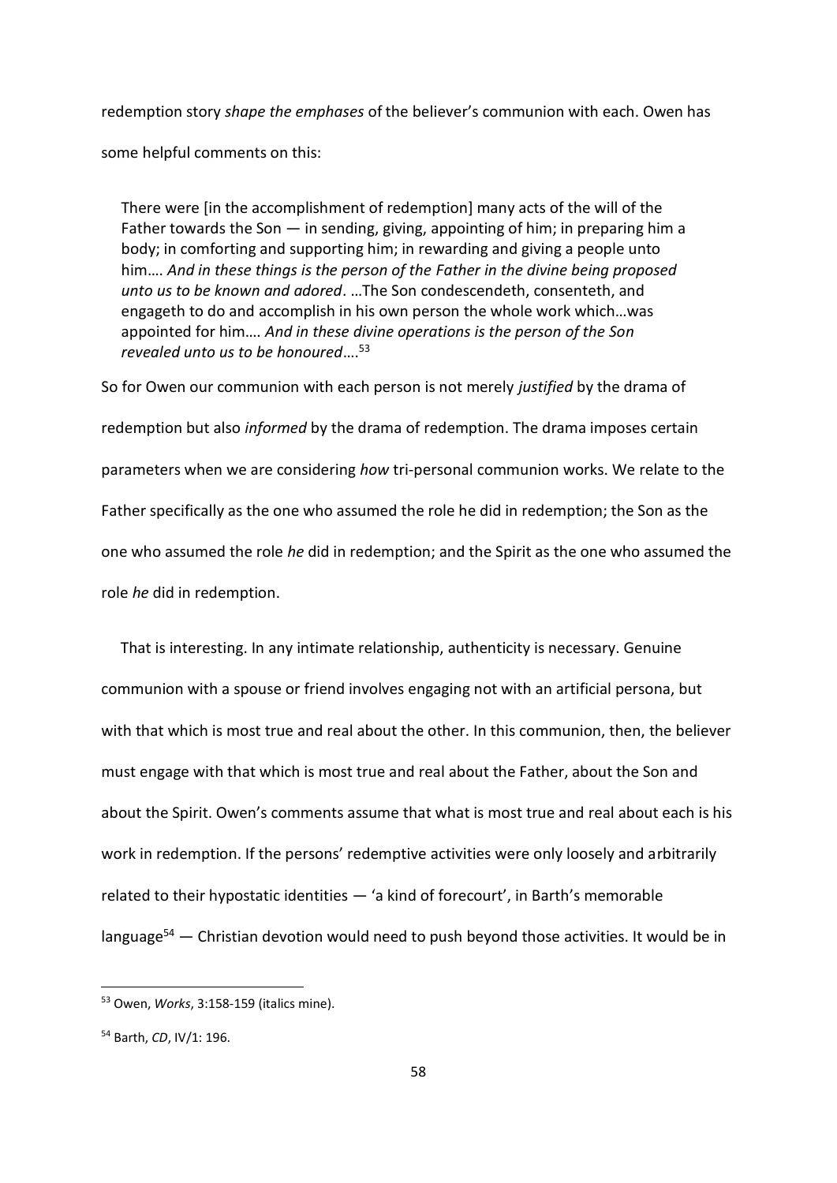redemption story *shape the emphases* of the believer's communion with each. Owen has some helpful comments on this:

> There were [in the accomplishment of redemption] many acts of the will of the Father towards the Son — in sending, giving, appointing of him; in preparing him a body; in comforting and supporting him; in rewarding and giving a people unto him…. *And in these things is the person of the Father in the divine being proposed unto us to be known and adored*. …The Son condescendeth, consenteth, and engageth to do and accomplish in his own person the whole work which…was appointed for him…. *And in these divine operations is the person of the Son revealed unto us to be honoured*….[53]

So for Owen our communion with each person is not merely *justified* by the drama of redemption but also *informed* by the drama of redemption. The drama imposes certain parameters when we are considering *how* tri-personal communion works. We relate to the Father specifically as the one who assumed the role he did in redemption; the Son as the one who assumed the role *he* did in redemption; and the Spirit as the one who assumed the role *he* did in redemption.

That is interesting. In any intimate relationship, authenticity is necessary. Genuine communion with a spouse or friend involves engaging not with an artificial persona, but with that which is most true and real about the other. In this communion, then, the believer must engage with that which is most true and real about the Father, about the Son and about the Spirit. Owen's comments assume that what is most true and real about each is his work in redemption. If the persons' redemptive activities were only loosely and arbitrarily related to their hypostatic identities — 'a kind of forecourt', in Barth's memorable language[54] — Christian devotion would need to push beyond those activities. It would be in

---

[53] Owen, *Works*, 3:158-159 (italics mine).

[54] Barth, *CD*, IV/1: 196.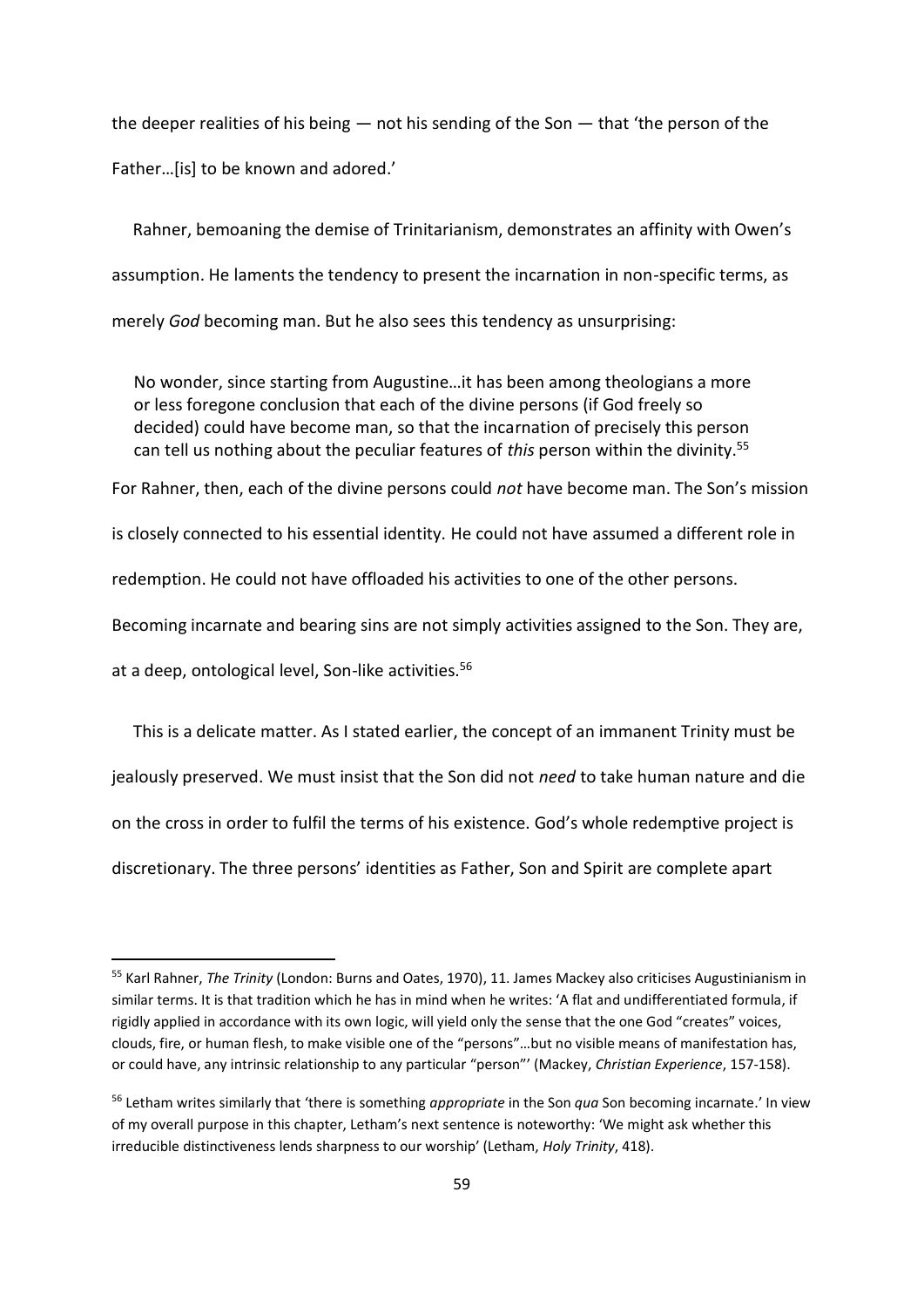the deeper realities of his being — not his sending of the Son — that 'the person of the Father…[is] to be known and adored.'

Rahner, bemoaning the demise of Trinitarianism, demonstrates an affinity with Owen's assumption. He laments the tendency to present the incarnation in non-specific terms, as merely *God* becoming man. But he also sees this tendency as unsurprising:

> No wonder, since starting from Augustine…it has been among theologians a more or less foregone conclusion that each of the divine persons (if God freely so decided) could have become man, so that the incarnation of precisely this person can tell us nothing about the peculiar features of *this* person within the divinity.[55]

For Rahner, then, each of the divine persons could *not* have become man. The Son's mission is closely connected to his essential identity. He could not have assumed a different role in redemption. He could not have offloaded his activities to one of the other persons. Becoming incarnate and bearing sins are not simply activities assigned to the Son. They are, at a deep, ontological level, Son-like activities.[56]

This is a delicate matter. As I stated earlier, the concept of an immanent Trinity must be jealously preserved. We must insist that the Son did not *need* to take human nature and die on the cross in order to fulfil the terms of his existence. God's whole redemptive project is discretionary. The three persons' identities as Father, Son and Spirit are complete apart

---

[55] Karl Rahner, *The Trinity* (London: Burns and Oates, 1970), 11. James Mackey also criticises Augustinianism in similar terms. It is that tradition which he has in mind when he writes: 'A flat and undifferentiated formula, if rigidly applied in accordance with its own logic, will yield only the sense that the one God "creates" voices, clouds, fire, or human flesh, to make visible one of the "persons"…but no visible means of manifestation has, or could have, any intrinsic relationship to any particular "person"' (Mackey, *Christian Experience*, 157-158).

[56] Letham writes similarly that 'there is something *appropriate* in the Son *qua* Son becoming incarnate.' In view of my overall purpose in this chapter, Letham's next sentence is noteworthy: 'We might ask whether this irreducible distinctiveness lends sharpness to our worship' (Letham, *Holy Trinity*, 418).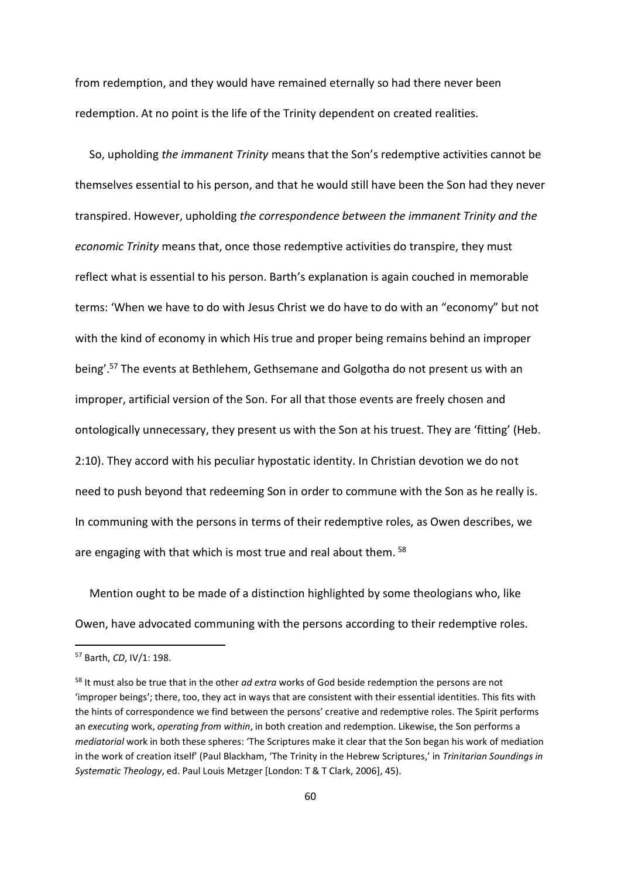from redemption, and they would have remained eternally so had there never been redemption. At no point is the life of the Trinity dependent on created realities.

So, upholding *the immanent Trinity* means that the Son's redemptive activities cannot be themselves essential to his person, and that he would still have been the Son had they never transpired. However, upholding *the correspondence between the immanent Trinity and the economic Trinity* means that, once those redemptive activities do transpire, they must reflect what is essential to his person. Barth's explanation is again couched in memorable terms: 'When we have to do with Jesus Christ we do have to do with an "economy" but not with the kind of economy in which His true and proper being remains behind an improper being'.[57] The events at Bethlehem, Gethsemane and Golgotha do not present us with an improper, artificial version of the Son. For all that those events are freely chosen and ontologically unnecessary, they present us with the Son at his truest. They are 'fitting' (Heb. 2:10). They accord with his peculiar hypostatic identity. In Christian devotion we do not need to push beyond that redeeming Son in order to commune with the Son as he really is. In communing with the persons in terms of their redemptive roles, as Owen describes, we are engaging with that which is most true and real about them.[58]

Mention ought to be made of a distinction highlighted by some theologians who, like Owen, have advocated communing with the persons according to their redemptive roles.

---

[57] Barth, *CD*, IV/1: 198.

[58] It must also be true that in the other *ad extra* works of God beside redemption the persons are not 'improper beings'; there, too, they act in ways that are consistent with their essential identities. This fits with the hints of correspondence we find between the persons' creative and redemptive roles. The Spirit performs an *executing* work, *operating from within*, in both creation and redemption. Likewise, the Son performs a *mediatorial* work in both these spheres: 'The Scriptures make it clear that the Son began his work of mediation in the work of creation itself' (Paul Blackham, 'The Trinity in the Hebrew Scriptures,' in *Trinitarian Soundings in Systematic Theology*, ed. Paul Louis Metzger [London: T & T Clark, 2006], 45).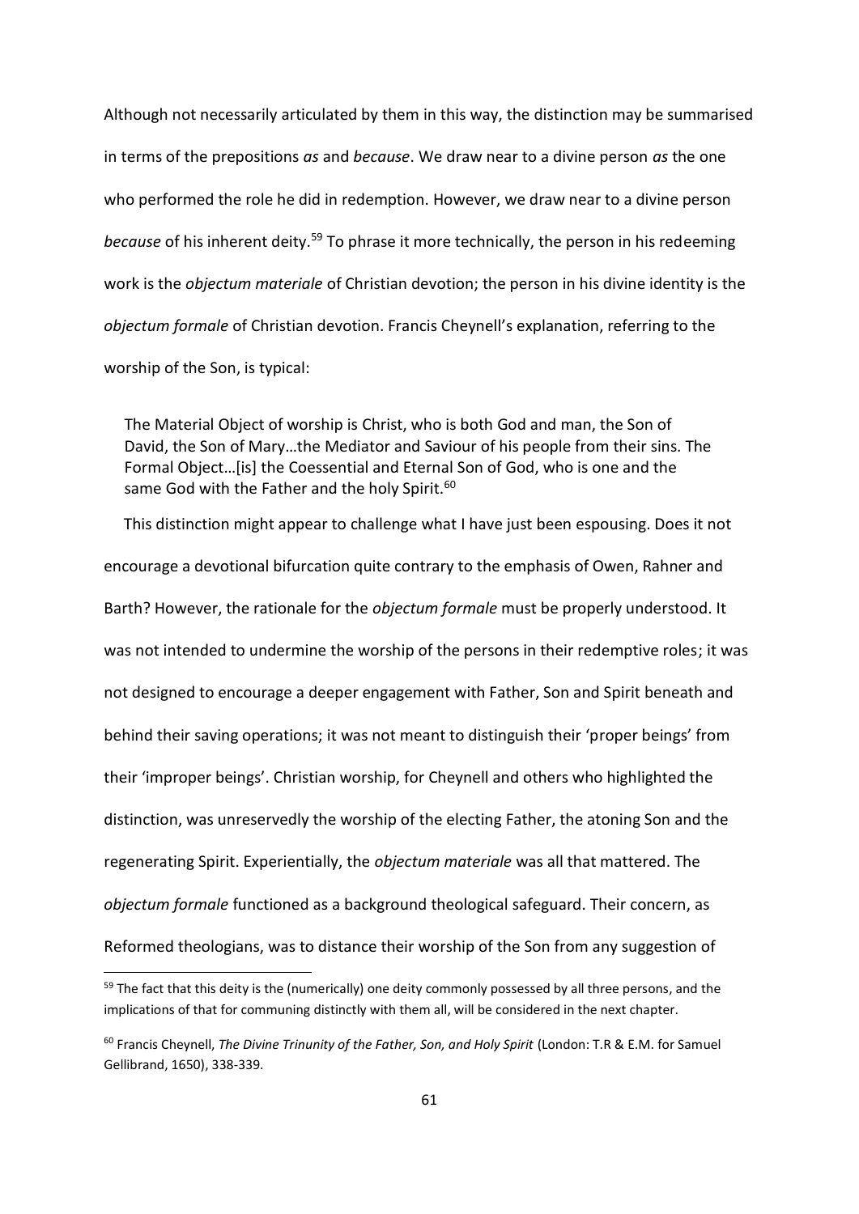Although not necessarily articulated by them in this way, the distinction may be summarised in terms of the prepositions *as* and *because*. We draw near to a divine person *as* the one who performed the role he did in redemption. However, we draw near to a divine person *because* of his inherent deity.[59] To phrase it more technically, the person in his redeeming work is the *objectum materiale* of Christian devotion; the person in his divine identity is the *objectum formale* of Christian devotion. Francis Cheynell's explanation, referring to the worship of the Son, is typical:

> The Material Object of worship is Christ, who is both God and man, the Son of David, the Son of Mary…the Mediator and Saviour of his people from their sins. The Formal Object…[is] the Coessential and Eternal Son of God, who is one and the same God with the Father and the holy Spirit.[60]

This distinction might appear to challenge what I have just been espousing. Does it not encourage a devotional bifurcation quite contrary to the emphasis of Owen, Rahner and Barth? However, the rationale for the *objectum formale* must be properly understood. It was not intended to undermine the worship of the persons in their redemptive roles; it was not designed to encourage a deeper engagement with Father, Son and Spirit beneath and behind their saving operations; it was not meant to distinguish their 'proper beings' from their 'improper beings'. Christian worship, for Cheynell and others who highlighted the distinction, was unreservedly the worship of the electing Father, the atoning Son and the regenerating Spirit. Experientially, the *objectum materiale* was all that mattered. The *objectum formale* functioned as a background theological safeguard. Their concern, as Reformed theologians, was to distance their worship of the Son from any suggestion of

---

[59] The fact that this deity is the (numerically) one deity commonly possessed by all three persons, and the implications of that for communing distinctly with them all, will be considered in the next chapter.

[60] Francis Cheynell, *The Divine Trinunity of the Father, Son, and Holy Spirit* (London: T.R & E.M. for Samuel Gellibrand, 1650), 338-339.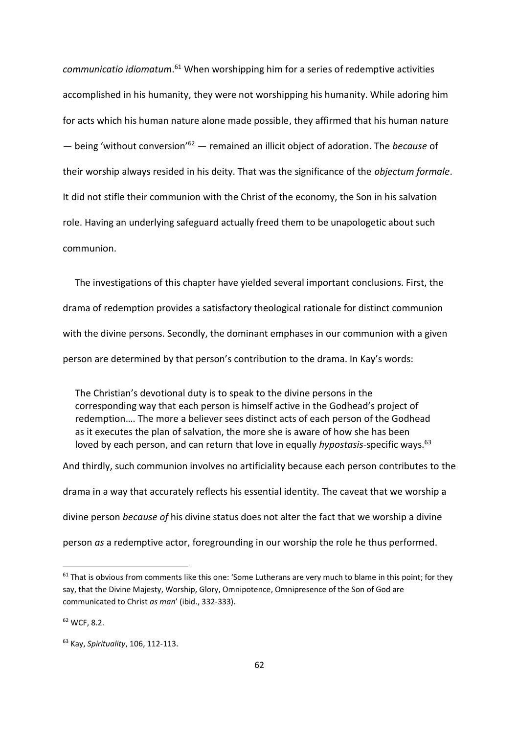*communicatio idiomatum*.[61] When worshipping him for a series of redemptive activities accomplished in his humanity, they were not worshipping his humanity. While adoring him for acts which his human nature alone made possible, they affirmed that his human nature — being 'without conversion'[62] — remained an illicit object of adoration. The *because* of their worship always resided in his deity. That was the significance of the *objectum formale*. It did not stifle their communion with the Christ of the economy, the Son in his salvation role. Having an underlying safeguard actually freed them to be unapologetic about such communion.

The investigations of this chapter have yielded several important conclusions. First, the drama of redemption provides a satisfactory theological rationale for distinct communion with the divine persons. Secondly, the dominant emphases in our communion with a given person are determined by that person's contribution to the drama. In Kay's words:

> The Christian's devotional duty is to speak to the divine persons in the corresponding way that each person is himself active in the Godhead's project of redemption…. The more a believer sees distinct acts of each person of the Godhead as it executes the plan of salvation, the more she is aware of how she has been loved by each person, and can return that love in equally *hypostasis*-specific ways.[63]

And thirdly, such communion involves no artificiality because each person contributes to the drama in a way that accurately reflects his essential identity. The caveat that we worship a divine person *because of* his divine status does not alter the fact that we worship a divine person *as* a redemptive actor, foregrounding in our worship the role he thus performed.

---

[61] That is obvious from comments like this one: 'Some Lutherans are very much to blame in this point; for they say, that the Divine Majesty, Worship, Glory, Omnipotence, Omnipresence of the Son of God are communicated to Christ *as man*' (ibid., 332-333).

[62] WCF, 8.2.

[63] Kay, *Spirituality*, 106, 112-113.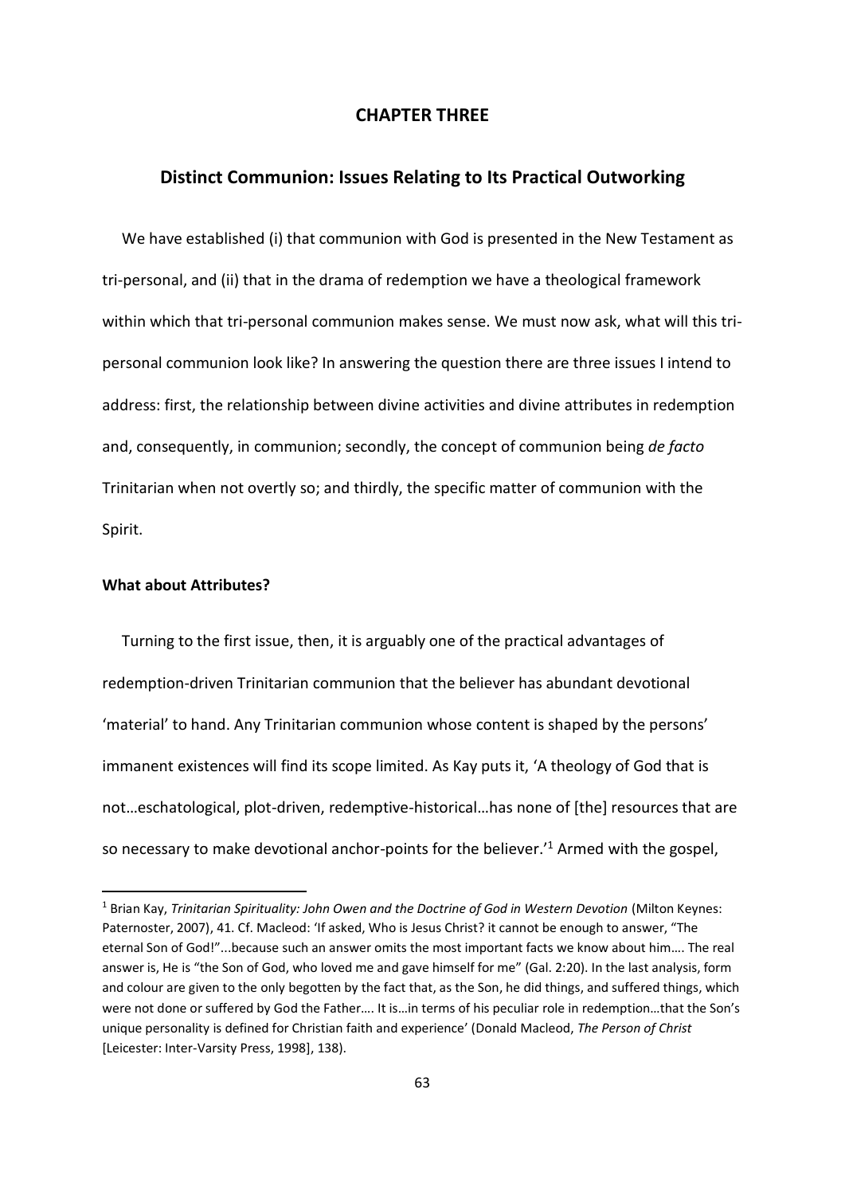# CHAPTER THREE

## Distinct Communion: Issues Relating to Its Practical Outworking

We have established (i) that communion with God is presented in the New Testament as tri-personal, and (ii) that in the drama of redemption we have a theological framework within which that tri-personal communion makes sense. We must now ask, what will this tri-personal communion look like? In answering the question there are three issues I intend to address: first, the relationship between divine activities and divine attributes in redemption and, consequently, in communion; secondly, the concept of communion being *de facto* Trinitarian when not overtly so; and thirdly, the specific matter of communion with the Spirit.

### What about Attributes?

Turning to the first issue, then, it is arguably one of the practical advantages of redemption-driven Trinitarian communion that the believer has abundant devotional 'material' to hand. Any Trinitarian communion whose content is shaped by the persons' immanent existences will find its scope limited. As Kay puts it, 'A theology of God that is not…eschatological, plot-driven, redemptive-historical…has none of [the] resources that are so necessary to make devotional anchor-points for the believer.'[1] Armed with the gospel,

[1] Brian Kay, *Trinitarian Spirituality: John Owen and the Doctrine of God in Western Devotion* (Milton Keynes: Paternoster, 2007), 41. Cf. Macleod: 'If asked, Who is Jesus Christ? it cannot be enough to answer, "The eternal Son of God!"...because such an answer omits the most important facts we know about him…. The real answer is, He is "the Son of God, who loved me and gave himself for me" (Gal. 2:20). In the last analysis, form and colour are given to the only begotten by the fact that, as the Son, he did things, and suffered things, which were not done or suffered by God the Father…. It is…in terms of his peculiar role in redemption…that the Son's unique personality is defined for Christian faith and experience' (Donald Macleod, *The Person of Christ* [Leicester: Inter-Varsity Press, 1998], 138).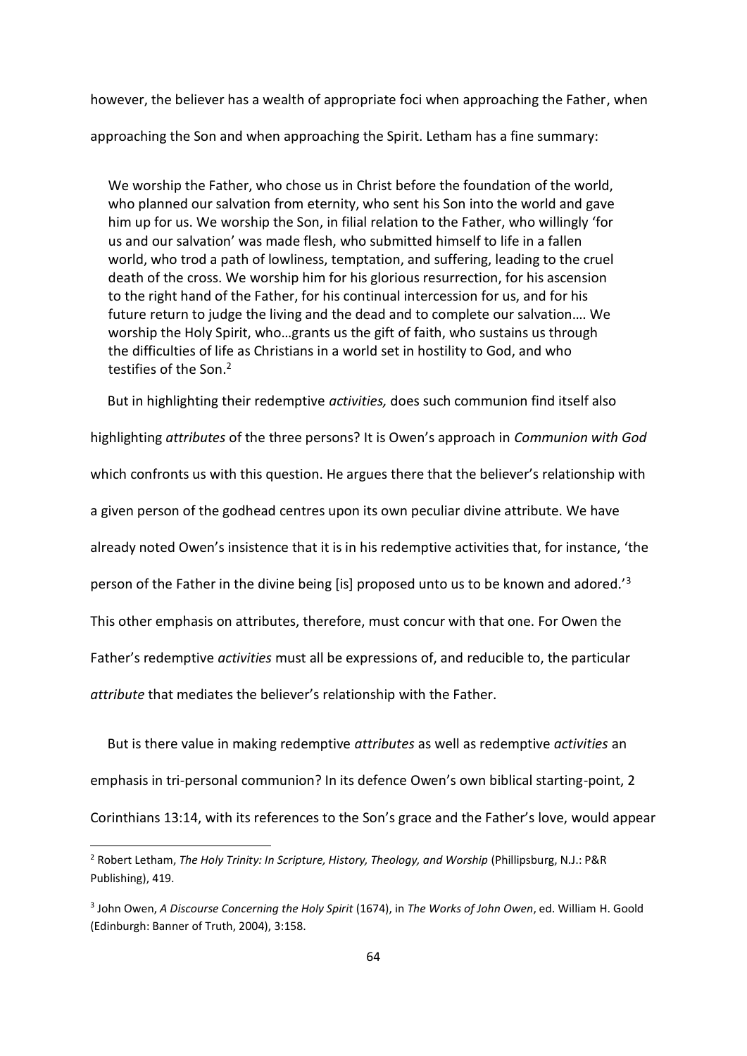however, the believer has a wealth of appropriate foci when approaching the Father, when approaching the Son and when approaching the Spirit. Letham has a fine summary:

> We worship the Father, who chose us in Christ before the foundation of the world, who planned our salvation from eternity, who sent his Son into the world and gave him up for us. We worship the Son, in filial relation to the Father, who willingly 'for us and our salvation' was made flesh, who submitted himself to life in a fallen world, who trod a path of lowliness, temptation, and suffering, leading to the cruel death of the cross. We worship him for his glorious resurrection, for his ascension to the right hand of the Father, for his continual intercession for us, and for his future return to judge the living and the dead and to complete our salvation…. We worship the Holy Spirit, who…grants us the gift of faith, who sustains us through the difficulties of life as Christians in a world set in hostility to God, and who testifies of the Son.[2]

But in highlighting their redemptive *activities,* does such communion find itself also highlighting *attributes* of the three persons? It is Owen's approach in *Communion with God* which confronts us with this question. He argues there that the believer's relationship with a given person of the godhead centres upon its own peculiar divine attribute. We have already noted Owen's insistence that it is in his redemptive activities that, for instance, 'the person of the Father in the divine being [is] proposed unto us to be known and adored.'[3] This other emphasis on attributes, therefore, must concur with that one. For Owen the Father's redemptive *activities* must all be expressions of, and reducible to, the particular *attribute* that mediates the believer's relationship with the Father.

But is there value in making redemptive *attributes* as well as redemptive *activities* an emphasis in tri-personal communion? In its defence Owen's own biblical starting-point, 2 Corinthians 13:14, with its references to the Son's grace and the Father's love, would appear

---

[2] Robert Letham, *The Holy Trinity: In Scripture, History, Theology, and Worship* (Phillipsburg, N.J.: P&R Publishing), 419.

[3] John Owen, *A Discourse Concerning the Holy Spirit* (1674), in *The Works of John Owen*, ed. William H. Goold (Edinburgh: Banner of Truth, 2004), 3:158.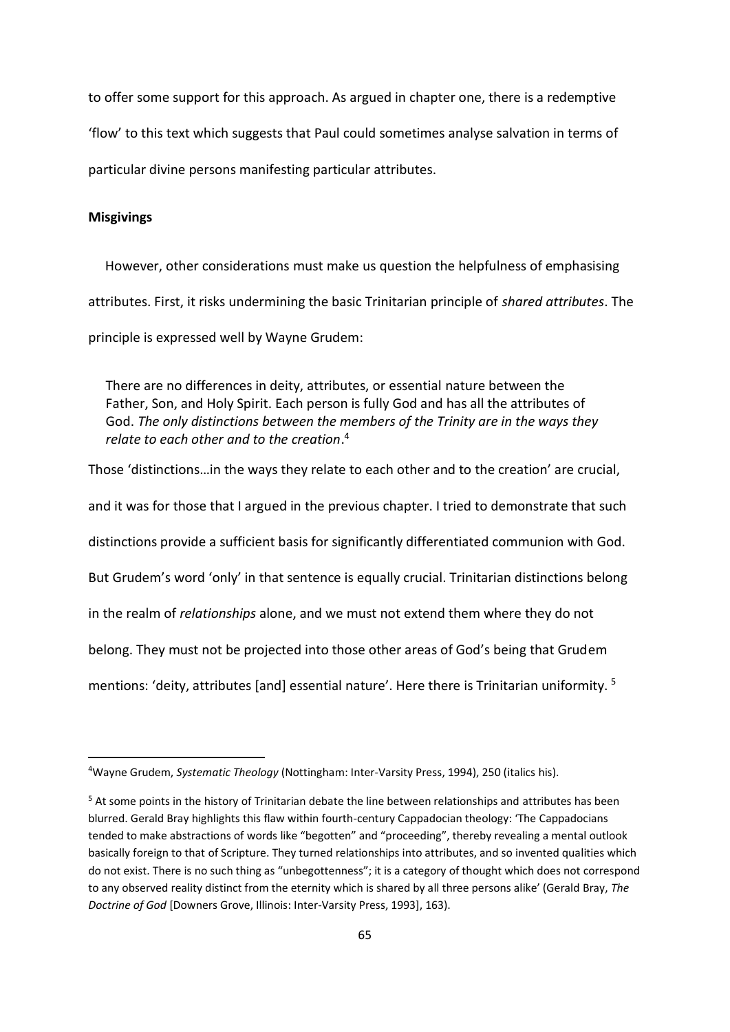to offer some support for this approach. As argued in chapter one, there is a redemptive 'flow' to this text which suggests that Paul could sometimes analyse salvation in terms of particular divine persons manifesting particular attributes.

**Misgivings**

However, other considerations must make us question the helpfulness of emphasising attributes. First, it risks undermining the basic Trinitarian principle of *shared attributes*. The principle is expressed well by Wayne Grudem:

> There are no differences in deity, attributes, or essential nature between the Father, Son, and Holy Spirit. Each person is fully God and has all the attributes of God. *The only distinctions between the members of the Trinity are in the ways they relate to each other and to the creation*.[4]

Those 'distinctions…in the ways they relate to each other and to the creation' are crucial, and it was for those that I argued in the previous chapter. I tried to demonstrate that such distinctions provide a sufficient basis for significantly differentiated communion with God. But Grudem's word 'only' in that sentence is equally crucial. Trinitarian distinctions belong in the realm of *relationships* alone, and we must not extend them where they do not belong. They must not be projected into those other areas of God's being that Grudem mentions: 'deity, attributes [and] essential nature'. Here there is Trinitarian uniformity. [5]

---

[4]Wayne Grudem, *Systematic Theology* (Nottingham: Inter-Varsity Press, 1994), 250 (italics his).

[5] At some points in the history of Trinitarian debate the line between relationships and attributes has been blurred. Gerald Bray highlights this flaw within fourth-century Cappadocian theology: 'The Cappadocians tended to make abstractions of words like "begotten" and "proceeding", thereby revealing a mental outlook basically foreign to that of Scripture. They turned relationships into attributes, and so invented qualities which do not exist. There is no such thing as "unbegottenness"; it is a category of thought which does not correspond to any observed reality distinct from the eternity which is shared by all three persons alike' (Gerald Bray, *The Doctrine of God* [Downers Grove, Illinois: Inter-Varsity Press, 1993], 163).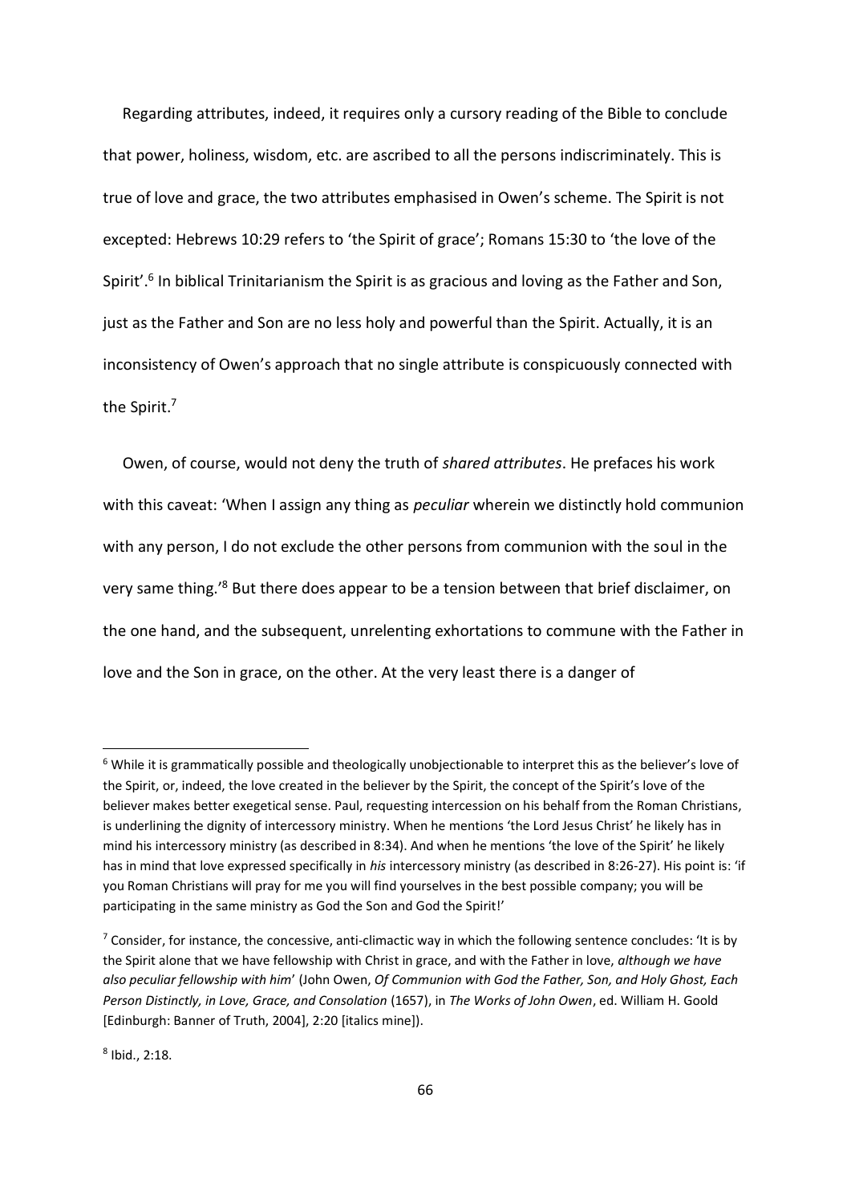Regarding attributes, indeed, it requires only a cursory reading of the Bible to conclude that power, holiness, wisdom, etc. are ascribed to all the persons indiscriminately. This is true of love and grace, the two attributes emphasised in Owen's scheme. The Spirit is not excepted: Hebrews 10:29 refers to 'the Spirit of grace'; Romans 15:30 to 'the love of the Spirit'.[6] In biblical Trinitarianism the Spirit is as gracious and loving as the Father and Son, just as the Father and Son are no less holy and powerful than the Spirit. Actually, it is an inconsistency of Owen's approach that no single attribute is conspicuously connected with the Spirit.[7]

Owen, of course, would not deny the truth of *shared attributes*. He prefaces his work with this caveat: 'When I assign any thing as *peculiar* wherein we distinctly hold communion with any person, I do not exclude the other persons from communion with the soul in the very same thing.'[8] But there does appear to be a tension between that brief disclaimer, on the one hand, and the subsequent, unrelenting exhortations to commune with the Father in love and the Son in grace, on the other. At the very least there is a danger of

---

[6] While it is grammatically possible and theologically unobjectionable to interpret this as the believer's love of the Spirit, or, indeed, the love created in the believer by the Spirit, the concept of the Spirit's love of the believer makes better exegetical sense. Paul, requesting intercession on his behalf from the Roman Christians, is underlining the dignity of intercessory ministry. When he mentions 'the Lord Jesus Christ' he likely has in mind his intercessory ministry (as described in 8:34). And when he mentions 'the love of the Spirit' he likely has in mind that love expressed specifically in *his* intercessory ministry (as described in 8:26-27). His point is: 'if you Roman Christians will pray for me you will find yourselves in the best possible company; you will be participating in the same ministry as God the Son and God the Spirit!'

[7] Consider, for instance, the concessive, anti-climactic way in which the following sentence concludes: 'It is by the Spirit alone that we have fellowship with Christ in grace, and with the Father in love, *although we have also peculiar fellowship with him*' (John Owen, *Of Communion with God the Father, Son, and Holy Ghost, Each Person Distinctly, in Love, Grace, and Consolation* (1657), in *The Works of John Owen*, ed. William H. Goold [Edinburgh: Banner of Truth, 2004], 2:20 [italics mine]).

[8] Ibid., 2:18.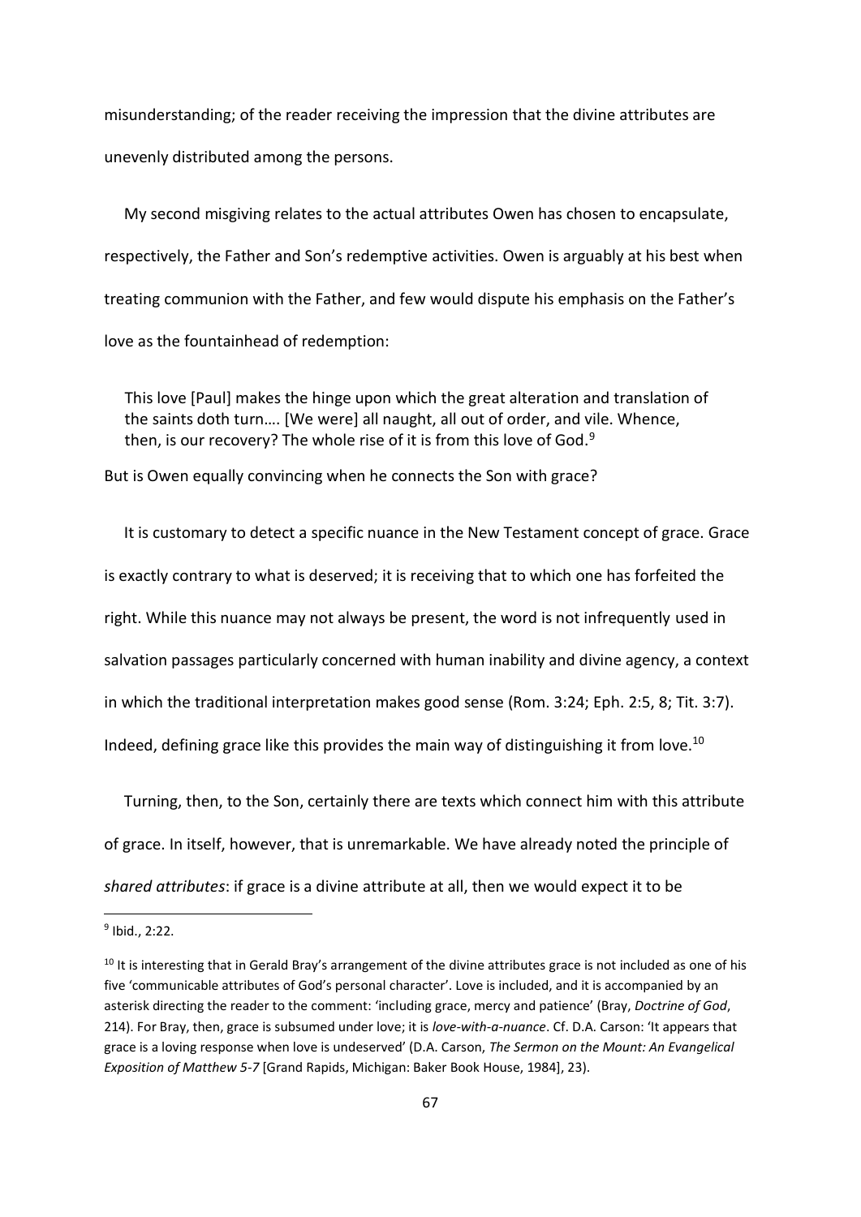misunderstanding; of the reader receiving the impression that the divine attributes are unevenly distributed among the persons.

My second misgiving relates to the actual attributes Owen has chosen to encapsulate, respectively, the Father and Son's redemptive activities. Owen is arguably at his best when treating communion with the Father, and few would dispute his emphasis on the Father's love as the fountainhead of redemption:

> This love [Paul] makes the hinge upon which the great alteration and translation of the saints doth turn…. [We were] all naught, all out of order, and vile. Whence, then, is our recovery? The whole rise of it is from this love of God.[9]

But is Owen equally convincing when he connects the Son with grace?

It is customary to detect a specific nuance in the New Testament concept of grace. Grace is exactly contrary to what is deserved; it is receiving that to which one has forfeited the right. While this nuance may not always be present, the word is not infrequently used in salvation passages particularly concerned with human inability and divine agency, a context in which the traditional interpretation makes good sense (Rom. 3:24; Eph. 2:5, 8; Tit. 3:7). Indeed, defining grace like this provides the main way of distinguishing it from love.[10]

Turning, then, to the Son, certainly there are texts which connect him with this attribute of grace. In itself, however, that is unremarkable. We have already noted the principle of *shared attributes*: if grace is a divine attribute at all, then we would expect it to be

---

[9] Ibid., 2:22.

[10] It is interesting that in Gerald Bray's arrangement of the divine attributes grace is not included as one of his five 'communicable attributes of God's personal character'. Love is included, and it is accompanied by an asterisk directing the reader to the comment: 'including grace, mercy and patience' (Bray, *Doctrine of God*, 214). For Bray, then, grace is subsumed under love; it is *love-with-a-nuance*. Cf. D.A. Carson: 'It appears that grace is a loving response when love is undeserved' (D.A. Carson, *The Sermon on the Mount: An Evangelical Exposition of Matthew 5-7* [Grand Rapids, Michigan: Baker Book House, 1984], 23).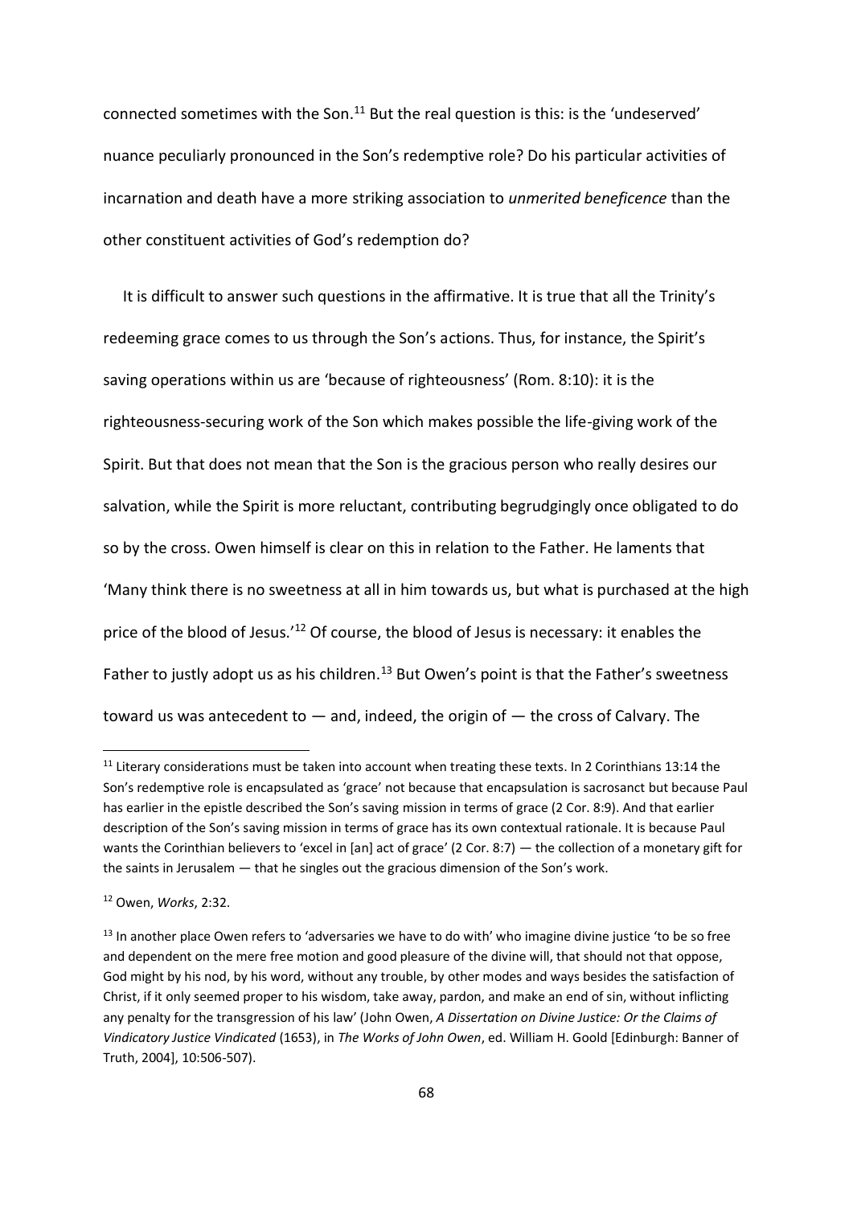connected sometimes with the Son.[11] But the real question is this: is the 'undeserved' nuance peculiarly pronounced in the Son's redemptive role? Do his particular activities of incarnation and death have a more striking association to *unmerited beneficence* than the other constituent activities of God's redemption do?

It is difficult to answer such questions in the affirmative. It is true that all the Trinity's redeeming grace comes to us through the Son's actions. Thus, for instance, the Spirit's saving operations within us are 'because of righteousness' (Rom. 8:10): it is the righteousness-securing work of the Son which makes possible the life-giving work of the Spirit. But that does not mean that the Son is the gracious person who really desires our salvation, while the Spirit is more reluctant, contributing begrudgingly once obligated to do so by the cross. Owen himself is clear on this in relation to the Father. He laments that 'Many think there is no sweetness at all in him towards us, but what is purchased at the high price of the blood of Jesus.'[12] Of course, the blood of Jesus is necessary: it enables the Father to justly adopt us as his children.[13] But Owen's point is that the Father's sweetness toward us was antecedent to — and, indeed, the origin of — the cross of Calvary. The

---

[11] Literary considerations must be taken into account when treating these texts. In 2 Corinthians 13:14 the Son's redemptive role is encapsulated as 'grace' not because that encapsulation is sacrosanct but because Paul has earlier in the epistle described the Son's saving mission in terms of grace (2 Cor. 8:9). And that earlier description of the Son's saving mission in terms of grace has its own contextual rationale. It is because Paul wants the Corinthian believers to 'excel in [an] act of grace' (2 Cor. 8:7) — the collection of a monetary gift for the saints in Jerusalem — that he singles out the gracious dimension of the Son's work.

[12] Owen, *Works*, 2:32.

[13] In another place Owen refers to 'adversaries we have to do with' who imagine divine justice 'to be so free and dependent on the mere free motion and good pleasure of the divine will, that should not that oppose, God might by his nod, by his word, without any trouble, by other modes and ways besides the satisfaction of Christ, if it only seemed proper to his wisdom, take away, pardon, and make an end of sin, without inflicting any penalty for the transgression of his law' (John Owen, *A Dissertation on Divine Justice: Or the Claims of Vindicatory Justice Vindicated* (1653), in *The Works of John Owen*, ed. William H. Goold [Edinburgh: Banner of Truth, 2004], 10:506-507).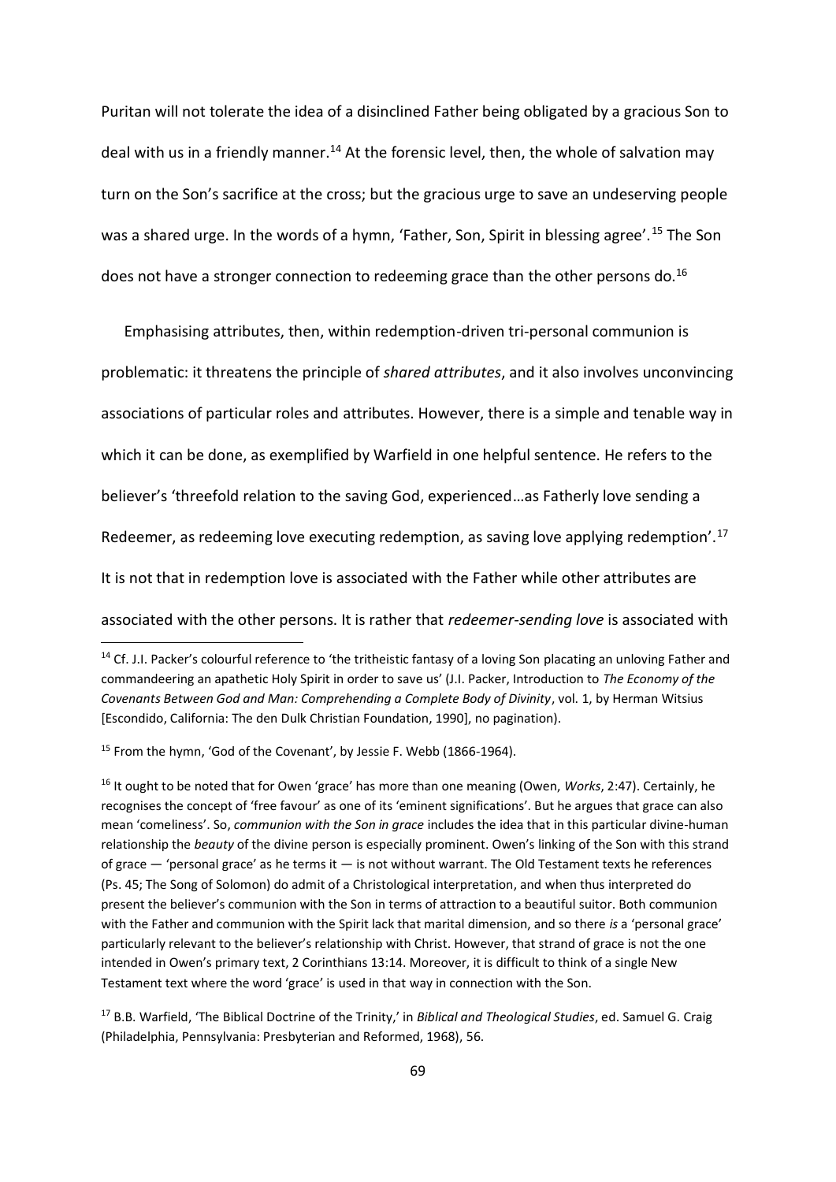Puritan will not tolerate the idea of a disinclined Father being obligated by a gracious Son to deal with us in a friendly manner.[14] At the forensic level, then, the whole of salvation may turn on the Son's sacrifice at the cross; but the gracious urge to save an undeserving people was a shared urge. In the words of a hymn, 'Father, Son, Spirit in blessing agree'.[15] The Son does not have a stronger connection to redeeming grace than the other persons do.[16]

Emphasising attributes, then, within redemption-driven tri-personal communion is problematic: it threatens the principle of *shared attributes*, and it also involves unconvincing associations of particular roles and attributes. However, there is a simple and tenable way in which it can be done, as exemplified by Warfield in one helpful sentence. He refers to the believer's 'threefold relation to the saving God, experienced…as Fatherly love sending a Redeemer, as redeeming love executing redemption, as saving love applying redemption'.[17] It is not that in redemption love is associated with the Father while other attributes are associated with the other persons. It is rather that *redeemer-sending love* is associated with

[14] Cf. J.I. Packer's colourful reference to 'the tritheistic fantasy of a loving Son placating an unloving Father and commandeering an apathetic Holy Spirit in order to save us' (J.I. Packer, Introduction to *The Economy of the Covenants Between God and Man: Comprehending a Complete Body of Divinity*, vol. 1, by Herman Witsius [Escondido, California: The den Dulk Christian Foundation, 1990], no pagination).

[15] From the hymn, 'God of the Covenant', by Jessie F. Webb (1866-1964).

[16] It ought to be noted that for Owen 'grace' has more than one meaning (Owen, *Works*, 2:47). Certainly, he recognises the concept of 'free favour' as one of its 'eminent significations'. But he argues that grace can also mean 'comeliness'. So, *communion with the Son in grace* includes the idea that in this particular divine-human relationship the *beauty* of the divine person is especially prominent. Owen's linking of the Son with this strand of grace — 'personal grace' as he terms it — is not without warrant. The Old Testament texts he references (Ps. 45; The Song of Solomon) do admit of a Christological interpretation, and when thus interpreted do present the believer's communion with the Son in terms of attraction to a beautiful suitor. Both communion with the Father and communion with the Spirit lack that marital dimension, and so there *is* a 'personal grace' particularly relevant to the believer's relationship with Christ. However, that strand of grace is not the one intended in Owen's primary text, 2 Corinthians 13:14. Moreover, it is difficult to think of a single New Testament text where the word 'grace' is used in that way in connection with the Son.

[17] B.B. Warfield, 'The Biblical Doctrine of the Trinity,' in *Biblical and Theological Studies*, ed. Samuel G. Craig (Philadelphia, Pennsylvania: Presbyterian and Reformed, 1968), 56.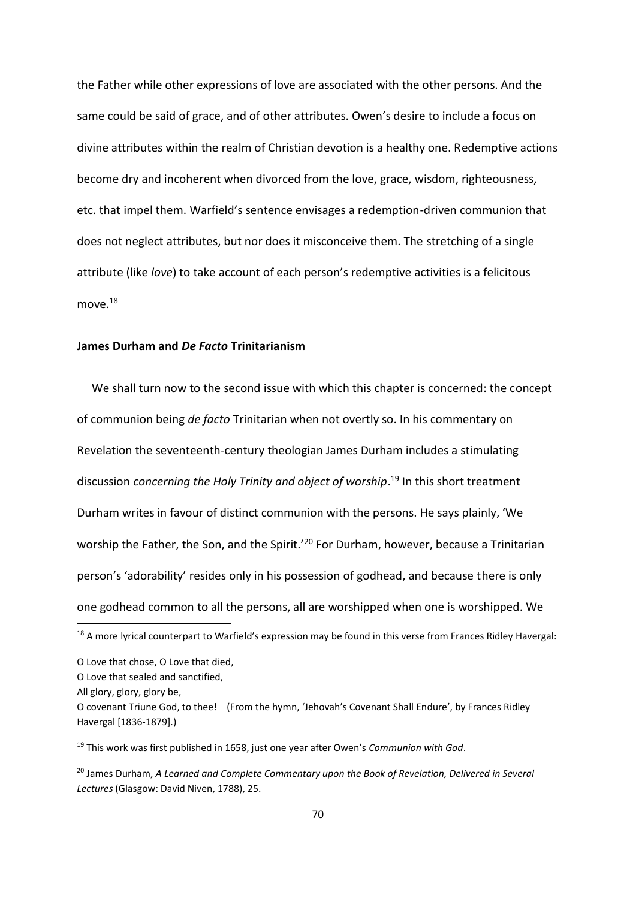the Father while other expressions of love are associated with the other persons. And the same could be said of grace, and of other attributes. Owen's desire to include a focus on divine attributes within the realm of Christian devotion is a healthy one. Redemptive actions become dry and incoherent when divorced from the love, grace, wisdom, righteousness, etc. that impel them. Warfield's sentence envisages a redemption-driven communion that does not neglect attributes, but nor does it misconceive them. The stretching of a single attribute (like *love*) to take account of each person's redemptive activities is a felicitous move.[18]

### James Durham and *De Facto* Trinitarianism

We shall turn now to the second issue with which this chapter is concerned: the concept of communion being *de facto* Trinitarian when not overtly so. In his commentary on Revelation the seventeenth-century theologian James Durham includes a stimulating discussion *concerning the Holy Trinity and object of worship*.[19] In this short treatment Durham writes in favour of distinct communion with the persons. He says plainly, 'We worship the Father, the Son, and the Spirit.'[20] For Durham, however, because a Trinitarian person's 'adorability' resides only in his possession of godhead, and because there is only one godhead common to all the persons, all are worshipped when one is worshipped. We

---

[18] A more lyrical counterpart to Warfield's expression may be found in this verse from Frances Ridley Havergal:

O Love that chose, O Love that died,
O Love that sealed and sanctified,
All glory, glory, glory be,
O covenant Triune God, to thee! (From the hymn, 'Jehovah's Covenant Shall Endure', by Frances Ridley Havergal [1836-1879].)

[19] This work was first published in 1658, just one year after Owen's *Communion with God*.

[20] James Durham, *A Learned and Complete Commentary upon the Book of Revelation, Delivered in Several Lectures* (Glasgow: David Niven, 1788), 25.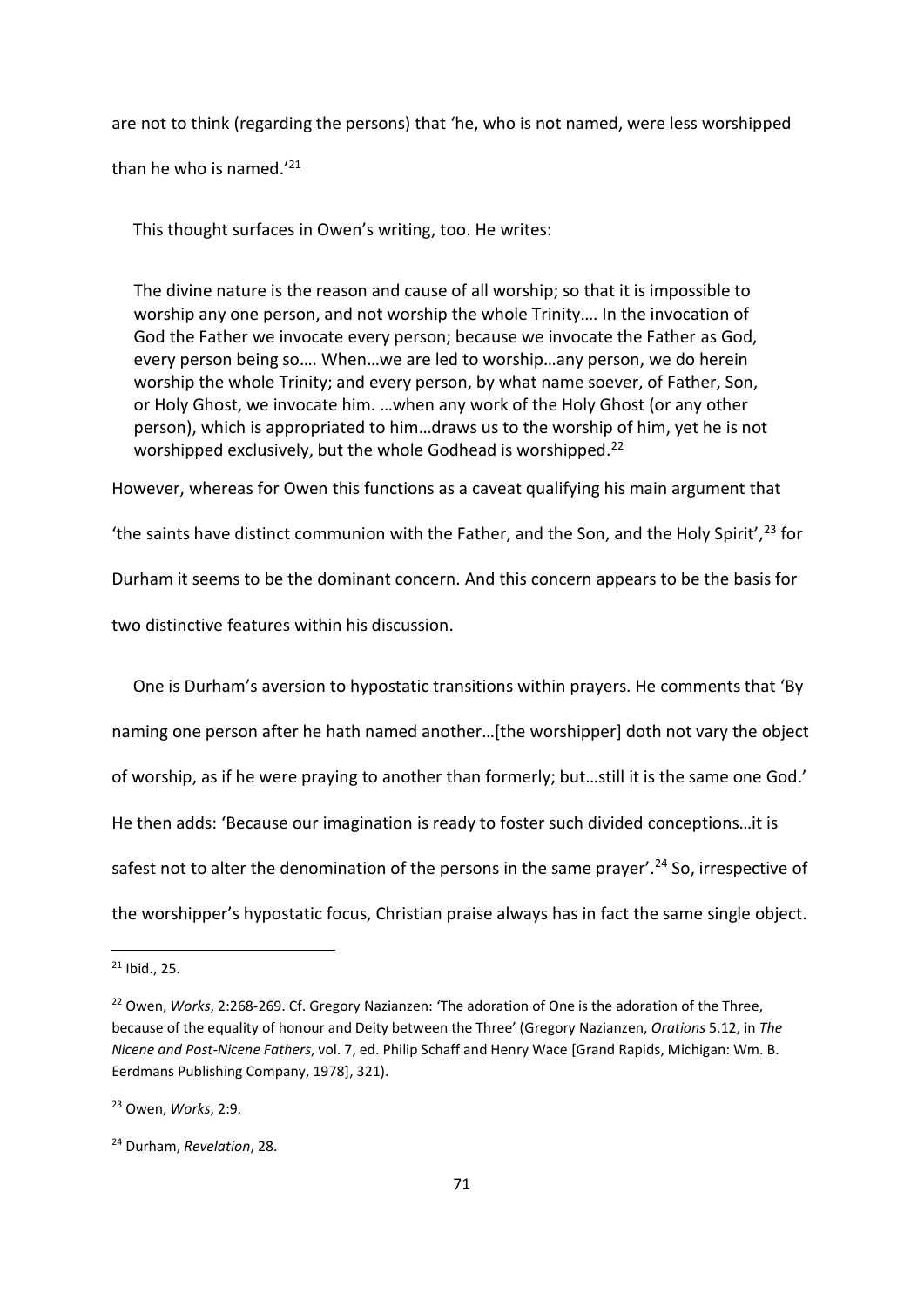are not to think (regarding the persons) that 'he, who is not named, were less worshipped than he who is named.'[21]

This thought surfaces in Owen's writing, too. He writes:

> The divine nature is the reason and cause of all worship; so that it is impossible to worship any one person, and not worship the whole Trinity…. In the invocation of God the Father we invocate every person; because we invocate the Father as God, every person being so…. When…we are led to worship…any person, we do herein worship the whole Trinity; and every person, by what name soever, of Father, Son, or Holy Ghost, we invocate him. …when any work of the Holy Ghost (or any other person), which is appropriated to him…draws us to the worship of him, yet he is not worshipped exclusively, but the whole Godhead is worshipped.[22]

However, whereas for Owen this functions as a caveat qualifying his main argument that 'the saints have distinct communion with the Father, and the Son, and the Holy Spirit',[23] for Durham it seems to be the dominant concern. And this concern appears to be the basis for two distinctive features within his discussion.

One is Durham's aversion to hypostatic transitions within prayers. He comments that 'By naming one person after he hath named another…[the worshipper] doth not vary the object of worship, as if he were praying to another than formerly; but…still it is the same one God.' He then adds: 'Because our imagination is ready to foster such divided conceptions…it is safest not to alter the denomination of the persons in the same prayer'.[24] So, irrespective of the worshipper's hypostatic focus, Christian praise always has in fact the same single object.

---

[21] Ibid., 25.

[22] Owen, *Works*, 2:268-269. Cf. Gregory Nazianzen: 'The adoration of One is the adoration of the Three, because of the equality of honour and Deity between the Three' (Gregory Nazianzen, *Orations* 5.12, in *The Nicene and Post-Nicene Fathers*, vol. 7, ed. Philip Schaff and Henry Wace [Grand Rapids, Michigan: Wm. B. Eerdmans Publishing Company, 1978], 321).

[23] Owen, *Works*, 2:9.

[24] Durham, *Revelation*, 28.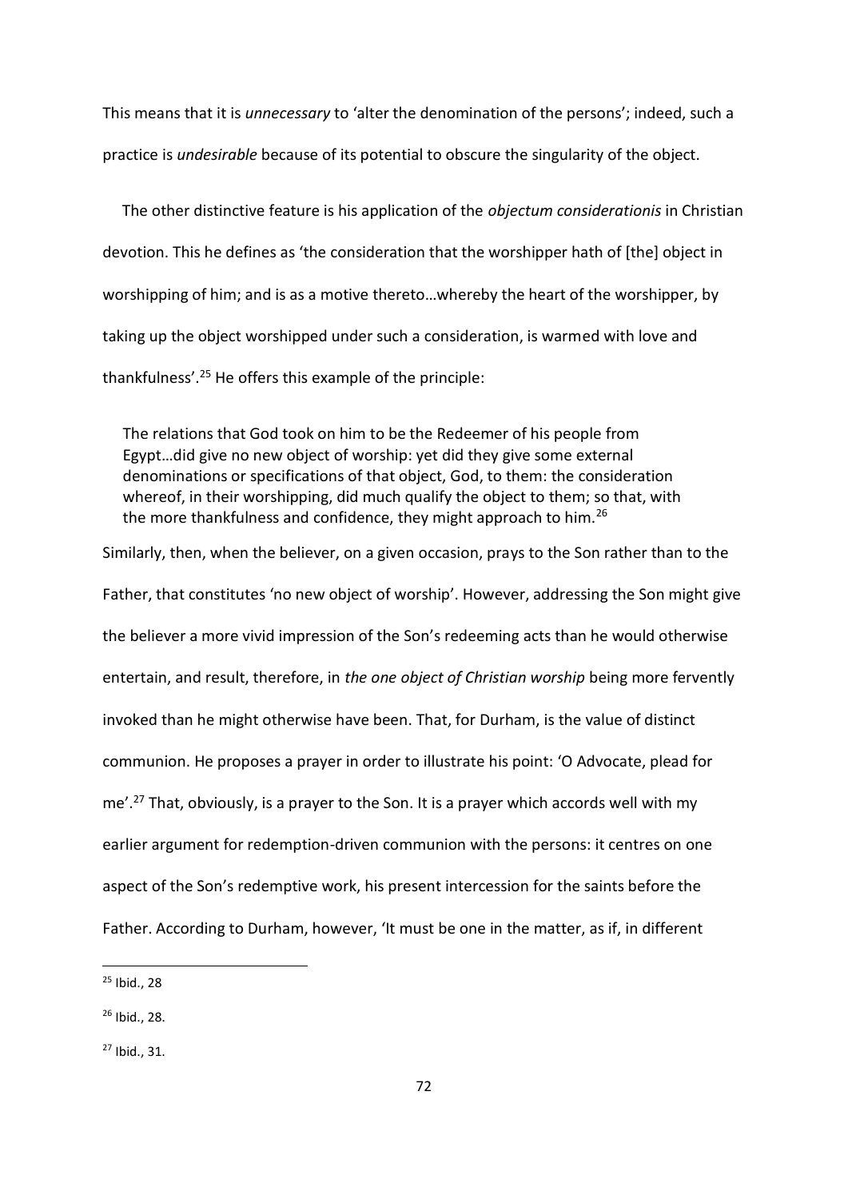This means that it is *unnecessary* to 'alter the denomination of the persons'; indeed, such a practice is *undesirable* because of its potential to obscure the singularity of the object.

The other distinctive feature is his application of the *objectum considerationis* in Christian devotion. This he defines as 'the consideration that the worshipper hath of [the] object in worshipping of him; and is as a motive thereto…whereby the heart of the worshipper, by taking up the object worshipped under such a consideration, is warmed with love and thankfulness'.[25] He offers this example of the principle:

> The relations that God took on him to be the Redeemer of his people from Egypt…did give no new object of worship: yet did they give some external denominations or specifications of that object, God, to them: the consideration whereof, in their worshipping, did much qualify the object to them; so that, with the more thankfulness and confidence, they might approach to him.[26]

Similarly, then, when the believer, on a given occasion, prays to the Son rather than to the Father, that constitutes 'no new object of worship'. However, addressing the Son might give the believer a more vivid impression of the Son's redeeming acts than he would otherwise entertain, and result, therefore, in *the one object of Christian worship* being more fervently invoked than he might otherwise have been. That, for Durham, is the value of distinct communion. He proposes a prayer in order to illustrate his point: 'O Advocate, plead for me'.[27] That, obviously, is a prayer to the Son. It is a prayer which accords well with my earlier argument for redemption-driven communion with the persons: it centres on one aspect of the Son's redemptive work, his present intercession for the saints before the Father. According to Durham, however, 'It must be one in the matter, as if, in different

---

[25] Ibid., 28

[26] Ibid., 28.

[27] Ibid., 31.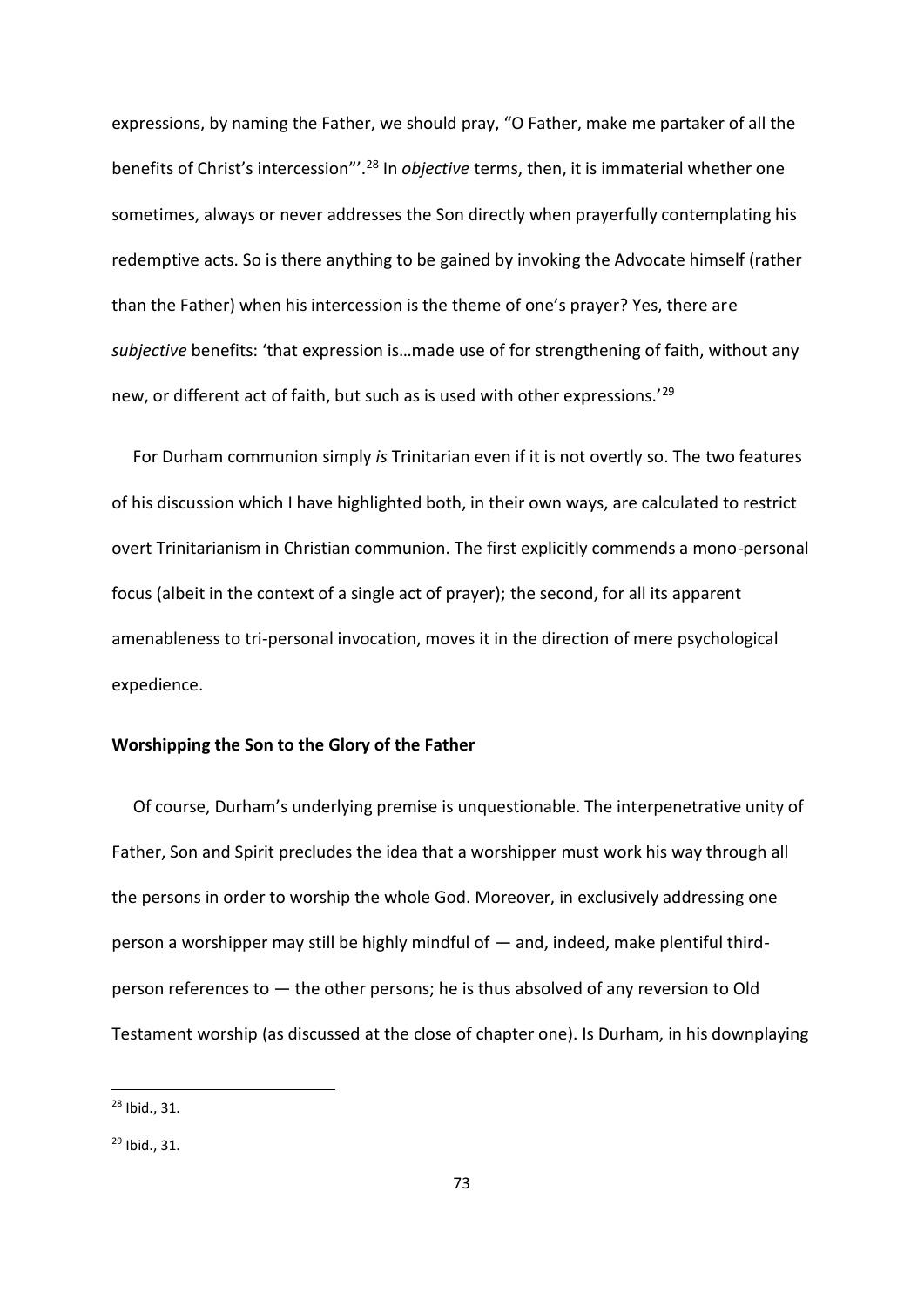expressions, by naming the Father, we should pray, "O Father, make me partaker of all the benefits of Christ's intercession"'.[28] In *objective* terms, then, it is immaterial whether one sometimes, always or never addresses the Son directly when prayerfully contemplating his redemptive acts. So is there anything to be gained by invoking the Advocate himself (rather than the Father) when his intercession is the theme of one's prayer? Yes, there are *subjective* benefits: 'that expression is…made use of for strengthening of faith, without any new, or different act of faith, but such as is used with other expressions.'[29]

For Durham communion simply *is* Trinitarian even if it is not overtly so. The two features of his discussion which I have highlighted both, in their own ways, are calculated to restrict overt Trinitarianism in Christian communion. The first explicitly commends a mono-personal focus (albeit in the context of a single act of prayer); the second, for all its apparent amenableness to tri-personal invocation, moves it in the direction of mere psychological expedience.

**Worshipping the Son to the Glory of the Father**

Of course, Durham's underlying premise is unquestionable. The interpenetrative unity of Father, Son and Spirit precludes the idea that a worshipper must work his way through all the persons in order to worship the whole God. Moreover, in exclusively addressing one person a worshipper may still be highly mindful of — and, indeed, make plentiful third-person references to — the other persons; he is thus absolved of any reversion to Old Testament worship (as discussed at the close of chapter one). Is Durham, in his downplaying

[28] Ibid., 31.

[29] Ibid., 31.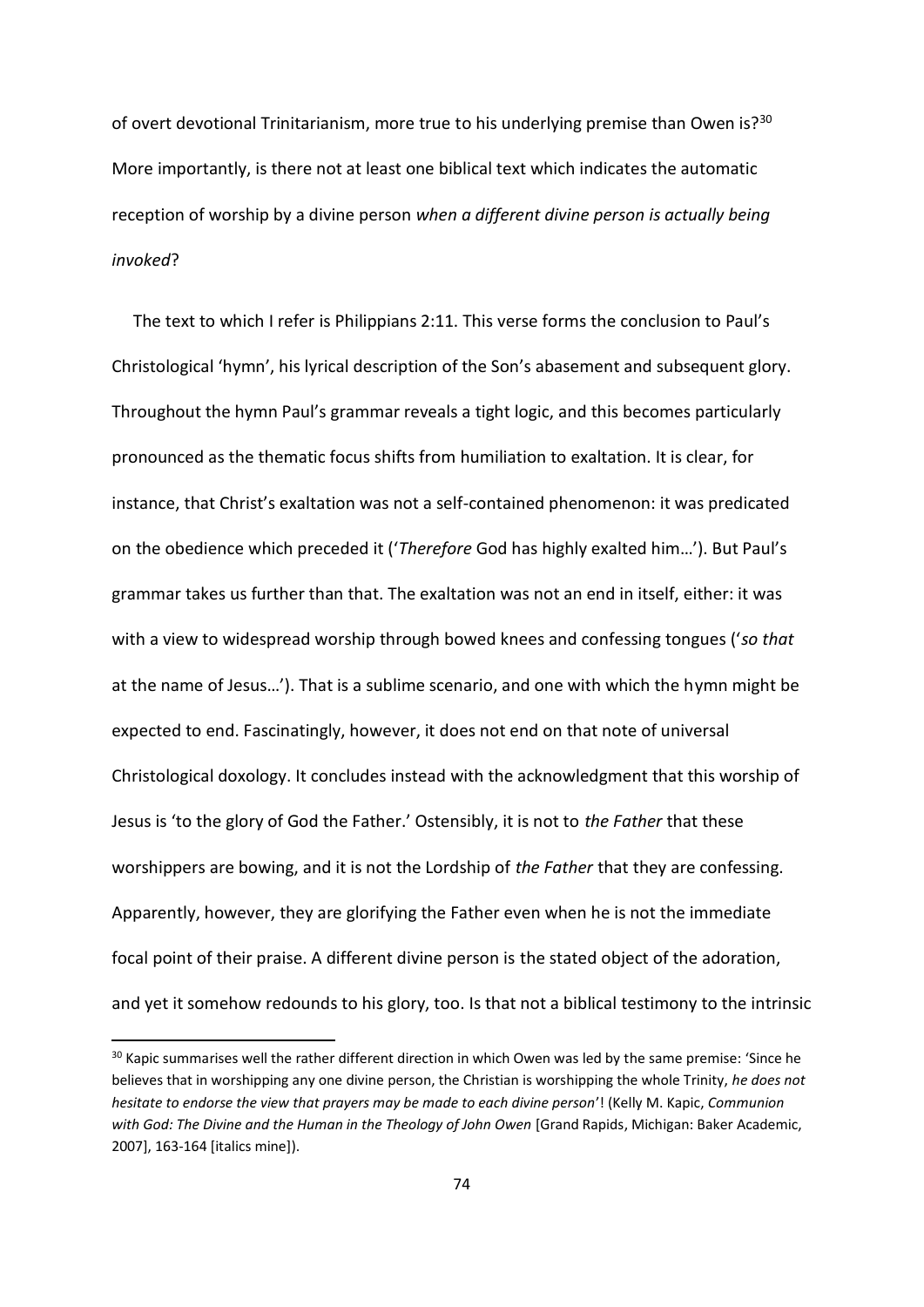of overt devotional Trinitarianism, more true to his underlying premise than Owen is?[30] More importantly, is there not at least one biblical text which indicates the automatic reception of worship by a divine person *when a different divine person is actually being invoked*?

The text to which I refer is Philippians 2:11. This verse forms the conclusion to Paul's Christological 'hymn', his lyrical description of the Son's abasement and subsequent glory. Throughout the hymn Paul's grammar reveals a tight logic, and this becomes particularly pronounced as the thematic focus shifts from humiliation to exaltation. It is clear, for instance, that Christ's exaltation was not a self-contained phenomenon: it was predicated on the obedience which preceded it ('*Therefore* God has highly exalted him…'). But Paul's grammar takes us further than that. The exaltation was not an end in itself, either: it was with a view to widespread worship through bowed knees and confessing tongues ('*so that* at the name of Jesus…'). That is a sublime scenario, and one with which the hymn might be expected to end. Fascinatingly, however, it does not end on that note of universal Christological doxology. It concludes instead with the acknowledgment that this worship of Jesus is 'to the glory of God the Father.' Ostensibly, it is not to *the Father* that these worshippers are bowing, and it is not the Lordship of *the Father* that they are confessing. Apparently, however, they are glorifying the Father even when he is not the immediate focal point of their praise. A different divine person is the stated object of the adoration, and yet it somehow redounds to his glory, too. Is that not a biblical testimony to the intrinsic

[30] Kapic summarises well the rather different direction in which Owen was led by the same premise: 'Since he believes that in worshipping any one divine person, the Christian is worshipping the whole Trinity, *he does not hesitate to endorse the view that prayers may be made to each divine person*'! (Kelly M. Kapic, *Communion with God: The Divine and the Human in the Theology of John Owen* [Grand Rapids, Michigan: Baker Academic, 2007], 163-164 [italics mine]).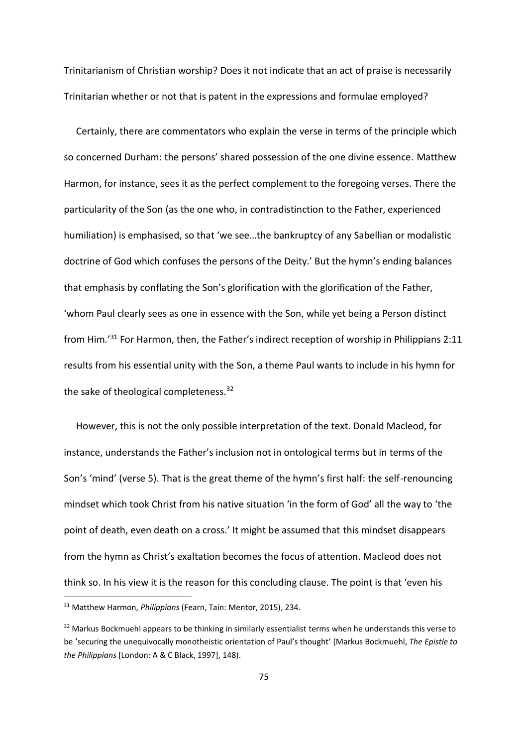Trinitarianism of Christian worship? Does it not indicate that an act of praise is necessarily Trinitarian whether or not that is patent in the expressions and formulae employed?

Certainly, there are commentators who explain the verse in terms of the principle which so concerned Durham: the persons' shared possession of the one divine essence. Matthew Harmon, for instance, sees it as the perfect complement to the foregoing verses. There the particularity of the Son (as the one who, in contradistinction to the Father, experienced humiliation) is emphasised, so that 'we see…the bankruptcy of any Sabellian or modalistic doctrine of God which confuses the persons of the Deity.' But the hymn's ending balances that emphasis by conflating the Son's glorification with the glorification of the Father, 'whom Paul clearly sees as one in essence with the Son, while yet being a Person distinct from Him.'[31] For Harmon, then, the Father's indirect reception of worship in Philippians 2:11 results from his essential unity with the Son, a theme Paul wants to include in his hymn for the sake of theological completeness.[32]

However, this is not the only possible interpretation of the text. Donald Macleod, for instance, understands the Father's inclusion not in ontological terms but in terms of the Son's 'mind' (verse 5). That is the great theme of the hymn's first half: the self-renouncing mindset which took Christ from his native situation 'in the form of God' all the way to 'the point of death, even death on a cross.' It might be assumed that this mindset disappears from the hymn as Christ's exaltation becomes the focus of attention. Macleod does not think so. In his view it is the reason for this concluding clause. The point is that 'even his

---

[31] Matthew Harmon, *Philippians* (Fearn, Tain: Mentor, 2015), 234.

[32] Markus Bockmuehl appears to be thinking in similarly essentialist terms when he understands this verse to be 'securing the unequivocally monotheistic orientation of Paul's thought' (Markus Bockmuehl, *The Epistle to the Philippians* [London: A & C Black, 1997], 148).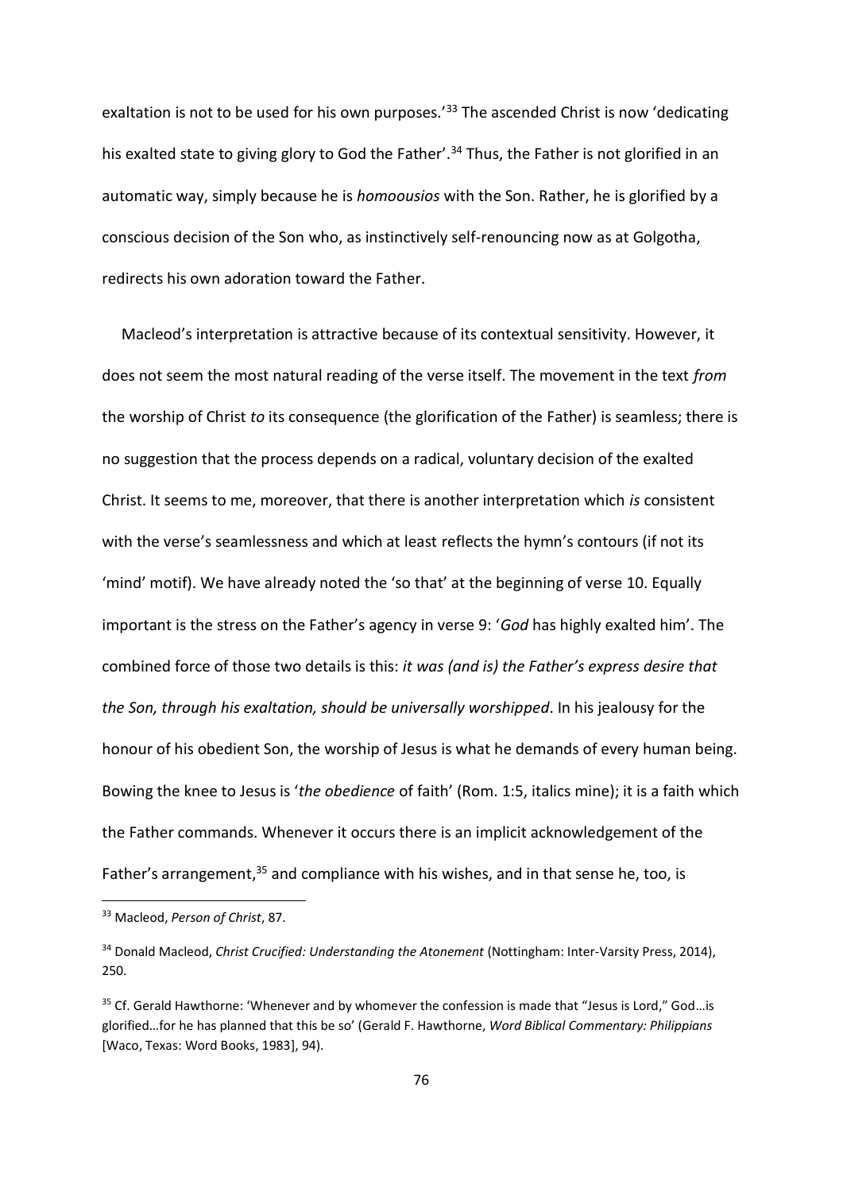exaltation is not to be used for his own purposes.'[33] The ascended Christ is now 'dedicating his exalted state to giving glory to God the Father'.[34] Thus, the Father is not glorified in an automatic way, simply because he is *homoousios* with the Son. Rather, he is glorified by a conscious decision of the Son who, as instinctively self-renouncing now as at Golgotha, redirects his own adoration toward the Father.

Macleod's interpretation is attractive because of its contextual sensitivity. However, it does not seem the most natural reading of the verse itself. The movement in the text *from* the worship of Christ *to* its consequence (the glorification of the Father) is seamless; there is no suggestion that the process depends on a radical, voluntary decision of the exalted Christ. It seems to me, moreover, that there is another interpretation which *is* consistent with the verse's seamlessness and which at least reflects the hymn's contours (if not its 'mind' motif). We have already noted the 'so that' at the beginning of verse 10. Equally important is the stress on the Father's agency in verse 9: '*God* has highly exalted him'. The combined force of those two details is this: *it was (and is) the Father's express desire that the Son, through his exaltation, should be universally worshipped*. In his jealousy for the honour of his obedient Son, the worship of Jesus is what he demands of every human being. Bowing the knee to Jesus is '*the obedience* of faith' (Rom. 1:5, italics mine); it is a faith which the Father commands. Whenever it occurs there is an implicit acknowledgement of the Father's arrangement,[35] and compliance with his wishes, and in that sense he, too, is

---

[33] Macleod, *Person of Christ*, 87.

[34] Donald Macleod, *Christ Crucified: Understanding the Atonement* (Nottingham: Inter-Varsity Press, 2014), 250.

[35] Cf. Gerald Hawthorne: 'Whenever and by whomever the confession is made that "Jesus is Lord," God…is glorified…for he has planned that this be so' (Gerald F. Hawthorne, *Word Biblical Commentary: Philippians* [Waco, Texas: Word Books, 1983], 94).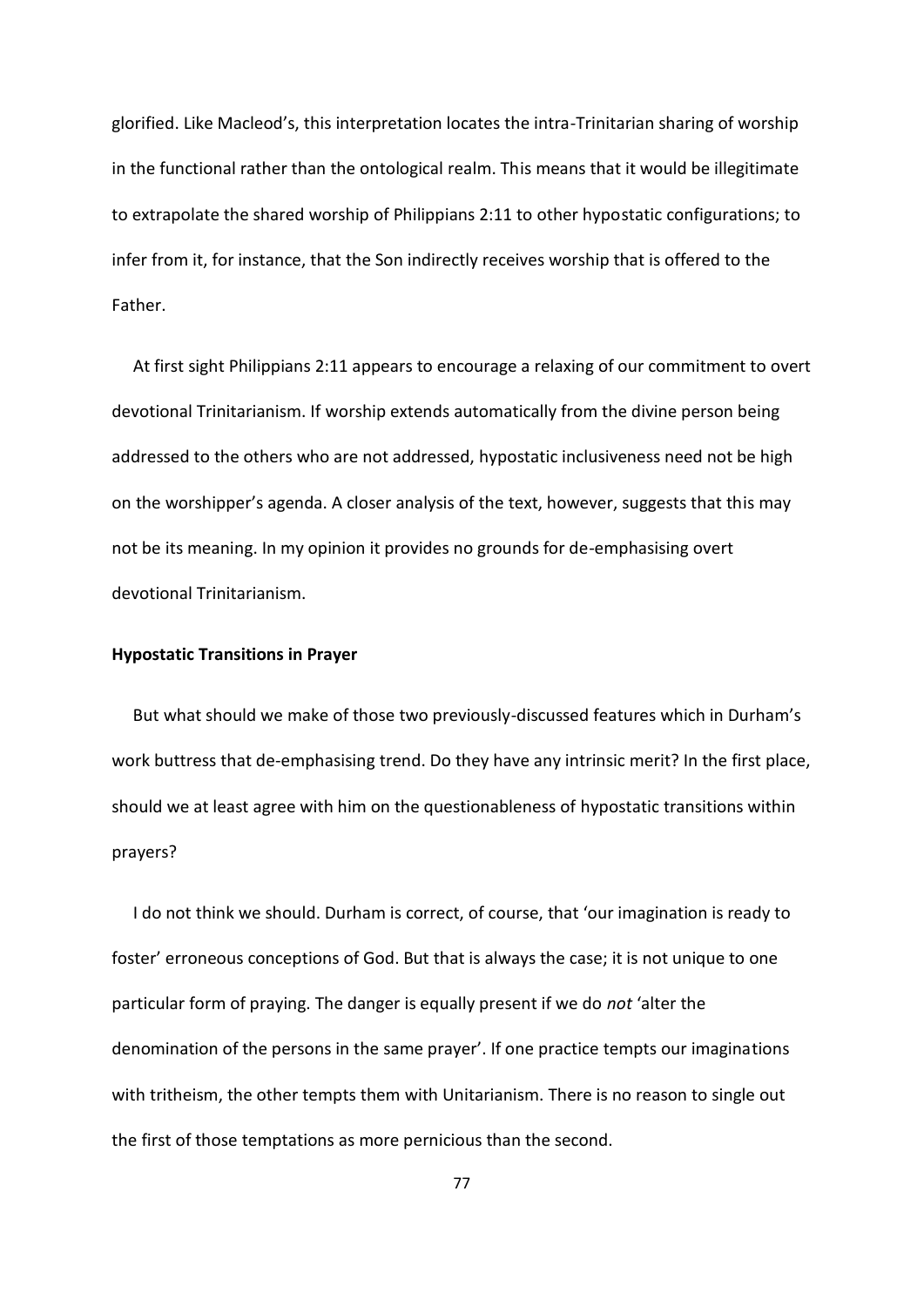glorified. Like Macleod's, this interpretation locates the intra-Trinitarian sharing of worship in the functional rather than the ontological realm. This means that it would be illegitimate to extrapolate the shared worship of Philippians 2:11 to other hypostatic configurations; to infer from it, for instance, that the Son indirectly receives worship that is offered to the Father.

At first sight Philippians 2:11 appears to encourage a relaxing of our commitment to overt devotional Trinitarianism. If worship extends automatically from the divine person being addressed to the others who are not addressed, hypostatic inclusiveness need not be high on the worshipper's agenda. A closer analysis of the text, however, suggests that this may not be its meaning. In my opinion it provides no grounds for de-emphasising overt devotional Trinitarianism.

**Hypostatic Transitions in Prayer**

But what should we make of those two previously-discussed features which in Durham's work buttress that de-emphasising trend. Do they have any intrinsic merit? In the first place, should we at least agree with him on the questionableness of hypostatic transitions within prayers?

I do not think we should. Durham is correct, of course, that 'our imagination is ready to foster' erroneous conceptions of God. But that is always the case; it is not unique to one particular form of praying. The danger is equally present if we do *not* 'alter the denomination of the persons in the same prayer'. If one practice tempts our imaginations with tritheism, the other tempts them with Unitarianism. There is no reason to single out the first of those temptations as more pernicious than the second.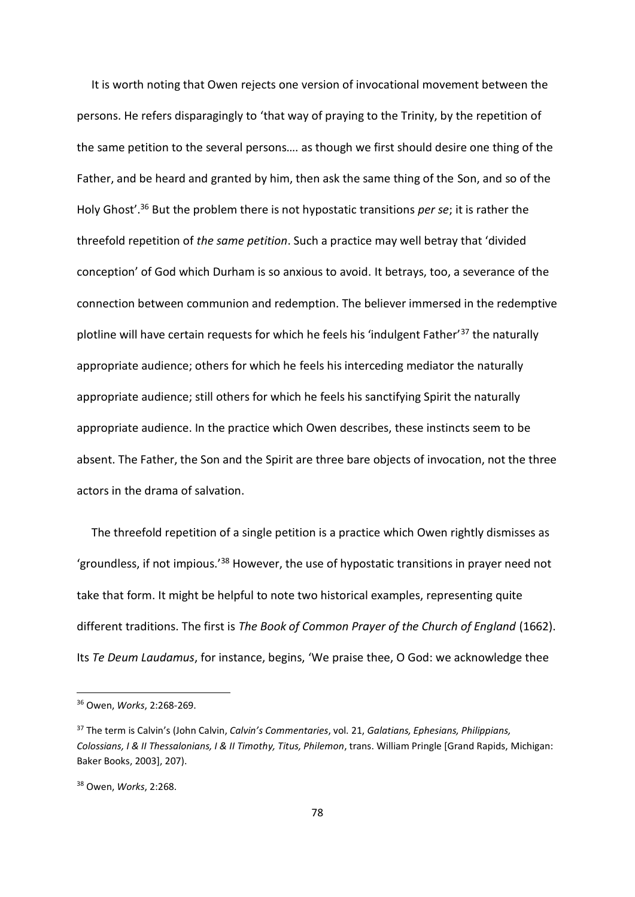It is worth noting that Owen rejects one version of invocational movement between the persons. He refers disparagingly to 'that way of praying to the Trinity, by the repetition of the same petition to the several persons…. as though we first should desire one thing of the Father, and be heard and granted by him, then ask the same thing of the Son, and so of the Holy Ghost'.[36] But the problem there is not hypostatic transitions *per se*; it is rather the threefold repetition of *the same petition*. Such a practice may well betray that 'divided conception' of God which Durham is so anxious to avoid. It betrays, too, a severance of the connection between communion and redemption. The believer immersed in the redemptive plotline will have certain requests for which he feels his 'indulgent Father'[37] the naturally appropriate audience; others for which he feels his interceding mediator the naturally appropriate audience; still others for which he feels his sanctifying Spirit the naturally appropriate audience. In the practice which Owen describes, these instincts seem to be absent. The Father, the Son and the Spirit are three bare objects of invocation, not the three actors in the drama of salvation.

The threefold repetition of a single petition is a practice which Owen rightly dismisses as 'groundless, if not impious.'[38] However, the use of hypostatic transitions in prayer need not take that form. It might be helpful to note two historical examples, representing quite different traditions. The first is *The Book of Common Prayer of the Church of England* (1662). Its *Te Deum Laudamus*, for instance, begins, 'We praise thee, O God: we acknowledge thee

---

[36] Owen, *Works*, 2:268-269.

[37] The term is Calvin's (John Calvin, *Calvin's Commentaries*, vol. 21, *Galatians, Ephesians, Philippians, Colossians, I & II Thessalonians, I & II Timothy, Titus, Philemon*, trans. William Pringle [Grand Rapids, Michigan: Baker Books, 2003], 207).

[38] Owen, *Works*, 2:268.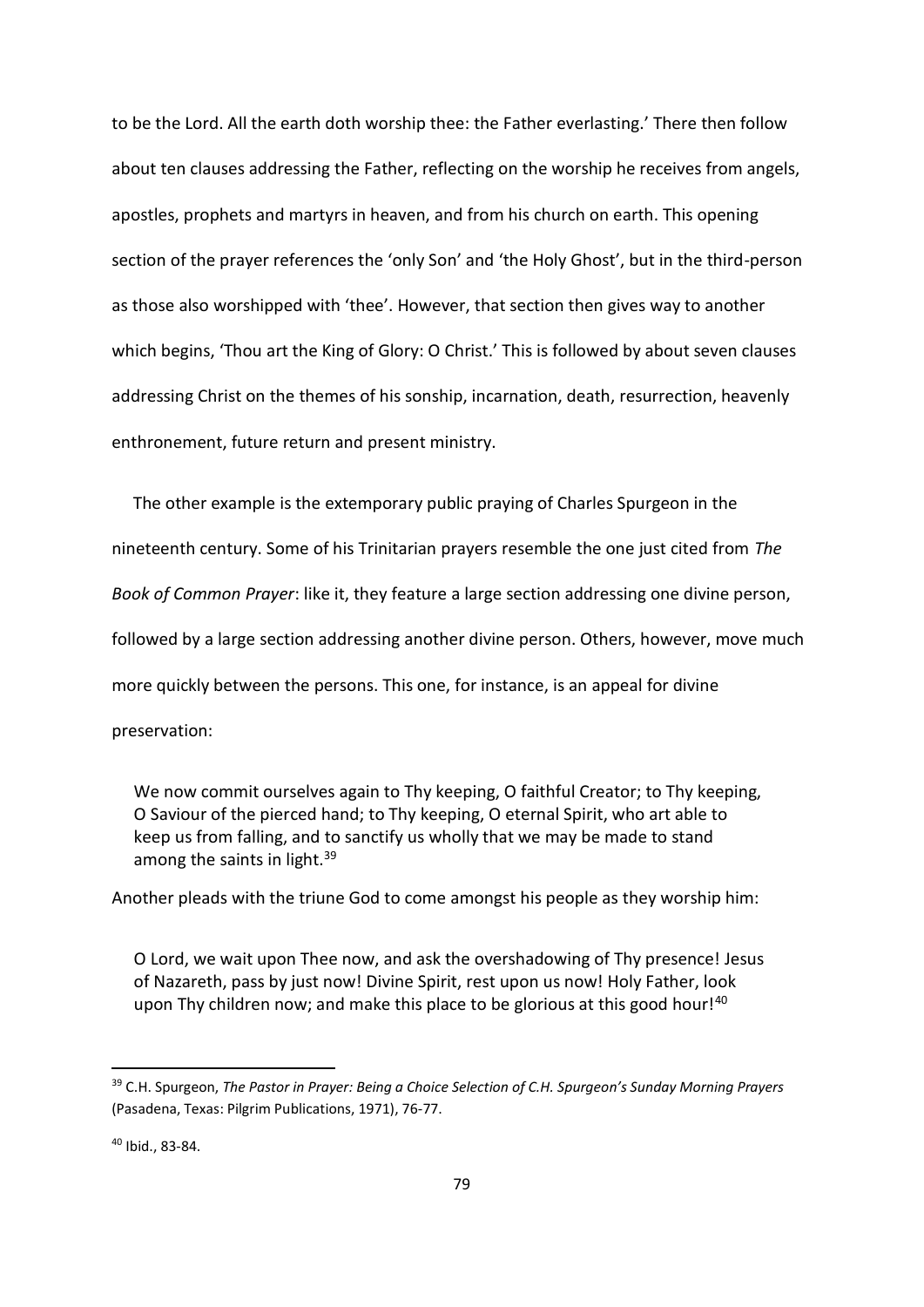to be the Lord. All the earth doth worship thee: the Father everlasting.' There then follow about ten clauses addressing the Father, reflecting on the worship he receives from angels, apostles, prophets and martyrs in heaven, and from his church on earth. This opening section of the prayer references the 'only Son' and 'the Holy Ghost', but in the third-person as those also worshipped with 'thee'. However, that section then gives way to another which begins, 'Thou art the King of Glory: O Christ.' This is followed by about seven clauses addressing Christ on the themes of his sonship, incarnation, death, resurrection, heavenly enthronement, future return and present ministry.

The other example is the extemporary public praying of Charles Spurgeon in the nineteenth century. Some of his Trinitarian prayers resemble the one just cited from *The Book of Common Prayer*: like it, they feature a large section addressing one divine person, followed by a large section addressing another divine person. Others, however, move much more quickly between the persons. This one, for instance, is an appeal for divine preservation:

> We now commit ourselves again to Thy keeping, O faithful Creator; to Thy keeping, O Saviour of the pierced hand; to Thy keeping, O eternal Spirit, who art able to keep us from falling, and to sanctify us wholly that we may be made to stand among the saints in light.[39]

Another pleads with the triune God to come amongst his people as they worship him:

> O Lord, we wait upon Thee now, and ask the overshadowing of Thy presence! Jesus of Nazareth, pass by just now! Divine Spirit, rest upon us now! Holy Father, look upon Thy children now; and make this place to be glorious at this good hour![40]

---

[39] C.H. Spurgeon, *The Pastor in Prayer: Being a Choice Selection of C.H. Spurgeon's Sunday Morning Prayers* (Pasadena, Texas: Pilgrim Publications, 1971), 76-77.

[40] Ibid., 83-84.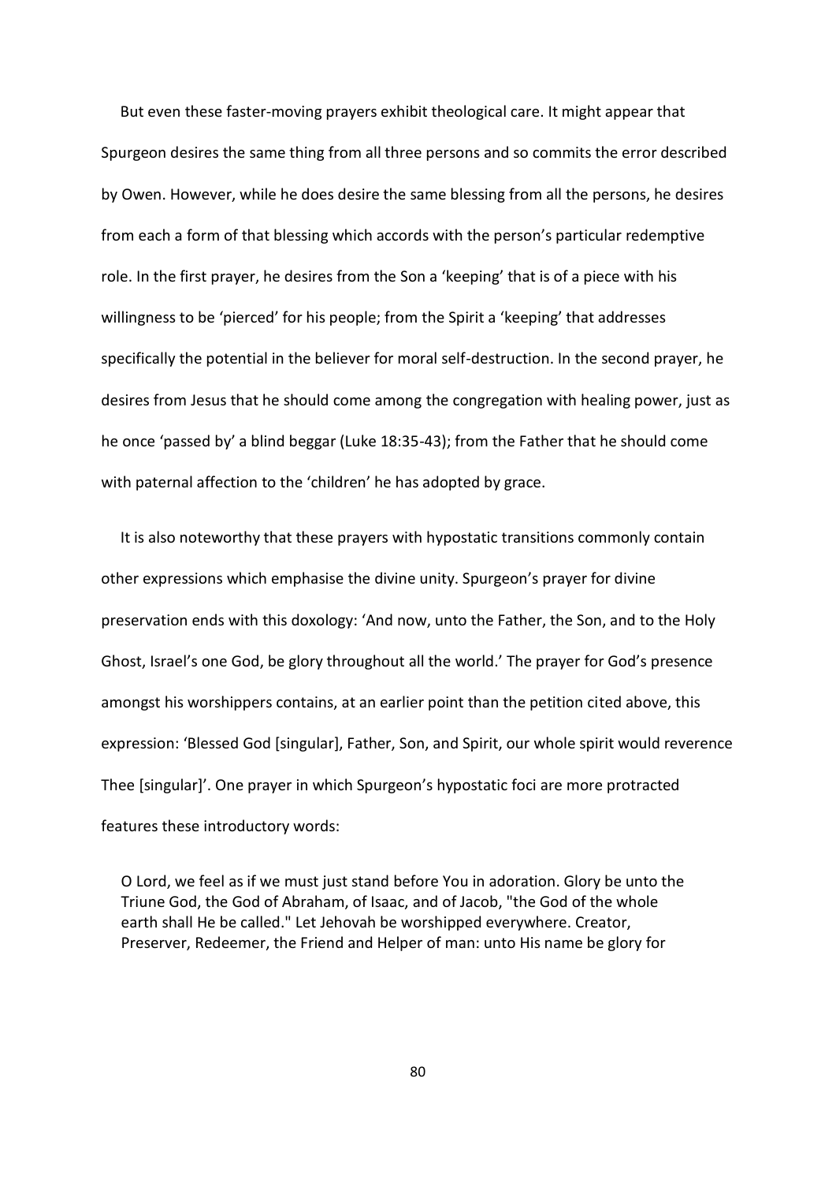But even these faster-moving prayers exhibit theological care. It might appear that Spurgeon desires the same thing from all three persons and so commits the error described by Owen. However, while he does desire the same blessing from all the persons, he desires from each a form of that blessing which accords with the person's particular redemptive role. In the first prayer, he desires from the Son a 'keeping' that is of a piece with his willingness to be 'pierced' for his people; from the Spirit a 'keeping' that addresses specifically the potential in the believer for moral self-destruction. In the second prayer, he desires from Jesus that he should come among the congregation with healing power, just as he once 'passed by' a blind beggar (Luke 18:35-43); from the Father that he should come with paternal affection to the 'children' he has adopted by grace.

It is also noteworthy that these prayers with hypostatic transitions commonly contain other expressions which emphasise the divine unity. Spurgeon's prayer for divine preservation ends with this doxology: 'And now, unto the Father, the Son, and to the Holy Ghost, Israel's one God, be glory throughout all the world.' The prayer for God's presence amongst his worshippers contains, at an earlier point than the petition cited above, this expression: 'Blessed God [singular], Father, Son, and Spirit, our whole spirit would reverence Thee [singular]'. One prayer in which Spurgeon's hypostatic foci are more protracted features these introductory words:

> O Lord, we feel as if we must just stand before You in adoration. Glory be unto the Triune God, the God of Abraham, of Isaac, and of Jacob, "the God of the whole earth shall He be called." Let Jehovah be worshipped everywhere. Creator, Preserver, Redeemer, the Friend and Helper of man: unto His name be glory for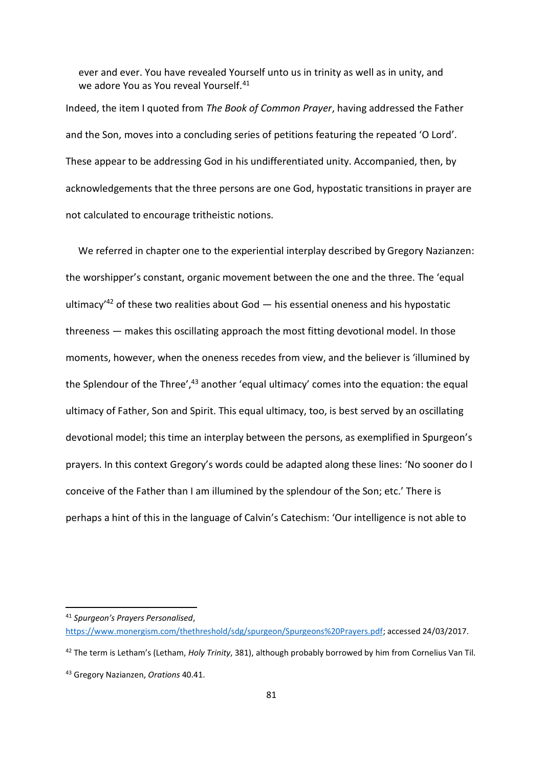ever and ever. You have revealed Yourself unto us in trinity as well as in unity, and we adore You as You reveal Yourself.[41]

Indeed, the item I quoted from *The Book of Common Prayer*, having addressed the Father and the Son, moves into a concluding series of petitions featuring the repeated 'O Lord'. These appear to be addressing God in his undifferentiated unity. Accompanied, then, by acknowledgements that the three persons are one God, hypostatic transitions in prayer are not calculated to encourage tritheistic notions.

We referred in chapter one to the experiential interplay described by Gregory Nazianzen: the worshipper's constant, organic movement between the one and the three. The 'equal ultimacy'[42] of these two realities about God — his essential oneness and his hypostatic threeness — makes this oscillating approach the most fitting devotional model. In those moments, however, when the oneness recedes from view, and the believer is 'illumined by the Splendour of the Three',[43] another 'equal ultimacy' comes into the equation: the equal ultimacy of Father, Son and Spirit. This equal ultimacy, too, is best served by an oscillating devotional model; this time an interplay between the persons, as exemplified in Spurgeon's prayers. In this context Gregory's words could be adapted along these lines: 'No sooner do I conceive of the Father than I am illumined by the splendour of the Son; etc.' There is perhaps a hint of this in the language of Calvin's Catechism: 'Our intelligence is not able to

---

[41] *Spurgeon's Prayers Personalised*, https://www.monergism.com/thethreshold/sdg/spurgeon/Spurgeons%20Prayers.pdf; accessed 24/03/2017.

[42] The term is Letham's (Letham, *Holy Trinity*, 381), although probably borrowed by him from Cornelius Van Til.

[43] Gregory Nazianzen, *Orations* 40.41.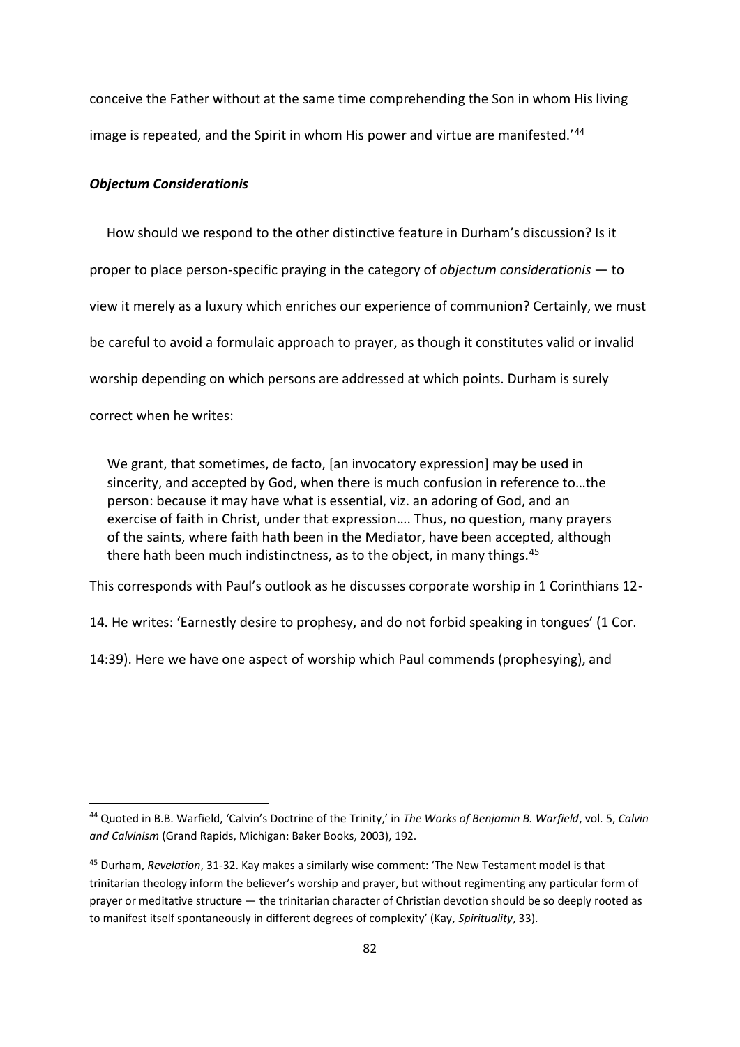conceive the Father without at the same time comprehending the Son in whom His living image is repeated, and the Spirit in whom His power and virtue are manifested.'[44]

### *Objectum Considerationis*

How should we respond to the other distinctive feature in Durham's discussion? Is it proper to place person-specific praying in the category of *objectum considerationis* — to view it merely as a luxury which enriches our experience of communion? Certainly, we must be careful to avoid a formulaic approach to prayer, as though it constitutes valid or invalid worship depending on which persons are addressed at which points. Durham is surely correct when he writes:

> We grant, that sometimes, de facto, [an invocatory expression] may be used in sincerity, and accepted by God, when there is much confusion in reference to…the person: because it may have what is essential, viz. an adoring of God, and an exercise of faith in Christ, under that expression…. Thus, no question, many prayers of the saints, where faith hath been in the Mediator, have been accepted, although there hath been much indistinctness, as to the object, in many things.[45]

This corresponds with Paul's outlook as he discusses corporate worship in 1 Corinthians 12-14. He writes: 'Earnestly desire to prophesy, and do not forbid speaking in tongues' (1 Cor. 14:39). Here we have one aspect of worship which Paul commends (prophesying), and

---

[44] Quoted in B.B. Warfield, 'Calvin's Doctrine of the Trinity,' in *The Works of Benjamin B. Warfield*, vol. 5, *Calvin and Calvinism* (Grand Rapids, Michigan: Baker Books, 2003), 192.

[45] Durham, *Revelation*, 31-32. Kay makes a similarly wise comment: 'The New Testament model is that trinitarian theology inform the believer's worship and prayer, but without regimenting any particular form of prayer or meditative structure — the trinitarian character of Christian devotion should be so deeply rooted as to manifest itself spontaneously in different degrees of complexity' (Kay, *Spirituality*, 33).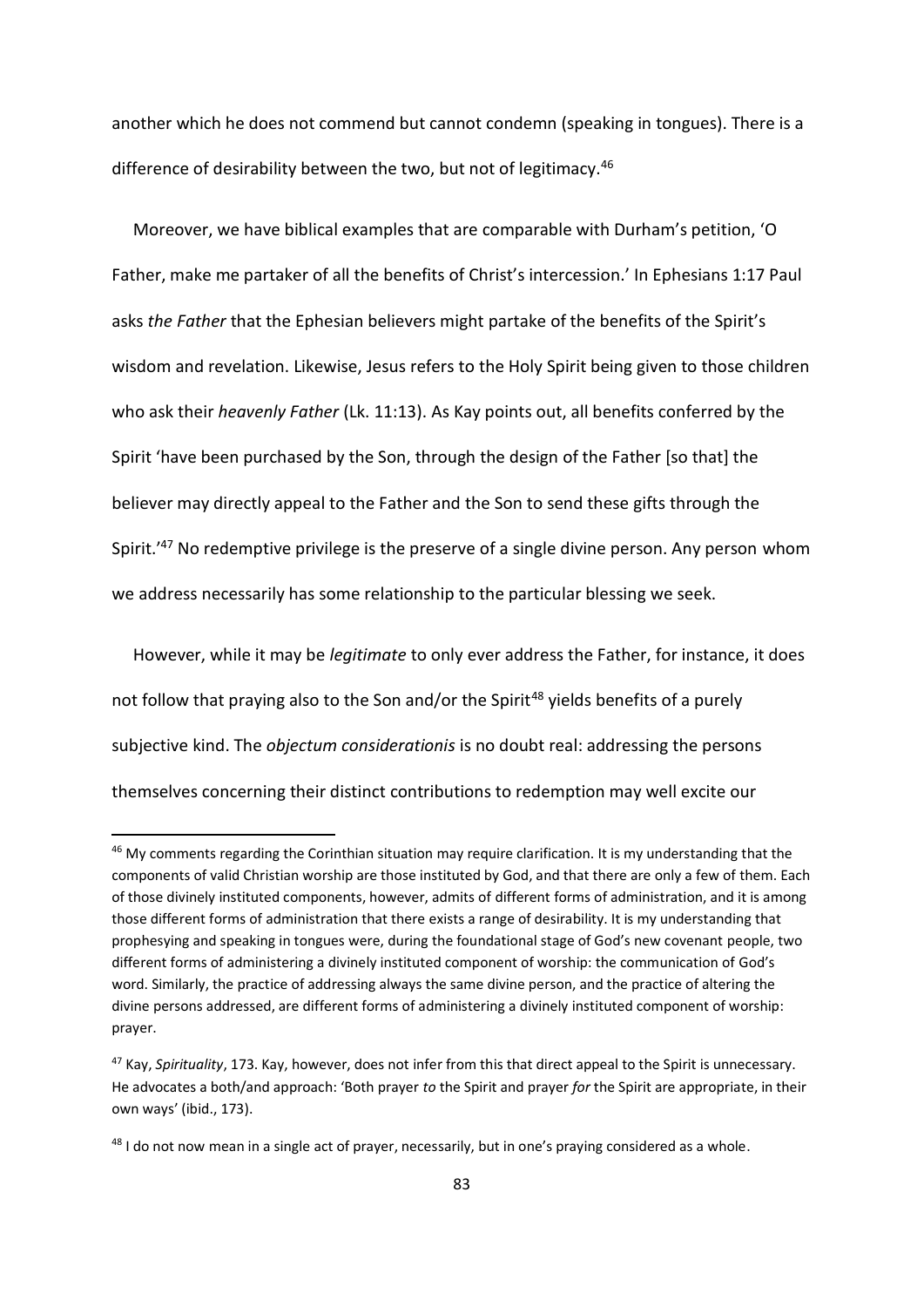another which he does not commend but cannot condemn (speaking in tongues). There is a difference of desirability between the two, but not of legitimacy.[46]

Moreover, we have biblical examples that are comparable with Durham's petition, 'O Father, make me partaker of all the benefits of Christ's intercession.' In Ephesians 1:17 Paul asks *the Father* that the Ephesian believers might partake of the benefits of the Spirit's wisdom and revelation. Likewise, Jesus refers to the Holy Spirit being given to those children who ask their *heavenly Father* (Lk. 11:13). As Kay points out, all benefits conferred by the Spirit 'have been purchased by the Son, through the design of the Father [so that] the believer may directly appeal to the Father and the Son to send these gifts through the Spirit.'[47] No redemptive privilege is the preserve of a single divine person. Any person whom we address necessarily has some relationship to the particular blessing we seek.

However, while it may be *legitimate* to only ever address the Father, for instance, it does not follow that praying also to the Son and/or the Spirit[48] yields benefits of a purely subjective kind. The *objectum considerationis* is no doubt real: addressing the persons themselves concerning their distinct contributions to redemption may well excite our

---

[46] My comments regarding the Corinthian situation may require clarification. It is my understanding that the components of valid Christian worship are those instituted by God, and that there are only a few of them. Each of those divinely instituted components, however, admits of different forms of administration, and it is among those different forms of administration that there exists a range of desirability. It is my understanding that prophesying and speaking in tongues were, during the foundational stage of God's new covenant people, two different forms of administering a divinely instituted component of worship: the communication of God's word. Similarly, the practice of addressing always the same divine person, and the practice of altering the divine persons addressed, are different forms of administering a divinely instituted component of worship: prayer.

[47] Kay, *Spirituality*, 173. Kay, however, does not infer from this that direct appeal to the Spirit is unnecessary. He advocates a both/and approach: 'Both prayer *to* the Spirit and prayer *for* the Spirit are appropriate, in their own ways' (ibid., 173).

[48] I do not now mean in a single act of prayer, necessarily, but in one's praying considered as a whole.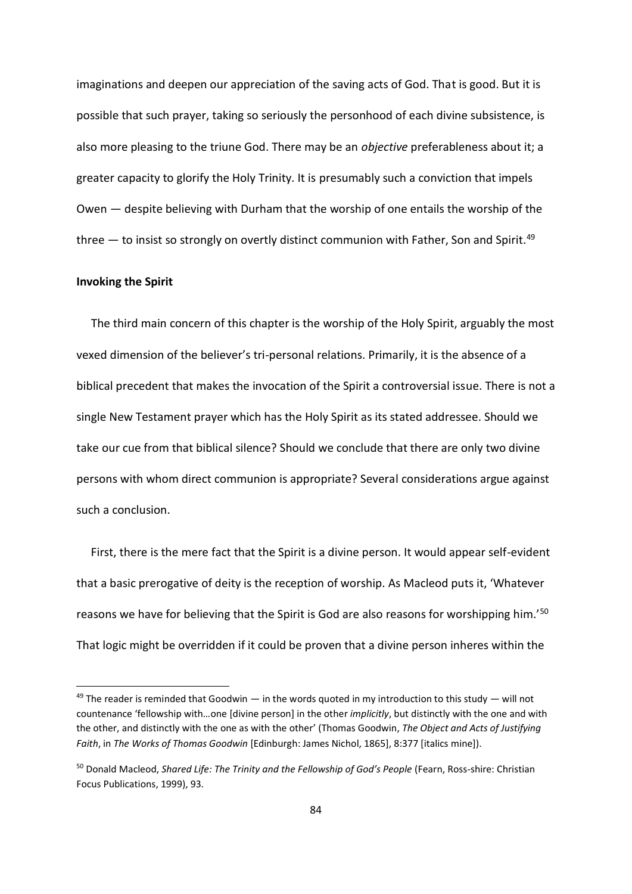imaginations and deepen our appreciation of the saving acts of God. That is good. But it is possible that such prayer, taking so seriously the personhood of each divine subsistence, is also more pleasing to the triune God. There may be an *objective* preferableness about it; a greater capacity to glorify the Holy Trinity. It is presumably such a conviction that impels Owen — despite believing with Durham that the worship of one entails the worship of the three — to insist so strongly on overtly distinct communion with Father, Son and Spirit.[49]

**Invoking the Spirit**

The third main concern of this chapter is the worship of the Holy Spirit, arguably the most vexed dimension of the believer's tri-personal relations. Primarily, it is the absence of a biblical precedent that makes the invocation of the Spirit a controversial issue. There is not a single New Testament prayer which has the Holy Spirit as its stated addressee. Should we take our cue from that biblical silence? Should we conclude that there are only two divine persons with whom direct communion is appropriate? Several considerations argue against such a conclusion.

First, there is the mere fact that the Spirit is a divine person. It would appear self-evident that a basic prerogative of deity is the reception of worship. As Macleod puts it, 'Whatever reasons we have for believing that the Spirit is God are also reasons for worshipping him.'[50] That logic might be overridden if it could be proven that a divine person inheres within the

---

[49] The reader is reminded that Goodwin — in the words quoted in my introduction to this study — will not countenance 'fellowship with…one [divine person] in the other *implicitly*, but distinctly with the one and with the other, and distinctly with the one as with the other' (Thomas Goodwin, *The Object and Acts of Justifying Faith*, in *The Works of Thomas Goodwin* [Edinburgh: James Nichol, 1865], 8:377 [italics mine]).

[50] Donald Macleod, *Shared Life: The Trinity and the Fellowship of God's People* (Fearn, Ross-shire: Christian Focus Publications, 1999), 93.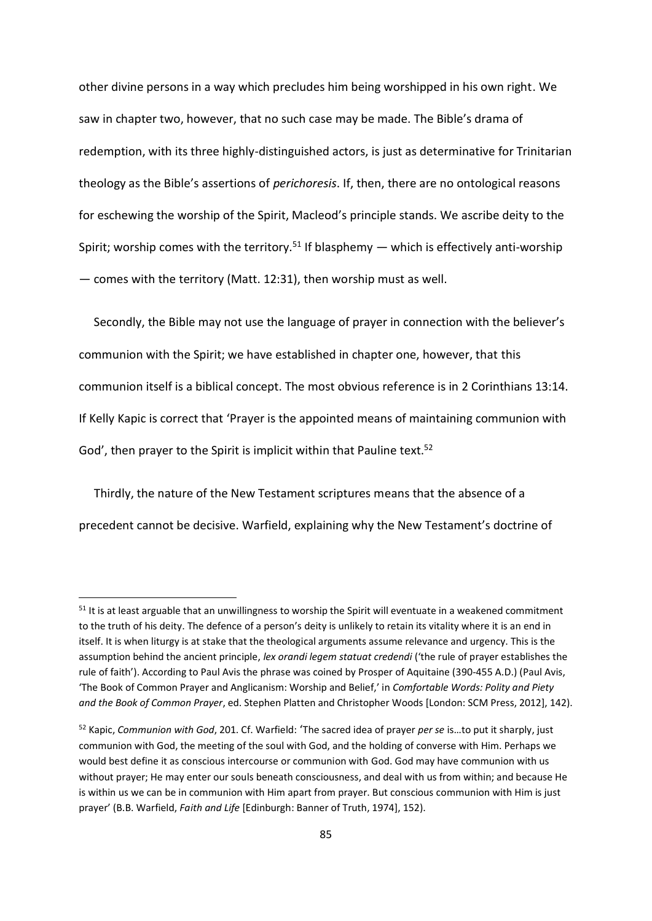other divine persons in a way which precludes him being worshipped in his own right. We saw in chapter two, however, that no such case may be made. The Bible's drama of redemption, with its three highly-distinguished actors, is just as determinative for Trinitarian theology as the Bible's assertions of *perichoresis*. If, then, there are no ontological reasons for eschewing the worship of the Spirit, Macleod's principle stands. We ascribe deity to the Spirit; worship comes with the territory.[51] If blasphemy — which is effectively anti-worship — comes with the territory (Matt. 12:31), then worship must as well.

Secondly, the Bible may not use the language of prayer in connection with the believer's communion with the Spirit; we have established in chapter one, however, that this communion itself is a biblical concept. The most obvious reference is in 2 Corinthians 13:14. If Kelly Kapic is correct that 'Prayer is the appointed means of maintaining communion with God', then prayer to the Spirit is implicit within that Pauline text.[52]

Thirdly, the nature of the New Testament scriptures means that the absence of a precedent cannot be decisive. Warfield, explaining why the New Testament's doctrine of

---

[51] It is at least arguable that an unwillingness to worship the Spirit will eventuate in a weakened commitment to the truth of his deity. The defence of a person's deity is unlikely to retain its vitality where it is an end in itself. It is when liturgy is at stake that the theological arguments assume relevance and urgency. This is the assumption behind the ancient principle, *lex orandi legem statuat credendi* ('the rule of prayer establishes the rule of faith'). According to Paul Avis the phrase was coined by Prosper of Aquitaine (390-455 A.D.) (Paul Avis, 'The Book of Common Prayer and Anglicanism: Worship and Belief,' in *Comfortable Words: Polity and Piety and the Book of Common Prayer*, ed. Stephen Platten and Christopher Woods [London: SCM Press, 2012], 142).

[52] Kapic, *Communion with God*, 201. Cf. Warfield: 'The sacred idea of prayer *per se* is…to put it sharply, just communion with God, the meeting of the soul with God, and the holding of converse with Him. Perhaps we would best define it as conscious intercourse or communion with God. God may have communion with us without prayer; He may enter our souls beneath consciousness, and deal with us from within; and because He is within us we can be in communion with Him apart from prayer. But conscious communion with Him is just prayer' (B.B. Warfield, *Faith and Life* [Edinburgh: Banner of Truth, 1974], 152).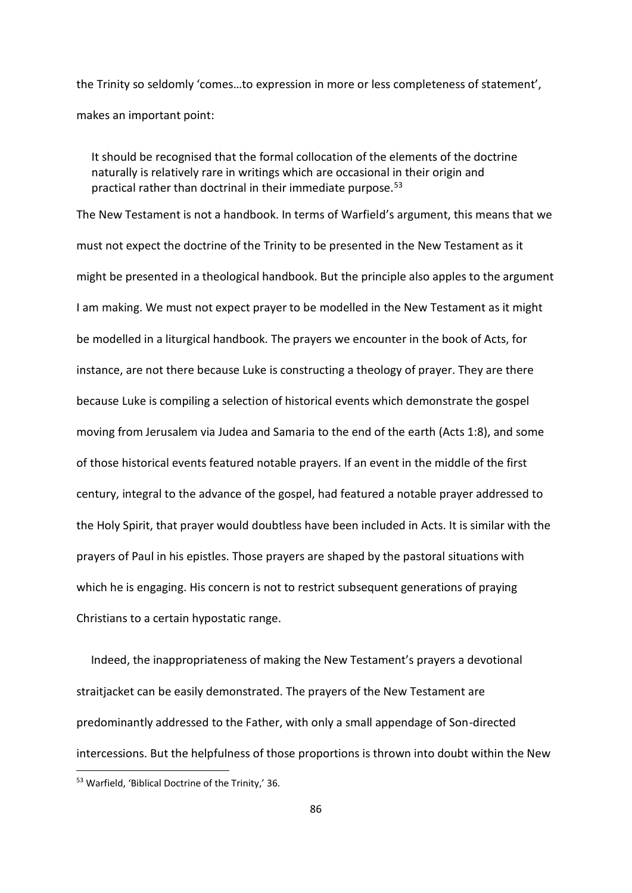the Trinity so seldomly 'comes…to expression in more or less completeness of statement', makes an important point:

> It should be recognised that the formal collocation of the elements of the doctrine naturally is relatively rare in writings which are occasional in their origin and practical rather than doctrinal in their immediate purpose.[53]

The New Testament is not a handbook. In terms of Warfield's argument, this means that we must not expect the doctrine of the Trinity to be presented in the New Testament as it might be presented in a theological handbook. But the principle also apples to the argument I am making. We must not expect prayer to be modelled in the New Testament as it might be modelled in a liturgical handbook. The prayers we encounter in the book of Acts, for instance, are not there because Luke is constructing a theology of prayer. They are there because Luke is compiling a selection of historical events which demonstrate the gospel moving from Jerusalem via Judea and Samaria to the end of the earth (Acts 1:8), and some of those historical events featured notable prayers. If an event in the middle of the first century, integral to the advance of the gospel, had featured a notable prayer addressed to the Holy Spirit, that prayer would doubtless have been included in Acts. It is similar with the prayers of Paul in his epistles. Those prayers are shaped by the pastoral situations with which he is engaging. His concern is not to restrict subsequent generations of praying Christians to a certain hypostatic range.

Indeed, the inappropriateness of making the New Testament's prayers a devotional straitjacket can be easily demonstrated. The prayers of the New Testament are predominantly addressed to the Father, with only a small appendage of Son-directed intercessions. But the helpfulness of those proportions is thrown into doubt within the New

[53] Warfield, 'Biblical Doctrine of the Trinity,' 36.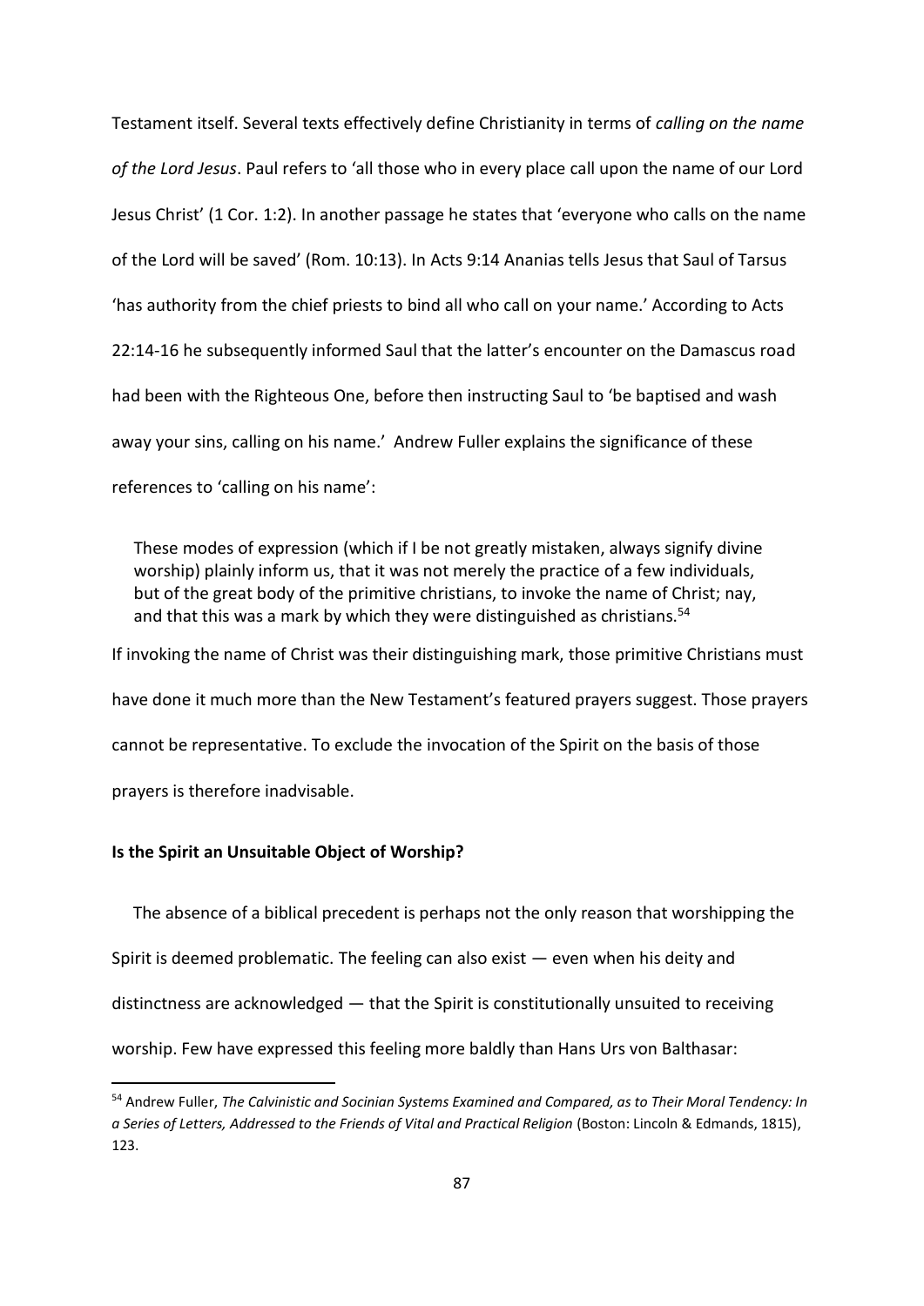Testament itself. Several texts effectively define Christianity in terms of *calling on the name of the Lord Jesus*. Paul refers to 'all those who in every place call upon the name of our Lord Jesus Christ' (1 Cor. 1:2). In another passage he states that 'everyone who calls on the name of the Lord will be saved' (Rom. 10:13). In Acts 9:14 Ananias tells Jesus that Saul of Tarsus 'has authority from the chief priests to bind all who call on your name.' According to Acts 22:14-16 he subsequently informed Saul that the latter's encounter on the Damascus road had been with the Righteous One, before then instructing Saul to 'be baptised and wash away your sins, calling on his name.' Andrew Fuller explains the significance of these references to 'calling on his name':

> These modes of expression (which if I be not greatly mistaken, always signify divine worship) plainly inform us, that it was not merely the practice of a few individuals, but of the great body of the primitive christians, to invoke the name of Christ; nay, and that this was a mark by which they were distinguished as christians.[54]

If invoking the name of Christ was their distinguishing mark, those primitive Christians must have done it much more than the New Testament's featured prayers suggest. Those prayers cannot be representative. To exclude the invocation of the Spirit on the basis of those prayers is therefore inadvisable.

**Is the Spirit an Unsuitable Object of Worship?**

The absence of a biblical precedent is perhaps not the only reason that worshipping the Spirit is deemed problematic. The feeling can also exist — even when his deity and distinctness are acknowledged — that the Spirit is constitutionally unsuited to receiving worship. Few have expressed this feeling more baldly than Hans Urs von Balthasar:

[54] Andrew Fuller, *The Calvinistic and Socinian Systems Examined and Compared, as to Their Moral Tendency: In a Series of Letters, Addressed to the Friends of Vital and Practical Religion* (Boston: Lincoln & Edmands, 1815), 123.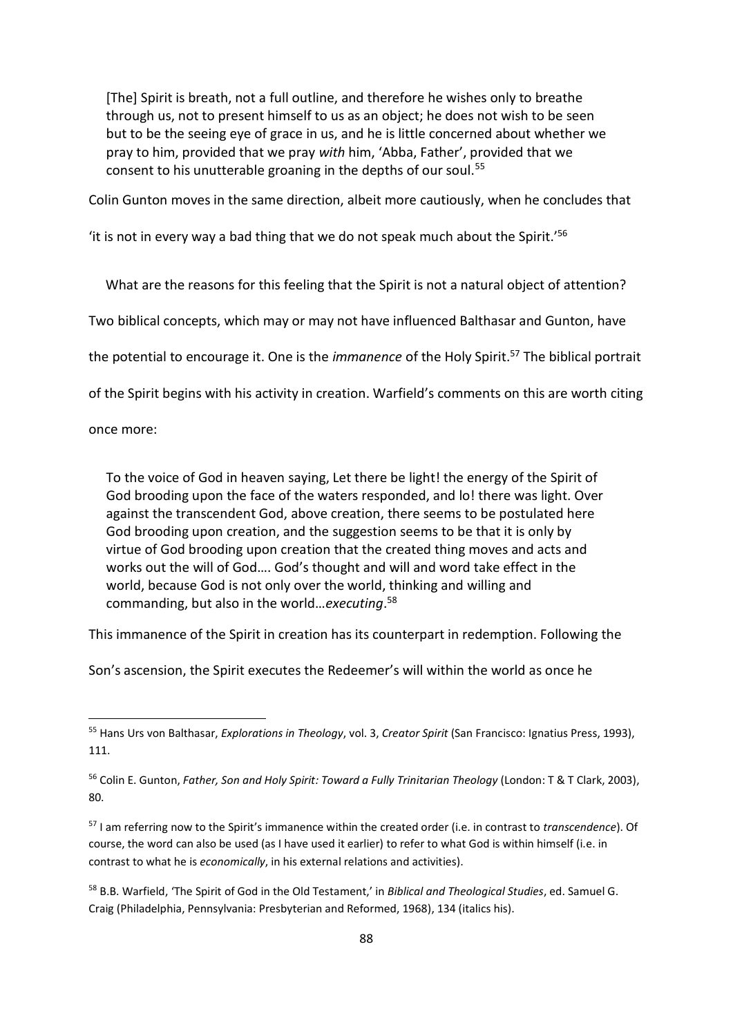> [The] Spirit is breath, not a full outline, and therefore he wishes only to breathe through us, not to present himself to us as an object; he does not wish to be seen but to be the seeing eye of grace in us, and he is little concerned about whether we pray to him, provided that we pray *with* him, 'Abba, Father', provided that we consent to his unutterable groaning in the depths of our soul.[55]

Colin Gunton moves in the same direction, albeit more cautiously, when he concludes that 'it is not in every way a bad thing that we do not speak much about the Spirit.'[56]

What are the reasons for this feeling that the Spirit is not a natural object of attention? Two biblical concepts, which may or may not have influenced Balthasar and Gunton, have the potential to encourage it. One is the *immanence* of the Holy Spirit.[57] The biblical portrait of the Spirit begins with his activity in creation. Warfield's comments on this are worth citing once more:

> To the voice of God in heaven saying, Let there be light! the energy of the Spirit of God brooding upon the face of the waters responded, and lo! there was light. Over against the transcendent God, above creation, there seems to be postulated here God brooding upon creation, and the suggestion seems to be that it is only by virtue of God brooding upon creation that the created thing moves and acts and works out the will of God…. God's thought and will and word take effect in the world, because God is not only over the world, thinking and willing and commanding, but also in the world…*executing*.[58]

This immanence of the Spirit in creation has its counterpart in redemption. Following the Son's ascension, the Spirit executes the Redeemer's will within the world as once he

---

[55] Hans Urs von Balthasar, *Explorations in Theology*, vol. 3, *Creator Spirit* (San Francisco: Ignatius Press, 1993), 111.

[56] Colin E. Gunton, *Father, Son and Holy Spirit: Toward a Fully Trinitarian Theology* (London: T & T Clark, 2003), 80.

[57] I am referring now to the Spirit's immanence within the created order (i.e. in contrast to *transcendence*). Of course, the word can also be used (as I have used it earlier) to refer to what God is within himself (i.e. in contrast to what he is *economically*, in his external relations and activities).

[58] B.B. Warfield, 'The Spirit of God in the Old Testament,' in *Biblical and Theological Studies*, ed. Samuel G. Craig (Philadelphia, Pennsylvania: Presbyterian and Reformed, 1968), 134 (italics his).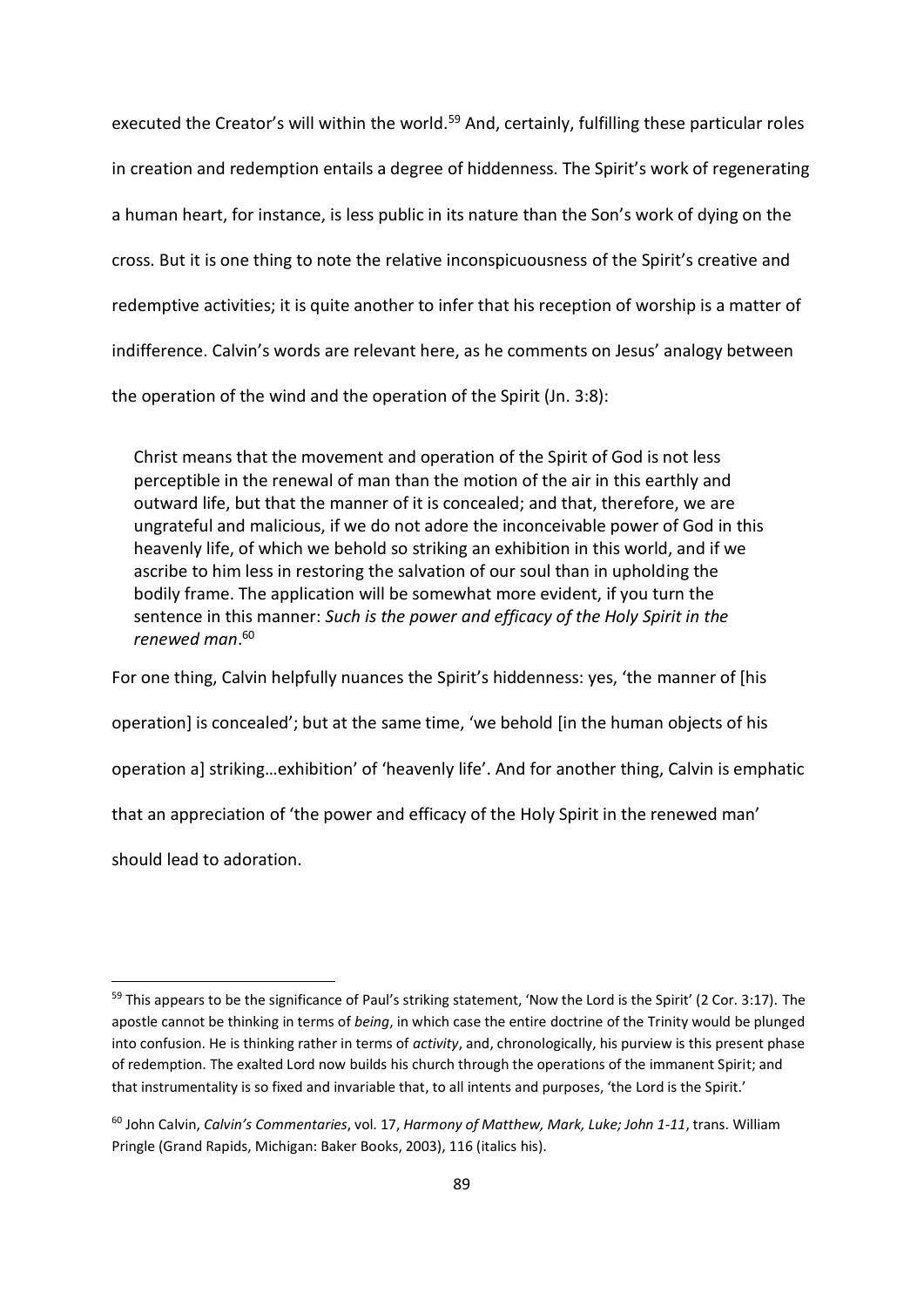executed the Creator's will within the world.[59] And, certainly, fulfilling these particular roles in creation and redemption entails a degree of hiddenness. The Spirit's work of regenerating a human heart, for instance, is less public in its nature than the Son's work of dying on the cross. But it is one thing to note the relative inconspicuousness of the Spirit's creative and redemptive activities; it is quite another to infer that his reception of worship is a matter of indifference. Calvin's words are relevant here, as he comments on Jesus' analogy between the operation of the wind and the operation of the Spirit (Jn. 3:8):

> Christ means that the movement and operation of the Spirit of God is not less perceptible in the renewal of man than the motion of the air in this earthly and outward life, but that the manner of it is concealed; and that, therefore, we are ungrateful and malicious, if we do not adore the inconceivable power of God in this heavenly life, of which we behold so striking an exhibition in this world, and if we ascribe to him less in restoring the salvation of our soul than in upholding the bodily frame. The application will be somewhat more evident, if you turn the sentence in this manner: *Such is the power and efficacy of the Holy Spirit in the renewed man*.[60]

For one thing, Calvin helpfully nuances the Spirit's hiddenness: yes, 'the manner of [his operation] is concealed'; but at the same time, 'we behold [in the human objects of his operation a] striking…exhibition' of 'heavenly life'. And for another thing, Calvin is emphatic that an appreciation of 'the power and efficacy of the Holy Spirit in the renewed man' should lead to adoration.

---

[59] This appears to be the significance of Paul's striking statement, 'Now the Lord is the Spirit' (2 Cor. 3:17). The apostle cannot be thinking in terms of *being*, in which case the entire doctrine of the Trinity would be plunged into confusion. He is thinking rather in terms of *activity*, and, chronologically, his purview is this present phase of redemption. The exalted Lord now builds his church through the operations of the immanent Spirit; and that instrumentality is so fixed and invariable that, to all intents and purposes, 'the Lord is the Spirit.'

[60] John Calvin, *Calvin's Commentaries*, vol. 17, *Harmony of Matthew, Mark, Luke; John 1-11*, trans. William Pringle (Grand Rapids, Michigan: Baker Books, 2003), 116 (italics his).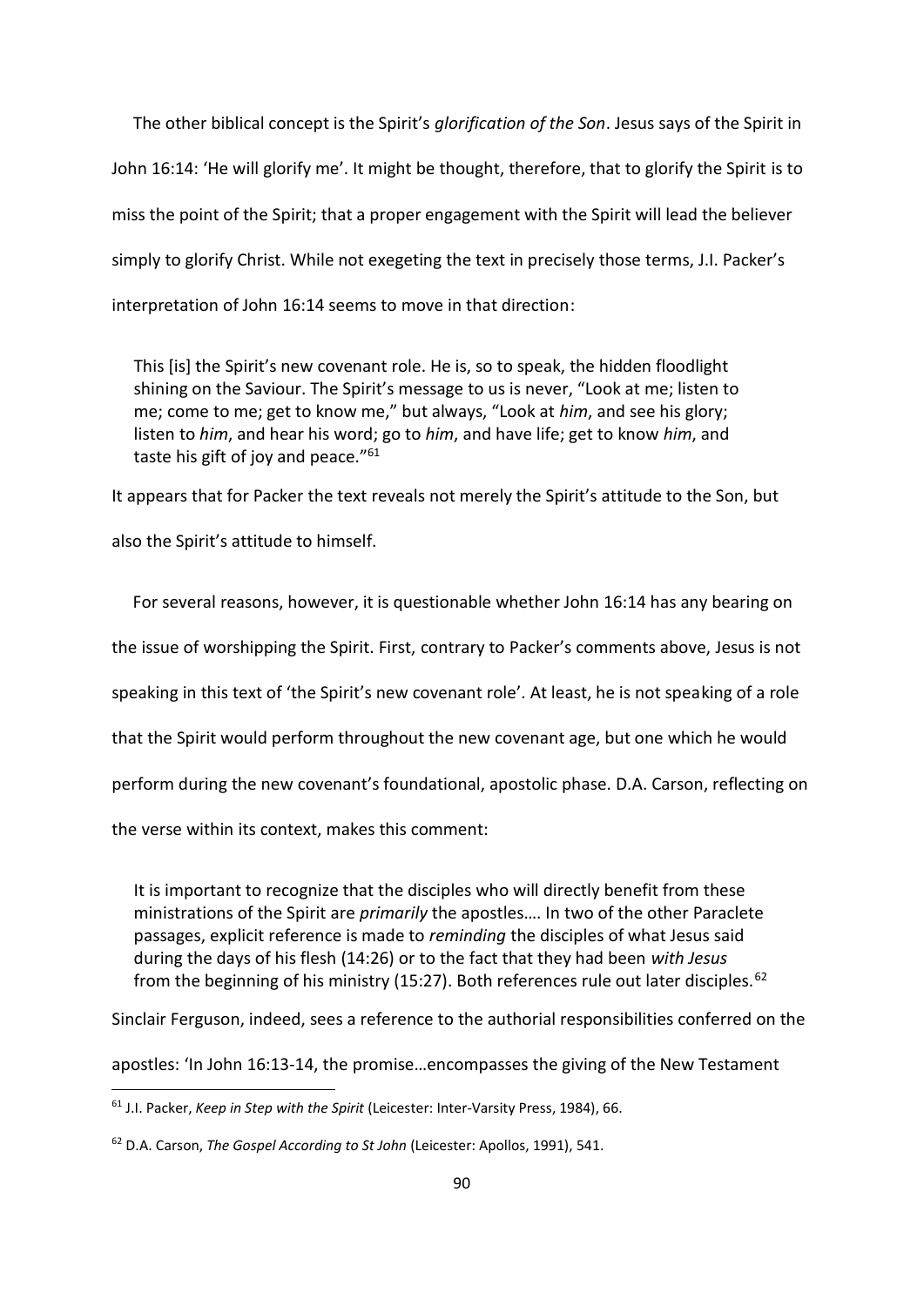The other biblical concept is the Spirit's *glorification of the Son*. Jesus says of the Spirit in John 16:14: 'He will glorify me'. It might be thought, therefore, that to glorify the Spirit is to miss the point of the Spirit; that a proper engagement with the Spirit will lead the believer simply to glorify Christ. While not exegeting the text in precisely those terms, J.I. Packer's interpretation of John 16:14 seems to move in that direction:

> This [is] the Spirit's new covenant role. He is, so to speak, the hidden floodlight shining on the Saviour. The Spirit's message to us is never, "Look at me; listen to me; come to me; get to know me," but always, "Look at *him*, and see his glory; listen to *him*, and hear his word; go to *him*, and have life; get to know *him*, and taste his gift of joy and peace."[61]

It appears that for Packer the text reveals not merely the Spirit's attitude to the Son, but also the Spirit's attitude to himself.

For several reasons, however, it is questionable whether John 16:14 has any bearing on the issue of worshipping the Spirit. First, contrary to Packer's comments above, Jesus is not speaking in this text of 'the Spirit's new covenant role'. At least, he is not speaking of a role that the Spirit would perform throughout the new covenant age, but one which he would perform during the new covenant's foundational, apostolic phase. D.A. Carson, reflecting on the verse within its context, makes this comment:

> It is important to recognize that the disciples who will directly benefit from these ministrations of the Spirit are *primarily* the apostles…. In two of the other Paraclete passages, explicit reference is made to *reminding* the disciples of what Jesus said during the days of his flesh (14:26) or to the fact that they had been *with Jesus* from the beginning of his ministry (15:27). Both references rule out later disciples.[62]

Sinclair Ferguson, indeed, sees a reference to the authorial responsibilities conferred on the apostles: 'In John 16:13-14, the promise…encompasses the giving of the New Testament

[61] J.I. Packer, *Keep in Step with the Spirit* (Leicester: Inter-Varsity Press, 1984), 66.

[62] D.A. Carson, *The Gospel According to St John* (Leicester: Apollos, 1991), 541.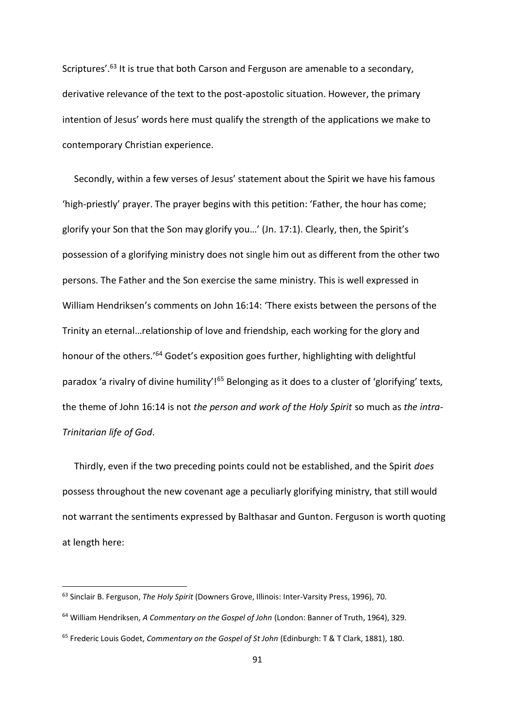Scriptures'.[63] It is true that both Carson and Ferguson are amenable to a secondary, derivative relevance of the text to the post-apostolic situation. However, the primary intention of Jesus' words here must qualify the strength of the applications we make to contemporary Christian experience.

Secondly, within a few verses of Jesus' statement about the Spirit we have his famous 'high-priestly' prayer. The prayer begins with this petition: 'Father, the hour has come; glorify your Son that the Son may glorify you…' (Jn. 17:1). Clearly, then, the Spirit's possession of a glorifying ministry does not single him out as different from the other two persons. The Father and the Son exercise the same ministry. This is well expressed in William Hendriksen's comments on John 16:14: 'There exists between the persons of the Trinity an eternal…relationship of love and friendship, each working for the glory and honour of the others.'[64] Godet's exposition goes further, highlighting with delightful paradox 'a rivalry of divine humility'![65] Belonging as it does to a cluster of 'glorifying' texts, the theme of John 16:14 is not *the person and work of the Holy Spirit* so much as *the intra-Trinitarian life of God*.

Thirdly, even if the two preceding points could not be established, and the Spirit *does* possess throughout the new covenant age a peculiarly glorifying ministry, that still would not warrant the sentiments expressed by Balthasar and Gunton. Ferguson is worth quoting at length here:

[63] Sinclair B. Ferguson, *The Holy Spirit* (Downers Grove, Illinois: Inter-Varsity Press, 1996), 70.

[64] William Hendriksen, *A Commentary on the Gospel of John* (London: Banner of Truth, 1964), 329.

[65] Frederic Louis Godet, *Commentary on the Gospel of St John* (Edinburgh: T & T Clark, 1881), 180.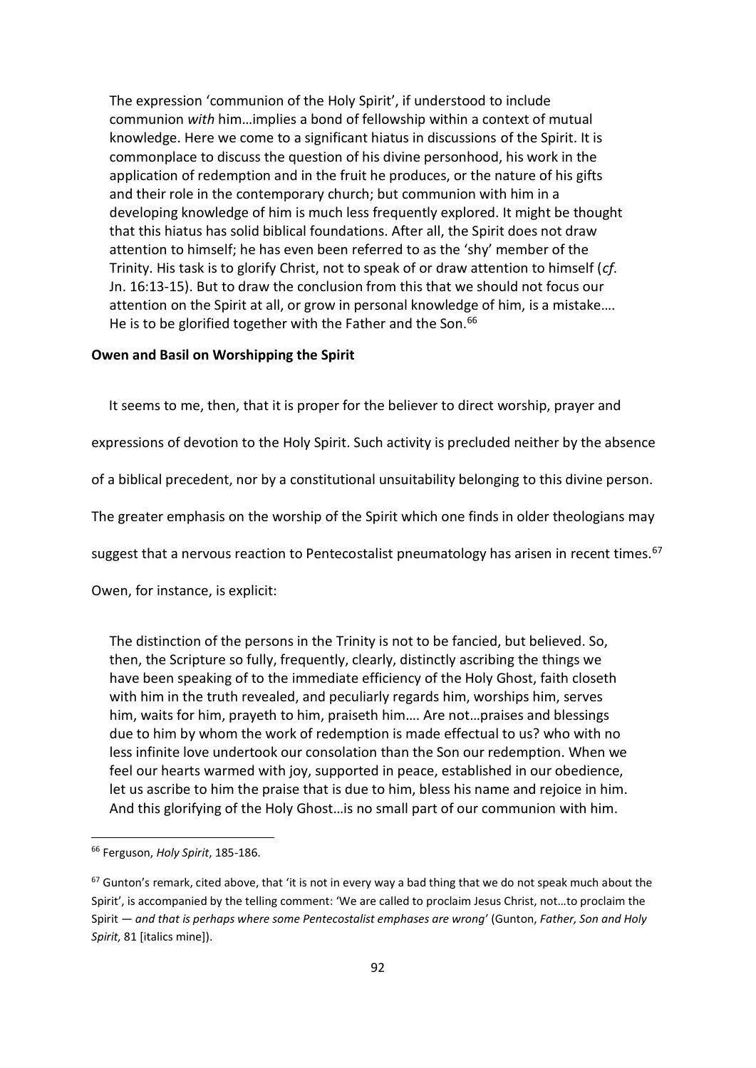> The expression 'communion of the Holy Spirit', if understood to include communion *with* him…implies a bond of fellowship within a context of mutual knowledge. Here we come to a significant hiatus in discussions of the Spirit. It is commonplace to discuss the question of his divine personhood, his work in the application of redemption and in the fruit he produces, or the nature of his gifts and their role in the contemporary church; but communion with him in a developing knowledge of him is much less frequently explored. It might be thought that this hiatus has solid biblical foundations. After all, the Spirit does not draw attention to himself; he has even been referred to as the 'shy' member of the Trinity. His task is to glorify Christ, not to speak of or draw attention to himself (*cf*. Jn. 16:13-15). But to draw the conclusion from this that we should not focus our attention on the Spirit at all, or grow in personal knowledge of him, is a mistake…. He is to be glorified together with the Father and the Son.[66]

**Owen and Basil on Worshipping the Spirit**

It seems to me, then, that it is proper for the believer to direct worship, prayer and expressions of devotion to the Holy Spirit. Such activity is precluded neither by the absence of a biblical precedent, nor by a constitutional unsuitability belonging to this divine person. The greater emphasis on the worship of the Spirit which one finds in older theologians may suggest that a nervous reaction to Pentecostalist pneumatology has arisen in recent times.[67] Owen, for instance, is explicit:

> The distinction of the persons in the Trinity is not to be fancied, but believed. So, then, the Scripture so fully, frequently, clearly, distinctly ascribing the things we have been speaking of to the immediate efficiency of the Holy Ghost, faith closeth with him in the truth revealed, and peculiarly regards him, worships him, serves him, waits for him, prayeth to him, praiseth him…. Are not…praises and blessings due to him by whom the work of redemption is made effectual to us? who with no less infinite love undertook our consolation than the Son our redemption. When we feel our hearts warmed with joy, supported in peace, established in our obedience, let us ascribe to him the praise that is due to him, bless his name and rejoice in him. And this glorifying of the Holy Ghost…is no small part of our communion with him.

[66] Ferguson, *Holy Spirit*, 185-186.

[67] Gunton's remark, cited above, that 'it is not in every way a bad thing that we do not speak much about the Spirit', is accompanied by the telling comment: 'We are called to proclaim Jesus Christ, not…to proclaim the Spirit — *and that is perhaps where some Pentecostalist emphases are wrong*' (Gunton, *Father, Son and Holy Spirit,* 81 [italics mine]).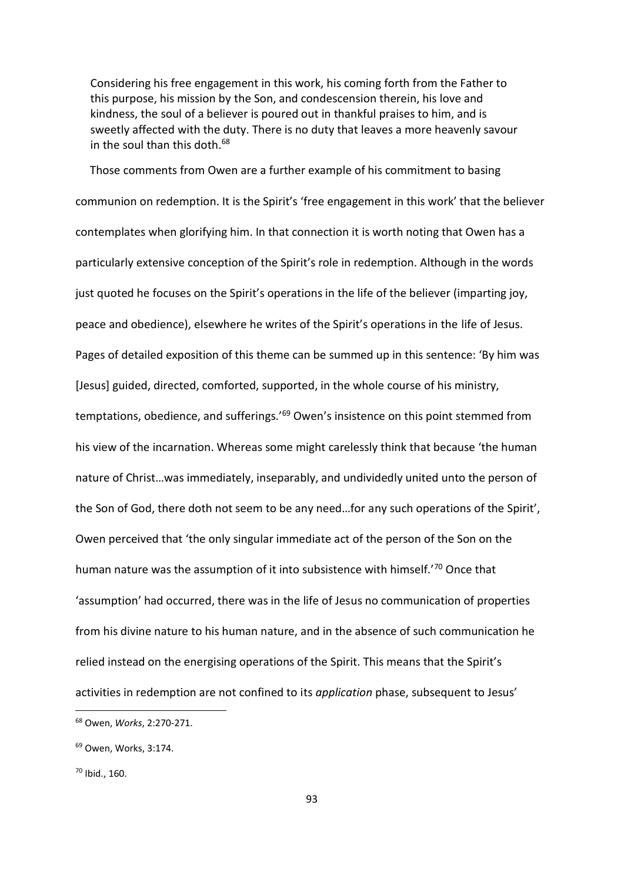> Considering his free engagement in this work, his coming forth from the Father to this purpose, his mission by the Son, and condescension therein, his love and kindness, the soul of a believer is poured out in thankful praises to him, and is sweetly affected with the duty. There is no duty that leaves a more heavenly savour in the soul than this doth.[68]

Those comments from Owen are a further example of his commitment to basing communion on redemption. It is the Spirit's 'free engagement in this work' that the believer contemplates when glorifying him. In that connection it is worth noting that Owen has a particularly extensive conception of the Spirit's role in redemption. Although in the words just quoted he focuses on the Spirit's operations in the life of the believer (imparting joy, peace and obedience), elsewhere he writes of the Spirit's operations in the life of Jesus. Pages of detailed exposition of this theme can be summed up in this sentence: 'By him was [Jesus] guided, directed, comforted, supported, in the whole course of his ministry, temptations, obedience, and sufferings.'[69] Owen's insistence on this point stemmed from his view of the incarnation. Whereas some might carelessly think that because 'the human nature of Christ…was immediately, inseparably, and undividedly united unto the person of the Son of God, there doth not seem to be any need…for any such operations of the Spirit', Owen perceived that 'the only singular immediate act of the person of the Son on the human nature was the assumption of it into subsistence with himself.'[70] Once that 'assumption' had occurred, there was in the life of Jesus no communication of properties from his divine nature to his human nature, and in the absence of such communication he relied instead on the energising operations of the Spirit. This means that the Spirit's activities in redemption are not confined to its *application* phase, subsequent to Jesus'

---

[68] Owen, *Works*, 2:270-271.

[69] Owen, Works, 3:174.

[70] Ibid., 160.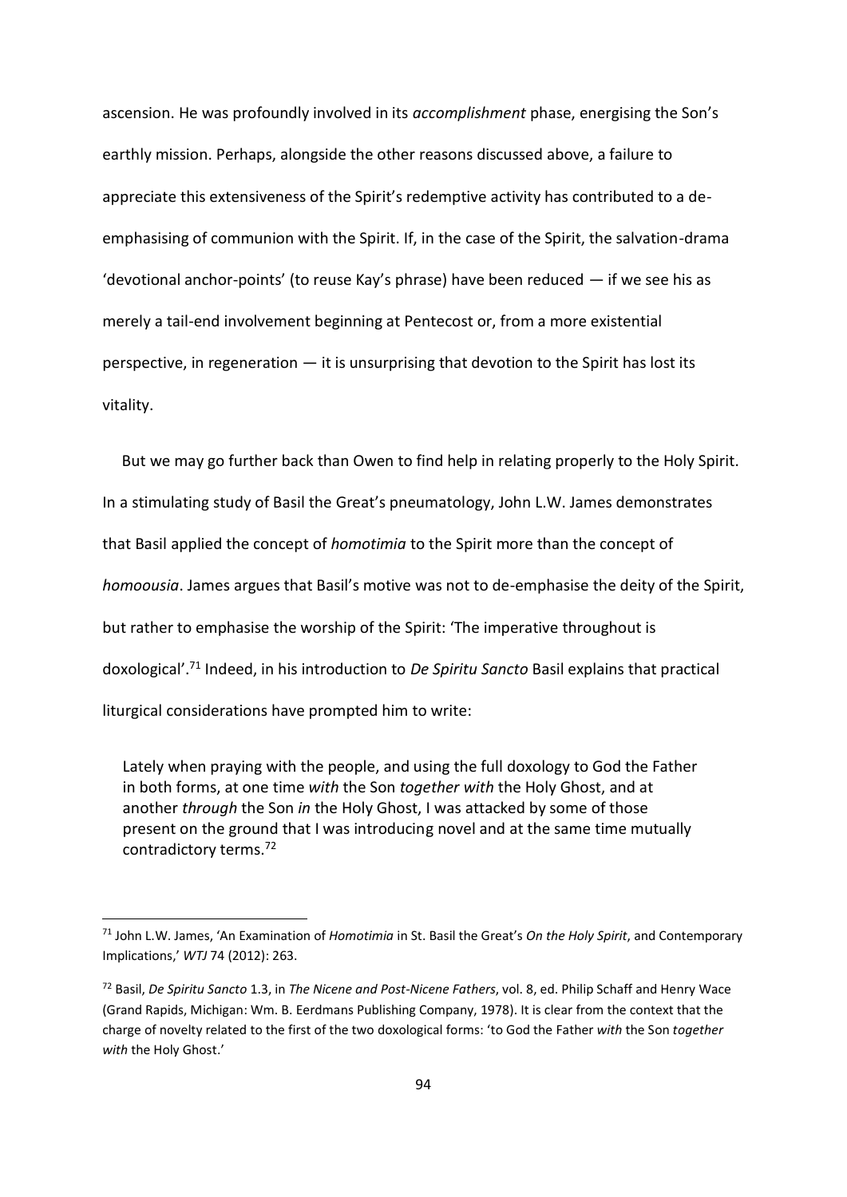ascension. He was profoundly involved in its *accomplishment* phase, energising the Son's earthly mission. Perhaps, alongside the other reasons discussed above, a failure to appreciate this extensiveness of the Spirit's redemptive activity has contributed to a de-emphasising of communion with the Spirit. If, in the case of the Spirit, the salvation-drama 'devotional anchor-points' (to reuse Kay's phrase) have been reduced — if we see his as merely a tail-end involvement beginning at Pentecost or, from a more existential perspective, in regeneration — it is unsurprising that devotion to the Spirit has lost its vitality.

But we may go further back than Owen to find help in relating properly to the Holy Spirit. In a stimulating study of Basil the Great's pneumatology, John L.W. James demonstrates that Basil applied the concept of *homotimia* to the Spirit more than the concept of *homoousia*. James argues that Basil's motive was not to de-emphasise the deity of the Spirit, but rather to emphasise the worship of the Spirit: 'The imperative throughout is doxological'.[71] Indeed, in his introduction to *De Spiritu Sancto* Basil explains that practical liturgical considerations have prompted him to write:

> Lately when praying with the people, and using the full doxology to God the Father in both forms, at one time *with* the Son *together with* the Holy Ghost, and at another *through* the Son *in* the Holy Ghost, I was attacked by some of those present on the ground that I was introducing novel and at the same time mutually contradictory terms.[72]

---

[71] John L.W. James, 'An Examination of *Homotimia* in St. Basil the Great's *On the Holy Spirit*, and Contemporary Implications,' *WTJ* 74 (2012): 263.

[72] Basil, *De Spiritu Sancto* 1.3, in *The Nicene and Post-Nicene Fathers*, vol. 8, ed. Philip Schaff and Henry Wace (Grand Rapids, Michigan: Wm. B. Eerdmans Publishing Company, 1978). It is clear from the context that the charge of novelty related to the first of the two doxological forms: 'to God the Father *with* the Son *together with* the Holy Ghost.'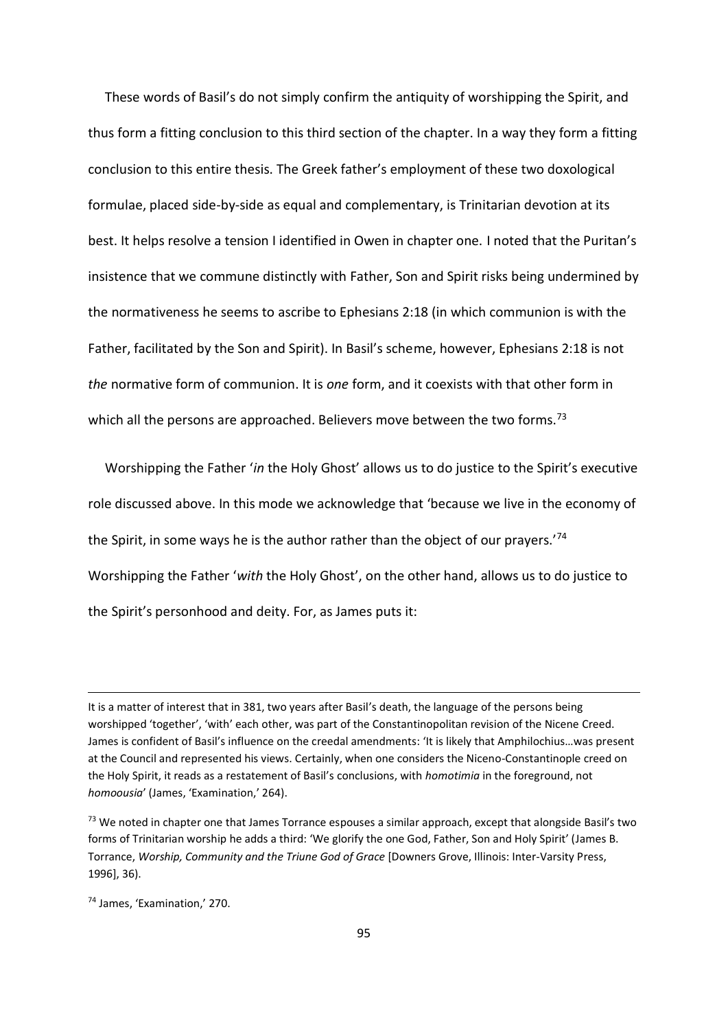These words of Basil's do not simply confirm the antiquity of worshipping the Spirit, and thus form a fitting conclusion to this third section of the chapter. In a way they form a fitting conclusion to this entire thesis. The Greek father's employment of these two doxological formulae, placed side-by-side as equal and complementary, is Trinitarian devotion at its best. It helps resolve a tension I identified in Owen in chapter one. I noted that the Puritan's insistence that we commune distinctly with Father, Son and Spirit risks being undermined by the normativeness he seems to ascribe to Ephesians 2:18 (in which communion is with the Father, facilitated by the Son and Spirit). In Basil's scheme, however, Ephesians 2:18 is not *the* normative form of communion. It is *one* form, and it coexists with that other form in which all the persons are approached. Believers move between the two forms.[73]

Worshipping the Father '*in* the Holy Ghost' allows us to do justice to the Spirit's executive role discussed above. In this mode we acknowledge that 'because we live in the economy of the Spirit, in some ways he is the author rather than the object of our prayers.'[74] Worshipping the Father '*with* the Holy Ghost', on the other hand, allows us to do justice to the Spirit's personhood and deity. For, as James puts it:

---

It is a matter of interest that in 381, two years after Basil's death, the language of the persons being worshipped 'together', 'with' each other, was part of the Constantinopolitan revision of the Nicene Creed. James is confident of Basil's influence on the creedal amendments: 'It is likely that Amphilochius…was present at the Council and represented his views. Certainly, when one considers the Niceno-Constantinople creed on the Holy Spirit, it reads as a restatement of Basil's conclusions, with *homotimia* in the foreground, not *homoousia*' (James, 'Examination,' 264).

[73] We noted in chapter one that James Torrance espouses a similar approach, except that alongside Basil's two forms of Trinitarian worship he adds a third: 'We glorify the one God, Father, Son and Holy Spirit' (James B. Torrance, *Worship, Community and the Triune God of Grace* [Downers Grove, Illinois: Inter-Varsity Press, 1996], 36).

[74] James, 'Examination,' 270.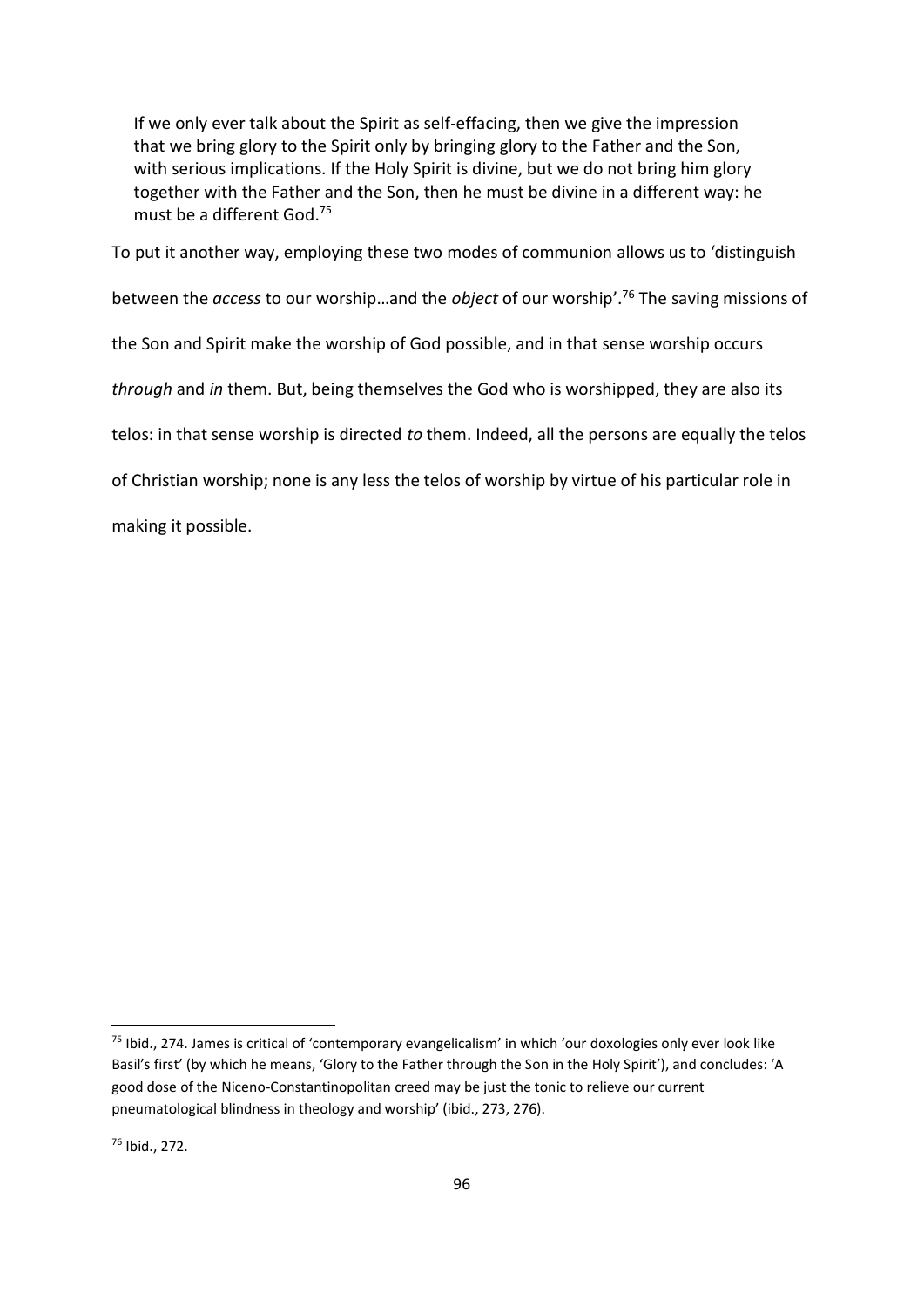> If we only ever talk about the Spirit as self-effacing, then we give the impression that we bring glory to the Spirit only by bringing glory to the Father and the Son, with serious implications. If the Holy Spirit is divine, but we do not bring him glory together with the Father and the Son, then he must be divine in a different way: he must be a different God.[75]

To put it another way, employing these two modes of communion allows us to 'distinguish between the *access* to our worship…and the *object* of our worship'.[76] The saving missions of the Son and Spirit make the worship of God possible, and in that sense worship occurs *through* and *in* them. But, being themselves the God who is worshipped, they are also its telos: in that sense worship is directed *to* them. Indeed, all the persons are equally the telos of Christian worship; none is any less the telos of worship by virtue of his particular role in making it possible.

---

[75] Ibid., 274. James is critical of 'contemporary evangelicalism' in which 'our doxologies only ever look like Basil's first' (by which he means, 'Glory to the Father through the Son in the Holy Spirit'), and concludes: 'A good dose of the Niceno-Constantinopolitan creed may be just the tonic to relieve our current pneumatological blindness in theology and worship' (ibid., 273, 276).

[76] Ibid., 272.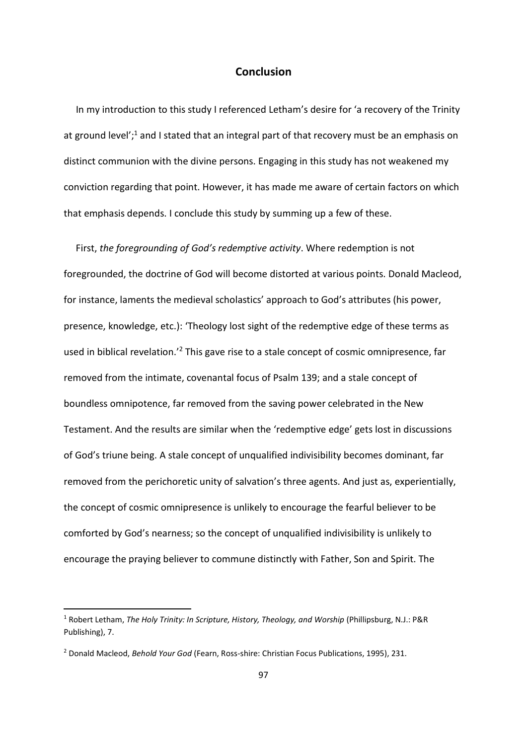# Conclusion

In my introduction to this study I referenced Letham's desire for 'a recovery of the Trinity at ground level';[1] and I stated that an integral part of that recovery must be an emphasis on distinct communion with the divine persons. Engaging in this study has not weakened my conviction regarding that point. However, it has made me aware of certain factors on which that emphasis depends. I conclude this study by summing up a few of these.

First, *the foregrounding of God's redemptive activity*. Where redemption is not foregrounded, the doctrine of God will become distorted at various points. Donald Macleod, for instance, laments the medieval scholastics' approach to God's attributes (his power, presence, knowledge, etc.): 'Theology lost sight of the redemptive edge of these terms as used in biblical revelation.'[2] This gave rise to a stale concept of cosmic omnipresence, far removed from the intimate, covenantal focus of Psalm 139; and a stale concept of boundless omnipotence, far removed from the saving power celebrated in the New Testament. And the results are similar when the 'redemptive edge' gets lost in discussions of God's triune being. A stale concept of unqualified indivisibility becomes dominant, far removed from the perichoretic unity of salvation's three agents. And just as, experientially, the concept of cosmic omnipresence is unlikely to encourage the fearful believer to be comforted by God's nearness; so the concept of unqualified indivisibility is unlikely to encourage the praying believer to commune distinctly with Father, Son and Spirit. The

---

[1] Robert Letham, *The Holy Trinity: In Scripture, History, Theology, and Worship* (Phillipsburg, N.J.: P&R Publishing), 7.

[2] Donald Macleod, *Behold Your God* (Fearn, Ross-shire: Christian Focus Publications, 1995), 231.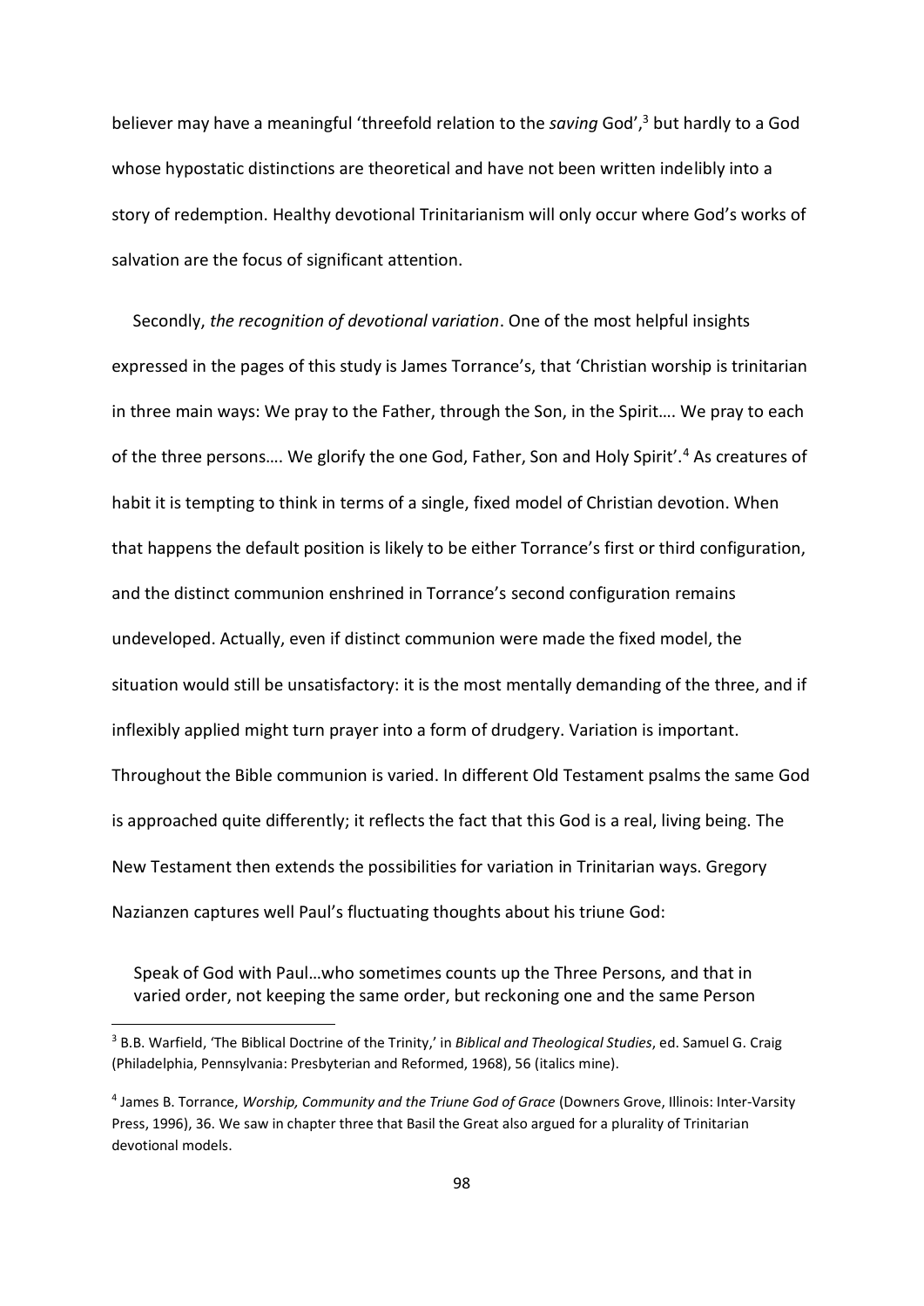believer may have a meaningful 'threefold relation to the *saving* God',[3] but hardly to a God whose hypostatic distinctions are theoretical and have not been written indelibly into a story of redemption. Healthy devotional Trinitarianism will only occur where God's works of salvation are the focus of significant attention.

Secondly, *the recognition of devotional variation*. One of the most helpful insights expressed in the pages of this study is James Torrance's, that 'Christian worship is trinitarian in three main ways: We pray to the Father, through the Son, in the Spirit…. We pray to each of the three persons…. We glorify the one God, Father, Son and Holy Spirit'.[4] As creatures of habit it is tempting to think in terms of a single, fixed model of Christian devotion. When that happens the default position is likely to be either Torrance's first or third configuration, and the distinct communion enshrined in Torrance's second configuration remains undeveloped. Actually, even if distinct communion were made the fixed model, the situation would still be unsatisfactory: it is the most mentally demanding of the three, and if inflexibly applied might turn prayer into a form of drudgery. Variation is important. Throughout the Bible communion is varied. In different Old Testament psalms the same God is approached quite differently; it reflects the fact that this God is a real, living being. The New Testament then extends the possibilities for variation in Trinitarian ways. Gregory Nazianzen captures well Paul's fluctuating thoughts about his triune God:

> Speak of God with Paul…who sometimes counts up the Three Persons, and that in varied order, not keeping the same order, but reckoning one and the same Person

---

[3] B.B. Warfield, 'The Biblical Doctrine of the Trinity,' in *Biblical and Theological Studies*, ed. Samuel G. Craig (Philadelphia, Pennsylvania: Presbyterian and Reformed, 1968), 56 (italics mine).

[4] James B. Torrance, *Worship, Community and the Triune God of Grace* (Downers Grove, Illinois: Inter-Varsity Press, 1996), 36. We saw in chapter three that Basil the Great also argued for a plurality of Trinitarian devotional models.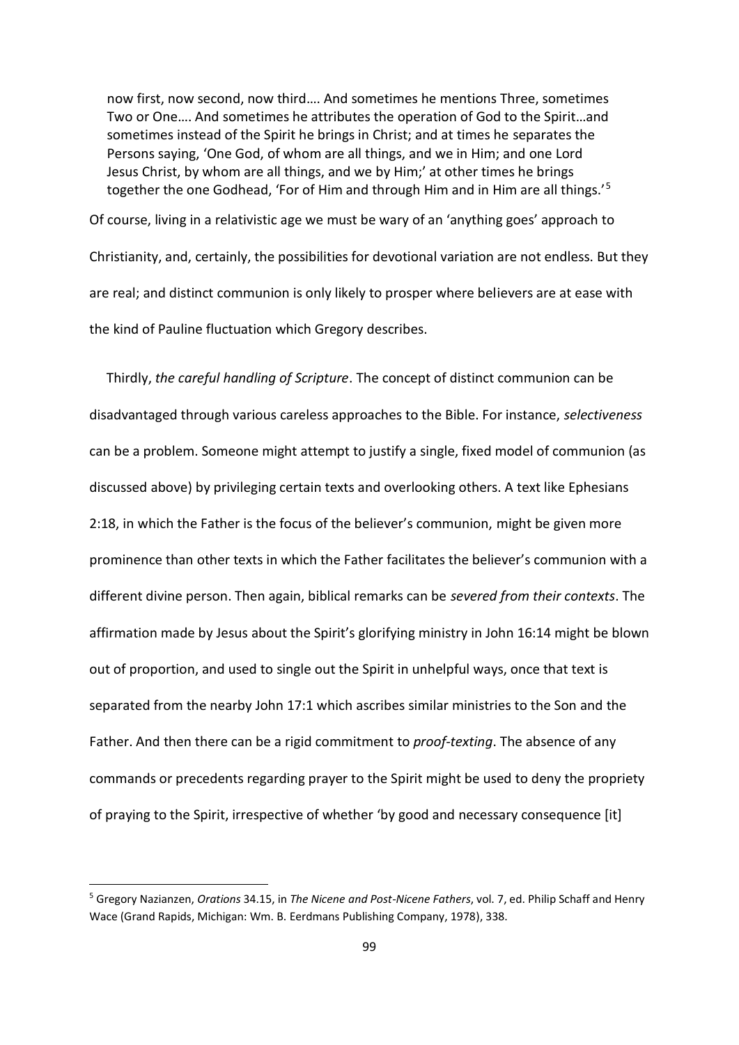> now first, now second, now third…. And sometimes he mentions Three, sometimes Two or One…. And sometimes he attributes the operation of God to the Spirit…and sometimes instead of the Spirit he brings in Christ; and at times he separates the Persons saying, 'One God, of whom are all things, and we in Him; and one Lord Jesus Christ, by whom are all things, and we by Him;' at other times he brings together the one Godhead, 'For of Him and through Him and in Him are all things.'[5]

Of course, living in a relativistic age we must be wary of an 'anything goes' approach to Christianity, and, certainly, the possibilities for devotional variation are not endless. But they are real; and distinct communion is only likely to prosper where believers are at ease with the kind of Pauline fluctuation which Gregory describes.

Thirdly, *the careful handling of Scripture*. The concept of distinct communion can be disadvantaged through various careless approaches to the Bible. For instance, *selectiveness* can be a problem. Someone might attempt to justify a single, fixed model of communion (as discussed above) by privileging certain texts and overlooking others. A text like Ephesians 2:18, in which the Father is the focus of the believer's communion, might be given more prominence than other texts in which the Father facilitates the believer's communion with a different divine person. Then again, biblical remarks can be *severed from their contexts*. The affirmation made by Jesus about the Spirit's glorifying ministry in John 16:14 might be blown out of proportion, and used to single out the Spirit in unhelpful ways, once that text is separated from the nearby John 17:1 which ascribes similar ministries to the Son and the Father. And then there can be a rigid commitment to *proof-texting*. The absence of any commands or precedents regarding prayer to the Spirit might be used to deny the propriety of praying to the Spirit, irrespective of whether 'by good and necessary consequence [it]

---

[5] Gregory Nazianzen, *Orations* 34.15, in *The Nicene and Post-Nicene Fathers*, vol. 7, ed. Philip Schaff and Henry Wace (Grand Rapids, Michigan: Wm. B. Eerdmans Publishing Company, 1978), 338.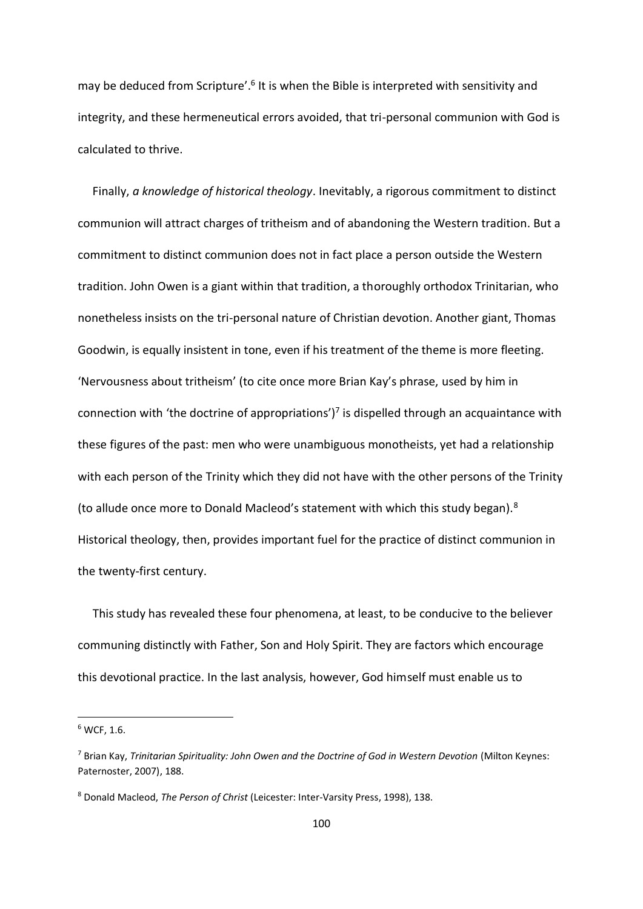may be deduced from Scripture'.[6] It is when the Bible is interpreted with sensitivity and integrity, and these hermeneutical errors avoided, that tri-personal communion with God is calculated to thrive.

Finally, *a knowledge of historical theology*. Inevitably, a rigorous commitment to distinct communion will attract charges of tritheism and of abandoning the Western tradition. But a commitment to distinct communion does not in fact place a person outside the Western tradition. John Owen is a giant within that tradition, a thoroughly orthodox Trinitarian, who nonetheless insists on the tri-personal nature of Christian devotion. Another giant, Thomas Goodwin, is equally insistent in tone, even if his treatment of the theme is more fleeting. 'Nervousness about tritheism' (to cite once more Brian Kay's phrase, used by him in connection with 'the doctrine of appropriations')[7] is dispelled through an acquaintance with these figures of the past: men who were unambiguous monotheists, yet had a relationship with each person of the Trinity which they did not have with the other persons of the Trinity (to allude once more to Donald Macleod's statement with which this study began).[8] Historical theology, then, provides important fuel for the practice of distinct communion in the twenty-first century.

This study has revealed these four phenomena, at least, to be conducive to the believer communing distinctly with Father, Son and Holy Spirit. They are factors which encourage this devotional practice. In the last analysis, however, God himself must enable us to

[6] WCF, 1.6.

[7] Brian Kay, *Trinitarian Spirituality: John Owen and the Doctrine of God in Western Devotion* (Milton Keynes: Paternoster, 2007), 188.

[8] Donald Macleod, *The Person of Christ* (Leicester: Inter-Varsity Press, 1998), 138.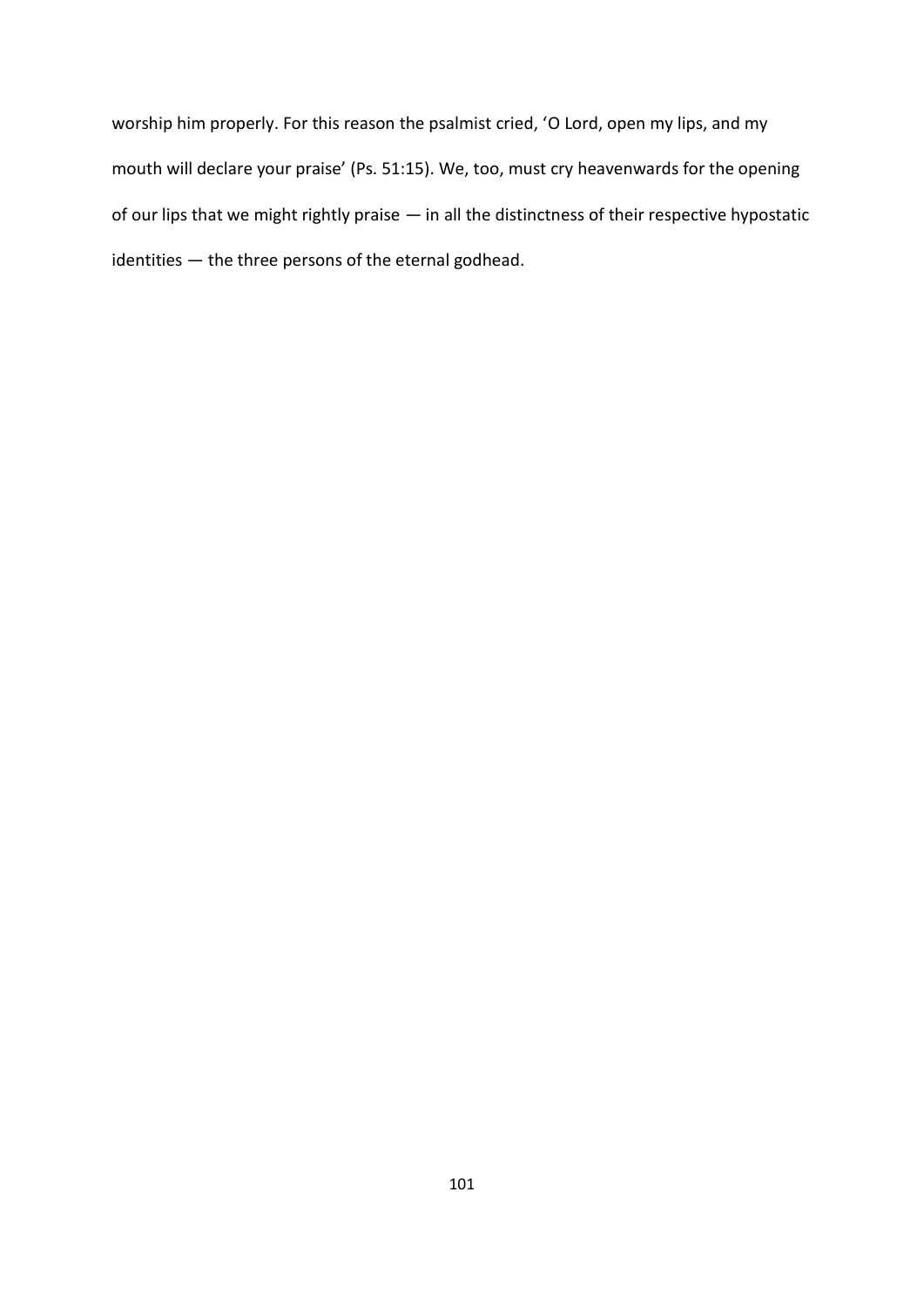worship him properly. For this reason the psalmist cried, 'O Lord, open my lips, and my mouth will declare your praise' (Ps. 51:15). We, too, must cry heavenwards for the opening of our lips that we might rightly praise — in all the distinctness of their respective hypostatic identities — the three persons of the eternal godhead.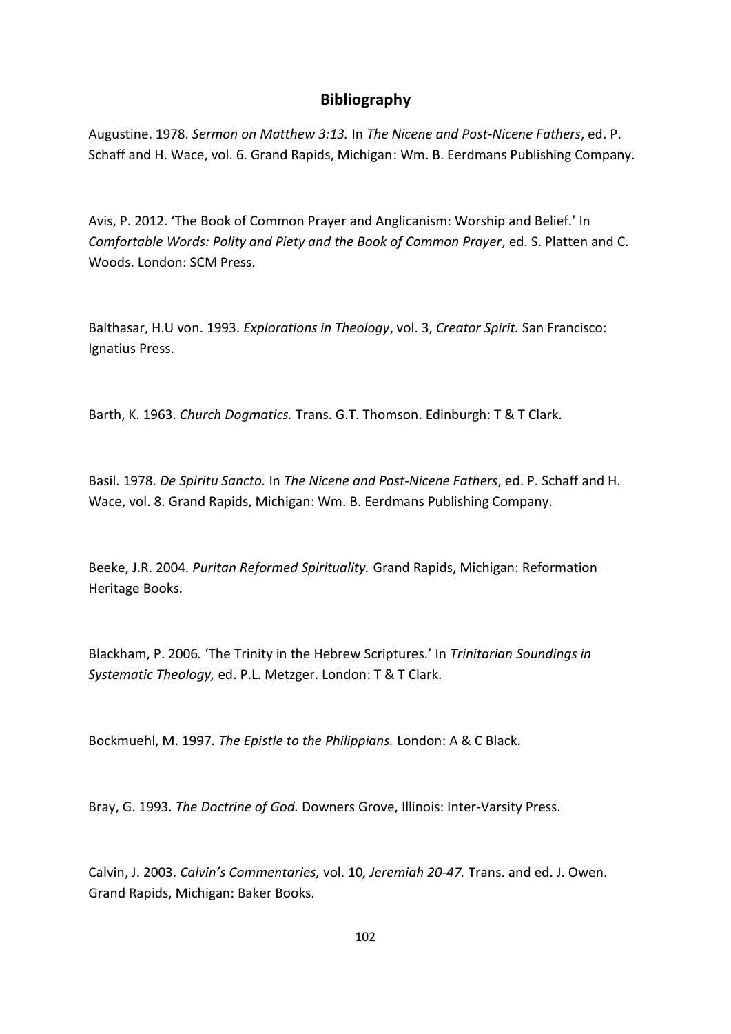## Bibliography

Augustine. 1978. *Sermon on Matthew 3:13.* In *The Nicene and Post-Nicene Fathers*, ed. P. Schaff and H. Wace, vol. 6. Grand Rapids, Michigan: Wm. B. Eerdmans Publishing Company.

Avis, P. 2012. 'The Book of Common Prayer and Anglicanism: Worship and Belief.' In *Comfortable Words: Polity and Piety and the Book of Common Prayer*, ed. S. Platten and C. Woods. London: SCM Press.

Balthasar, H.U von. 1993. *Explorations in Theology*, vol. 3, *Creator Spirit.* San Francisco: Ignatius Press.

Barth, K. 1963. *Church Dogmatics.* Trans. G.T. Thomson. Edinburgh: T & T Clark.

Basil. 1978. *De Spiritu Sancto.* In *The Nicene and Post-Nicene Fathers*, ed. P. Schaff and H. Wace, vol. 8. Grand Rapids, Michigan: Wm. B. Eerdmans Publishing Company.

Beeke, J.R. 2004. *Puritan Reformed Spirituality.* Grand Rapids, Michigan: Reformation Heritage Books.

Blackham, P. 2006. 'The Trinity in the Hebrew Scriptures.' In *Trinitarian Soundings in Systematic Theology,* ed. P.L. Metzger. London: T & T Clark.

Bockmuehl, M. 1997. *The Epistle to the Philippians.* London: A & C Black.

Bray, G. 1993. *The Doctrine of God.* Downers Grove, Illinois: Inter-Varsity Press.

Calvin, J. 2003. *Calvin's Commentaries,* vol. 10*, Jeremiah 20-47.* Trans. and ed. J. Owen. Grand Rapids, Michigan: Baker Books.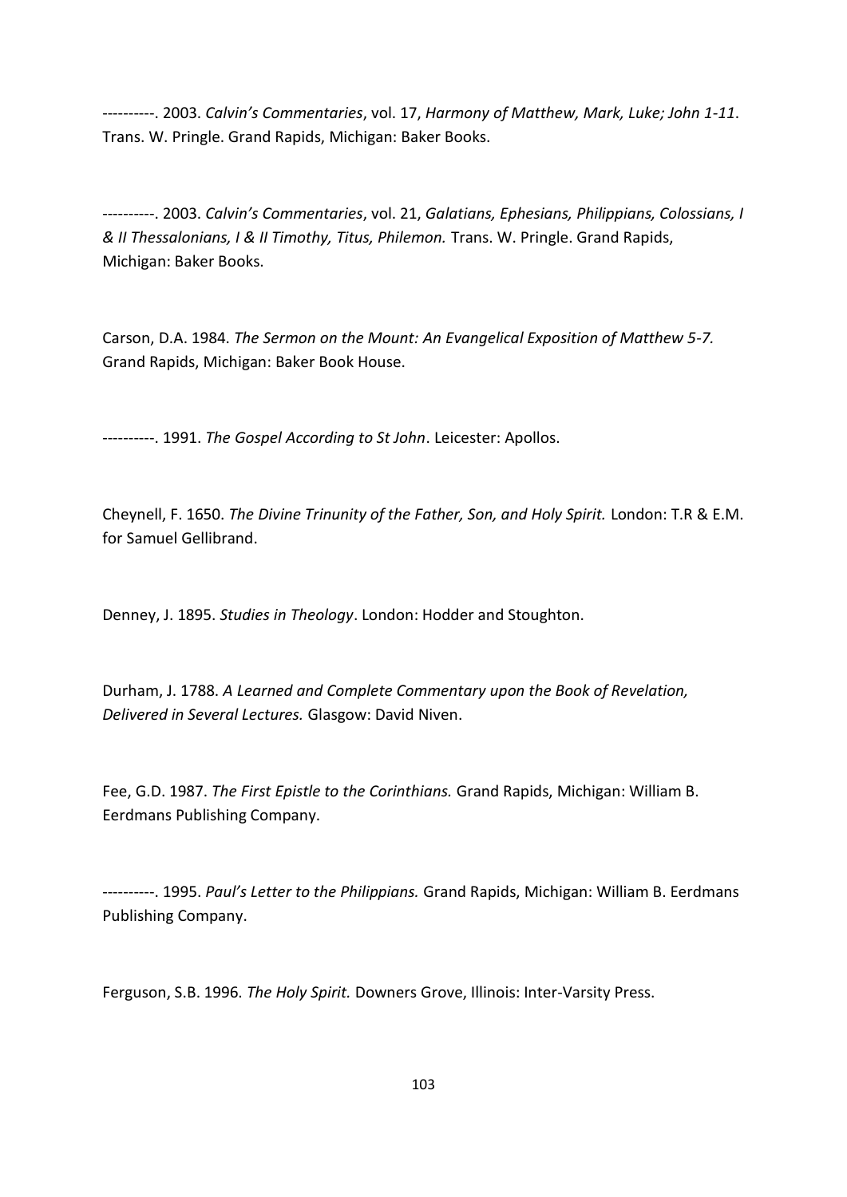----------. 2003. *Calvin's Commentaries*, vol. 17, *Harmony of Matthew, Mark, Luke; John 1-11.* Trans. W. Pringle. Grand Rapids, Michigan: Baker Books.

----------. 2003. *Calvin's Commentaries*, vol. 21, *Galatians, Ephesians, Philippians, Colossians, I & II Thessalonians, I & II Timothy, Titus, Philemon.* Trans. W. Pringle. Grand Rapids, Michigan: Baker Books.

Carson, D.A. 1984. *The Sermon on the Mount: An Evangelical Exposition of Matthew 5-7.* Grand Rapids, Michigan: Baker Book House.

----------. 1991. *The Gospel According to St John*. Leicester: Apollos.

Cheynell, F. 1650. *The Divine Trinunity of the Father, Son, and Holy Spirit.* London: T.R & E.M. for Samuel Gellibrand.

Denney, J. 1895. *Studies in Theology*. London: Hodder and Stoughton.

Durham, J. 1788. *A Learned and Complete Commentary upon the Book of Revelation, Delivered in Several Lectures.* Glasgow: David Niven.

Fee, G.D. 1987. *The First Epistle to the Corinthians.* Grand Rapids, Michigan: William B. Eerdmans Publishing Company.

----------. 1995. *Paul's Letter to the Philippians.* Grand Rapids, Michigan: William B. Eerdmans Publishing Company.

Ferguson, S.B. 1996. *The Holy Spirit.* Downers Grove, Illinois: Inter-Varsity Press.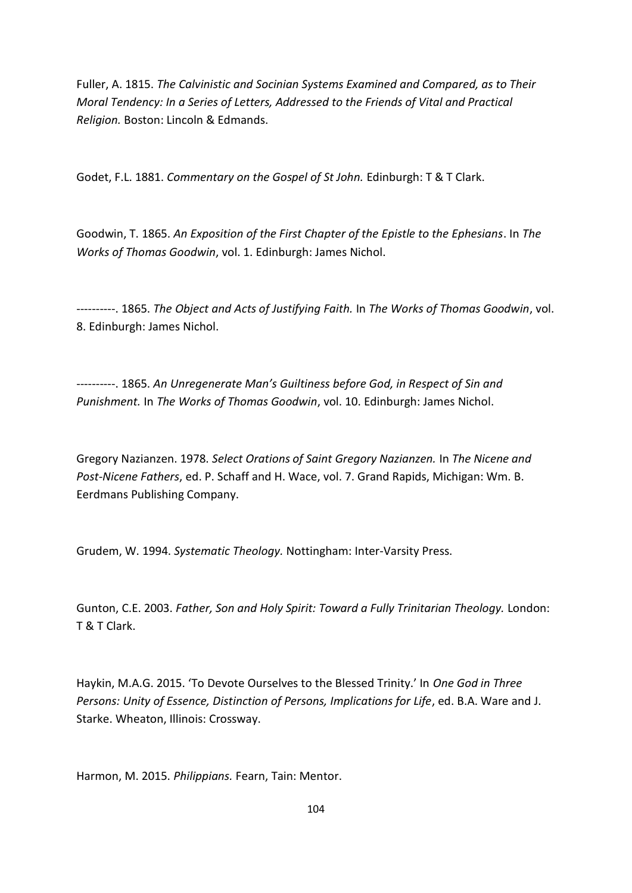Fuller, A. 1815. *The Calvinistic and Socinian Systems Examined and Compared, as to Their Moral Tendency: In a Series of Letters, Addressed to the Friends of Vital and Practical Religion.* Boston: Lincoln & Edmands.

Godet, F.L. 1881. *Commentary on the Gospel of St John.* Edinburgh: T & T Clark.

Goodwin, T. 1865. *An Exposition of the First Chapter of the Epistle to the Ephesians*. In *The Works of Thomas Goodwin*, vol. 1. Edinburgh: James Nichol.

----------. 1865. *The Object and Acts of Justifying Faith.* In *The Works of Thomas Goodwin*, vol. 8. Edinburgh: James Nichol.

----------. 1865. *An Unregenerate Man's Guiltiness before God, in Respect of Sin and Punishment.* In *The Works of Thomas Goodwin*, vol. 10. Edinburgh: James Nichol.

Gregory Nazianzen. 1978. *Select Orations of Saint Gregory Nazianzen.* In *The Nicene and Post-Nicene Fathers*, ed. P. Schaff and H. Wace, vol. 7. Grand Rapids, Michigan: Wm. B. Eerdmans Publishing Company.

Grudem, W. 1994. *Systematic Theology.* Nottingham: Inter-Varsity Press.

Gunton, C.E. 2003. *Father, Son and Holy Spirit: Toward a Fully Trinitarian Theology.* London: T & T Clark.

Haykin, M.A.G. 2015. 'To Devote Ourselves to the Blessed Trinity.' In *One God in Three Persons: Unity of Essence, Distinction of Persons, Implications for Life*, ed. B.A. Ware and J. Starke. Wheaton, Illinois: Crossway.

Harmon, M. 2015. *Philippians.* Fearn, Tain: Mentor.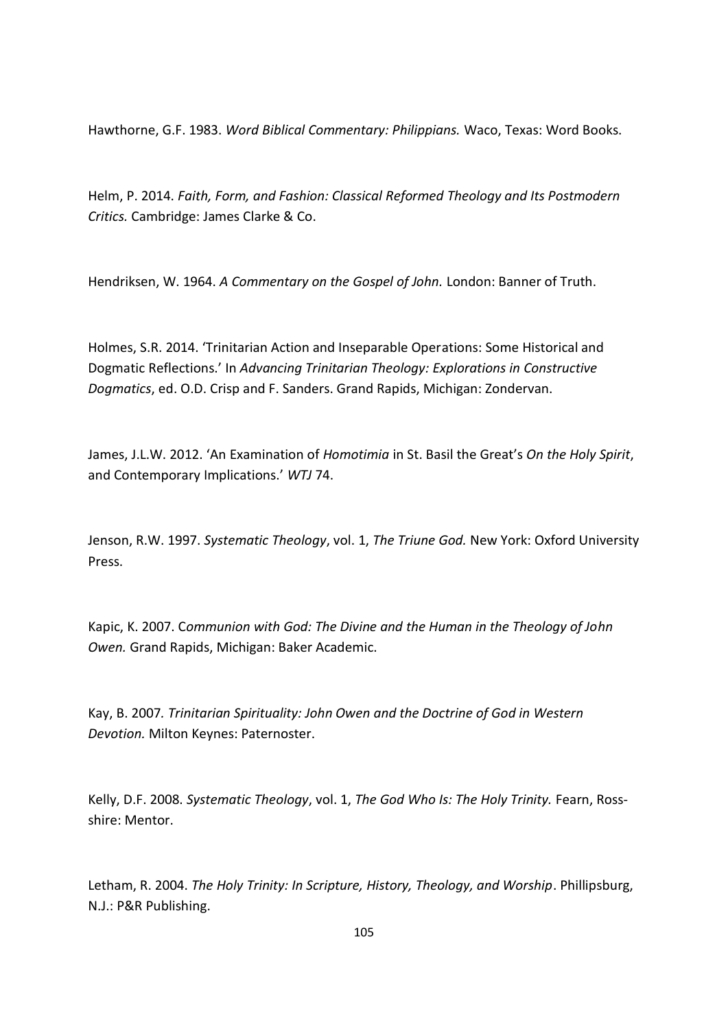Hawthorne, G.F. 1983. *Word Biblical Commentary: Philippians.* Waco, Texas: Word Books.

Helm, P. 2014. *Faith, Form, and Fashion: Classical Reformed Theology and Its Postmodern Critics.* Cambridge: James Clarke & Co.

Hendriksen, W. 1964. *A Commentary on the Gospel of John.* London: Banner of Truth.

Holmes, S.R. 2014. 'Trinitarian Action and Inseparable Operations: Some Historical and Dogmatic Reflections.' In *Advancing Trinitarian Theology: Explorations in Constructive Dogmatics*, ed. O.D. Crisp and F. Sanders. Grand Rapids, Michigan: Zondervan.

James, J.L.W. 2012. 'An Examination of *Homotimia* in St. Basil the Great's *On the Holy Spirit*, and Contemporary Implications.' *WTJ* 74.

Jenson, R.W. 1997. *Systematic Theology*, vol. 1, *The Triune God.* New York: Oxford University Press.

Kapic, K. 2007. C*ommunion with God: The Divine and the Human in the Theology of John Owen.* Grand Rapids, Michigan: Baker Academic.

Kay, B. 2007*. Trinitarian Spirituality: John Owen and the Doctrine of God in Western Devotion.* Milton Keynes: Paternoster.

Kelly, D.F. 2008. *Systematic Theology*, vol. 1, *The God Who Is: The Holy Trinity.* Fearn, Ross-shire: Mentor.

Letham, R. 2004. *The Holy Trinity: In Scripture, History, Theology, and Worship*. Phillipsburg, N.J.: P&R Publishing.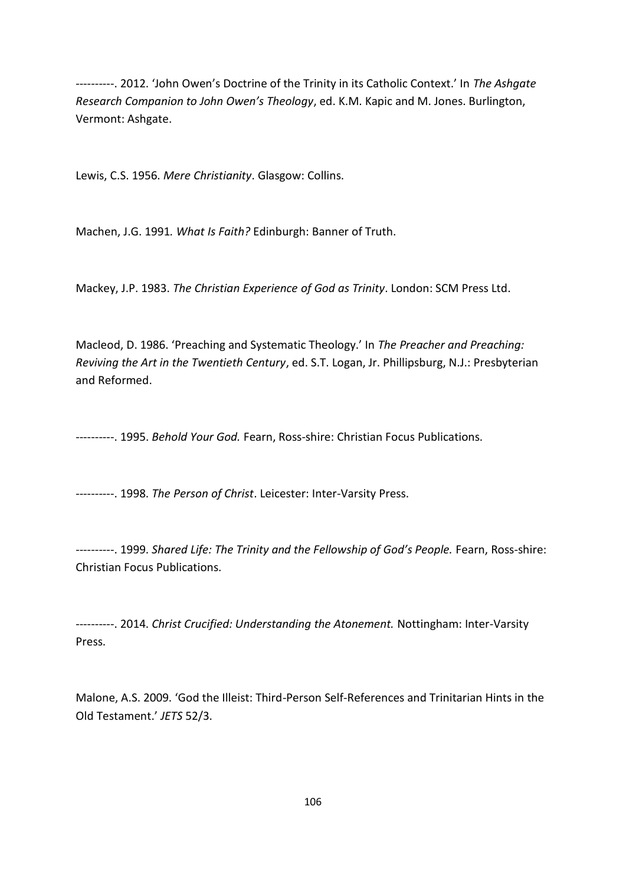----------. 2012. 'John Owen's Doctrine of the Trinity in its Catholic Context.' In *The Ashgate Research Companion to John Owen's Theology*, ed. K.M. Kapic and M. Jones. Burlington, Vermont: Ashgate.

Lewis, C.S. 1956. *Mere Christianity*. Glasgow: Collins.

Machen, J.G. 1991*. What Is Faith?* Edinburgh: Banner of Truth.

Mackey, J.P. 1983. *The Christian Experience of God as Trinity*. London: SCM Press Ltd.

Macleod, D. 1986. 'Preaching and Systematic Theology.' In *The Preacher and Preaching: Reviving the Art in the Twentieth Century*, ed. S.T. Logan, Jr. Phillipsburg, N.J.: Presbyterian and Reformed.

----------. 1995. *Behold Your God.* Fearn, Ross-shire: Christian Focus Publications.

----------. 1998. *The Person of Christ*. Leicester: Inter-Varsity Press.

----------. 1999. *Shared Life: The Trinity and the Fellowship of God's People.* Fearn, Ross-shire: Christian Focus Publications.

----------. 2014. *Christ Crucified: Understanding the Atonement.* Nottingham: Inter-Varsity Press.

Malone, A.S. 2009. 'God the Illeist: Third-Person Self-References and Trinitarian Hints in the Old Testament.' *JETS* 52/3.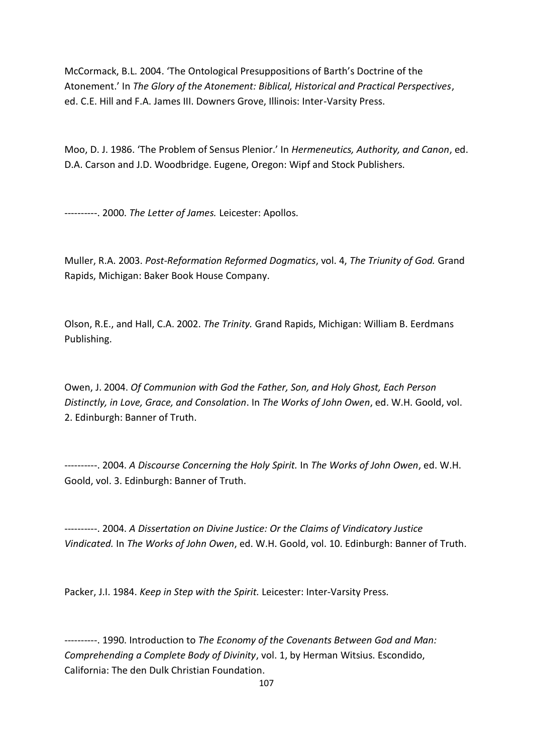McCormack, B.L. 2004. 'The Ontological Presuppositions of Barth's Doctrine of the Atonement.' In *The Glory of the Atonement: Biblical, Historical and Practical Perspectives*, ed. C.E. Hill and F.A. James III. Downers Grove, Illinois: Inter-Varsity Press.

Moo, D. J. 1986. 'The Problem of Sensus Plenior.' In *Hermeneutics, Authority, and Canon*, ed. D.A. Carson and J.D. Woodbridge. Eugene, Oregon: Wipf and Stock Publishers.

----------. 2000. *The Letter of James.* Leicester: Apollos.

Muller, R.A. 2003. *Post-Reformation Reformed Dogmatics*, vol. 4, *The Triunity of God.* Grand Rapids, Michigan: Baker Book House Company.

Olson, R.E., and Hall, C.A. 2002. *The Trinity.* Grand Rapids, Michigan: William B. Eerdmans Publishing.

Owen, J. 2004. *Of Communion with God the Father, Son, and Holy Ghost, Each Person Distinctly, in Love, Grace, and Consolation*. In *The Works of John Owen*, ed. W.H. Goold, vol. 2. Edinburgh: Banner of Truth.

----------. 2004. *A Discourse Concerning the Holy Spirit.* In *The Works of John Owen*, ed. W.H. Goold, vol. 3. Edinburgh: Banner of Truth.

----------. 2004. *A Dissertation on Divine Justice: Or the Claims of Vindicatory Justice Vindicated.* In *The Works of John Owen*, ed. W.H. Goold, vol. 10. Edinburgh: Banner of Truth.

Packer, J.I. 1984. *Keep in Step with the Spirit.* Leicester: Inter-Varsity Press.

----------. 1990. Introduction to *The Economy of the Covenants Between God and Man: Comprehending a Complete Body of Divinity*, vol. 1, by Herman Witsius. Escondido, California: The den Dulk Christian Foundation.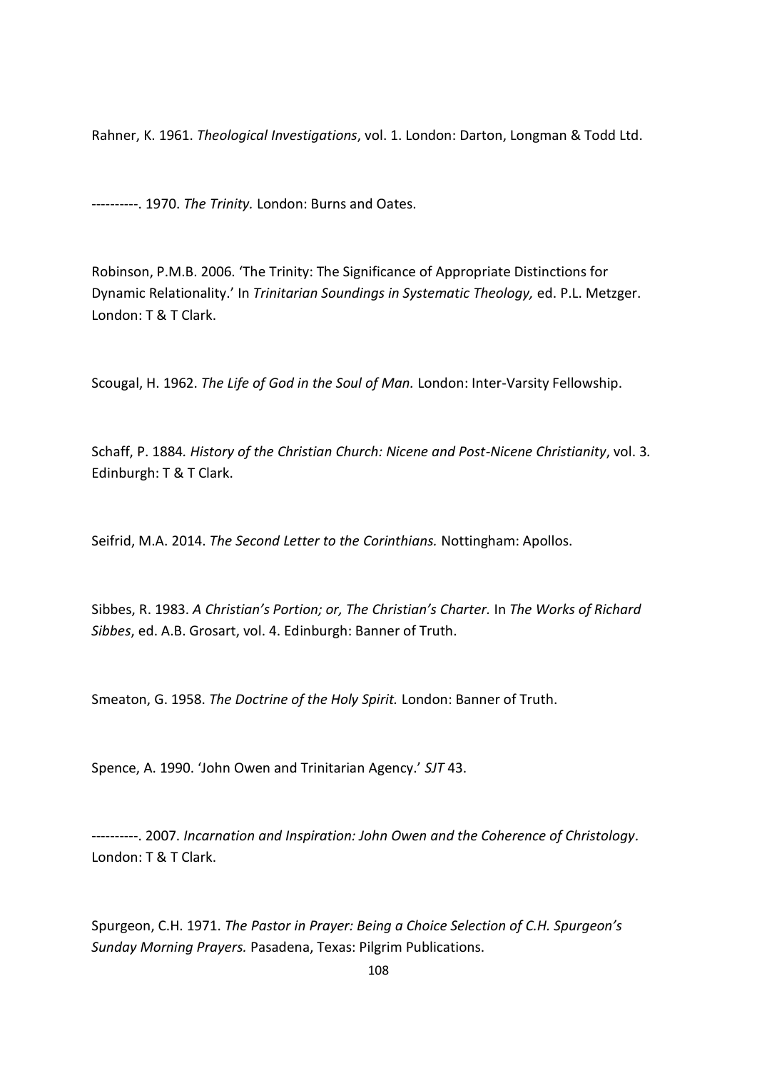Rahner, K. 1961. *Theological Investigations*, vol. 1. London: Darton, Longman & Todd Ltd.

----------. 1970. *The Trinity.* London: Burns and Oates.

Robinson, P.M.B. 2006. 'The Trinity: The Significance of Appropriate Distinctions for Dynamic Relationality.' In *Trinitarian Soundings in Systematic Theology,* ed. P.L. Metzger. London: T & T Clark.

Scougal, H. 1962. *The Life of God in the Soul of Man.* London: Inter-Varsity Fellowship.

Schaff, P. 1884. *History of the Christian Church: Nicene and Post-Nicene Christianity*, vol. 3. Edinburgh: T & T Clark.

Seifrid, M.A. 2014. *The Second Letter to the Corinthians.* Nottingham: Apollos.

Sibbes, R. 1983. *A Christian's Portion; or, The Christian's Charter.* In *The Works of Richard Sibbes*, ed. A.B. Grosart, vol. 4. Edinburgh: Banner of Truth.

Smeaton, G. 1958. *The Doctrine of the Holy Spirit.* London: Banner of Truth.

Spence, A. 1990. 'John Owen and Trinitarian Agency.' *SJT* 43.

----------. 2007. *Incarnation and Inspiration: John Owen and the Coherence of Christology*. London: T & T Clark.

Spurgeon, C.H. 1971. *The Pastor in Prayer: Being a Choice Selection of C.H. Spurgeon's Sunday Morning Prayers.* Pasadena, Texas: Pilgrim Publications.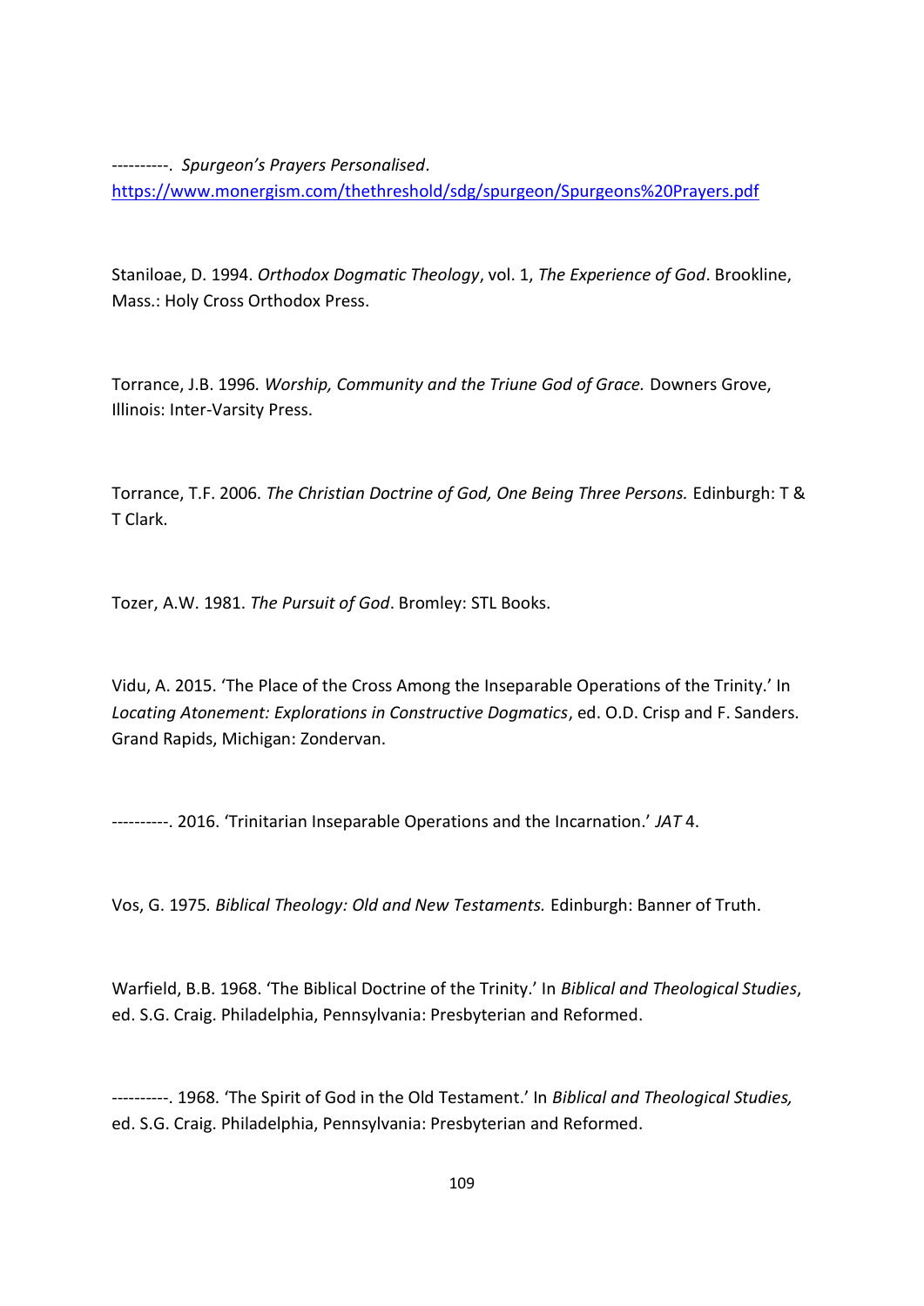----------. *Spurgeon's Prayers Personalised*.
https://www.monergism.com/thethreshold/sdg/spurgeon/Spurgeons%20Prayers.pdf

Staniloae, D. 1994. *Orthodox Dogmatic Theology*, vol. 1, *The Experience of God*. Brookline, Mass.: Holy Cross Orthodox Press.

Torrance, J.B. 1996. *Worship, Community and the Triune God of Grace.* Downers Grove, Illinois: Inter-Varsity Press.

Torrance, T.F. 2006. *The Christian Doctrine of God, One Being Three Persons.* Edinburgh: T & T Clark.

Tozer, A.W. 1981. *The Pursuit of God*. Bromley: STL Books.

Vidu, A. 2015. 'The Place of the Cross Among the Inseparable Operations of the Trinity.' In *Locating Atonement: Explorations in Constructive Dogmatics*, ed. O.D. Crisp and F. Sanders. Grand Rapids, Michigan: Zondervan.

----------. 2016. 'Trinitarian Inseparable Operations and the Incarnation.' *JAT* 4.

Vos, G. 1975. *Biblical Theology: Old and New Testaments.* Edinburgh: Banner of Truth.

Warfield, B.B. 1968. 'The Biblical Doctrine of the Trinity.' In *Biblical and Theological Studies*, ed. S.G. Craig. Philadelphia, Pennsylvania: Presbyterian and Reformed.

----------. 1968. 'The Spirit of God in the Old Testament.' In *Biblical and Theological Studies,* ed. S.G. Craig. Philadelphia, Pennsylvania: Presbyterian and Reformed.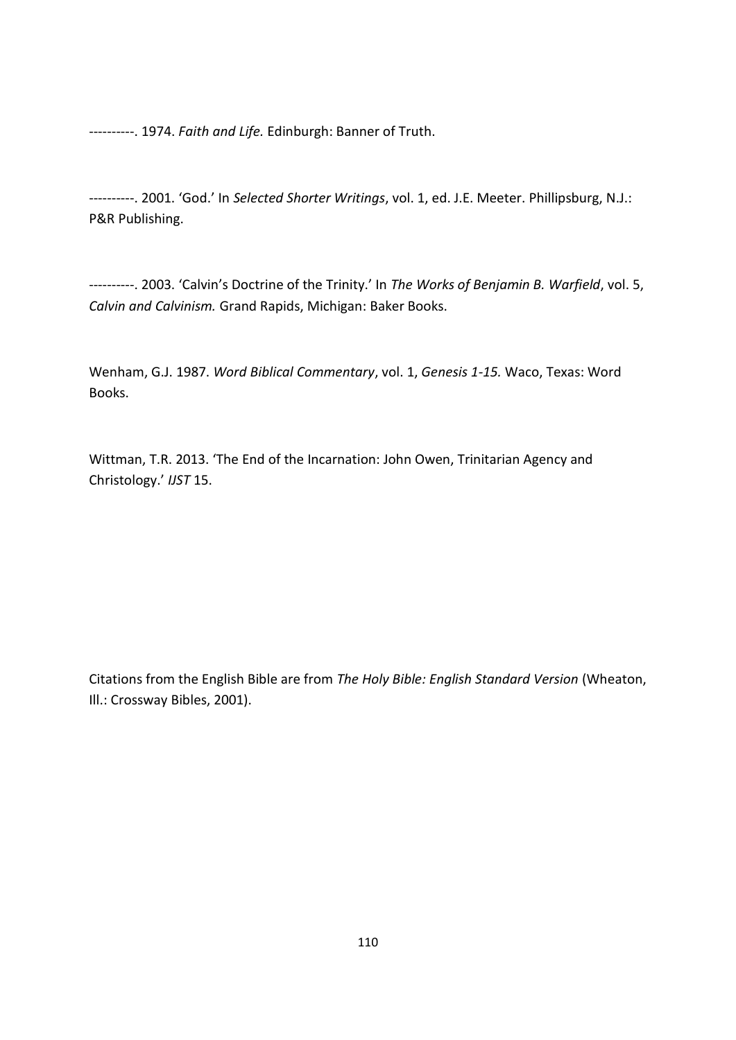----------. 1974. *Faith and Life.* Edinburgh: Banner of Truth.

----------. 2001. 'God.' In *Selected Shorter Writings*, vol. 1, ed. J.E. Meeter. Phillipsburg, N.J.: P&R Publishing.

----------. 2003. 'Calvin's Doctrine of the Trinity.' In *The Works of Benjamin B. Warfield*, vol. 5, *Calvin and Calvinism.* Grand Rapids, Michigan: Baker Books.

Wenham, G.J. 1987. *Word Biblical Commentary*, vol. 1, *Genesis 1-15.* Waco, Texas: Word Books.

Wittman, T.R. 2013. 'The End of the Incarnation: John Owen, Trinitarian Agency and Christology.' *IJST* 15.

Citations from the English Bible are from *The Holy Bible: English Standard Version* (Wheaton, Ill.: Crossway Bibles, 2001).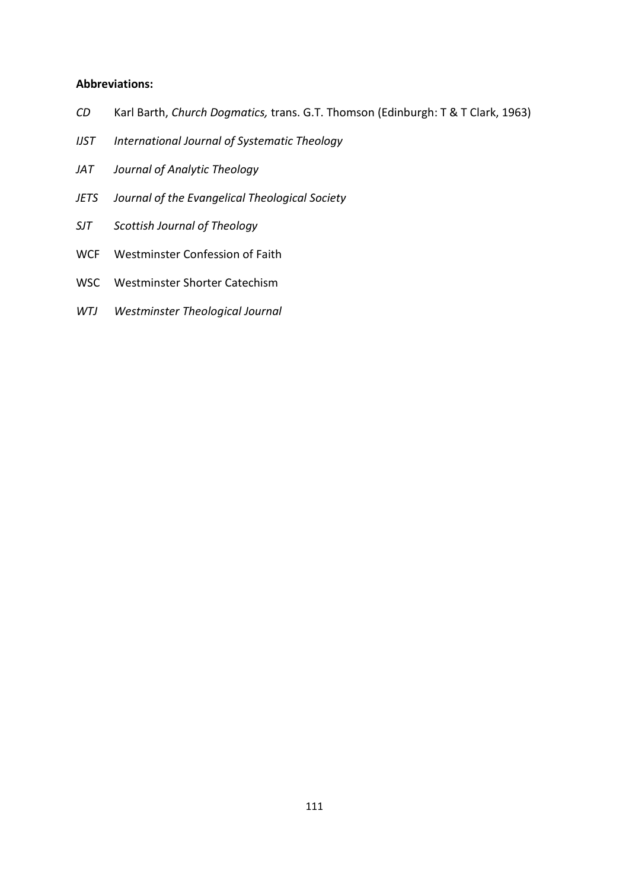**Abbreviations:**

*CD* Karl Barth, *Church Dogmatics,* trans. G.T. Thomson (Edinburgh: T & T Clark, 1963)

*IJST* *International Journal of Systematic Theology*

*JAT* *Journal of Analytic Theology*

*JETS* *Journal of the Evangelical Theological Society*

*SJT* *Scottish Journal of Theology*

WCF Westminster Confession of Faith

WSC Westminster Shorter Catechism

*WTJ* *Westminster Theological Journal*